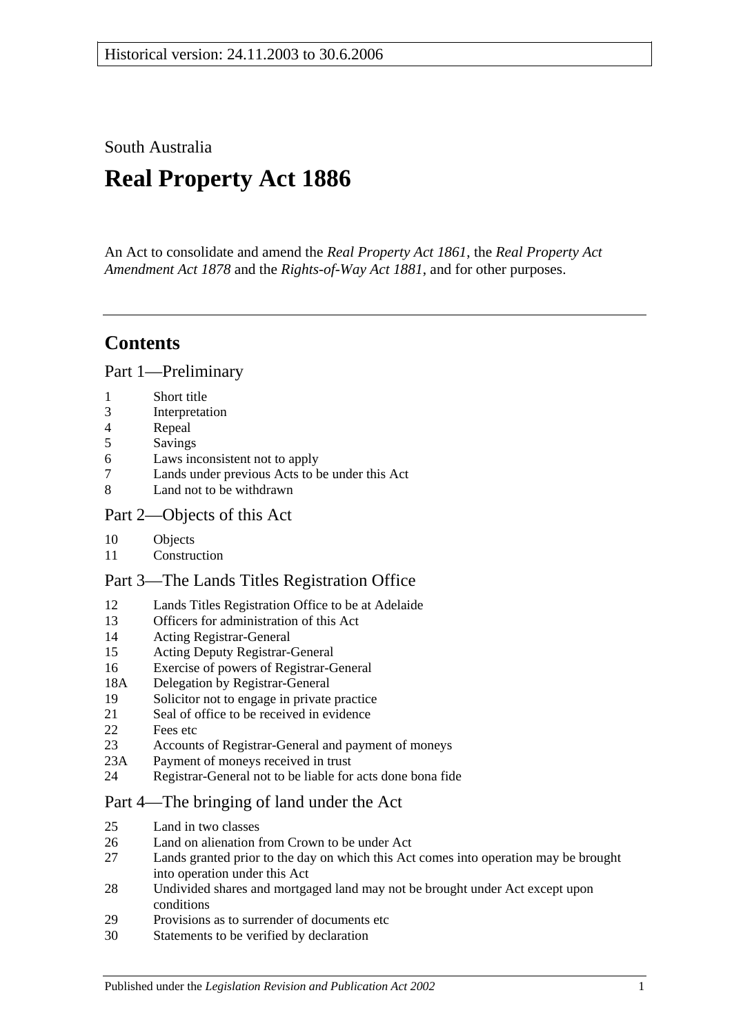Historical version: 24.11.2003 to 30.6.2006

South Australia

# Real Property Act 1886

An Act to consolidate and amend the *Real Property Act 1861*, the *Real Property Act Amendment Act 1878* and the *Rights-of-Way Act 1881*, and for other purposes.

## Contents

### Part 1—Preliminary

1 Short title
3 Interpretation
4 Repeal
5 Savings
6 Laws inconsistent not to apply
7 Lands under previous Acts to be under this Act
8 Land not to be withdrawn

### Part 2—Objects of this Act

10 Objects
11 Construction

### Part 3—The Lands Titles Registration Office

12 Lands Titles Registration Office to be at Adelaide
13 Officers for administration of this Act
14 Acting Registrar-General
15 Acting Deputy Registrar-General
16 Exercise of powers of Registrar-General
18A Delegation by Registrar-General
19 Solicitor not to engage in private practice
21 Seal of office to be received in evidence
22 Fees etc
23 Accounts of Registrar-General and payment of moneys
23A Payment of moneys received in trust
24 Registrar-General not to be liable for acts done bona fide

### Part 4—The bringing of land under the Act

25 Land in two classes
26 Land on alienation from Crown to be under Act
27 Lands granted prior to the day on which this Act comes into operation may be brought into operation under this Act
28 Undivided shares and mortgaged land may not be brought under Act except upon conditions
29 Provisions as to surrender of documents etc
30 Statements to be verified by declaration

Published under the *Legislation Revision and Publication Act 2002*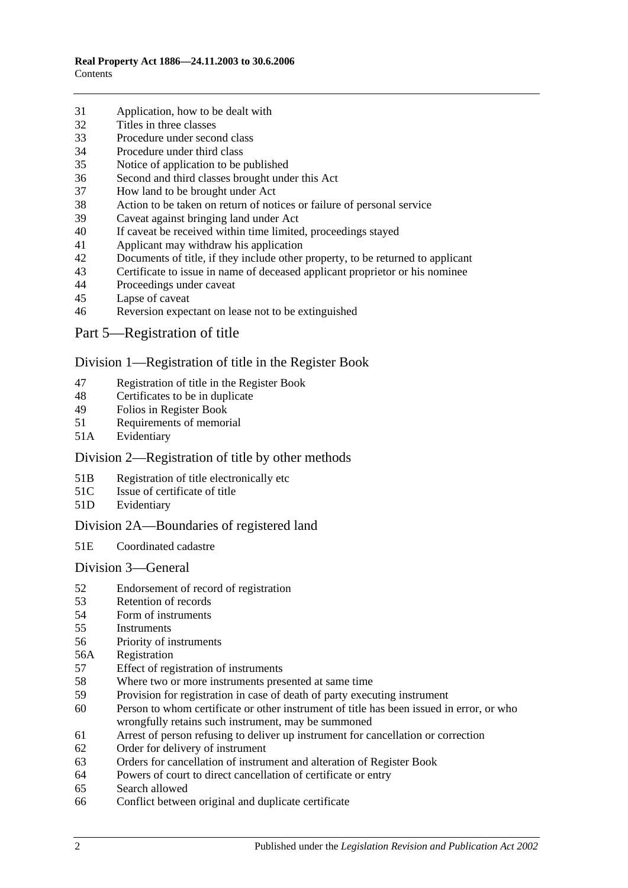31 Application, how to be dealt with
32 Titles in three classes
33 Procedure under second class
34 Procedure under third class
35 Notice of application to be published
36 Second and third classes brought under this Act
37 How land to be brought under Act
38 Action to be taken on return of notices or failure of personal service
39 Caveat against bringing land under Act
40 If caveat be received within time limited, proceedings stayed
41 Applicant may withdraw his application
42 Documents of title, if they include other property, to be returned to applicant
43 Certificate to issue in name of deceased applicant proprietor or his nominee
44 Proceedings under caveat
45 Lapse of caveat
46 Reversion expectant on lease not to be extinguished

## Part 5—Registration of title

### Division 1—Registration of title in the Register Book

47 Registration of title in the Register Book
48 Certificates to be in duplicate
49 Folios in Register Book
51 Requirements of memorial
51A Evidentiary

### Division 2—Registration of title by other methods

51B Registration of title electronically etc
51C Issue of certificate of title
51D Evidentiary

### Division 2A—Boundaries of registered land

51E Coordinated cadastre

### Division 3—General

52 Endorsement of record of registration
53 Retention of records
54 Form of instruments
55 Instruments
56 Priority of instruments
56A Registration
57 Effect of registration of instruments
58 Where two or more instruments presented at same time
59 Provision for registration in case of death of party executing instrument
60 Person to whom certificate or other instrument of title has been issued in error, or who wrongfully retains such instrument, may be summoned
61 Arrest of person refusing to deliver up instrument for cancellation or correction
62 Order for delivery of instrument
63 Orders for cancellation of instrument and alteration of Register Book
64 Powers of court to direct cancellation of certificate or entry
65 Search allowed
66 Conflict between original and duplicate certificate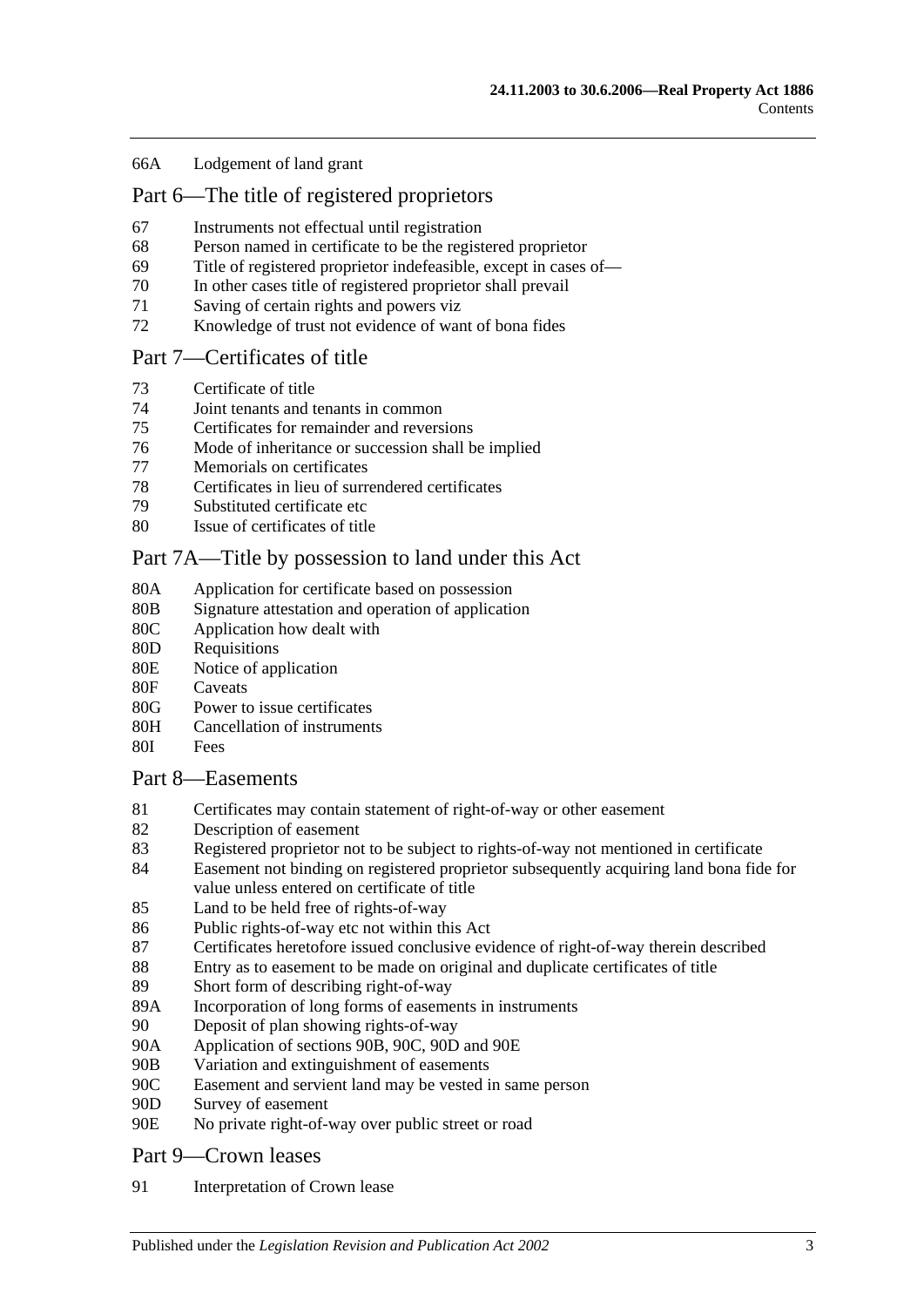66A Lodgement of land grant

## Part 6—The title of registered proprietors

67 Instruments not effectual until registration
68 Person named in certificate to be the registered proprietor
69 Title of registered proprietor indefeasible, except in cases of—
70 In other cases title of registered proprietor shall prevail
71 Saving of certain rights and powers viz
72 Knowledge of trust not evidence of want of bona fides

## Part 7—Certificates of title

73 Certificate of title
74 Joint tenants and tenants in common
75 Certificates for remainder and reversions
76 Mode of inheritance or succession shall be implied
77 Memorials on certificates
78 Certificates in lieu of surrendered certificates
79 Substituted certificate etc
80 Issue of certificates of title

## Part 7A—Title by possession to land under this Act

80A Application for certificate based on possession
80B Signature attestation and operation of application
80C Application how dealt with
80D Requisitions
80E Notice of application
80F Caveats
80G Power to issue certificates
80H Cancellation of instruments
80I Fees

## Part 8—Easements

81 Certificates may contain statement of right-of-way or other easement
82 Description of easement
83 Registered proprietor not to be subject to rights-of-way not mentioned in certificate
84 Easement not binding on registered proprietor subsequently acquiring land bona fide for value unless entered on certificate of title
85 Land to be held free of rights-of-way
86 Public rights-of-way etc not within this Act
87 Certificates heretofore issued conclusive evidence of right-of-way therein described
88 Entry as to easement to be made on original and duplicate certificates of title
89 Short form of describing right-of-way
89A Incorporation of long forms of easements in instruments
90 Deposit of plan showing rights-of-way
90A Application of sections 90B, 90C, 90D and 90E
90B Variation and extinguishment of easements
90C Easement and servient land may be vested in same person
90D Survey of easement
90E No private right-of-way over public street or road

## Part 9—Crown leases

91 Interpretation of Crown lease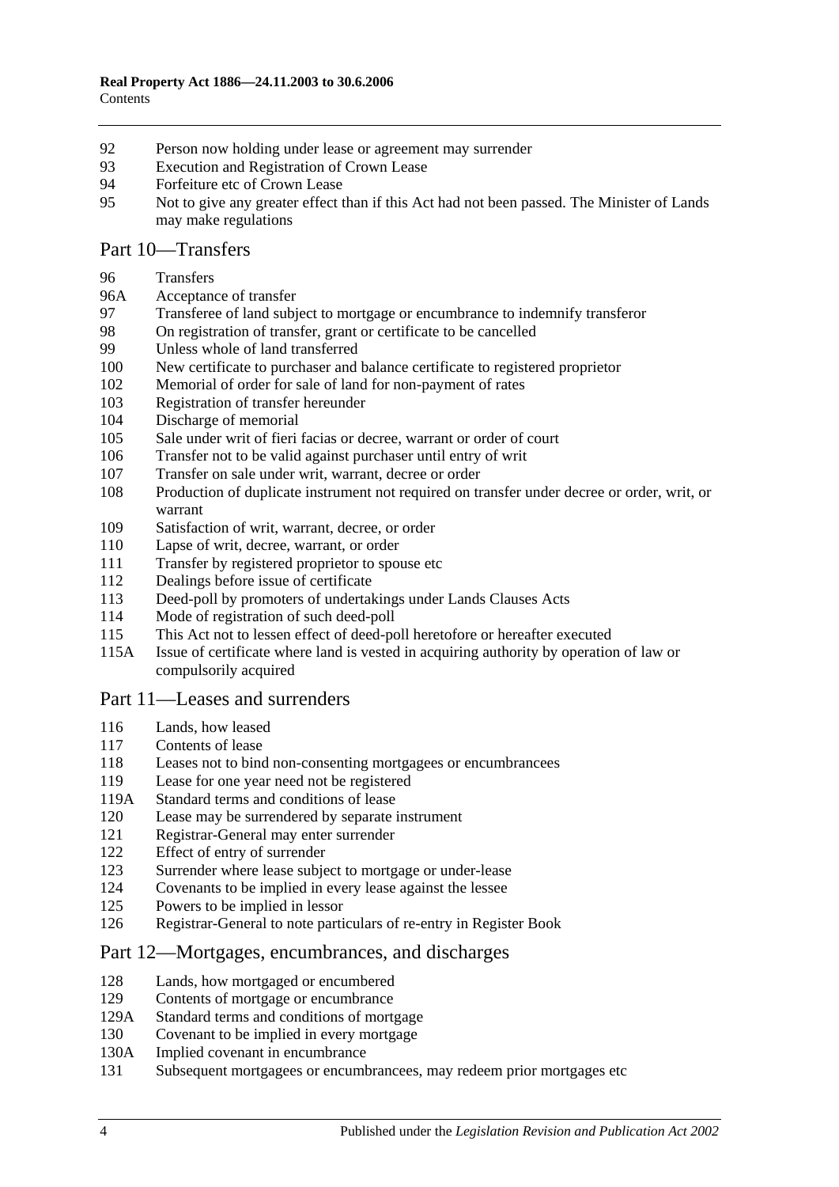92 Person now holding under lease or agreement may surrender
93 Execution and Registration of Crown Lease
94 Forfeiture etc of Crown Lease
95 Not to give any greater effect than if this Act had not been passed. The Minister of Lands may make regulations

## Part 10—Transfers

96 Transfers
96A Acceptance of transfer
97 Transferee of land subject to mortgage or encumbrance to indemnify transferor
98 On registration of transfer, grant or certificate to be cancelled
99 Unless whole of land transferred
100 New certificate to purchaser and balance certificate to registered proprietor
102 Memorial of order for sale of land for non-payment of rates
103 Registration of transfer hereunder
104 Discharge of memorial
105 Sale under writ of fieri facias or decree, warrant or order of court
106 Transfer not to be valid against purchaser until entry of writ
107 Transfer on sale under writ, warrant, decree or order
108 Production of duplicate instrument not required on transfer under decree or order, writ, or warrant
109 Satisfaction of writ, warrant, decree, or order
110 Lapse of writ, decree, warrant, or order
111 Transfer by registered proprietor to spouse etc
112 Dealings before issue of certificate
113 Deed-poll by promoters of undertakings under Lands Clauses Acts
114 Mode of registration of such deed-poll
115 This Act not to lessen effect of deed-poll heretofore or hereafter executed
115A Issue of certificate where land is vested in acquiring authority by operation of law or compulsorily acquired

## Part 11—Leases and surrenders

116 Lands, how leased
117 Contents of lease
118 Leases not to bind non-consenting mortgagees or encumbrancees
119 Lease for one year need not be registered
119A Standard terms and conditions of lease
120 Lease may be surrendered by separate instrument
121 Registrar-General may enter surrender
122 Effect of entry of surrender
123 Surrender where lease subject to mortgage or under-lease
124 Covenants to be implied in every lease against the lessee
125 Powers to be implied in lessor
126 Registrar-General to note particulars of re-entry in Register Book

## Part 12—Mortgages, encumbrances, and discharges

128 Lands, how mortgaged or encumbered
129 Contents of mortgage or encumbrance
129A Standard terms and conditions of mortgage
130 Covenant to be implied in every mortgage
130A Implied covenant in encumbrance
131 Subsequent mortgagees or encumbrancees, may redeem prior mortgages etc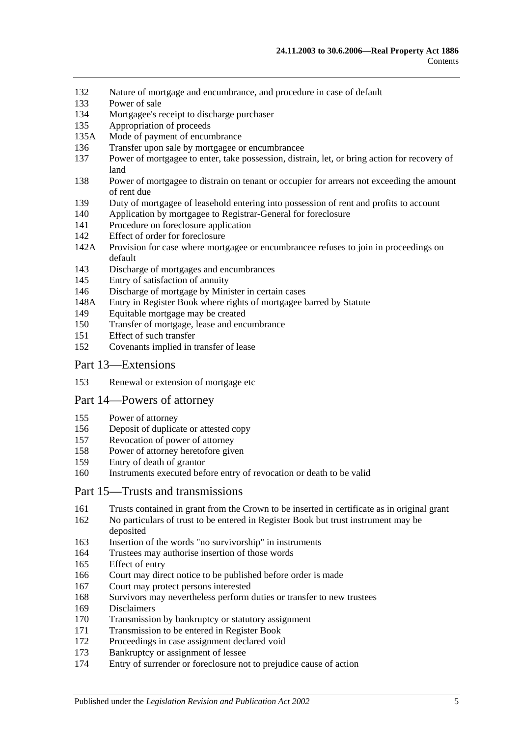132 Nature of mortgage and encumbrance, and procedure in case of default
133 Power of sale
134 Mortgagee's receipt to discharge purchaser
135 Appropriation of proceeds
135A Mode of payment of encumbrance
136 Transfer upon sale by mortgagee or encumbrancee
137 Power of mortgagee to enter, take possession, distrain, let, or bring action for recovery of land
138 Power of mortgagee to distrain on tenant or occupier for arrears not exceeding the amount of rent due
139 Duty of mortgagee of leasehold entering into possession of rent and profits to account
140 Application by mortgagee to Registrar-General for foreclosure
141 Procedure on foreclosure application
142 Effect of order for foreclosure
142A Provision for case where mortgagee or encumbrancee refuses to join in proceedings on default
143 Discharge of mortgages and encumbrances
145 Entry of satisfaction of annuity
146 Discharge of mortgage by Minister in certain cases
148A Entry in Register Book where rights of mortgagee barred by Statute
149 Equitable mortgage may be created
150 Transfer of mortgage, lease and encumbrance
151 Effect of such transfer
152 Covenants implied in transfer of lease

## Part 13—Extensions

153 Renewal or extension of mortgage etc

## Part 14—Powers of attorney

155 Power of attorney
156 Deposit of duplicate or attested copy
157 Revocation of power of attorney
158 Power of attorney heretofore given
159 Entry of death of grantor
160 Instruments executed before entry of revocation or death to be valid

## Part 15—Trusts and transmissions

161 Trusts contained in grant from the Crown to be inserted in certificate as in original grant
162 No particulars of trust to be entered in Register Book but trust instrument may be deposited
163 Insertion of the words "no survivorship" in instruments
164 Trustees may authorise insertion of those words
165 Effect of entry
166 Court may direct notice to be published before order is made
167 Court may protect persons interested
168 Survivors may nevertheless perform duties or transfer to new trustees
169 Disclaimers
170 Transmission by bankruptcy or statutory assignment
171 Transmission to be entered in Register Book
172 Proceedings in case assignment declared void
173 Bankruptcy or assignment of lessee
174 Entry of surrender or foreclosure not to prejudice cause of action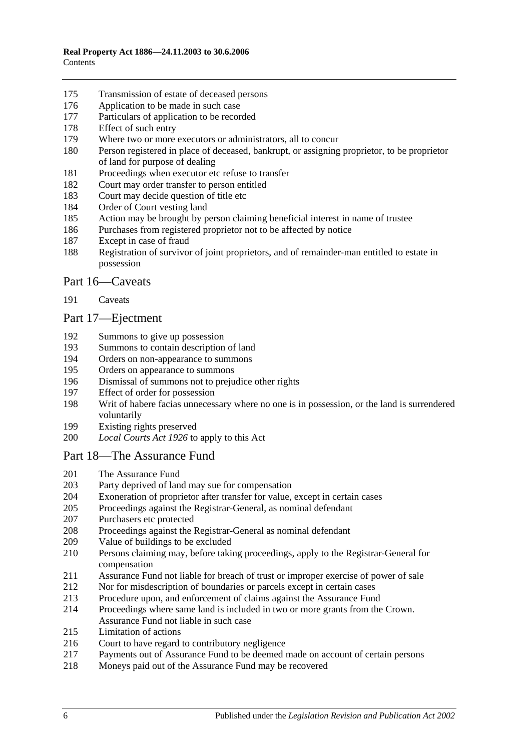175 Transmission of estate of deceased persons
176 Application to be made in such case
177 Particulars of application to be recorded
178 Effect of such entry
179 Where two or more executors or administrators, all to concur
180 Person registered in place of deceased, bankrupt, or assigning proprietor, to be proprietor of land for purpose of dealing
181 Proceedings when executor etc refuse to transfer
182 Court may order transfer to person entitled
183 Court may decide question of title etc
184 Order of Court vesting land
185 Action may be brought by person claiming beneficial interest in name of trustee
186 Purchases from registered proprietor not to be affected by notice
187 Except in case of fraud
188 Registration of survivor of joint proprietors, and of remainder-man entitled to estate in possession

## Part 16—Caveats

191 Caveats

## Part 17—Ejectment

192 Summons to give up possession
193 Summons to contain description of land
194 Orders on non-appearance to summons
195 Orders on appearance to summons
196 Dismissal of summons not to prejudice other rights
197 Effect of order for possession
198 Writ of habere facias unnecessary where no one is in possession, or the land is surrendered voluntarily
199 Existing rights preserved
200 *Local Courts Act 1926* to apply to this Act

## Part 18—The Assurance Fund

201 The Assurance Fund
203 Party deprived of land may sue for compensation
204 Exoneration of proprietor after transfer for value, except in certain cases
205 Proceedings against the Registrar-General, as nominal defendant
207 Purchasers etc protected
208 Proceedings against the Registrar-General as nominal defendant
209 Value of buildings to be excluded
210 Persons claiming may, before taking proceedings, apply to the Registrar-General for compensation
211 Assurance Fund not liable for breach of trust or improper exercise of power of sale
212 Nor for misdescription of boundaries or parcels except in certain cases
213 Procedure upon, and enforcement of claims against the Assurance Fund
214 Proceedings where same land is included in two or more grants from the Crown. Assurance Fund not liable in such case
215 Limitation of actions
216 Court to have regard to contributory negligence
217 Payments out of Assurance Fund to be deemed made on account of certain persons
218 Moneys paid out of the Assurance Fund may be recovered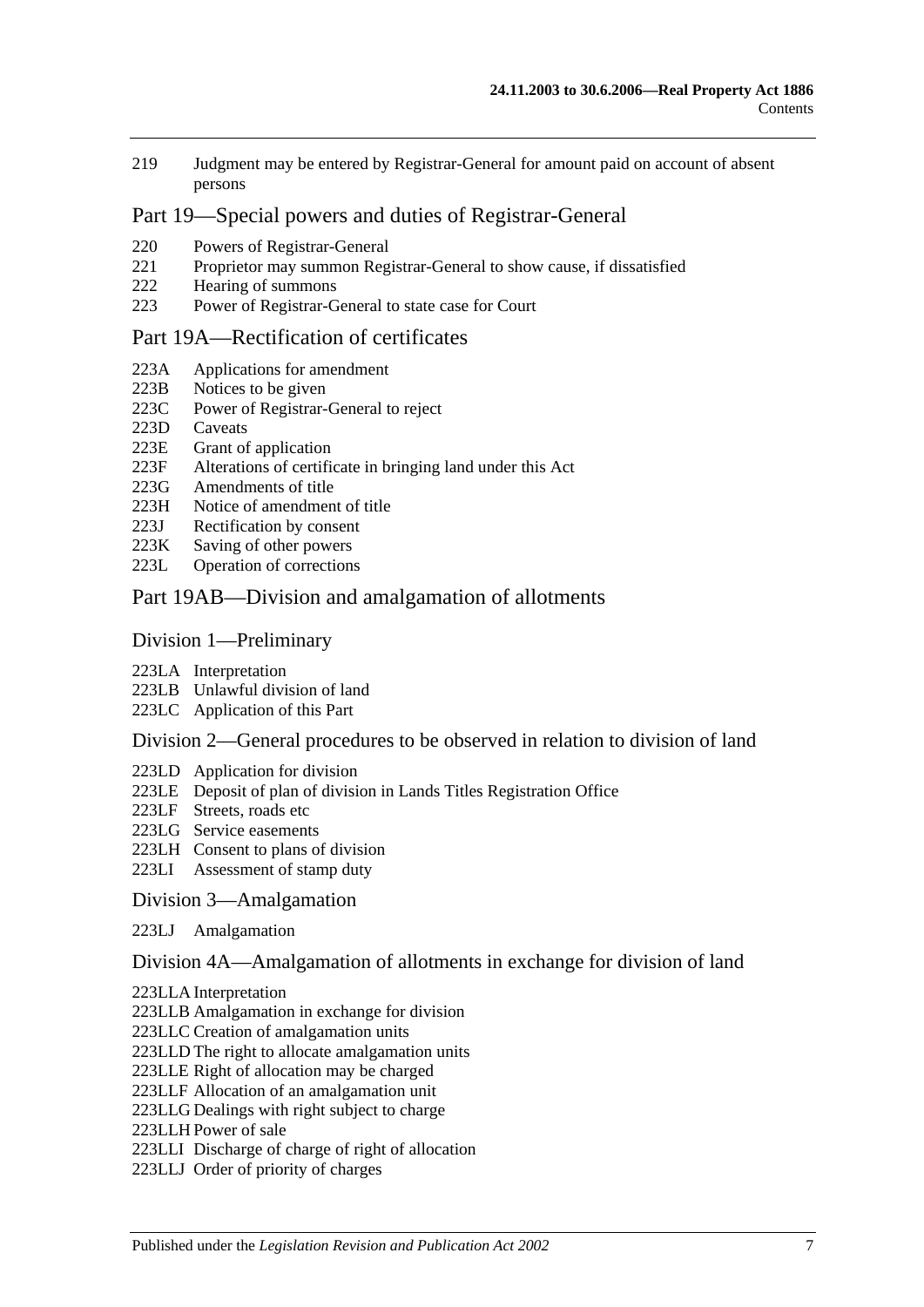219 Judgment may be entered by Registrar-General for amount paid on account of absent persons

## Part 19—Special powers and duties of Registrar-General

220 Powers of Registrar-General
221 Proprietor may summon Registrar-General to show cause, if dissatisfied
222 Hearing of summons
223 Power of Registrar-General to state case for Court

## Part 19A—Rectification of certificates

223A Applications for amendment
223B Notices to be given
223C Power of Registrar-General to reject
223D Caveats
223E Grant of application
223F Alterations of certificate in bringing land under this Act
223G Amendments of title
223H Notice of amendment of title
223J Rectification by consent
223K Saving of other powers
223L Operation of corrections

## Part 19AB—Division and amalgamation of allotments

### Division 1—Preliminary

223LA Interpretation
223LB Unlawful division of land
223LC Application of this Part

### Division 2—General procedures to be observed in relation to division of land

223LD Application for division
223LE Deposit of plan of division in Lands Titles Registration Office
223LF Streets, roads etc
223LG Service easements
223LH Consent to plans of division
223LI Assessment of stamp duty

### Division 3—Amalgamation

223LJ Amalgamation

### Division 4A—Amalgamation of allotments in exchange for division of land

223LLA Interpretation
223LLB Amalgamation in exchange for division
223LLC Creation of amalgamation units
223LLD The right to allocate amalgamation units
223LLE Right of allocation may be charged
223LLF Allocation of an amalgamation unit
223LLG Dealings with right subject to charge
223LLH Power of sale
223LLI Discharge of charge of right of allocation
223LLJ Order of priority of charges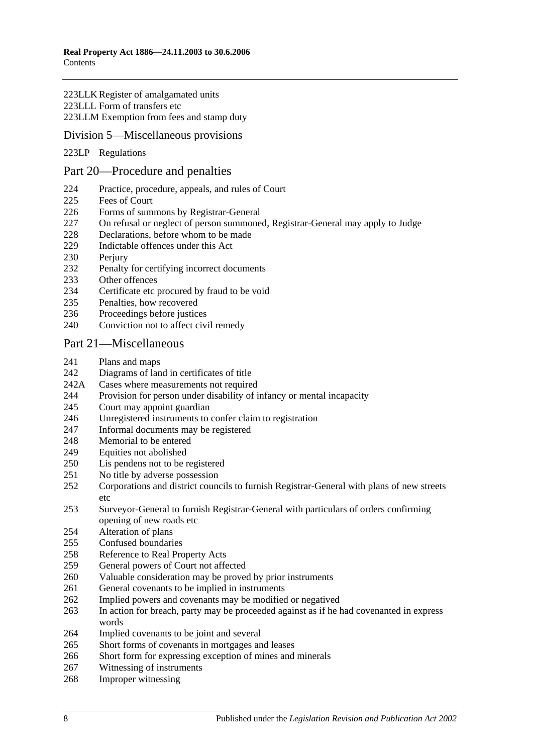223LLK Register of amalgamated units
223LLL Form of transfers etc
223LLM Exemption from fees and stamp duty

## Division 5—Miscellaneous provisions

223LP Regulations

## Part 20—Procedure and penalties

224 Practice, procedure, appeals, and rules of Court
225 Fees of Court
226 Forms of summons by Registrar-General
227 On refusal or neglect of person summoned, Registrar-General may apply to Judge
228 Declarations, before whom to be made
229 Indictable offences under this Act
230 Perjury
232 Penalty for certifying incorrect documents
233 Other offences
234 Certificate etc procured by fraud to be void
235 Penalties, how recovered
236 Proceedings before justices
240 Conviction not to affect civil remedy

## Part 21—Miscellaneous

241 Plans and maps
242 Diagrams of land in certificates of title
242A Cases where measurements not required
244 Provision for person under disability of infancy or mental incapacity
245 Court may appoint guardian
246 Unregistered instruments to confer claim to registration
247 Informal documents may be registered
248 Memorial to be entered
249 Equities not abolished
250 Lis pendens not to be registered
251 No title by adverse possession
252 Corporations and district councils to furnish Registrar-General with plans of new streets etc
253 Surveyor-General to furnish Registrar-General with particulars of orders confirming opening of new roads etc
254 Alteration of plans
255 Confused boundaries
258 Reference to Real Property Acts
259 General powers of Court not affected
260 Valuable consideration may be proved by prior instruments
261 General covenants to be implied in instruments
262 Implied powers and covenants may be modified or negatived
263 In action for breach, party may be proceeded against as if he had covenanted in express words
264 Implied covenants to be joint and several
265 Short forms of covenants in mortgages and leases
266 Short form for expressing exception of mines and minerals
267 Witnessing of instruments
268 Improper witnessing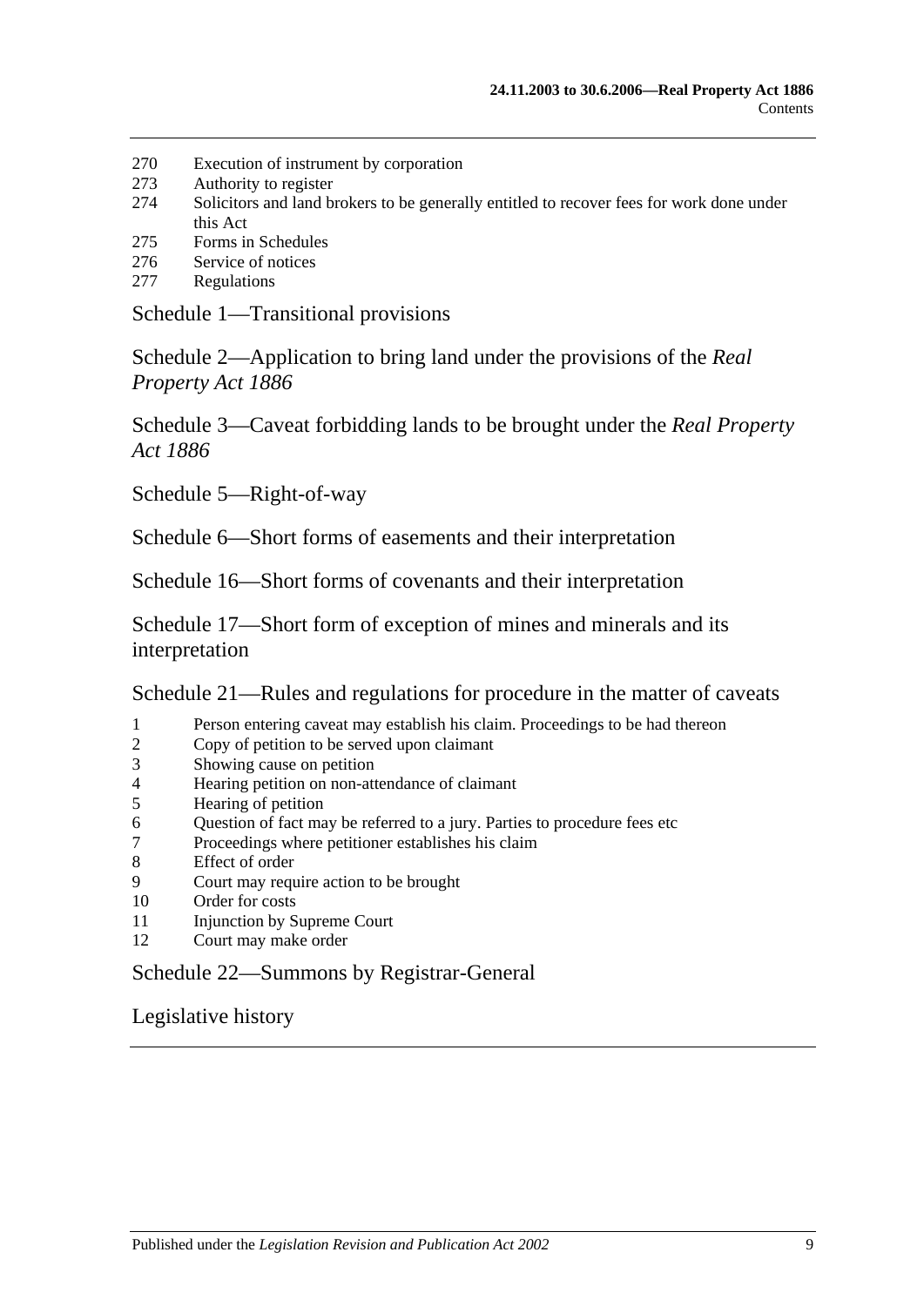270 Execution of instrument by corporation
273 Authority to register
274 Solicitors and land brokers to be generally entitled to recover fees for work done under this Act
275 Forms in Schedules
276 Service of notices
277 Regulations

Schedule 1—Transitional provisions

Schedule 2—Application to bring land under the provisions of the *Real Property Act 1886*

Schedule 3—Caveat forbidding lands to be brought under the *Real Property Act 1886*

Schedule 5—Right-of-way

Schedule 6—Short forms of easements and their interpretation

Schedule 16—Short forms of covenants and their interpretation

Schedule 17—Short form of exception of mines and minerals and its interpretation

Schedule 21—Rules and regulations for procedure in the matter of caveats

1 Person entering caveat may establish his claim. Proceedings to be had thereon
2 Copy of petition to be served upon claimant
3 Showing cause on petition
4 Hearing petition on non-attendance of claimant
5 Hearing of petition
6 Question of fact may be referred to a jury. Parties to procedure fees etc
7 Proceedings where petitioner establishes his claim
8 Effect of order
9 Court may require action to be brought
10 Order for costs
11 Injunction by Supreme Court
12 Court may make order

Schedule 22—Summons by Registrar-General

Legislative history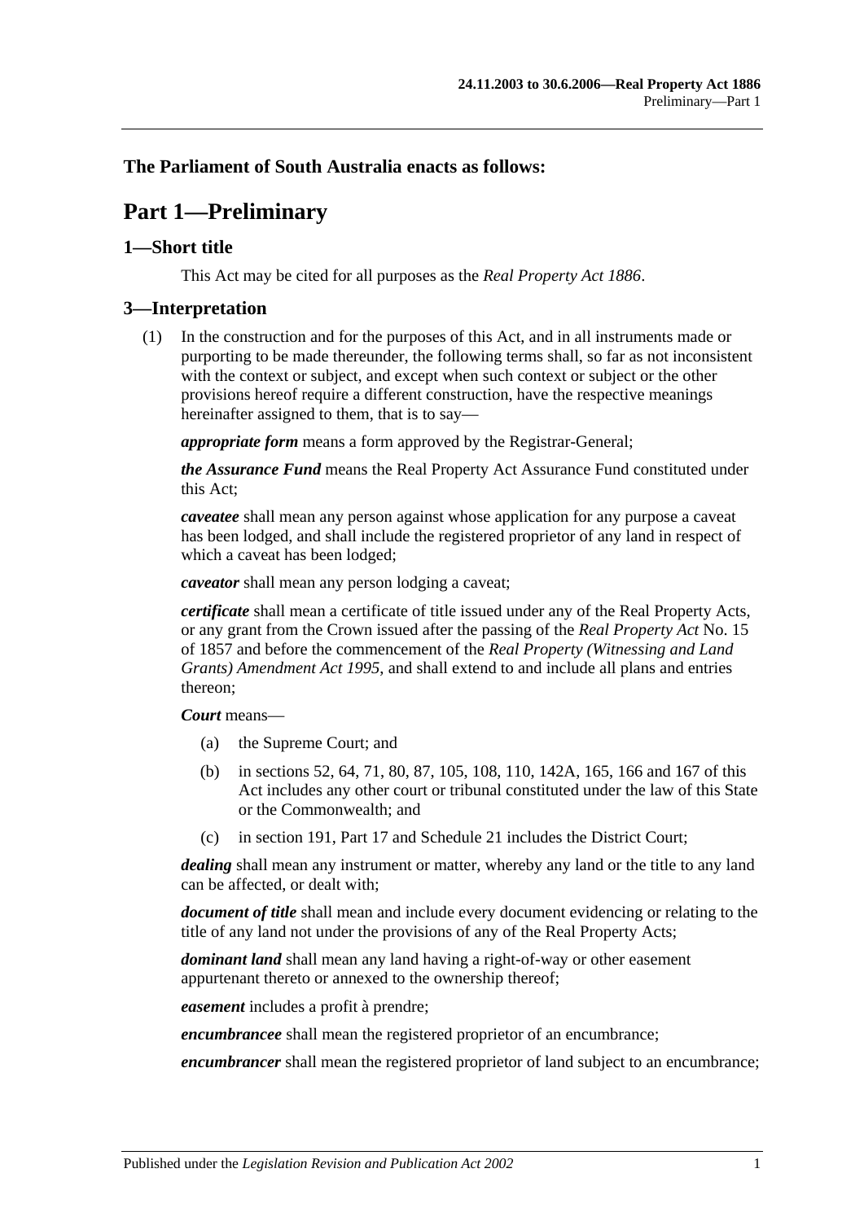## The Parliament of South Australia enacts as follows:

# Part 1—Preliminary

## 1—Short title

This Act may be cited for all purposes as the *Real Property Act 1886*.

## 3—Interpretation

(1) In the construction and for the purposes of this Act, and in all instruments made or purporting to be made thereunder, the following terms shall, so far as not inconsistent with the context or subject, and except when such context or subject or the other provisions hereof require a different construction, have the respective meanings hereinafter assigned to them, that is to say—

***appropriate form*** means a form approved by the Registrar-General;

***the Assurance Fund*** means the Real Property Act Assurance Fund constituted under this Act;

***caveatee*** shall mean any person against whose application for any purpose a caveat has been lodged, and shall include the registered proprietor of any land in respect of which a caveat has been lodged;

***caveator*** shall mean any person lodging a caveat;

***certificate*** shall mean a certificate of title issued under any of the Real Property Acts, or any grant from the Crown issued after the passing of the *Real Property Act* No. 15 of 1857 and before the commencement of the *Real Property (Witnessing and Land Grants) Amendment Act 1995*, and shall extend to and include all plans and entries thereon;

***Court*** means—

(a) the Supreme Court; and

(b) in sections 52, 64, 71, 80, 87, 105, 108, 110, 142A, 165, 166 and 167 of this Act includes any other court or tribunal constituted under the law of this State or the Commonwealth; and

(c) in section 191, Part 17 and Schedule 21 includes the District Court;

***dealing*** shall mean any instrument or matter, whereby any land or the title to any land can be affected, or dealt with;

***document of title*** shall mean and include every document evidencing or relating to the title of any land not under the provisions of any of the Real Property Acts;

***dominant land*** shall mean any land having a right-of-way or other easement appurtenant thereto or annexed to the ownership thereof;

***easement*** includes a profit à prendre;

***encumbrancee*** shall mean the registered proprietor of an encumbrance;

***encumbrancer*** shall mean the registered proprietor of land subject to an encumbrance;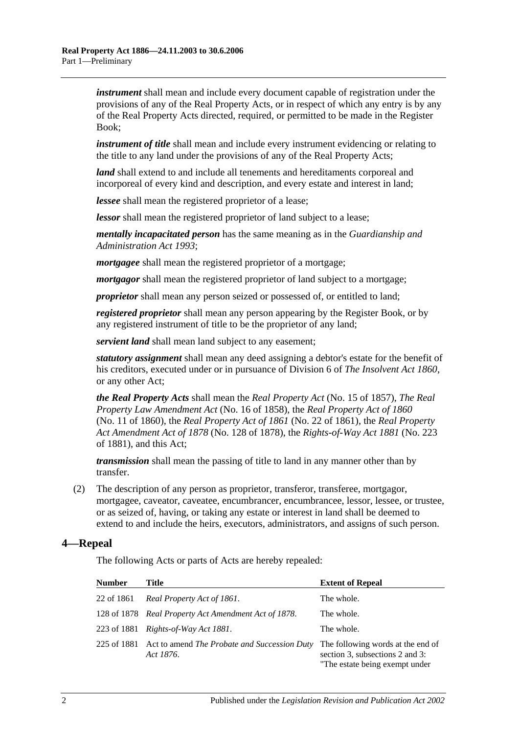***instrument*** shall mean and include every document capable of registration under the provisions of any of the Real Property Acts, or in respect of which any entry is by any of the Real Property Acts directed, required, or permitted to be made in the Register Book;

***instrument of title*** shall mean and include every instrument evidencing or relating to the title to any land under the provisions of any of the Real Property Acts;

***land*** shall extend to and include all tenements and hereditaments corporeal and incorporeal of every kind and description, and every estate and interest in land;

***lessee*** shall mean the registered proprietor of a lease;

***lessor*** shall mean the registered proprietor of land subject to a lease;

***mentally incapacitated person*** has the same meaning as in the *Guardianship and Administration Act 1993*;

***mortgagee*** shall mean the registered proprietor of a mortgage;

***mortgagor*** shall mean the registered proprietor of land subject to a mortgage;

***proprietor*** shall mean any person seized or possessed of, or entitled to land;

***registered proprietor*** shall mean any person appearing by the Register Book, or by any registered instrument of title to be the proprietor of any land;

***servient land*** shall mean land subject to any easement;

***statutory assignment*** shall mean any deed assigning a debtor's estate for the benefit of his creditors, executed under or in pursuance of Division 6 of *The Insolvent Act 1860*, or any other Act;

***the Real Property Acts*** shall mean the *Real Property Act* (No. 15 of 1857), *The Real Property Law Amendment Act* (No. 16 of 1858), the *Real Property Act of 1860* (No. 11 of 1860), the *Real Property Act of 1861* (No. 22 of 1861), the *Real Property Act Amendment Act of 1878* (No. 128 of 1878), the *Rights-of-Way Act 1881* (No. 223 of 1881), and this Act;

***transmission*** shall mean the passing of title to land in any manner other than by transfer.

(2) The description of any person as proprietor, transferor, transferee, mortgagor, mortgagee, caveator, caveatee, encumbrancer, encumbrancee, lessor, lessee, or trustee, or as seized of, having, or taking any estate or interest in land shall be deemed to extend to and include the heirs, executors, administrators, and assigns of such person.

## 4—Repeal

The following Acts or parts of Acts are hereby repealed:

| Number | Title | Extent of Repeal |
|---|---|---|
| 22 of 1861 | *Real Property Act of 1861*. | The whole. |
| 128 of 1878 | *Real Property Act Amendment Act of 1878*. | The whole. |
| 223 of 1881 | *Rights-of-Way Act 1881*. | The whole. |
| 225 of 1881 | Act to amend *The Probate and Succession Duty Act 1876*. | The following words at the end of section 3, subsections 2 and 3: "The estate being exempt under |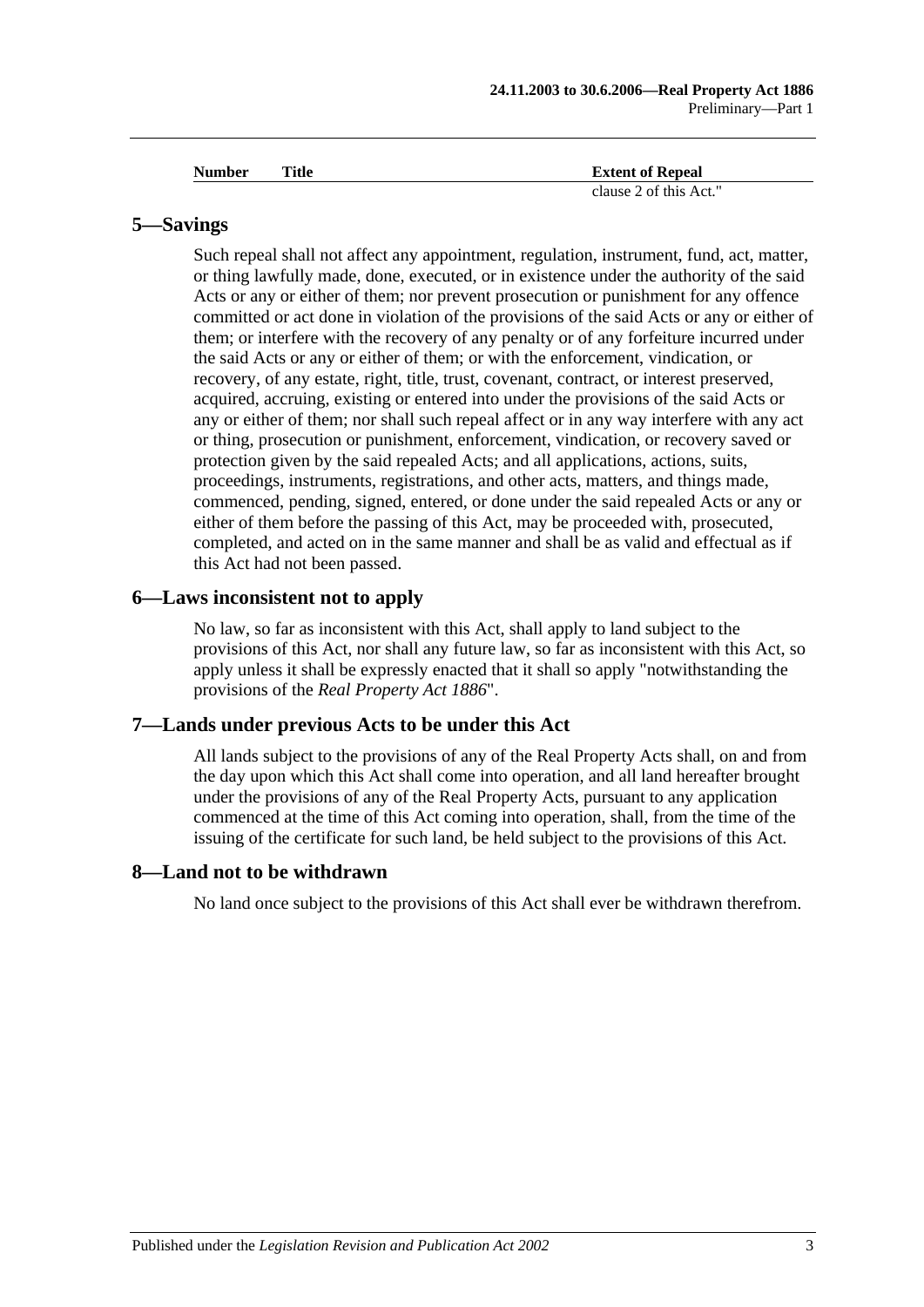| Number | Title | Extent of Repeal |
|---|---|---|
| | | clause 2 of this Act." |

## 5—Savings

Such repeal shall not affect any appointment, regulation, instrument, fund, act, matter, or thing lawfully made, done, executed, or in existence under the authority of the said Acts or any or either of them; nor prevent prosecution or punishment for any offence committed or act done in violation of the provisions of the said Acts or any or either of them; or interfere with the recovery of any penalty or of any forfeiture incurred under the said Acts or any or either of them; or with the enforcement, vindication, or recovery, of any estate, right, title, trust, covenant, contract, or interest preserved, acquired, accruing, existing or entered into under the provisions of the said Acts or any or either of them; nor shall such repeal affect or in any way interfere with any act or thing, prosecution or punishment, enforcement, vindication, or recovery saved or protection given by the said repealed Acts; and all applications, actions, suits, proceedings, instruments, registrations, and other acts, matters, and things made, commenced, pending, signed, entered, or done under the said repealed Acts or any or either of them before the passing of this Act, may be proceeded with, prosecuted, completed, and acted on in the same manner and shall be as valid and effectual as if this Act had not been passed.

## 6—Laws inconsistent not to apply

No law, so far as inconsistent with this Act, shall apply to land subject to the provisions of this Act, nor shall any future law, so far as inconsistent with this Act, so apply unless it shall be expressly enacted that it shall so apply "notwithstanding the provisions of the *Real Property Act 1886*".

## 7—Lands under previous Acts to be under this Act

All lands subject to the provisions of any of the Real Property Acts shall, on and from the day upon which this Act shall come into operation, and all land hereafter brought under the provisions of any of the Real Property Acts, pursuant to any application commenced at the time of this Act coming into operation, shall, from the time of the issuing of the certificate for such land, be held subject to the provisions of this Act.

## 8—Land not to be withdrawn

No land once subject to the provisions of this Act shall ever be withdrawn therefrom.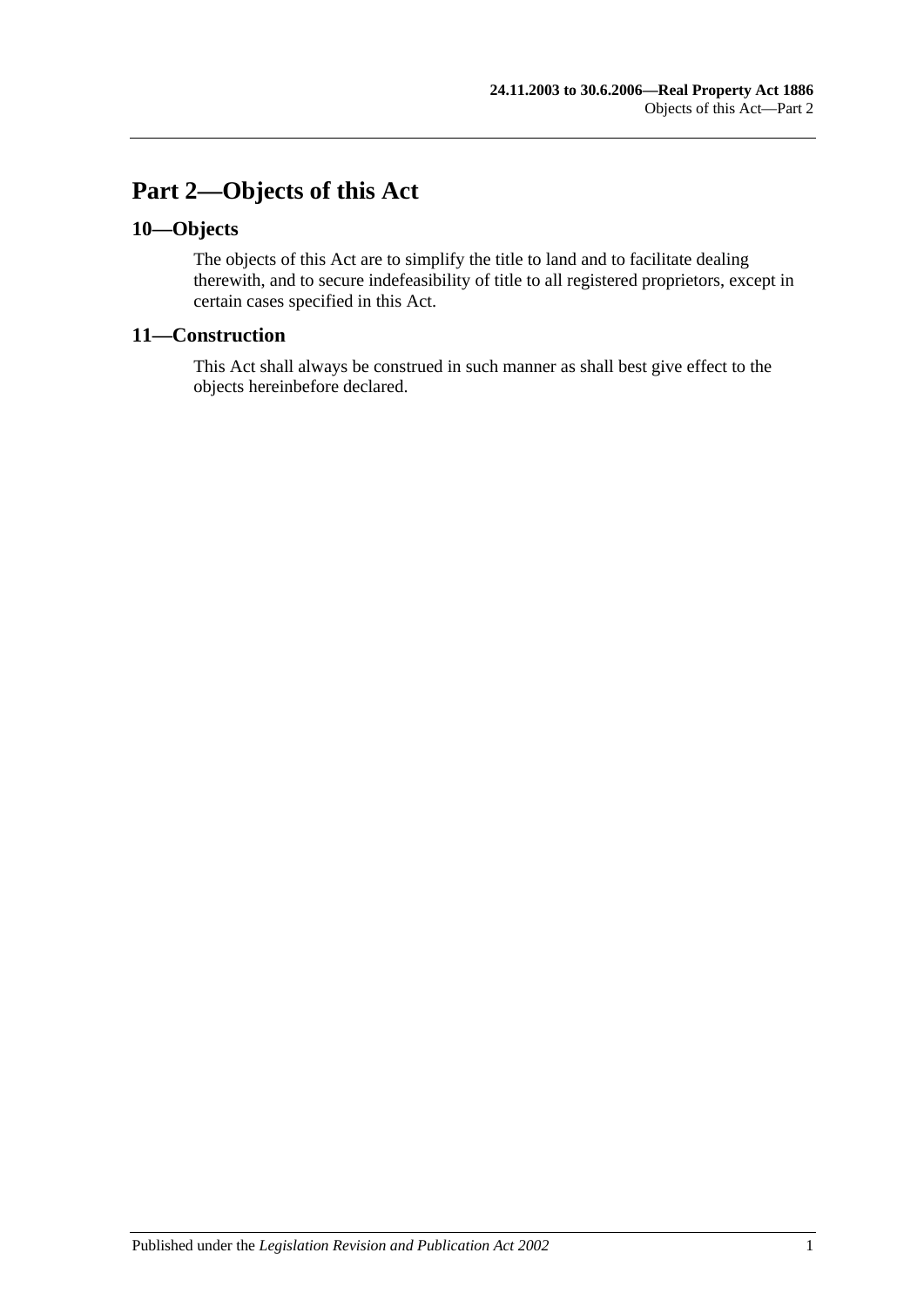# Part 2—Objects of this Act

## 10—Objects

The objects of this Act are to simplify the title to land and to facilitate dealing therewith, and to secure indefeasibility of title to all registered proprietors, except in certain cases specified in this Act.

## 11—Construction

This Act shall always be construed in such manner as shall best give effect to the objects hereinbefore declared.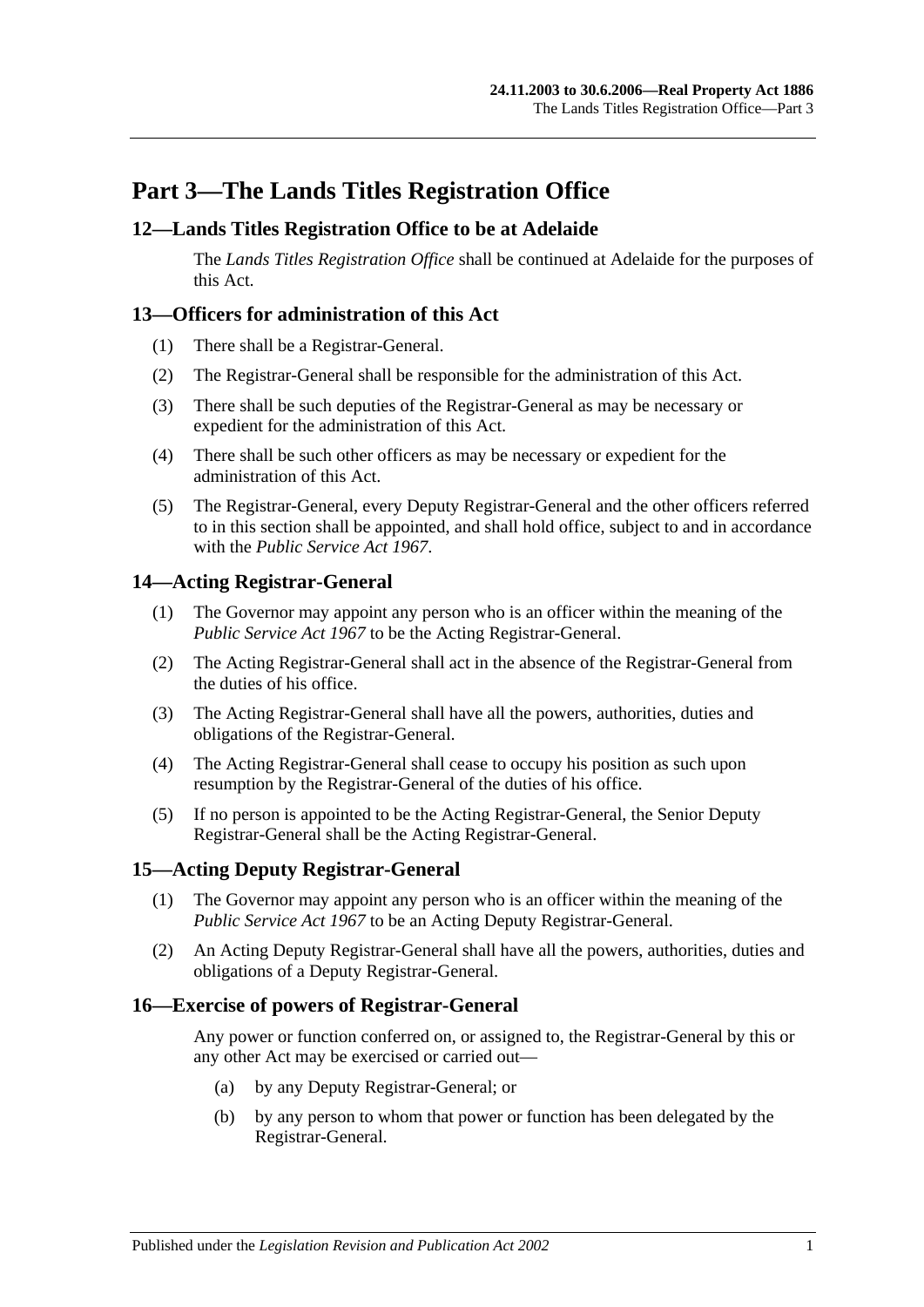# Part 3—The Lands Titles Registration Office

## 12—Lands Titles Registration Office to be at Adelaide

The *Lands Titles Registration Office* shall be continued at Adelaide for the purposes of this Act.

## 13—Officers for administration of this Act

(1) There shall be a Registrar-General.

(2) The Registrar-General shall be responsible for the administration of this Act.

(3) There shall be such deputies of the Registrar-General as may be necessary or expedient for the administration of this Act.

(4) There shall be such other officers as may be necessary or expedient for the administration of this Act.

(5) The Registrar-General, every Deputy Registrar-General and the other officers referred to in this section shall be appointed, and shall hold office, subject to and in accordance with the *Public Service Act 1967*.

## 14—Acting Registrar-General

(1) The Governor may appoint any person who is an officer within the meaning of the *Public Service Act 1967* to be the Acting Registrar-General.

(2) The Acting Registrar-General shall act in the absence of the Registrar-General from the duties of his office.

(3) The Acting Registrar-General shall have all the powers, authorities, duties and obligations of the Registrar-General.

(4) The Acting Registrar-General shall cease to occupy his position as such upon resumption by the Registrar-General of the duties of his office.

(5) If no person is appointed to be the Acting Registrar-General, the Senior Deputy Registrar-General shall be the Acting Registrar-General.

## 15—Acting Deputy Registrar-General

(1) The Governor may appoint any person who is an officer within the meaning of the *Public Service Act 1967* to be an Acting Deputy Registrar-General.

(2) An Acting Deputy Registrar-General shall have all the powers, authorities, duties and obligations of a Deputy Registrar-General.

## 16—Exercise of powers of Registrar-General

Any power or function conferred on, or assigned to, the Registrar-General by this or any other Act may be exercised or carried out—

(a) by any Deputy Registrar-General; or

(b) by any person to whom that power or function has been delegated by the Registrar-General.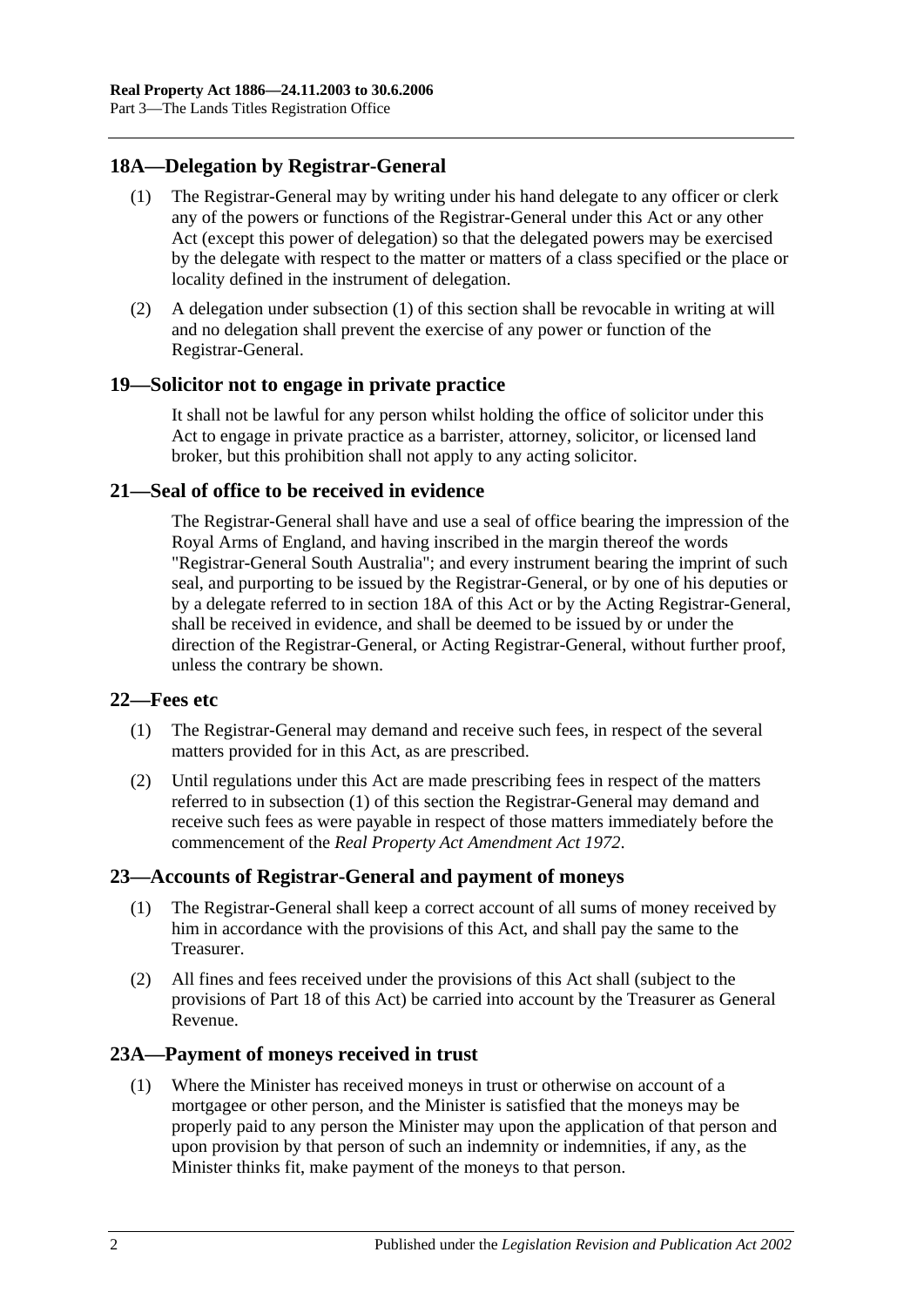## 18A—Delegation by Registrar-General

(1) The Registrar-General may by writing under his hand delegate to any officer or clerk any of the powers or functions of the Registrar-General under this Act or any other Act (except this power of delegation) so that the delegated powers may be exercised by the delegate with respect to the matter or matters of a class specified or the place or locality defined in the instrument of delegation.

(2) A delegation under subsection (1) of this section shall be revocable in writing at will and no delegation shall prevent the exercise of any power or function of the Registrar-General.

## 19—Solicitor not to engage in private practice

It shall not be lawful for any person whilst holding the office of solicitor under this Act to engage in private practice as a barrister, attorney, solicitor, or licensed land broker, but this prohibition shall not apply to any acting solicitor.

## 21—Seal of office to be received in evidence

The Registrar-General shall have and use a seal of office bearing the impression of the Royal Arms of England, and having inscribed in the margin thereof the words "Registrar-General South Australia"; and every instrument bearing the imprint of such seal, and purporting to be issued by the Registrar-General, or by one of his deputies or by a delegate referred to in section 18A of this Act or by the Acting Registrar-General, shall be received in evidence, and shall be deemed to be issued by or under the direction of the Registrar-General, or Acting Registrar-General, without further proof, unless the contrary be shown.

## 22—Fees etc

(1) The Registrar-General may demand and receive such fees, in respect of the several matters provided for in this Act, as are prescribed.

(2) Until regulations under this Act are made prescribing fees in respect of the matters referred to in subsection (1) of this section the Registrar-General may demand and receive such fees as were payable in respect of those matters immediately before the commencement of the *Real Property Act Amendment Act 1972*.

## 23—Accounts of Registrar-General and payment of moneys

(1) The Registrar-General shall keep a correct account of all sums of money received by him in accordance with the provisions of this Act, and shall pay the same to the Treasurer.

(2) All fines and fees received under the provisions of this Act shall (subject to the provisions of Part 18 of this Act) be carried into account by the Treasurer as General Revenue.

## 23A—Payment of moneys received in trust

(1) Where the Minister has received moneys in trust or otherwise on account of a mortgagee or other person, and the Minister is satisfied that the moneys may be properly paid to any person the Minister may upon the application of that person and upon provision by that person of such an indemnity or indemnities, if any, as the Minister thinks fit, make payment of the moneys to that person.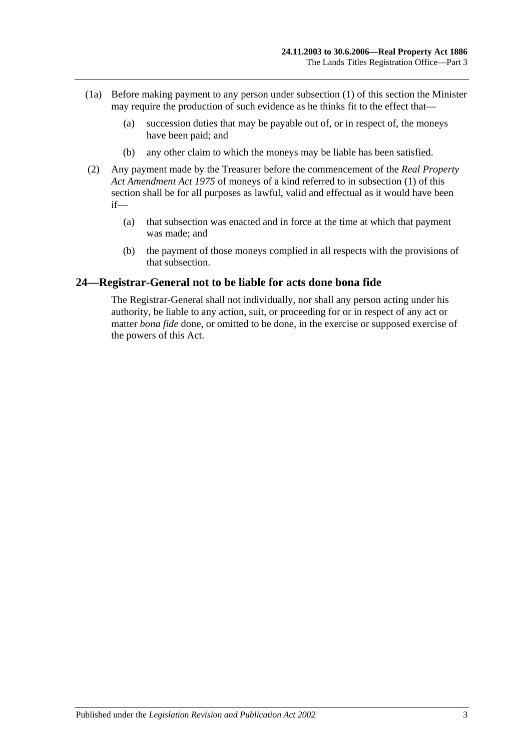(1a) Before making payment to any person under subsection (1) of this section the Minister may require the production of such evidence as he thinks fit to the effect that—

(a) succession duties that may be payable out of, or in respect of, the moneys have been paid; and

(b) any other claim to which the moneys may be liable has been satisfied.

(2) Any payment made by the Treasurer before the commencement of the *Real Property Act Amendment Act 1975* of moneys of a kind referred to in subsection (1) of this section shall be for all purposes as lawful, valid and effectual as it would have been if—

(a) that subsection was enacted and in force at the time at which that payment was made; and

(b) the payment of those moneys complied in all respects with the provisions of that subsection.

## 24—Registrar-General not to be liable for acts done bona fide

The Registrar-General shall not individually, nor shall any person acting under his authority, be liable to any action, suit, or proceeding for or in respect of any act or matter *bona fide* done, or omitted to be done, in the exercise or supposed exercise of the powers of this Act.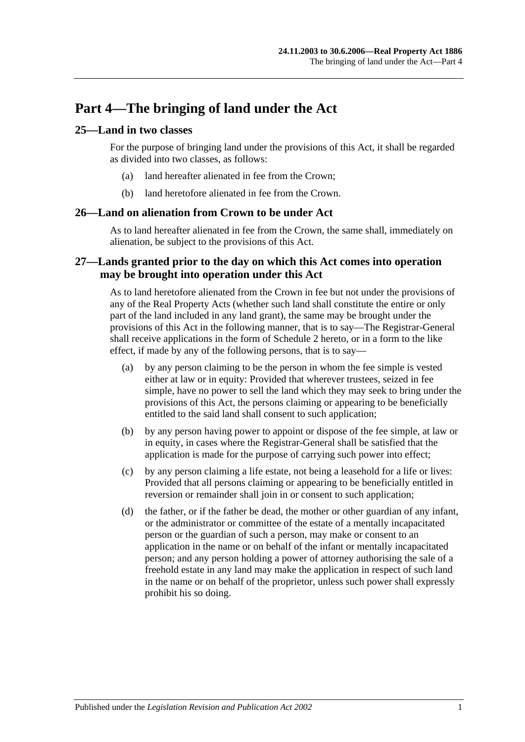# Part 4—The bringing of land under the Act

## 25—Land in two classes

For the purpose of bringing land under the provisions of this Act, it shall be regarded as divided into two classes, as follows:

(a) land hereafter alienated in fee from the Crown;

(b) land heretofore alienated in fee from the Crown.

## 26—Land on alienation from Crown to be under Act

As to land hereafter alienated in fee from the Crown, the same shall, immediately on alienation, be subject to the provisions of this Act.

## 27—Lands granted prior to the day on which this Act comes into operation may be brought into operation under this Act

As to land heretofore alienated from the Crown in fee but not under the provisions of any of the Real Property Acts (whether such land shall constitute the entire or only part of the land included in any land grant), the same may be brought under the provisions of this Act in the following manner, that is to say—The Registrar-General shall receive applications in the form of Schedule 2 hereto, or in a form to the like effect, if made by any of the following persons, that is to say—

(a) by any person claiming to be the person in whom the fee simple is vested either at law or in equity: Provided that wherever trustees, seized in fee simple, have no power to sell the land which they may seek to bring under the provisions of this Act, the persons claiming or appearing to be beneficially entitled to the said land shall consent to such application;

(b) by any person having power to appoint or dispose of the fee simple, at law or in equity, in cases where the Registrar-General shall be satisfied that the application is made for the purpose of carrying such power into effect;

(c) by any person claiming a life estate, not being a leasehold for a life or lives: Provided that all persons claiming or appearing to be beneficially entitled in reversion or remainder shall join in or consent to such application;

(d) the father, or if the father be dead, the mother or other guardian of any infant, or the administrator or committee of the estate of a mentally incapacitated person or the guardian of such a person, may make or consent to an application in the name or on behalf of the infant or mentally incapacitated person; and any person holding a power of attorney authorising the sale of a freehold estate in any land may make the application in respect of such land in the name or on behalf of the proprietor, unless such power shall expressly prohibit his so doing.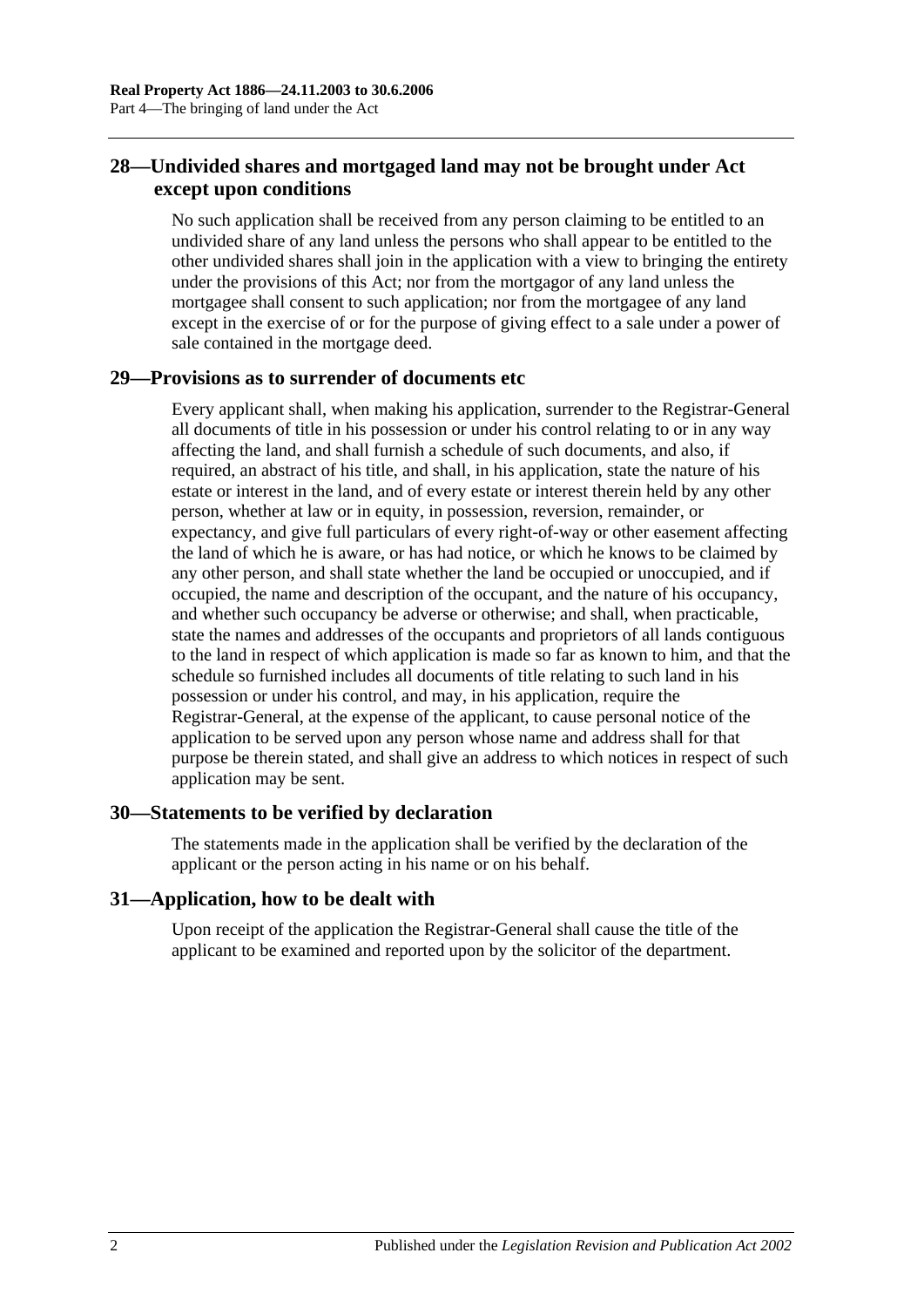## 28—Undivided shares and mortgaged land may not be brought under Act except upon conditions

No such application shall be received from any person claiming to be entitled to an undivided share of any land unless the persons who shall appear to be entitled to the other undivided shares shall join in the application with a view to bringing the entirety under the provisions of this Act; nor from the mortgagor of any land unless the mortgagee shall consent to such application; nor from the mortgagee of any land except in the exercise of or for the purpose of giving effect to a sale under a power of sale contained in the mortgage deed.

## 29—Provisions as to surrender of documents etc

Every applicant shall, when making his application, surrender to the Registrar-General all documents of title in his possession or under his control relating to or in any way affecting the land, and shall furnish a schedule of such documents, and also, if required, an abstract of his title, and shall, in his application, state the nature of his estate or interest in the land, and of every estate or interest therein held by any other person, whether at law or in equity, in possession, reversion, remainder, or expectancy, and give full particulars of every right-of-way or other easement affecting the land of which he is aware, or has had notice, or which he knows to be claimed by any other person, and shall state whether the land be occupied or unoccupied, and if occupied, the name and description of the occupant, and the nature of his occupancy, and whether such occupancy be adverse or otherwise; and shall, when practicable, state the names and addresses of the occupants and proprietors of all lands contiguous to the land in respect of which application is made so far as known to him, and that the schedule so furnished includes all documents of title relating to such land in his possession or under his control, and may, in his application, require the Registrar-General, at the expense of the applicant, to cause personal notice of the application to be served upon any person whose name and address shall for that purpose be therein stated, and shall give an address to which notices in respect of such application may be sent.

## 30—Statements to be verified by declaration

The statements made in the application shall be verified by the declaration of the applicant or the person acting in his name or on his behalf.

## 31—Application, how to be dealt with

Upon receipt of the application the Registrar-General shall cause the title of the applicant to be examined and reported upon by the solicitor of the department.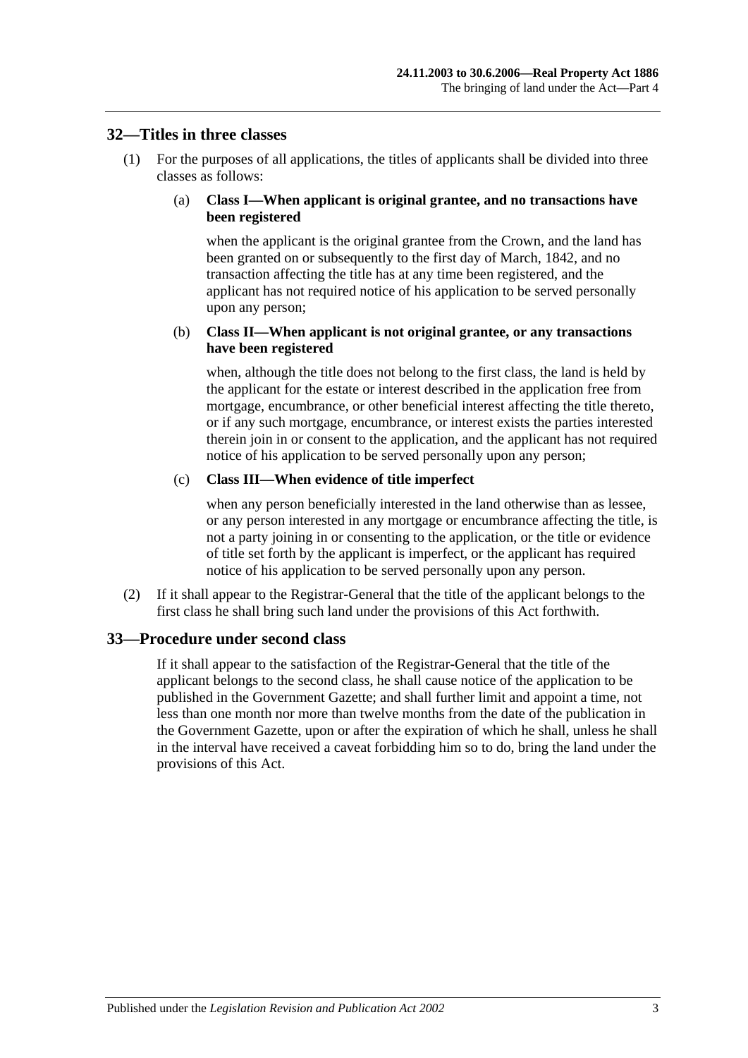## 32—Titles in three classes

(1) For the purposes of all applications, the titles of applicants shall be divided into three classes as follows:

(a) **Class I—When applicant is original grantee, and no transactions have been registered**

when the applicant is the original grantee from the Crown, and the land has been granted on or subsequently to the first day of March, 1842, and no transaction affecting the title has at any time been registered, and the applicant has not required notice of his application to be served personally upon any person;

(b) **Class II—When applicant is not original grantee, or any transactions have been registered**

when, although the title does not belong to the first class, the land is held by the applicant for the estate or interest described in the application free from mortgage, encumbrance, or other beneficial interest affecting the title thereto, or if any such mortgage, encumbrance, or interest exists the parties interested therein join in or consent to the application, and the applicant has not required notice of his application to be served personally upon any person;

(c) **Class III—When evidence of title imperfect**

when any person beneficially interested in the land otherwise than as lessee, or any person interested in any mortgage or encumbrance affecting the title, is not a party joining in or consenting to the application, or the title or evidence of title set forth by the applicant is imperfect, or the applicant has required notice of his application to be served personally upon any person.

(2) If it shall appear to the Registrar-General that the title of the applicant belongs to the first class he shall bring such land under the provisions of this Act forthwith.

## 33—Procedure under second class

If it shall appear to the satisfaction of the Registrar-General that the title of the applicant belongs to the second class, he shall cause notice of the application to be published in the Government Gazette; and shall further limit and appoint a time, not less than one month nor more than twelve months from the date of the publication in the Government Gazette, upon or after the expiration of which he shall, unless he shall in the interval have received a caveat forbidding him so to do, bring the land under the provisions of this Act.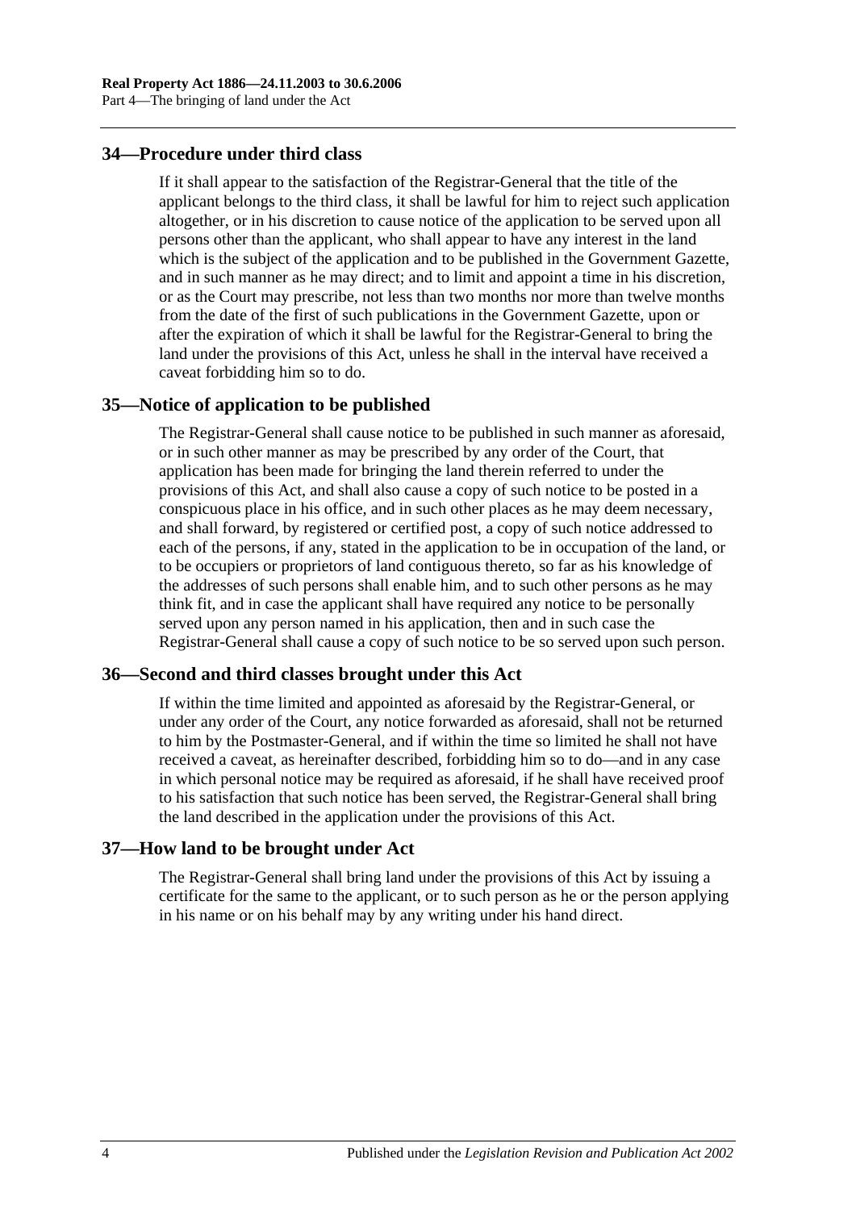## 34—Procedure under third class

If it shall appear to the satisfaction of the Registrar-General that the title of the applicant belongs to the third class, it shall be lawful for him to reject such application altogether, or in his discretion to cause notice of the application to be served upon all persons other than the applicant, who shall appear to have any interest in the land which is the subject of the application and to be published in the Government Gazette, and in such manner as he may direct; and to limit and appoint a time in his discretion, or as the Court may prescribe, not less than two months nor more than twelve months from the date of the first of such publications in the Government Gazette, upon or after the expiration of which it shall be lawful for the Registrar-General to bring the land under the provisions of this Act, unless he shall in the interval have received a caveat forbidding him so to do.

## 35—Notice of application to be published

The Registrar-General shall cause notice to be published in such manner as aforesaid, or in such other manner as may be prescribed by any order of the Court, that application has been made for bringing the land therein referred to under the provisions of this Act, and shall also cause a copy of such notice to be posted in a conspicuous place in his office, and in such other places as he may deem necessary, and shall forward, by registered or certified post, a copy of such notice addressed to each of the persons, if any, stated in the application to be in occupation of the land, or to be occupiers or proprietors of land contiguous thereto, so far as his knowledge of the addresses of such persons shall enable him, and to such other persons as he may think fit, and in case the applicant shall have required any notice to be personally served upon any person named in his application, then and in such case the Registrar-General shall cause a copy of such notice to be so served upon such person.

## 36—Second and third classes brought under this Act

If within the time limited and appointed as aforesaid by the Registrar-General, or under any order of the Court, any notice forwarded as aforesaid, shall not be returned to him by the Postmaster-General, and if within the time so limited he shall not have received a caveat, as hereinafter described, forbidding him so to do—and in any case in which personal notice may be required as aforesaid, if he shall have received proof to his satisfaction that such notice has been served, the Registrar-General shall bring the land described in the application under the provisions of this Act.

## 37—How land to be brought under Act

The Registrar-General shall bring land under the provisions of this Act by issuing a certificate for the same to the applicant, or to such person as he or the person applying in his name or on his behalf may by any writing under his hand direct.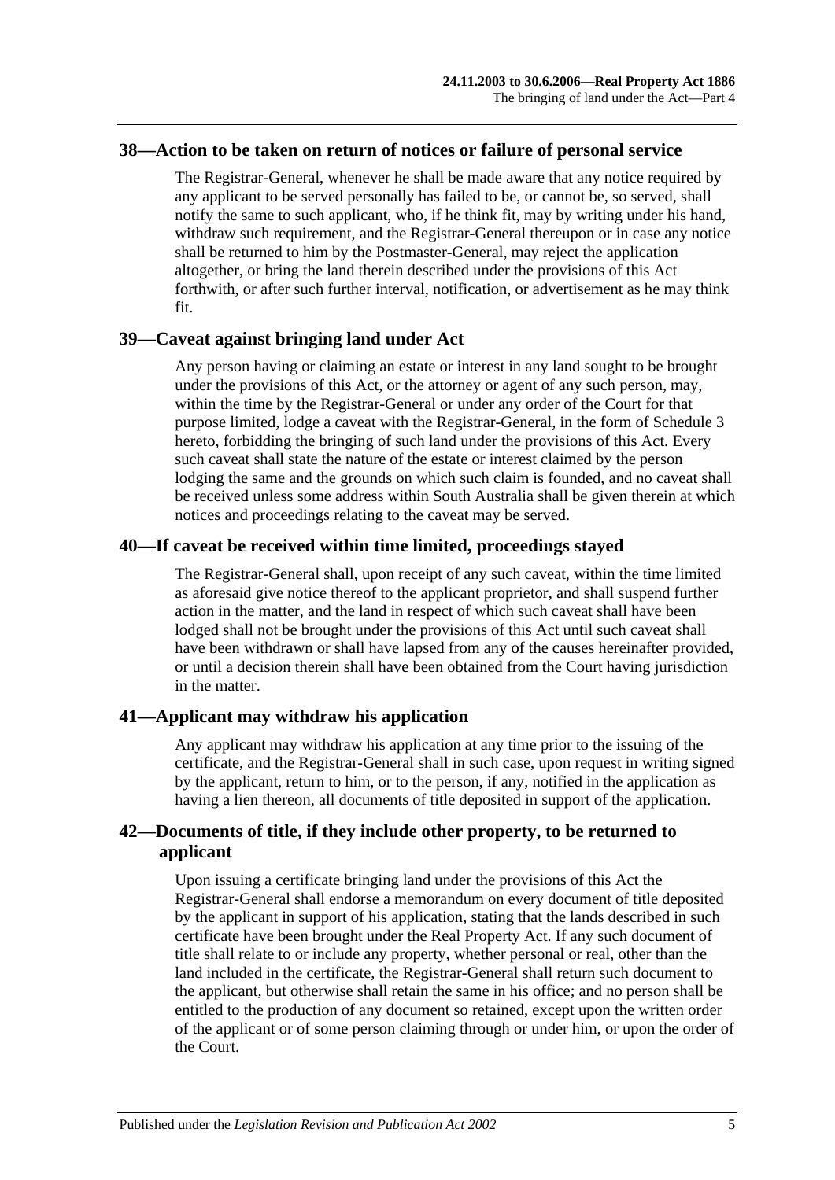## 38—Action to be taken on return of notices or failure of personal service

The Registrar-General, whenever he shall be made aware that any notice required by any applicant to be served personally has failed to be, or cannot be, so served, shall notify the same to such applicant, who, if he think fit, may by writing under his hand, withdraw such requirement, and the Registrar-General thereupon or in case any notice shall be returned to him by the Postmaster-General, may reject the application altogether, or bring the land therein described under the provisions of this Act forthwith, or after such further interval, notification, or advertisement as he may think fit.

## 39—Caveat against bringing land under Act

Any person having or claiming an estate or interest in any land sought to be brought under the provisions of this Act, or the attorney or agent of any such person, may, within the time by the Registrar-General or under any order of the Court for that purpose limited, lodge a caveat with the Registrar-General, in the form of Schedule 3 hereto, forbidding the bringing of such land under the provisions of this Act. Every such caveat shall state the nature of the estate or interest claimed by the person lodging the same and the grounds on which such claim is founded, and no caveat shall be received unless some address within South Australia shall be given therein at which notices and proceedings relating to the caveat may be served.

## 40—If caveat be received within time limited, proceedings stayed

The Registrar-General shall, upon receipt of any such caveat, within the time limited as aforesaid give notice thereof to the applicant proprietor, and shall suspend further action in the matter, and the land in respect of which such caveat shall have been lodged shall not be brought under the provisions of this Act until such caveat shall have been withdrawn or shall have lapsed from any of the causes hereinafter provided, or until a decision therein shall have been obtained from the Court having jurisdiction in the matter.

## 41—Applicant may withdraw his application

Any applicant may withdraw his application at any time prior to the issuing of the certificate, and the Registrar-General shall in such case, upon request in writing signed by the applicant, return to him, or to the person, if any, notified in the application as having a lien thereon, all documents of title deposited in support of the application.

## 42—Documents of title, if they include other property, to be returned to applicant

Upon issuing a certificate bringing land under the provisions of this Act the Registrar-General shall endorse a memorandum on every document of title deposited by the applicant in support of his application, stating that the lands described in such certificate have been brought under the Real Property Act. If any such document of title shall relate to or include any property, whether personal or real, other than the land included in the certificate, the Registrar-General shall return such document to the applicant, but otherwise shall retain the same in his office; and no person shall be entitled to the production of any document so retained, except upon the written order of the applicant or of some person claiming through or under him, or upon the order of the Court.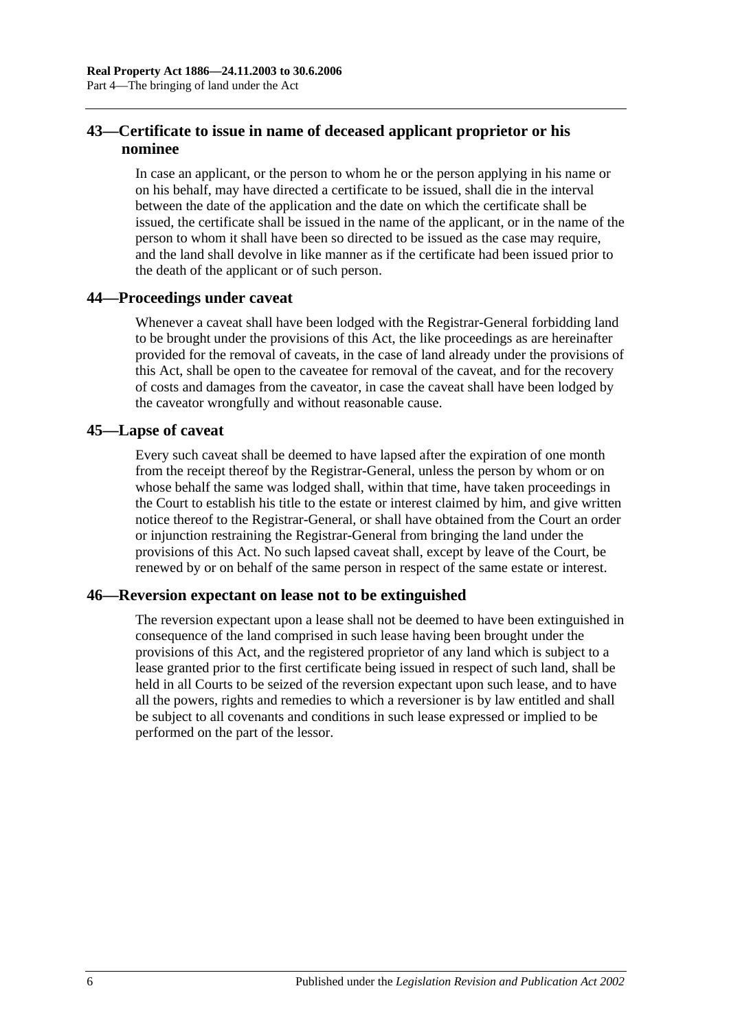## 43—Certificate to issue in name of deceased applicant proprietor or his nominee

In case an applicant, or the person to whom he or the person applying in his name or on his behalf, may have directed a certificate to be issued, shall die in the interval between the date of the application and the date on which the certificate shall be issued, the certificate shall be issued in the name of the applicant, or in the name of the person to whom it shall have been so directed to be issued as the case may require, and the land shall devolve in like manner as if the certificate had been issued prior to the death of the applicant or of such person.

## 44—Proceedings under caveat

Whenever a caveat shall have been lodged with the Registrar-General forbidding land to be brought under the provisions of this Act, the like proceedings as are hereinafter provided for the removal of caveats, in the case of land already under the provisions of this Act, shall be open to the caveatee for removal of the caveat, and for the recovery of costs and damages from the caveator, in case the caveat shall have been lodged by the caveator wrongfully and without reasonable cause.

## 45—Lapse of caveat

Every such caveat shall be deemed to have lapsed after the expiration of one month from the receipt thereof by the Registrar-General, unless the person by whom or on whose behalf the same was lodged shall, within that time, have taken proceedings in the Court to establish his title to the estate or interest claimed by him, and give written notice thereof to the Registrar-General, or shall have obtained from the Court an order or injunction restraining the Registrar-General from bringing the land under the provisions of this Act. No such lapsed caveat shall, except by leave of the Court, be renewed by or on behalf of the same person in respect of the same estate or interest.

## 46—Reversion expectant on lease not to be extinguished

The reversion expectant upon a lease shall not be deemed to have been extinguished in consequence of the land comprised in such lease having been brought under the provisions of this Act, and the registered proprietor of any land which is subject to a lease granted prior to the first certificate being issued in respect of such land, shall be held in all Courts to be seized of the reversion expectant upon such lease, and to have all the powers, rights and remedies to which a reversioner is by law entitled and shall be subject to all covenants and conditions in such lease expressed or implied to be performed on the part of the lessor.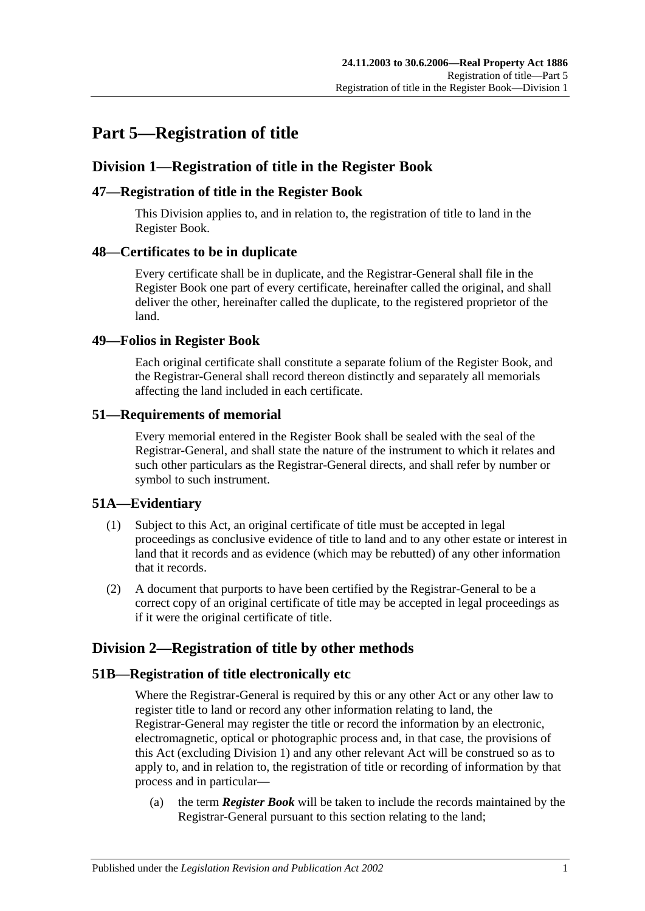# Part 5—Registration of title

## Division 1—Registration of title in the Register Book

### 47—Registration of title in the Register Book

This Division applies to, and in relation to, the registration of title to land in the Register Book.

### 48—Certificates to be in duplicate

Every certificate shall be in duplicate, and the Registrar-General shall file in the Register Book one part of every certificate, hereinafter called the original, and shall deliver the other, hereinafter called the duplicate, to the registered proprietor of the land.

### 49—Folios in Register Book

Each original certificate shall constitute a separate folium of the Register Book, and the Registrar-General shall record thereon distinctly and separately all memorials affecting the land included in each certificate.

### 51—Requirements of memorial

Every memorial entered in the Register Book shall be sealed with the seal of the Registrar-General, and shall state the nature of the instrument to which it relates and such other particulars as the Registrar-General directs, and shall refer by number or symbol to such instrument.

### 51A—Evidentiary

(1) Subject to this Act, an original certificate of title must be accepted in legal proceedings as conclusive evidence of title to land and to any other estate or interest in land that it records and as evidence (which may be rebutted) of any other information that it records.

(2) A document that purports to have been certified by the Registrar-General to be a correct copy of an original certificate of title may be accepted in legal proceedings as if it were the original certificate of title.

## Division 2—Registration of title by other methods

### 51B—Registration of title electronically etc

Where the Registrar-General is required by this or any other Act or any other law to register title to land or record any other information relating to land, the Registrar-General may register the title or record the information by an electronic, electromagnetic, optical or photographic process and, in that case, the provisions of this Act (excluding Division 1) and any other relevant Act will be construed so as to apply to, and in relation to, the registration of title or recording of information by that process and in particular—

(a) the term ***Register Book*** will be taken to include the records maintained by the Registrar-General pursuant to this section relating to the land;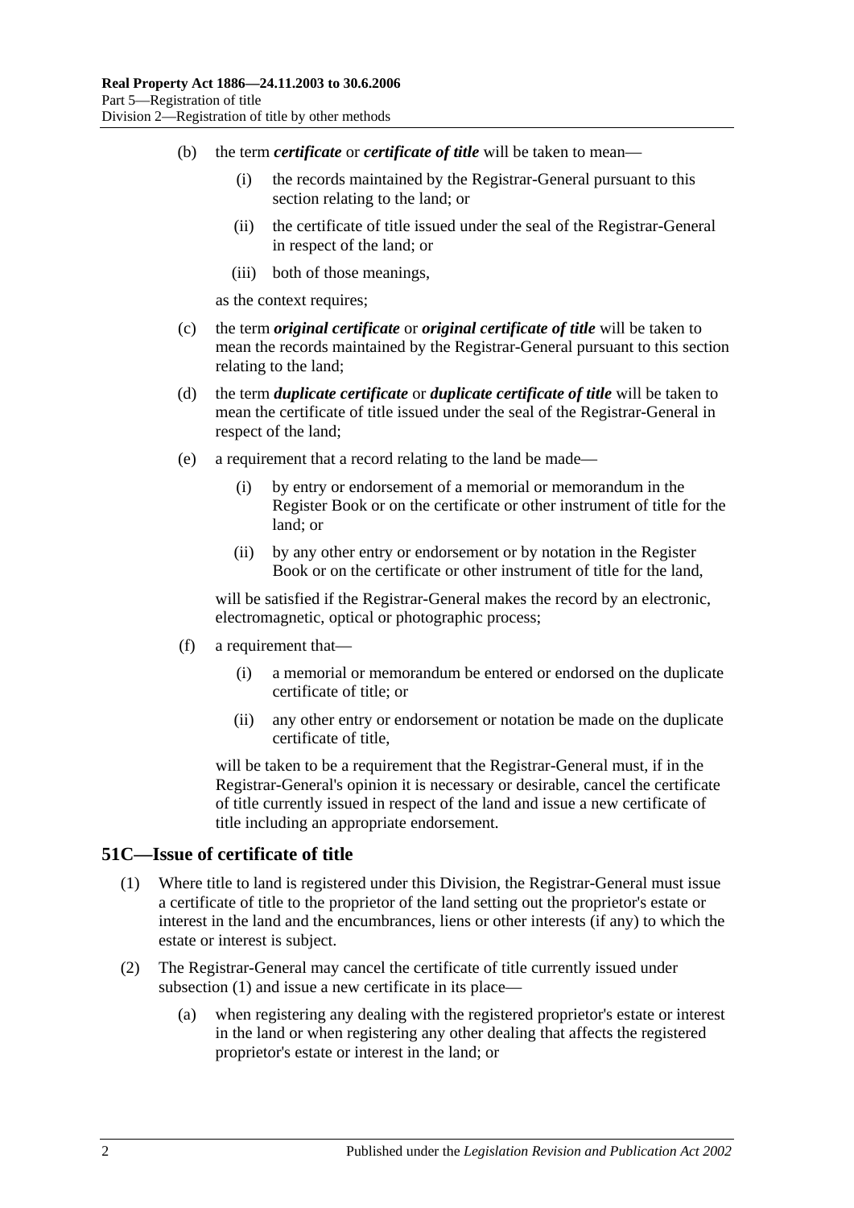(b) the term ***certificate*** or ***certificate of title*** will be taken to mean—

(i) the records maintained by the Registrar-General pursuant to this section relating to the land; or

(ii) the certificate of title issued under the seal of the Registrar-General in respect of the land; or

(iii) both of those meanings,

as the context requires;

(c) the term ***original certificate*** or ***original certificate of title*** will be taken to mean the records maintained by the Registrar-General pursuant to this section relating to the land;

(d) the term ***duplicate certificate*** or ***duplicate certificate of title*** will be taken to mean the certificate of title issued under the seal of the Registrar-General in respect of the land;

(e) a requirement that a record relating to the land be made—

(i) by entry or endorsement of a memorial or memorandum in the Register Book or on the certificate or other instrument of title for the land; or

(ii) by any other entry or endorsement or by notation in the Register Book or on the certificate or other instrument of title for the land,

will be satisfied if the Registrar-General makes the record by an electronic, electromagnetic, optical or photographic process;

(f) a requirement that—

(i) a memorial or memorandum be entered or endorsed on the duplicate certificate of title; or

(ii) any other entry or endorsement or notation be made on the duplicate certificate of title,

will be taken to be a requirement that the Registrar-General must, if in the Registrar-General's opinion it is necessary or desirable, cancel the certificate of title currently issued in respect of the land and issue a new certificate of title including an appropriate endorsement.

## 51C—Issue of certificate of title

(1) Where title to land is registered under this Division, the Registrar-General must issue a certificate of title to the proprietor of the land setting out the proprietor's estate or interest in the land and the encumbrances, liens or other interests (if any) to which the estate or interest is subject.

(2) The Registrar-General may cancel the certificate of title currently issued under subsection (1) and issue a new certificate in its place—

(a) when registering any dealing with the registered proprietor's estate or interest in the land or when registering any other dealing that affects the registered proprietor's estate or interest in the land; or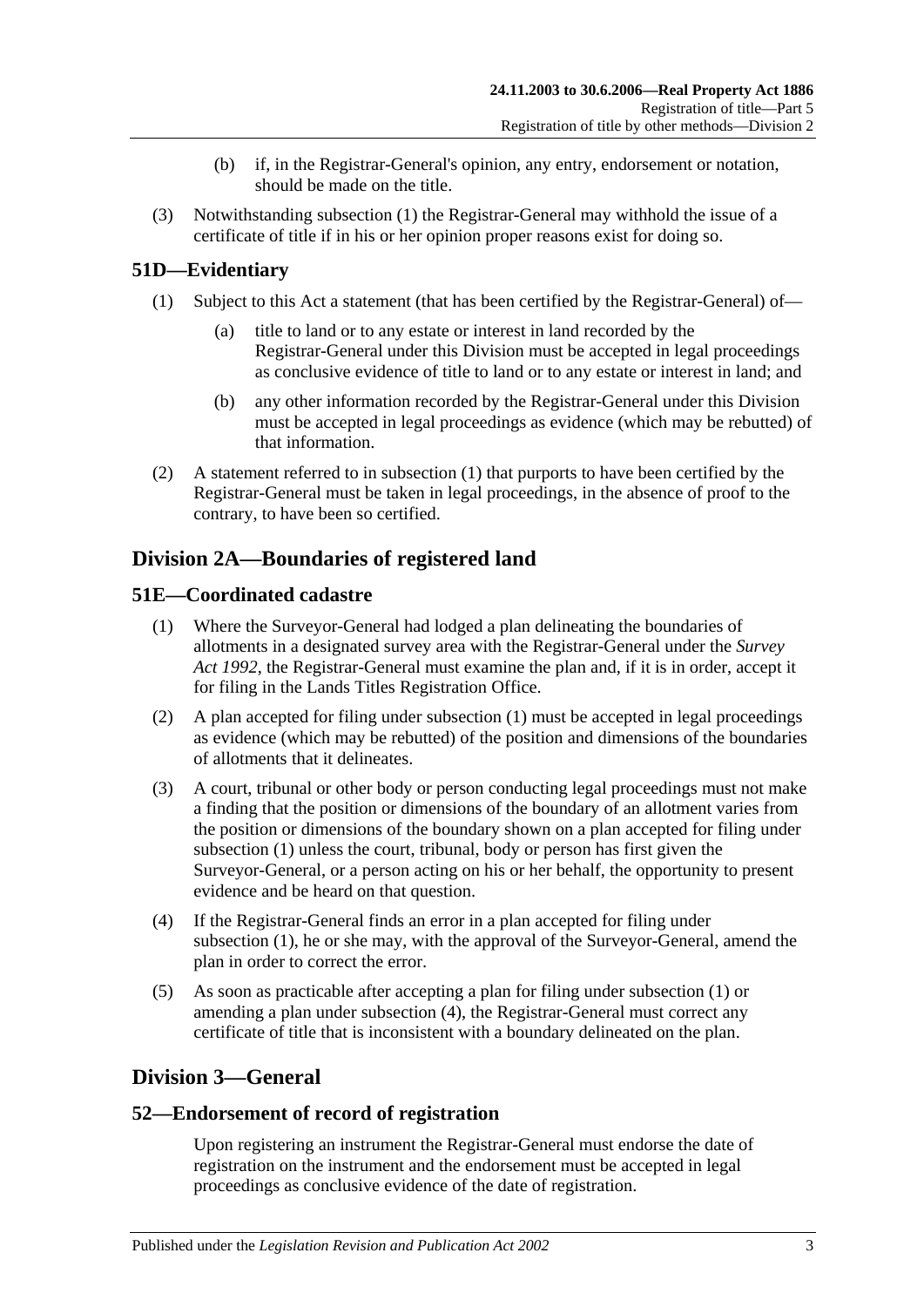(b) if, in the Registrar-General's opinion, any entry, endorsement or notation, should be made on the title.

(3) Notwithstanding subsection (1) the Registrar-General may withhold the issue of a certificate of title if in his or her opinion proper reasons exist for doing so.

## 51D—Evidentiary

(1) Subject to this Act a statement (that has been certified by the Registrar-General) of—

(a) title to land or to any estate or interest in land recorded by the Registrar-General under this Division must be accepted in legal proceedings as conclusive evidence of title to land or to any estate or interest in land; and

(b) any other information recorded by the Registrar-General under this Division must be accepted in legal proceedings as evidence (which may be rebutted) of that information.

(2) A statement referred to in subsection (1) that purports to have been certified by the Registrar-General must be taken in legal proceedings, in the absence of proof to the contrary, to have been so certified.

# Division 2A—Boundaries of registered land

## 51E—Coordinated cadastre

(1) Where the Surveyor-General had lodged a plan delineating the boundaries of allotments in a designated survey area with the Registrar-General under the *Survey Act 1992*, the Registrar-General must examine the plan and, if it is in order, accept it for filing in the Lands Titles Registration Office.

(2) A plan accepted for filing under subsection (1) must be accepted in legal proceedings as evidence (which may be rebutted) of the position and dimensions of the boundaries of allotments that it delineates.

(3) A court, tribunal or other body or person conducting legal proceedings must not make a finding that the position or dimensions of the boundary of an allotment varies from the position or dimensions of the boundary shown on a plan accepted for filing under subsection (1) unless the court, tribunal, body or person has first given the Surveyor-General, or a person acting on his or her behalf, the opportunity to present evidence and be heard on that question.

(4) If the Registrar-General finds an error in a plan accepted for filing under subsection (1), he or she may, with the approval of the Surveyor-General, amend the plan in order to correct the error.

(5) As soon as practicable after accepting a plan for filing under subsection (1) or amending a plan under subsection (4), the Registrar-General must correct any certificate of title that is inconsistent with a boundary delineated on the plan.

# Division 3—General

## 52—Endorsement of record of registration

Upon registering an instrument the Registrar-General must endorse the date of registration on the instrument and the endorsement must be accepted in legal proceedings as conclusive evidence of the date of registration.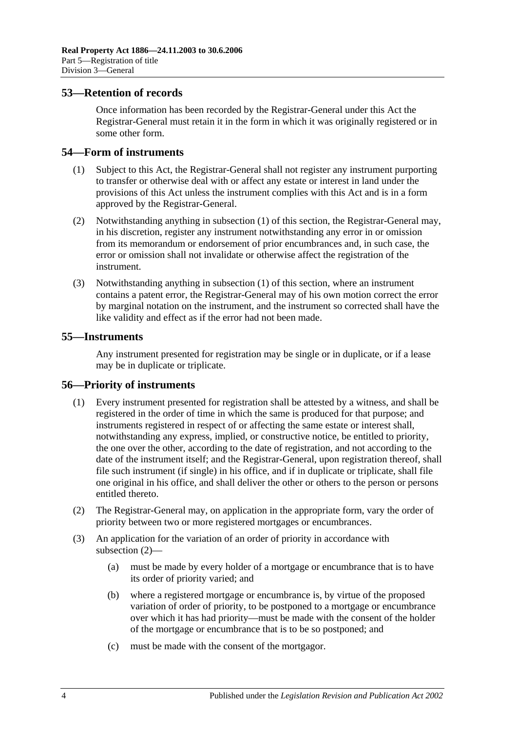## 53—Retention of records

Once information has been recorded by the Registrar-General under this Act the Registrar-General must retain it in the form in which it was originally registered or in some other form.

## 54—Form of instruments

(1) Subject to this Act, the Registrar-General shall not register any instrument purporting to transfer or otherwise deal with or affect any estate or interest in land under the provisions of this Act unless the instrument complies with this Act and is in a form approved by the Registrar-General.

(2) Notwithstanding anything in subsection (1) of this section, the Registrar-General may, in his discretion, register any instrument notwithstanding any error in or omission from its memorandum or endorsement of prior encumbrances and, in such case, the error or omission shall not invalidate or otherwise affect the registration of the instrument.

(3) Notwithstanding anything in subsection (1) of this section, where an instrument contains a patent error, the Registrar-General may of his own motion correct the error by marginal notation on the instrument, and the instrument so corrected shall have the like validity and effect as if the error had not been made.

## 55—Instruments

Any instrument presented for registration may be single or in duplicate, or if a lease may be in duplicate or triplicate.

## 56—Priority of instruments

(1) Every instrument presented for registration shall be attested by a witness, and shall be registered in the order of time in which the same is produced for that purpose; and instruments registered in respect of or affecting the same estate or interest shall, notwithstanding any express, implied, or constructive notice, be entitled to priority, the one over the other, according to the date of registration, and not according to the date of the instrument itself; and the Registrar-General, upon registration thereof, shall file such instrument (if single) in his office, and if in duplicate or triplicate, shall file one original in his office, and shall deliver the other or others to the person or persons entitled thereto.

(2) The Registrar-General may, on application in the appropriate form, vary the order of priority between two or more registered mortgages or encumbrances.

(3) An application for the variation of an order of priority in accordance with subsection (2)—

(a) must be made by every holder of a mortgage or encumbrance that is to have its order of priority varied; and

(b) where a registered mortgage or encumbrance is, by virtue of the proposed variation of order of priority, to be postponed to a mortgage or encumbrance over which it has had priority—must be made with the consent of the holder of the mortgage or encumbrance that is to be so postponed; and

(c) must be made with the consent of the mortgagor.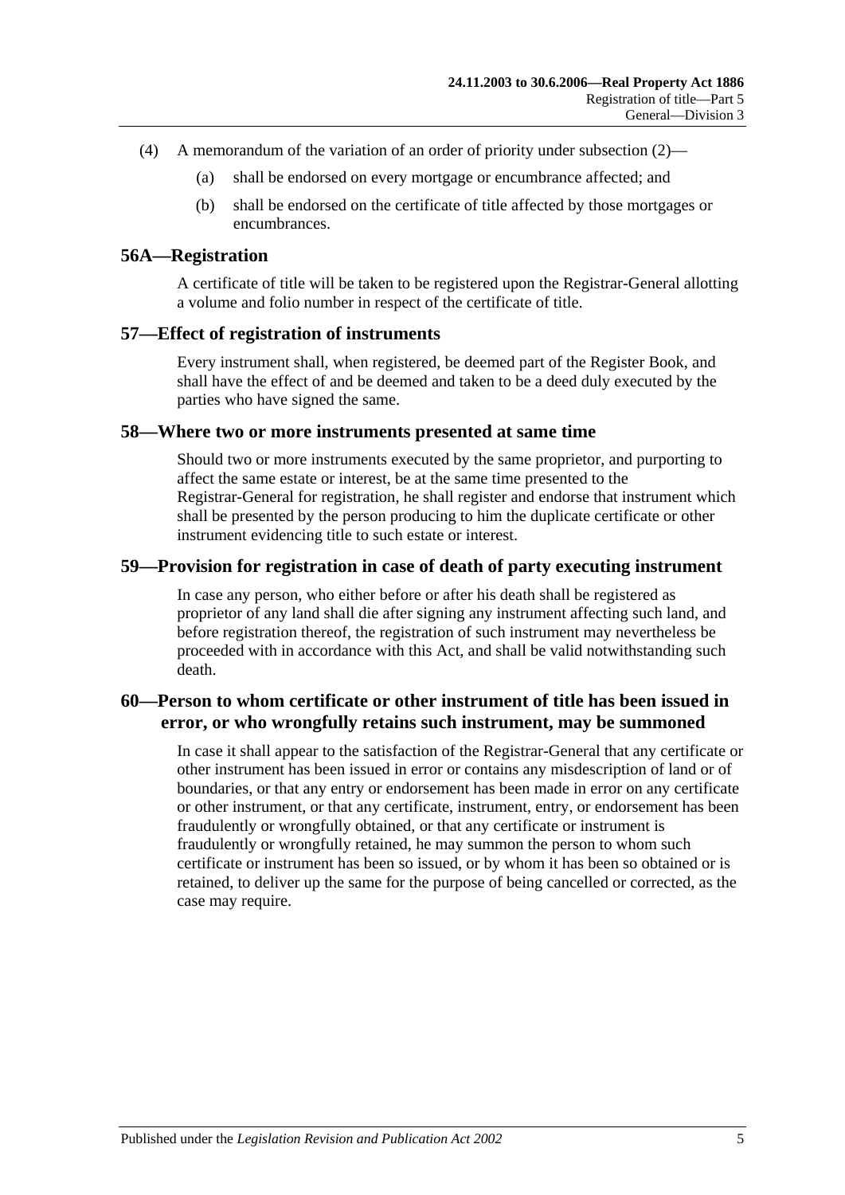(4) A memorandum of the variation of an order of priority under subsection (2)—

(a) shall be endorsed on every mortgage or encumbrance affected; and

(b) shall be endorsed on the certificate of title affected by those mortgages or encumbrances.

## 56A—Registration

A certificate of title will be taken to be registered upon the Registrar-General allotting a volume and folio number in respect of the certificate of title.

## 57—Effect of registration of instruments

Every instrument shall, when registered, be deemed part of the Register Book, and shall have the effect of and be deemed and taken to be a deed duly executed by the parties who have signed the same.

## 58—Where two or more instruments presented at same time

Should two or more instruments executed by the same proprietor, and purporting to affect the same estate or interest, be at the same time presented to the Registrar-General for registration, he shall register and endorse that instrument which shall be presented by the person producing to him the duplicate certificate or other instrument evidencing title to such estate or interest.

## 59—Provision for registration in case of death of party executing instrument

In case any person, who either before or after his death shall be registered as proprietor of any land shall die after signing any instrument affecting such land, and before registration thereof, the registration of such instrument may nevertheless be proceeded with in accordance with this Act, and shall be valid notwithstanding such death.

## 60—Person to whom certificate or other instrument of title has been issued in error, or who wrongfully retains such instrument, may be summoned

In case it shall appear to the satisfaction of the Registrar-General that any certificate or other instrument has been issued in error or contains any misdescription of land or of boundaries, or that any entry or endorsement has been made in error on any certificate or other instrument, or that any certificate, instrument, entry, or endorsement has been fraudulently or wrongfully obtained, or that any certificate or instrument is fraudulently or wrongfully retained, he may summon the person to whom such certificate or instrument has been so issued, or by whom it has been so obtained or is retained, to deliver up the same for the purpose of being cancelled or corrected, as the case may require.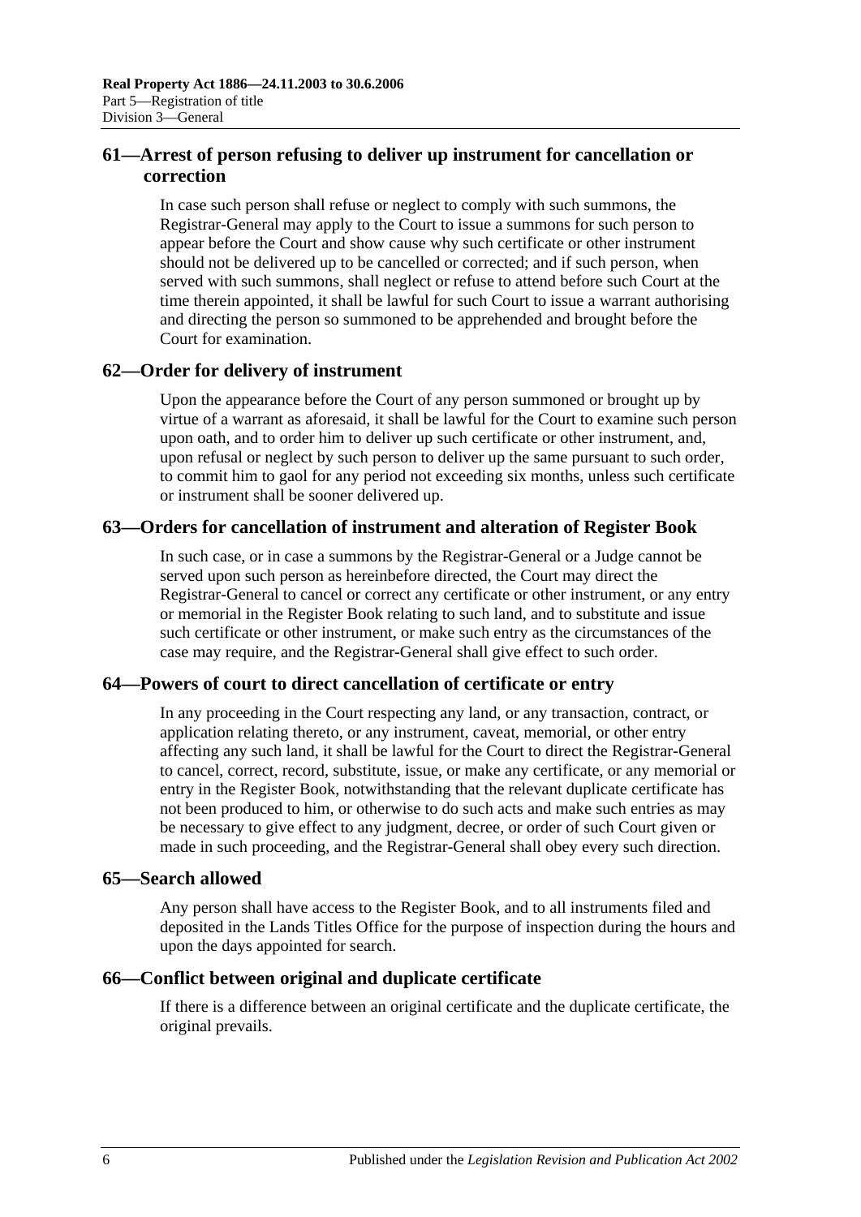## 61—Arrest of person refusing to deliver up instrument for cancellation or correction

In case such person shall refuse or neglect to comply with such summons, the Registrar-General may apply to the Court to issue a summons for such person to appear before the Court and show cause why such certificate or other instrument should not be delivered up to be cancelled or corrected; and if such person, when served with such summons, shall neglect or refuse to attend before such Court at the time therein appointed, it shall be lawful for such Court to issue a warrant authorising and directing the person so summoned to be apprehended and brought before the Court for examination.

## 62—Order for delivery of instrument

Upon the appearance before the Court of any person summoned or brought up by virtue of a warrant as aforesaid, it shall be lawful for the Court to examine such person upon oath, and to order him to deliver up such certificate or other instrument, and, upon refusal or neglect by such person to deliver up the same pursuant to such order, to commit him to gaol for any period not exceeding six months, unless such certificate or instrument shall be sooner delivered up.

## 63—Orders for cancellation of instrument and alteration of Register Book

In such case, or in case a summons by the Registrar-General or a Judge cannot be served upon such person as hereinbefore directed, the Court may direct the Registrar-General to cancel or correct any certificate or other instrument, or any entry or memorial in the Register Book relating to such land, and to substitute and issue such certificate or other instrument, or make such entry as the circumstances of the case may require, and the Registrar-General shall give effect to such order.

## 64—Powers of court to direct cancellation of certificate or entry

In any proceeding in the Court respecting any land, or any transaction, contract, or application relating thereto, or any instrument, caveat, memorial, or other entry affecting any such land, it shall be lawful for the Court to direct the Registrar-General to cancel, correct, record, substitute, issue, or make any certificate, or any memorial or entry in the Register Book, notwithstanding that the relevant duplicate certificate has not been produced to him, or otherwise to do such acts and make such entries as may be necessary to give effect to any judgment, decree, or order of such Court given or made in such proceeding, and the Registrar-General shall obey every such direction.

## 65—Search allowed

Any person shall have access to the Register Book, and to all instruments filed and deposited in the Lands Titles Office for the purpose of inspection during the hours and upon the days appointed for search.

## 66—Conflict between original and duplicate certificate

If there is a difference between an original certificate and the duplicate certificate, the original prevails.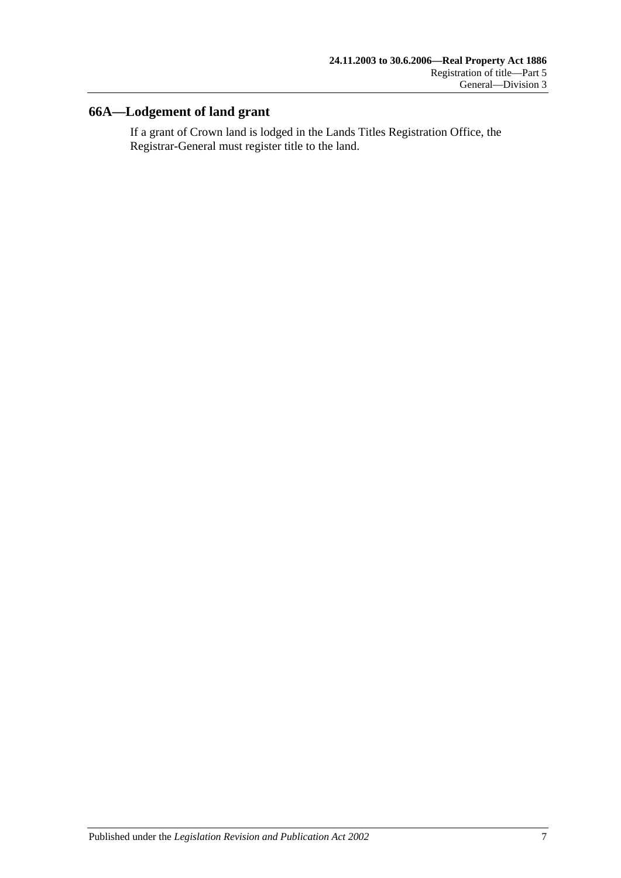## 66A—Lodgement of land grant

If a grant of Crown land is lodged in the Lands Titles Registration Office, the Registrar-General must register title to the land.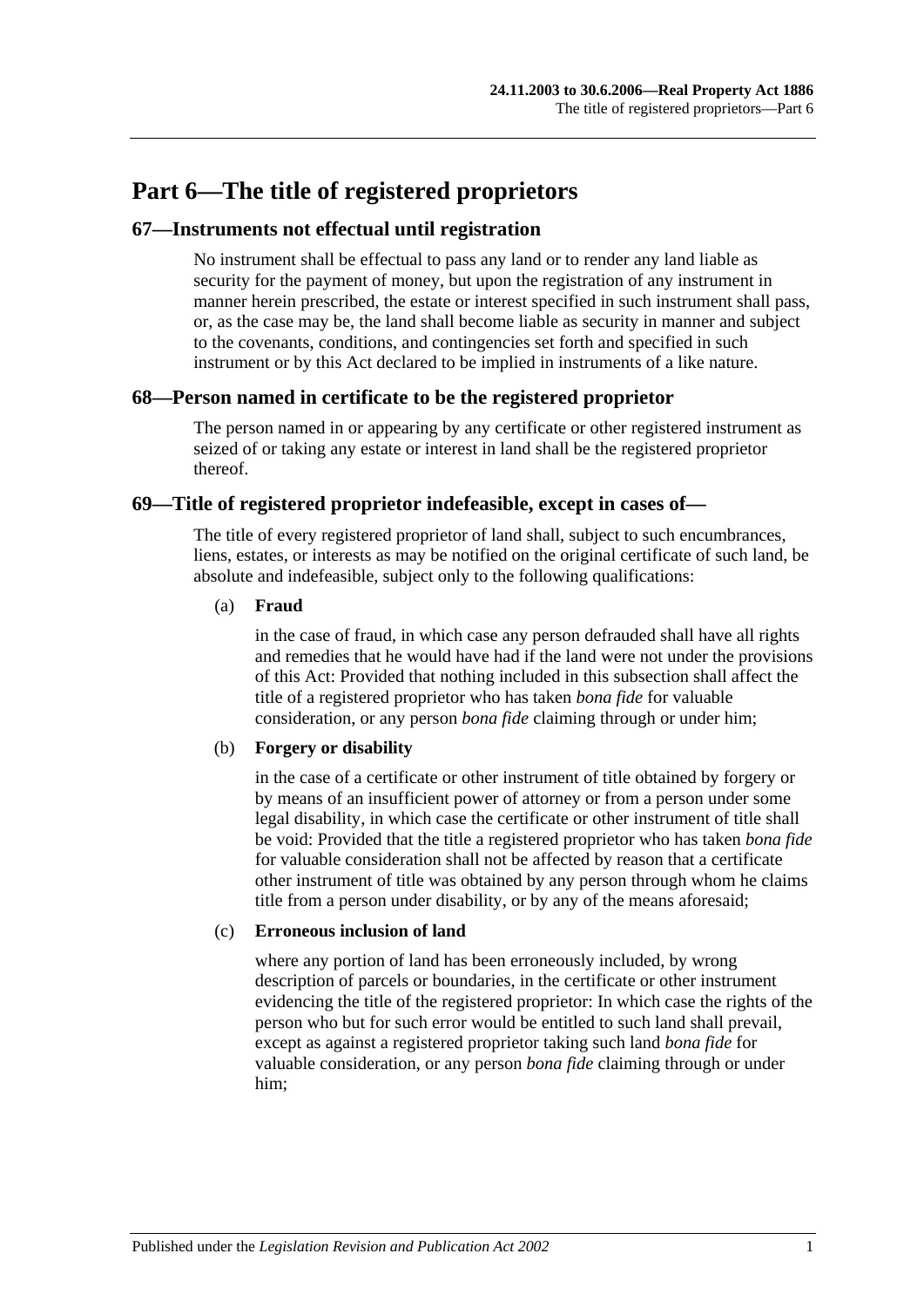# Part 6—The title of registered proprietors

## 67—Instruments not effectual until registration

No instrument shall be effectual to pass any land or to render any land liable as security for the payment of money, but upon the registration of any instrument in manner herein prescribed, the estate or interest specified in such instrument shall pass, or, as the case may be, the land shall become liable as security in manner and subject to the covenants, conditions, and contingencies set forth and specified in such instrument or by this Act declared to be implied in instruments of a like nature.

## 68—Person named in certificate to be the registered proprietor

The person named in or appearing by any certificate or other registered instrument as seized of or taking any estate or interest in land shall be the registered proprietor thereof.

## 69—Title of registered proprietor indefeasible, except in cases of—

The title of every registered proprietor of land shall, subject to such encumbrances, liens, estates, or interests as may be notified on the original certificate of such land, be absolute and indefeasible, subject only to the following qualifications:

(a) **Fraud**

in the case of fraud, in which case any person defrauded shall have all rights and remedies that he would have had if the land were not under the provisions of this Act: Provided that nothing included in this subsection shall affect the title of a registered proprietor who has taken *bona fide* for valuable consideration, or any person *bona fide* claiming through or under him;

(b) **Forgery or disability**

in the case of a certificate or other instrument of title obtained by forgery or by means of an insufficient power of attorney or from a person under some legal disability, in which case the certificate or other instrument of title shall be void: Provided that the title a registered proprietor who has taken *bona fide* for valuable consideration shall not be affected by reason that a certificate other instrument of title was obtained by any person through whom he claims title from a person under disability, or by any of the means aforesaid;

(c) **Erroneous inclusion of land**

where any portion of land has been erroneously included, by wrong description of parcels or boundaries, in the certificate or other instrument evidencing the title of the registered proprietor: In which case the rights of the person who but for such error would be entitled to such land shall prevail, except as against a registered proprietor taking such land *bona fide* for valuable consideration, or any person *bona fide* claiming through or under him;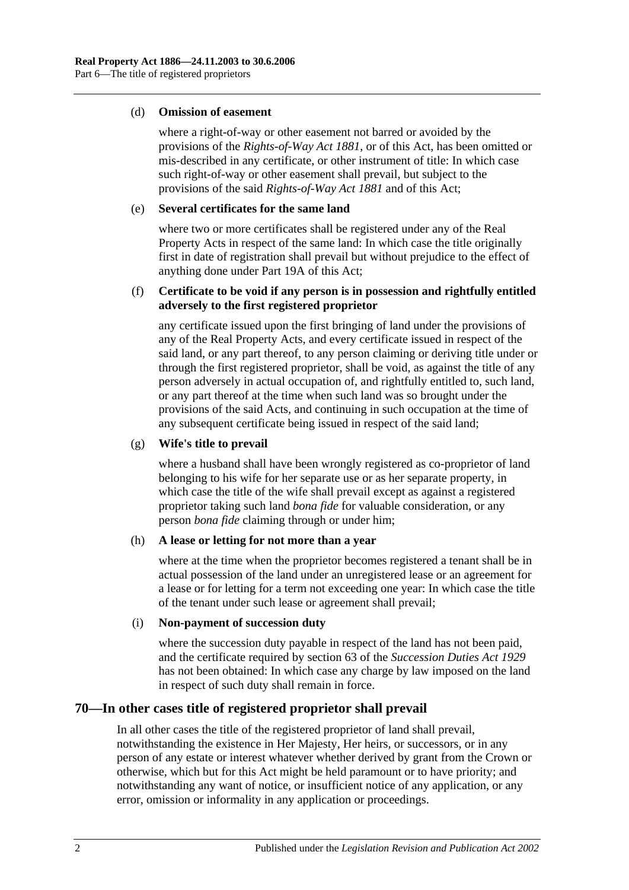(d) **Omission of easement**

where a right-of-way or other easement not barred or avoided by the provisions of the *Rights-of-Way Act 1881*, or of this Act, has been omitted or mis-described in any certificate, or other instrument of title: In which case such right-of-way or other easement shall prevail, but subject to the provisions of the said *Rights-of-Way Act 1881* and of this Act;

(e) **Several certificates for the same land**

where two or more certificates shall be registered under any of the Real Property Acts in respect of the same land: In which case the title originally first in date of registration shall prevail but without prejudice to the effect of anything done under Part 19A of this Act;

(f) **Certificate to be void if any person is in possession and rightfully entitled adversely to the first registered proprietor**

any certificate issued upon the first bringing of land under the provisions of any of the Real Property Acts, and every certificate issued in respect of the said land, or any part thereof, to any person claiming or deriving title under or through the first registered proprietor, shall be void, as against the title of any person adversely in actual occupation of, and rightfully entitled to, such land, or any part thereof at the time when such land was so brought under the provisions of the said Acts, and continuing in such occupation at the time of any subsequent certificate being issued in respect of the said land;

(g) **Wife's title to prevail**

where a husband shall have been wrongly registered as co-proprietor of land belonging to his wife for her separate use or as her separate property, in which case the title of the wife shall prevail except as against a registered proprietor taking such land *bona fide* for valuable consideration, or any person *bona fide* claiming through or under him;

(h) **A lease or letting for not more than a year**

where at the time when the proprietor becomes registered a tenant shall be in actual possession of the land under an unregistered lease or an agreement for a lease or for letting for a term not exceeding one year: In which case the title of the tenant under such lease or agreement shall prevail;

(i) **Non-payment of succession duty**

where the succession duty payable in respect of the land has not been paid, and the certificate required by section 63 of the *Succession Duties Act 1929* has not been obtained: In which case any charge by law imposed on the land in respect of such duty shall remain in force.

## 70—In other cases title of registered proprietor shall prevail

In all other cases the title of the registered proprietor of land shall prevail, notwithstanding the existence in Her Majesty, Her heirs, or successors, or in any person of any estate or interest whatever whether derived by grant from the Crown or otherwise, which but for this Act might be held paramount or to have priority; and notwithstanding any want of notice, or insufficient notice of any application, or any error, omission or informality in any application or proceedings.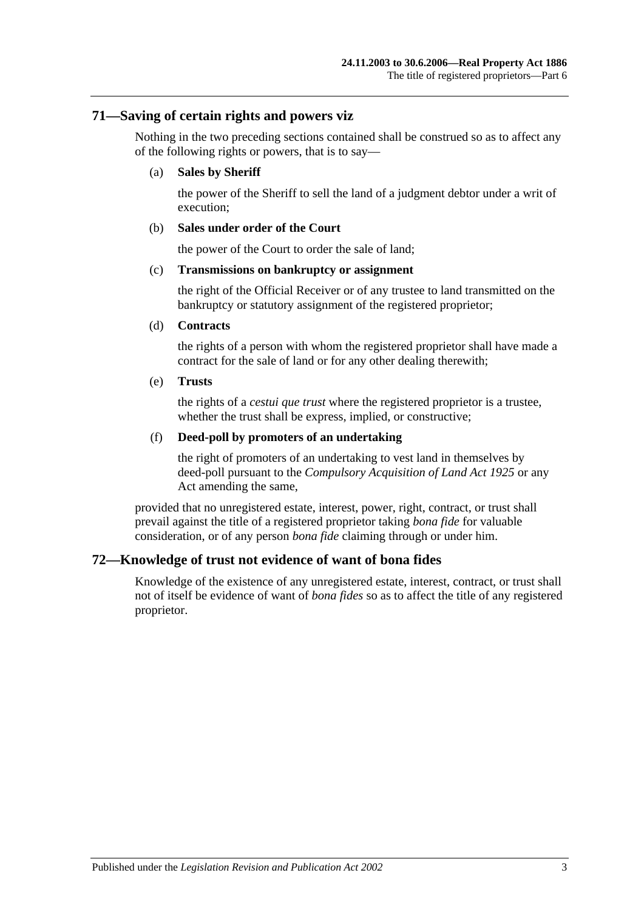## 71—Saving of certain rights and powers viz

Nothing in the two preceding sections contained shall be construed so as to affect any of the following rights or powers, that is to say—

(a) **Sales by Sheriff**

the power of the Sheriff to sell the land of a judgment debtor under a writ of execution;

(b) **Sales under order of the Court**

the power of the Court to order the sale of land;

(c) **Transmissions on bankruptcy or assignment**

the right of the Official Receiver or of any trustee to land transmitted on the bankruptcy or statutory assignment of the registered proprietor;

(d) **Contracts**

the rights of a person with whom the registered proprietor shall have made a contract for the sale of land or for any other dealing therewith;

(e) **Trusts**

the rights of a *cestui que trust* where the registered proprietor is a trustee, whether the trust shall be express, implied, or constructive;

(f) **Deed-poll by promoters of an undertaking**

the right of promoters of an undertaking to vest land in themselves by deed-poll pursuant to the *Compulsory Acquisition of Land Act 1925* or any Act amending the same,

provided that no unregistered estate, interest, power, right, contract, or trust shall prevail against the title of a registered proprietor taking *bona fide* for valuable consideration, or of any person *bona fide* claiming through or under him.

## 72—Knowledge of trust not evidence of want of bona fides

Knowledge of the existence of any unregistered estate, interest, contract, or trust shall not of itself be evidence of want of *bona fides* so as to affect the title of any registered proprietor.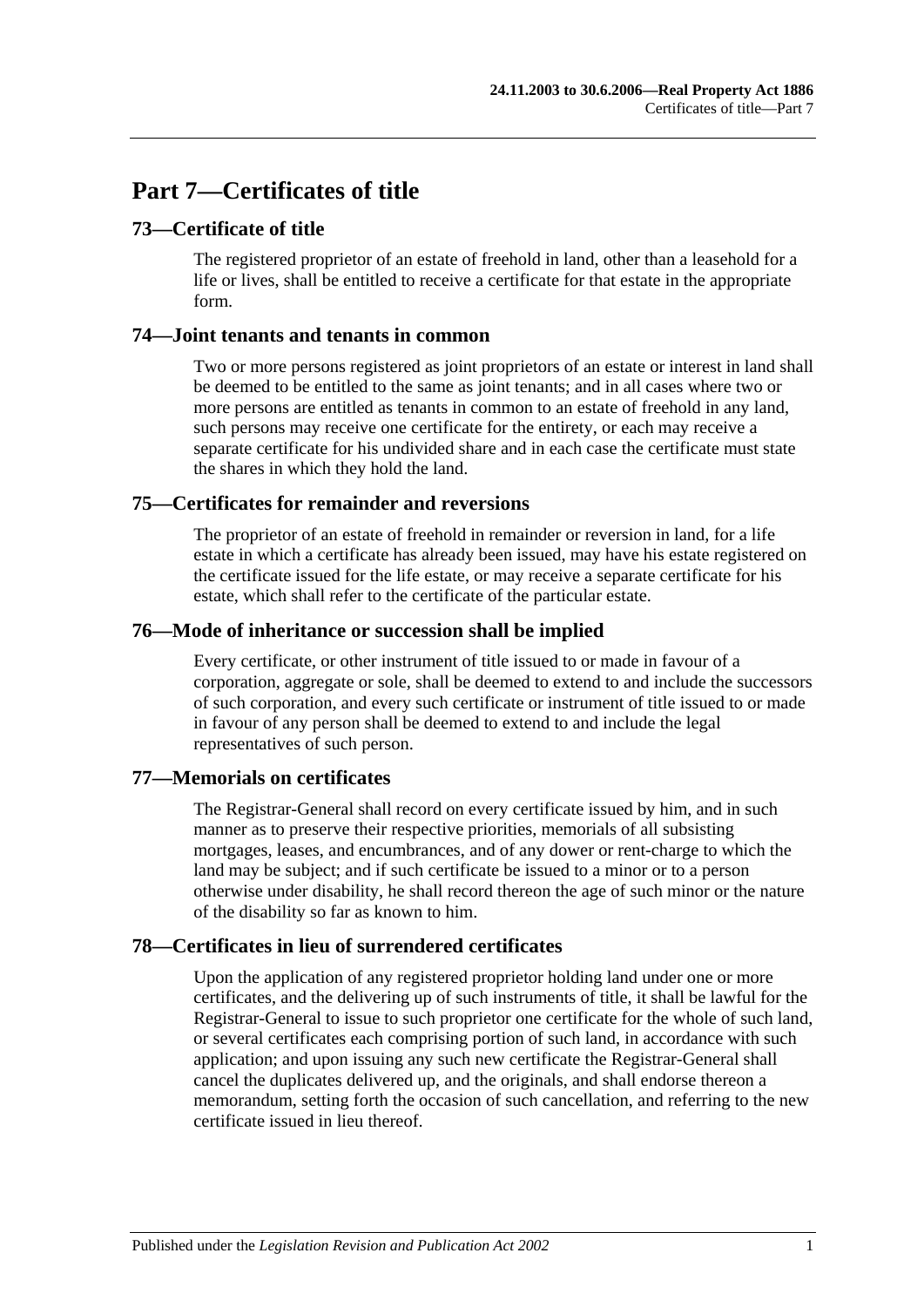# Part 7—Certificates of title

## 73—Certificate of title

The registered proprietor of an estate of freehold in land, other than a leasehold for a life or lives, shall be entitled to receive a certificate for that estate in the appropriate form.

## 74—Joint tenants and tenants in common

Two or more persons registered as joint proprietors of an estate or interest in land shall be deemed to be entitled to the same as joint tenants; and in all cases where two or more persons are entitled as tenants in common to an estate of freehold in any land, such persons may receive one certificate for the entirety, or each may receive a separate certificate for his undivided share and in each case the certificate must state the shares in which they hold the land.

## 75—Certificates for remainder and reversions

The proprietor of an estate of freehold in remainder or reversion in land, for a life estate in which a certificate has already been issued, may have his estate registered on the certificate issued for the life estate, or may receive a separate certificate for his estate, which shall refer to the certificate of the particular estate.

## 76—Mode of inheritance or succession shall be implied

Every certificate, or other instrument of title issued to or made in favour of a corporation, aggregate or sole, shall be deemed to extend to and include the successors of such corporation, and every such certificate or instrument of title issued to or made in favour of any person shall be deemed to extend to and include the legal representatives of such person.

## 77—Memorials on certificates

The Registrar-General shall record on every certificate issued by him, and in such manner as to preserve their respective priorities, memorials of all subsisting mortgages, leases, and encumbrances, and of any dower or rent-charge to which the land may be subject; and if such certificate be issued to a minor or to a person otherwise under disability, he shall record thereon the age of such minor or the nature of the disability so far as known to him.

## 78—Certificates in lieu of surrendered certificates

Upon the application of any registered proprietor holding land under one or more certificates, and the delivering up of such instruments of title, it shall be lawful for the Registrar-General to issue to such proprietor one certificate for the whole of such land, or several certificates each comprising portion of such land, in accordance with such application; and upon issuing any such new certificate the Registrar-General shall cancel the duplicates delivered up, and the originals, and shall endorse thereon a memorandum, setting forth the occasion of such cancellation, and referring to the new certificate issued in lieu thereof.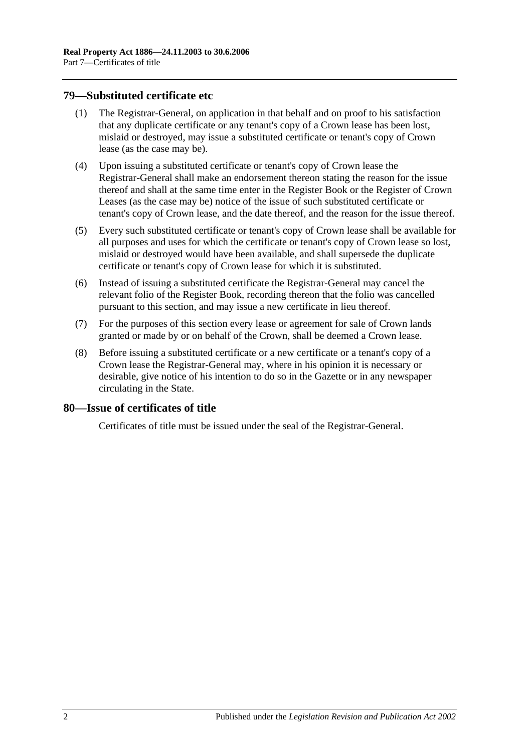## 79—Substituted certificate etc

(1) The Registrar-General, on application in that behalf and on proof to his satisfaction that any duplicate certificate or any tenant's copy of a Crown lease has been lost, mislaid or destroyed, may issue a substituted certificate or tenant's copy of Crown lease (as the case may be).

(4) Upon issuing a substituted certificate or tenant's copy of Crown lease the Registrar-General shall make an endorsement thereon stating the reason for the issue thereof and shall at the same time enter in the Register Book or the Register of Crown Leases (as the case may be) notice of the issue of such substituted certificate or tenant's copy of Crown lease, and the date thereof, and the reason for the issue thereof.

(5) Every such substituted certificate or tenant's copy of Crown lease shall be available for all purposes and uses for which the certificate or tenant's copy of Crown lease so lost, mislaid or destroyed would have been available, and shall supersede the duplicate certificate or tenant's copy of Crown lease for which it is substituted.

(6) Instead of issuing a substituted certificate the Registrar-General may cancel the relevant folio of the Register Book, recording thereon that the folio was cancelled pursuant to this section, and may issue a new certificate in lieu thereof.

(7) For the purposes of this section every lease or agreement for sale of Crown lands granted or made by or on behalf of the Crown, shall be deemed a Crown lease.

(8) Before issuing a substituted certificate or a new certificate or a tenant's copy of a Crown lease the Registrar-General may, where in his opinion it is necessary or desirable, give notice of his intention to do so in the Gazette or in any newspaper circulating in the State.

## 80—Issue of certificates of title

Certificates of title must be issued under the seal of the Registrar-General.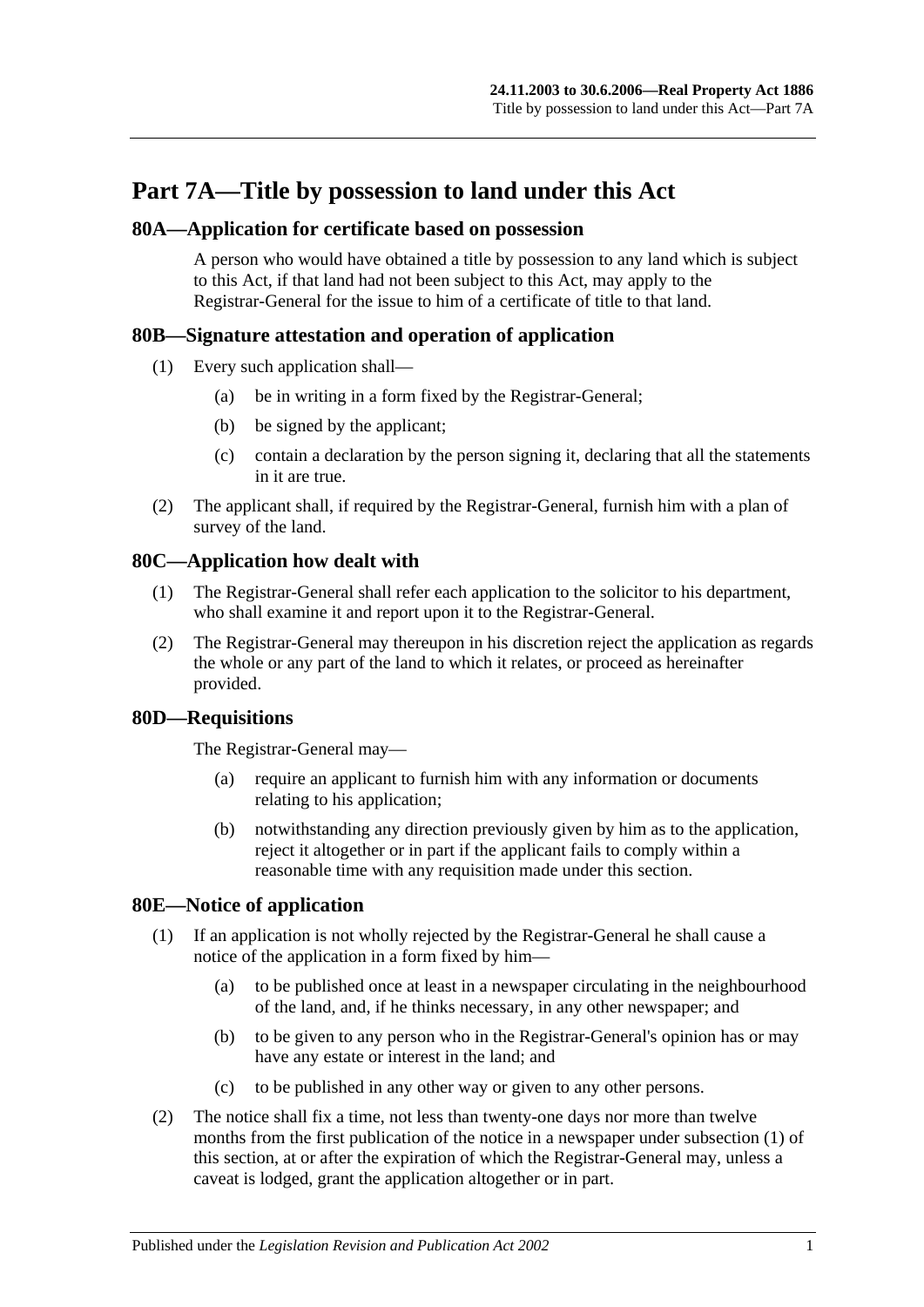# Part 7A—Title by possession to land under this Act

## 80A—Application for certificate based on possession

A person who would have obtained a title by possession to any land which is subject to this Act, if that land had not been subject to this Act, may apply to the Registrar-General for the issue to him of a certificate of title to that land.

## 80B—Signature attestation and operation of application

(1) Every such application shall—

- (a) be in writing in a form fixed by the Registrar-General;
- (b) be signed by the applicant;
- (c) contain a declaration by the person signing it, declaring that all the statements in it are true.

(2) The applicant shall, if required by the Registrar-General, furnish him with a plan of survey of the land.

## 80C—Application how dealt with

(1) The Registrar-General shall refer each application to the solicitor to his department, who shall examine it and report upon it to the Registrar-General.

(2) The Registrar-General may thereupon in his discretion reject the application as regards the whole or any part of the land to which it relates, or proceed as hereinafter provided.

## 80D—Requisitions

The Registrar-General may—

- (a) require an applicant to furnish him with any information or documents relating to his application;
- (b) notwithstanding any direction previously given by him as to the application, reject it altogether or in part if the applicant fails to comply within a reasonable time with any requisition made under this section.

## 80E—Notice of application

(1) If an application is not wholly rejected by the Registrar-General he shall cause a notice of the application in a form fixed by him—

- (a) to be published once at least in a newspaper circulating in the neighbourhood of the land, and, if he thinks necessary, in any other newspaper; and
- (b) to be given to any person who in the Registrar-General's opinion has or may have any estate or interest in the land; and
- (c) to be published in any other way or given to any other persons.

(2) The notice shall fix a time, not less than twenty-one days nor more than twelve months from the first publication of the notice in a newspaper under subsection (1) of this section, at or after the expiration of which the Registrar-General may, unless a caveat is lodged, grant the application altogether or in part.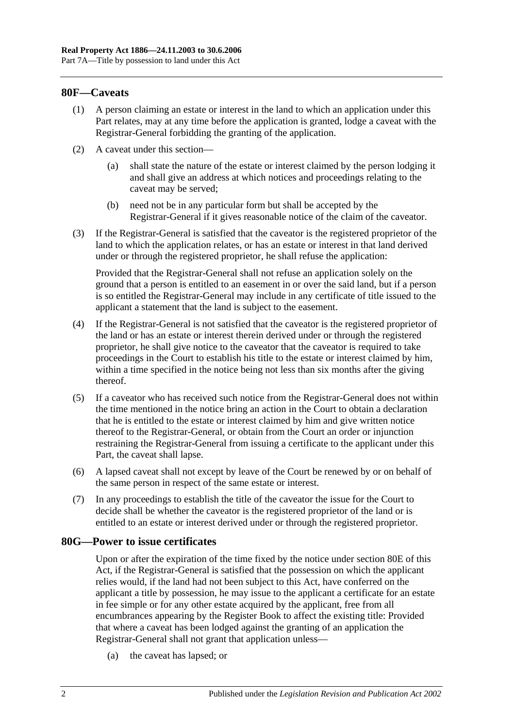## 80F—Caveats

(1) A person claiming an estate or interest in the land to which an application under this Part relates, may at any time before the application is granted, lodge a caveat with the Registrar-General forbidding the granting of the application.

(2) A caveat under this section—

(a) shall state the nature of the estate or interest claimed by the person lodging it and shall give an address at which notices and proceedings relating to the caveat may be served;

(b) need not be in any particular form but shall be accepted by the Registrar-General if it gives reasonable notice of the claim of the caveator.

(3) If the Registrar-General is satisfied that the caveator is the registered proprietor of the land to which the application relates, or has an estate or interest in that land derived under or through the registered proprietor, he shall refuse the application:

Provided that the Registrar-General shall not refuse an application solely on the ground that a person is entitled to an easement in or over the said land, but if a person is so entitled the Registrar-General may include in any certificate of title issued to the applicant a statement that the land is subject to the easement.

(4) If the Registrar-General is not satisfied that the caveator is the registered proprietor of the land or has an estate or interest therein derived under or through the registered proprietor, he shall give notice to the caveator that the caveator is required to take proceedings in the Court to establish his title to the estate or interest claimed by him, within a time specified in the notice being not less than six months after the giving thereof.

(5) If a caveator who has received such notice from the Registrar-General does not within the time mentioned in the notice bring an action in the Court to obtain a declaration that he is entitled to the estate or interest claimed by him and give written notice thereof to the Registrar-General, or obtain from the Court an order or injunction restraining the Registrar-General from issuing a certificate to the applicant under this Part, the caveat shall lapse.

(6) A lapsed caveat shall not except by leave of the Court be renewed by or on behalf of the same person in respect of the same estate or interest.

(7) In any proceedings to establish the title of the caveator the issue for the Court to decide shall be whether the caveator is the registered proprietor of the land or is entitled to an estate or interest derived under or through the registered proprietor.

## 80G—Power to issue certificates

Upon or after the expiration of the time fixed by the notice under section 80E of this Act, if the Registrar-General is satisfied that the possession on which the applicant relies would, if the land had not been subject to this Act, have conferred on the applicant a title by possession, he may issue to the applicant a certificate for an estate in fee simple or for any other estate acquired by the applicant, free from all encumbrances appearing by the Register Book to affect the existing title: Provided that where a caveat has been lodged against the granting of an application the Registrar-General shall not grant that application unless—

(a) the caveat has lapsed; or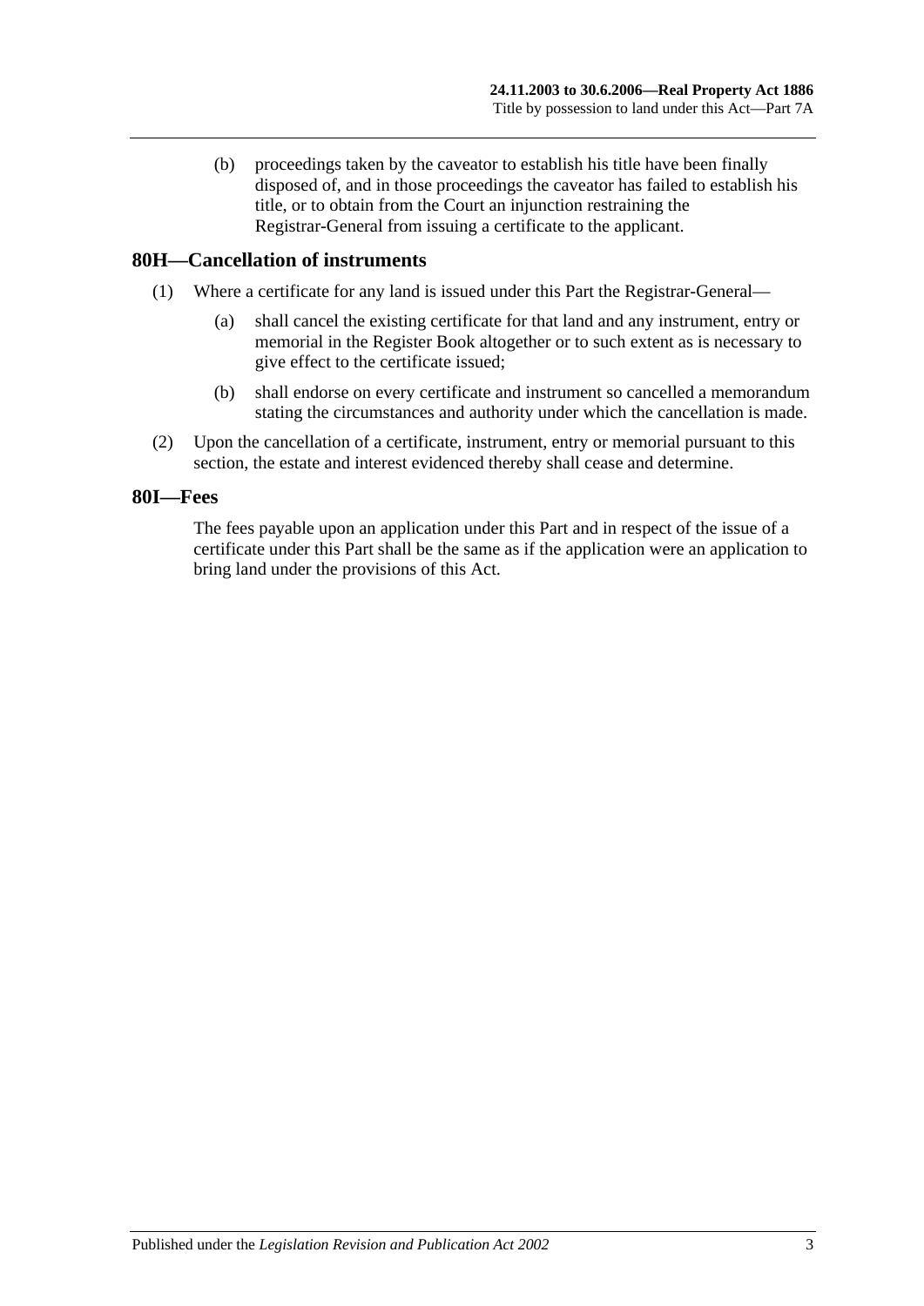(b) proceedings taken by the caveator to establish his title have been finally disposed of, and in those proceedings the caveator has failed to establish his title, or to obtain from the Court an injunction restraining the Registrar-General from issuing a certificate to the applicant.

## 80H—Cancellation of instruments

(1) Where a certificate for any land is issued under this Part the Registrar-General—

(a) shall cancel the existing certificate for that land and any instrument, entry or memorial in the Register Book altogether or to such extent as is necessary to give effect to the certificate issued;

(b) shall endorse on every certificate and instrument so cancelled a memorandum stating the circumstances and authority under which the cancellation is made.

(2) Upon the cancellation of a certificate, instrument, entry or memorial pursuant to this section, the estate and interest evidenced thereby shall cease and determine.

## 80I—Fees

The fees payable upon an application under this Part and in respect of the issue of a certificate under this Part shall be the same as if the application were an application to bring land under the provisions of this Act.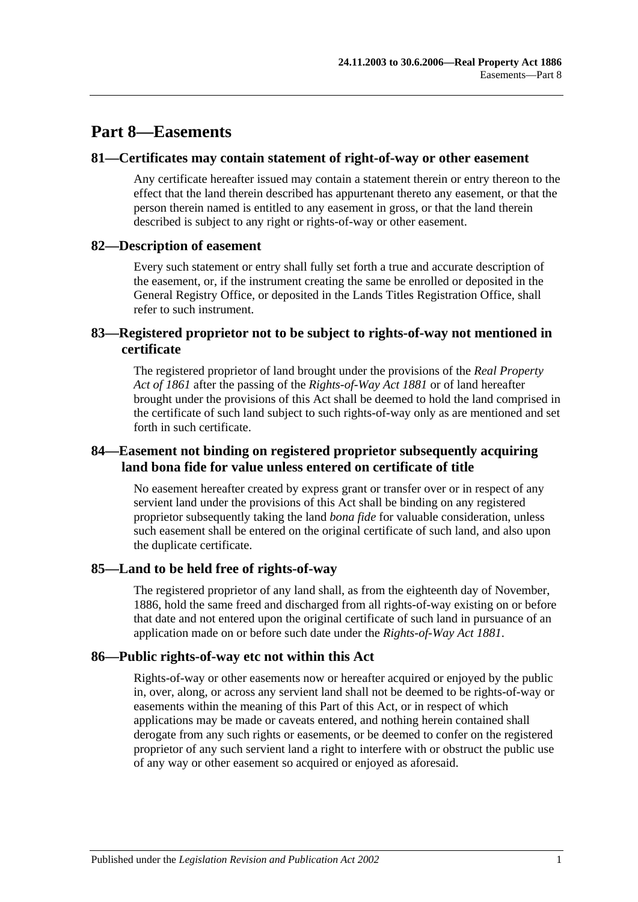# Part 8—Easements

## 81—Certificates may contain statement of right-of-way or other easement

Any certificate hereafter issued may contain a statement therein or entry thereon to the effect that the land therein described has appurtenant thereto any easement, or that the person therein named is entitled to any easement in gross, or that the land therein described is subject to any right or rights-of-way or other easement.

## 82—Description of easement

Every such statement or entry shall fully set forth a true and accurate description of the easement, or, if the instrument creating the same be enrolled or deposited in the General Registry Office, or deposited in the Lands Titles Registration Office, shall refer to such instrument.

## 83—Registered proprietor not to be subject to rights-of-way not mentioned in certificate

The registered proprietor of land brought under the provisions of the *Real Property Act of 1861* after the passing of the *Rights-of-Way Act 1881* or of land hereafter brought under the provisions of this Act shall be deemed to hold the land comprised in the certificate of such land subject to such rights-of-way only as are mentioned and set forth in such certificate.

## 84—Easement not binding on registered proprietor subsequently acquiring land bona fide for value unless entered on certificate of title

No easement hereafter created by express grant or transfer over or in respect of any servient land under the provisions of this Act shall be binding on any registered proprietor subsequently taking the land *bona fide* for valuable consideration, unless such easement shall be entered on the original certificate of such land, and also upon the duplicate certificate.

## 85—Land to be held free of rights-of-way

The registered proprietor of any land shall, as from the eighteenth day of November, 1886, hold the same freed and discharged from all rights-of-way existing on or before that date and not entered upon the original certificate of such land in pursuance of an application made on or before such date under the *Rights-of-Way Act 1881*.

## 86—Public rights-of-way etc not within this Act

Rights-of-way or other easements now or hereafter acquired or enjoyed by the public in, over, along, or across any servient land shall not be deemed to be rights-of-way or easements within the meaning of this Part of this Act, or in respect of which applications may be made or caveats entered, and nothing herein contained shall derogate from any such rights or easements, or be deemed to confer on the registered proprietor of any such servient land a right to interfere with or obstruct the public use of any way or other easement so acquired or enjoyed as aforesaid.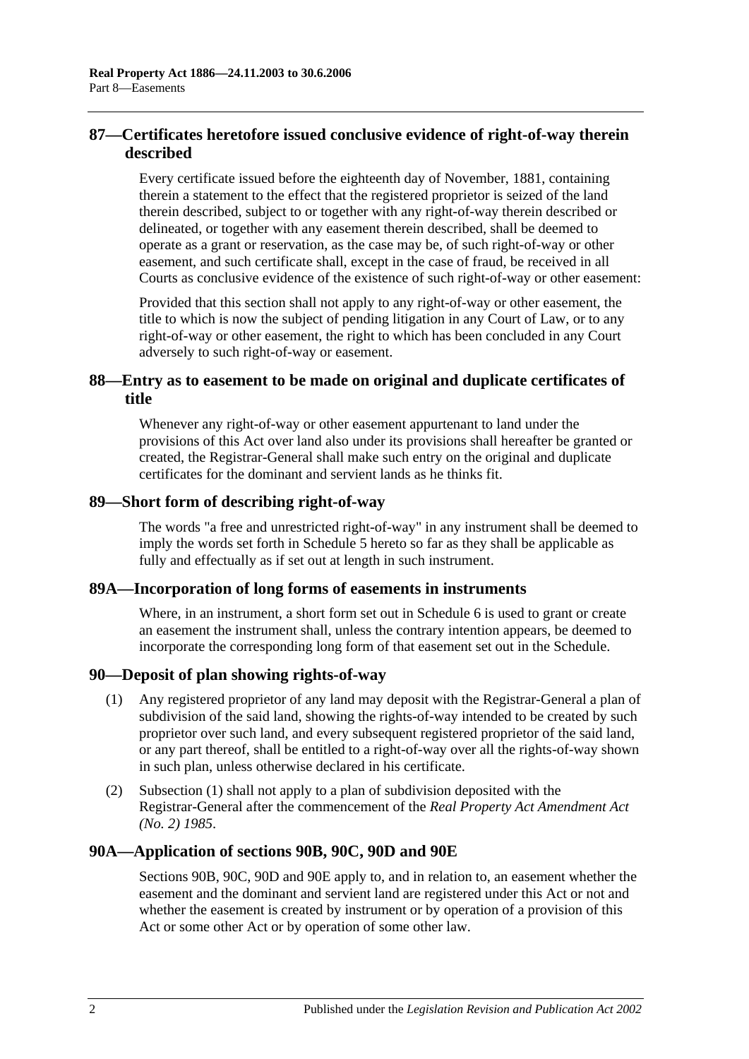## 87—Certificates heretofore issued conclusive evidence of right-of-way therein described

Every certificate issued before the eighteenth day of November, 1881, containing therein a statement to the effect that the registered proprietor is seized of the land therein described, subject to or together with any right-of-way therein described or delineated, or together with any easement therein described, shall be deemed to operate as a grant or reservation, as the case may be, of such right-of-way or other easement, and such certificate shall, except in the case of fraud, be received in all Courts as conclusive evidence of the existence of such right-of-way or other easement:

Provided that this section shall not apply to any right-of-way or other easement, the title to which is now the subject of pending litigation in any Court of Law, or to any right-of-way or other easement, the right to which has been concluded in any Court adversely to such right-of-way or easement.

## 88—Entry as to easement to be made on original and duplicate certificates of title

Whenever any right-of-way or other easement appurtenant to land under the provisions of this Act over land also under its provisions shall hereafter be granted or created, the Registrar-General shall make such entry on the original and duplicate certificates for the dominant and servient lands as he thinks fit.

## 89—Short form of describing right-of-way

The words "a free and unrestricted right-of-way" in any instrument shall be deemed to imply the words set forth in Schedule 5 hereto so far as they shall be applicable as fully and effectually as if set out at length in such instrument.

## 89A—Incorporation of long forms of easements in instruments

Where, in an instrument, a short form set out in Schedule 6 is used to grant or create an easement the instrument shall, unless the contrary intention appears, be deemed to incorporate the corresponding long form of that easement set out in the Schedule.

## 90—Deposit of plan showing rights-of-way

(1) Any registered proprietor of any land may deposit with the Registrar-General a plan of subdivision of the said land, showing the rights-of-way intended to be created by such proprietor over such land, and every subsequent registered proprietor of the said land, or any part thereof, shall be entitled to a right-of-way over all the rights-of-way shown in such plan, unless otherwise declared in his certificate.

(2) Subsection (1) shall not apply to a plan of subdivision deposited with the Registrar-General after the commencement of the *Real Property Act Amendment Act (No. 2) 1985*.

## 90A—Application of sections 90B, 90C, 90D and 90E

Sections 90B, 90C, 90D and 90E apply to, and in relation to, an easement whether the easement and the dominant and servient land are registered under this Act or not and whether the easement is created by instrument or by operation of a provision of this Act or some other Act or by operation of some other law.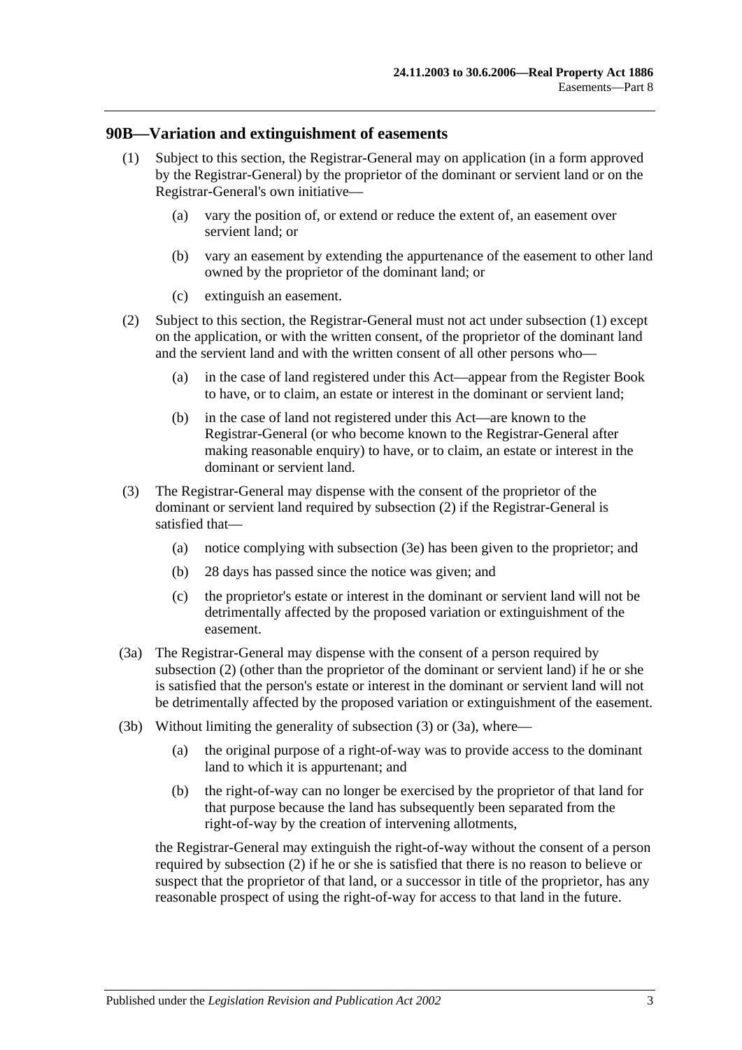## 90B—Variation and extinguishment of easements

(1) Subject to this section, the Registrar-General may on application (in a form approved by the Registrar-General) by the proprietor of the dominant or servient land or on the Registrar-General's own initiative—

(a) vary the position of, or extend or reduce the extent of, an easement over servient land; or

(b) vary an easement by extending the appurtenance of the easement to other land owned by the proprietor of the dominant land; or

(c) extinguish an easement.

(2) Subject to this section, the Registrar-General must not act under subsection (1) except on the application, or with the written consent, of the proprietor of the dominant land and the servient land and with the written consent of all other persons who—

(a) in the case of land registered under this Act—appear from the Register Book to have, or to claim, an estate or interest in the dominant or servient land;

(b) in the case of land not registered under this Act—are known to the Registrar-General (or who become known to the Registrar-General after making reasonable enquiry) to have, or to claim, an estate or interest in the dominant or servient land.

(3) The Registrar-General may dispense with the consent of the proprietor of the dominant or servient land required by subsection (2) if the Registrar-General is satisfied that—

(a) notice complying with subsection (3e) has been given to the proprietor; and

(b) 28 days has passed since the notice was given; and

(c) the proprietor's estate or interest in the dominant or servient land will not be detrimentally affected by the proposed variation or extinguishment of the easement.

(3a) The Registrar-General may dispense with the consent of a person required by subsection (2) (other than the proprietor of the dominant or servient land) if he or she is satisfied that the person's estate or interest in the dominant or servient land will not be detrimentally affected by the proposed variation or extinguishment of the easement.

(3b) Without limiting the generality of subsection (3) or (3a), where—

(a) the original purpose of a right-of-way was to provide access to the dominant land to which it is appurtenant; and

(b) the right-of-way can no longer be exercised by the proprietor of that land for that purpose because the land has subsequently been separated from the right-of-way by the creation of intervening allotments,

the Registrar-General may extinguish the right-of-way without the consent of a person required by subsection (2) if he or she is satisfied that there is no reason to believe or suspect that the proprietor of that land, or a successor in title of the proprietor, has any reasonable prospect of using the right-of-way for access to that land in the future.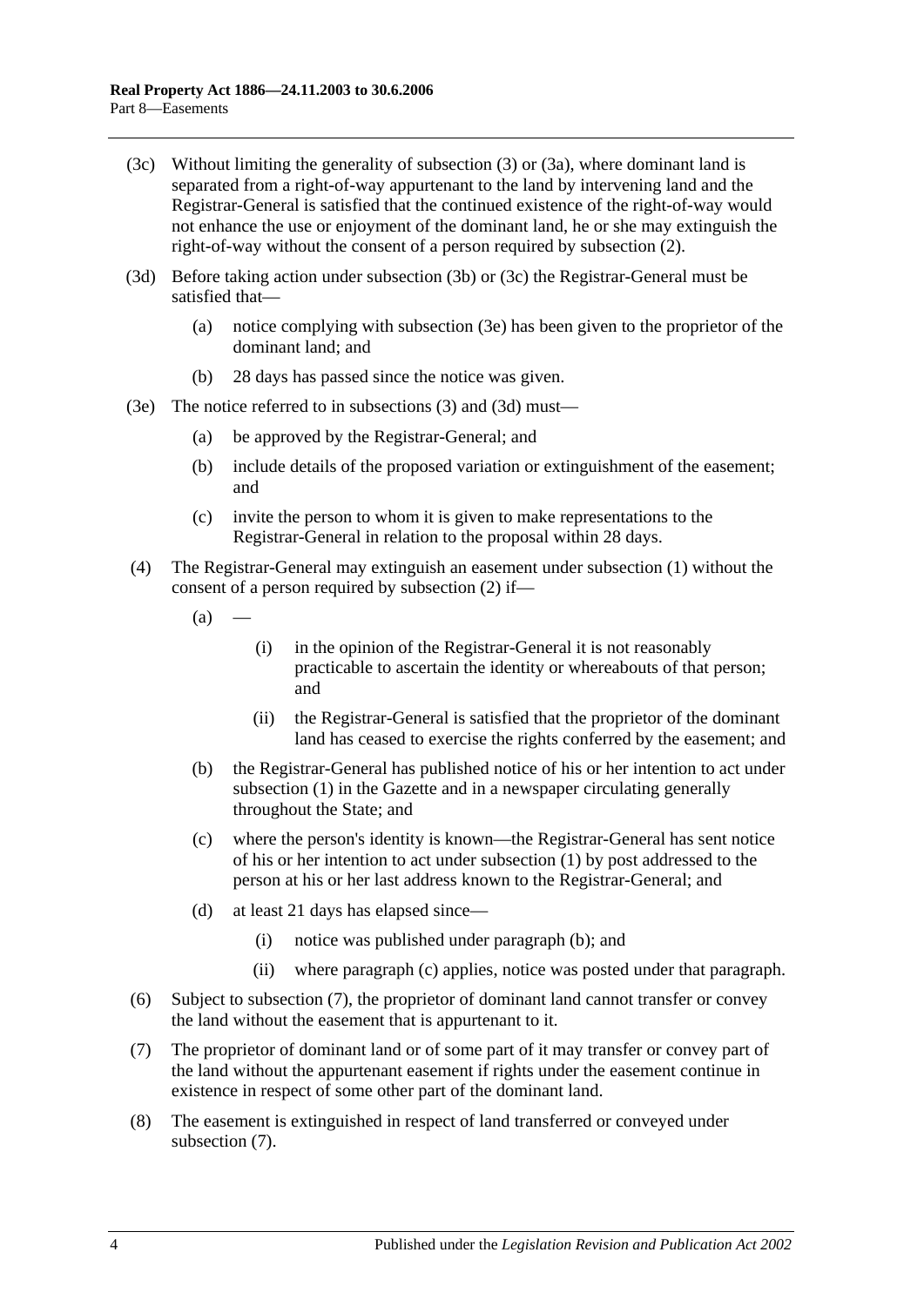(3c) Without limiting the generality of subsection (3) or (3a), where dominant land is separated from a right-of-way appurtenant to the land by intervening land and the Registrar-General is satisfied that the continued existence of the right-of-way would not enhance the use or enjoyment of the dominant land, he or she may extinguish the right-of-way without the consent of a person required by subsection (2).

(3d) Before taking action under subsection (3b) or (3c) the Registrar-General must be satisfied that—

(a) notice complying with subsection (3e) has been given to the proprietor of the dominant land; and

(b) 28 days has passed since the notice was given.

(3e) The notice referred to in subsections (3) and (3d) must—

(a) be approved by the Registrar-General; and

(b) include details of the proposed variation or extinguishment of the easement; and

(c) invite the person to whom it is given to make representations to the Registrar-General in relation to the proposal within 28 days.

(4) The Registrar-General may extinguish an easement under subsection (1) without the consent of a person required by subsection (2) if—

(a) —

(i) in the opinion of the Registrar-General it is not reasonably practicable to ascertain the identity or whereabouts of that person; and

(ii) the Registrar-General is satisfied that the proprietor of the dominant land has ceased to exercise the rights conferred by the easement; and

(b) the Registrar-General has published notice of his or her intention to act under subsection (1) in the Gazette and in a newspaper circulating generally throughout the State; and

(c) where the person's identity is known—the Registrar-General has sent notice of his or her intention to act under subsection (1) by post addressed to the person at his or her last address known to the Registrar-General; and

(d) at least 21 days has elapsed since—

(i) notice was published under paragraph (b); and

(ii) where paragraph (c) applies, notice was posted under that paragraph.

(6) Subject to subsection (7), the proprietor of dominant land cannot transfer or convey the land without the easement that is appurtenant to it.

(7) The proprietor of dominant land or of some part of it may transfer or convey part of the land without the appurtenant easement if rights under the easement continue in existence in respect of some other part of the dominant land.

(8) The easement is extinguished in respect of land transferred or conveyed under subsection (7).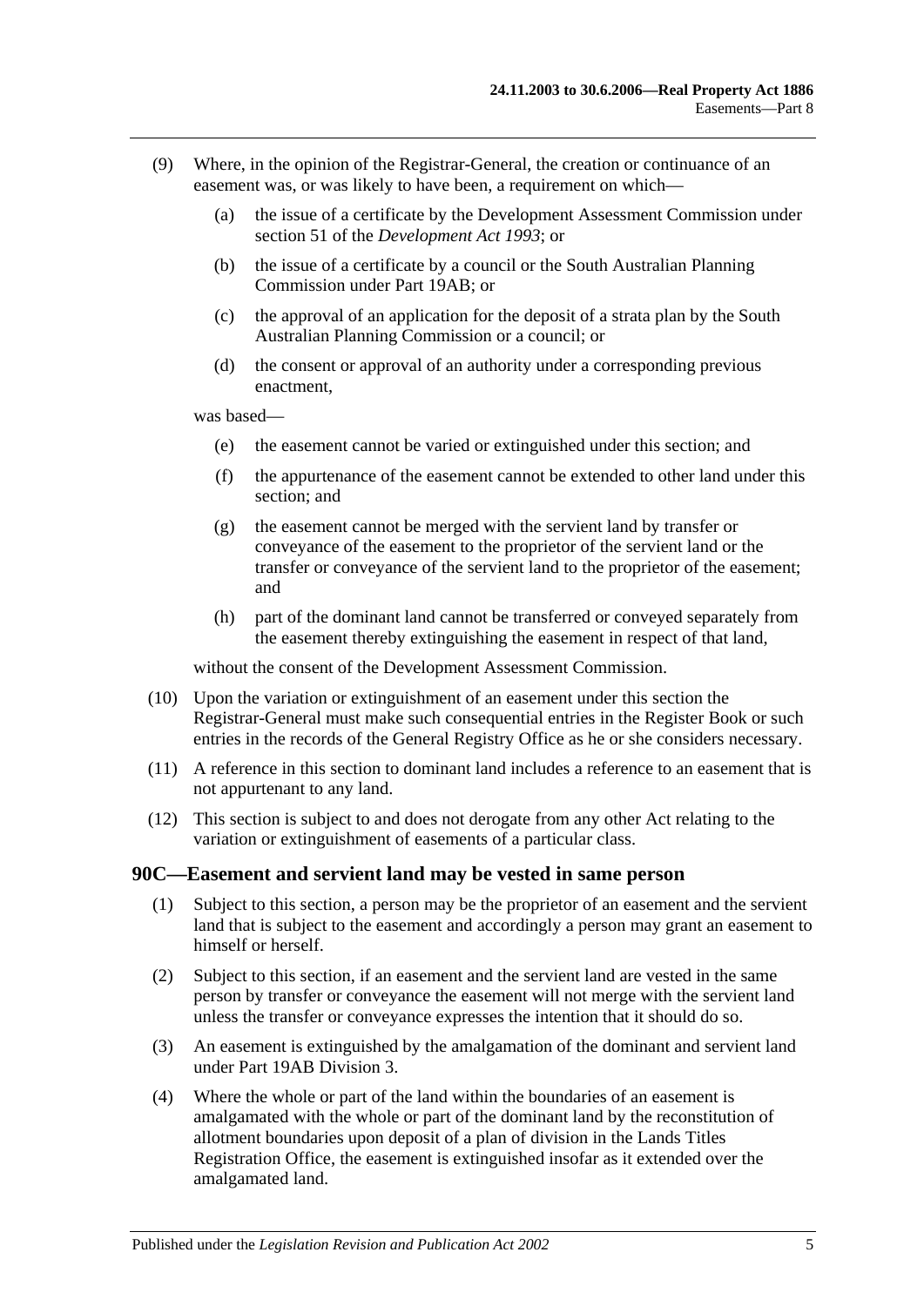(9) Where, in the opinion of the Registrar-General, the creation or continuance of an easement was, or was likely to have been, a requirement on which—

(a) the issue of a certificate by the Development Assessment Commission under section 51 of the *Development Act 1993*; or

(b) the issue of a certificate by a council or the South Australian Planning Commission under Part 19AB; or

(c) the approval of an application for the deposit of a strata plan by the South Australian Planning Commission or a council; or

(d) the consent or approval of an authority under a corresponding previous enactment,

was based—

(e) the easement cannot be varied or extinguished under this section; and

(f) the appurtenance of the easement cannot be extended to other land under this section; and

(g) the easement cannot be merged with the servient land by transfer or conveyance of the easement to the proprietor of the servient land or the transfer or conveyance of the servient land to the proprietor of the easement; and

(h) part of the dominant land cannot be transferred or conveyed separately from the easement thereby extinguishing the easement in respect of that land,

without the consent of the Development Assessment Commission.

(10) Upon the variation or extinguishment of an easement under this section the Registrar-General must make such consequential entries in the Register Book or such entries in the records of the General Registry Office as he or she considers necessary.

(11) A reference in this section to dominant land includes a reference to an easement that is not appurtenant to any land.

(12) This section is subject to and does not derogate from any other Act relating to the variation or extinguishment of easements of a particular class.

## 90C—Easement and servient land may be vested in same person

(1) Subject to this section, a person may be the proprietor of an easement and the servient land that is subject to the easement and accordingly a person may grant an easement to himself or herself.

(2) Subject to this section, if an easement and the servient land are vested in the same person by transfer or conveyance the easement will not merge with the servient land unless the transfer or conveyance expresses the intention that it should do so.

(3) An easement is extinguished by the amalgamation of the dominant and servient land under Part 19AB Division 3.

(4) Where the whole or part of the land within the boundaries of an easement is amalgamated with the whole or part of the dominant land by the reconstitution of allotment boundaries upon deposit of a plan of division in the Lands Titles Registration Office, the easement is extinguished insofar as it extended over the amalgamated land.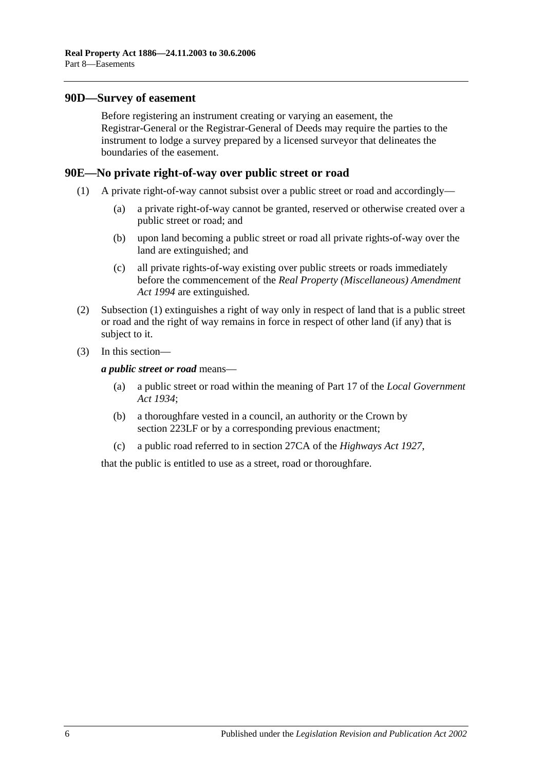## 90D—Survey of easement

Before registering an instrument creating or varying an easement, the Registrar-General or the Registrar-General of Deeds may require the parties to the instrument to lodge a survey prepared by a licensed surveyor that delineates the boundaries of the easement.

## 90E—No private right-of-way over public street or road

(1) A private right-of-way cannot subsist over a public street or road and accordingly—

(a) a private right-of-way cannot be granted, reserved or otherwise created over a public street or road; and

(b) upon land becoming a public street or road all private rights-of-way over the land are extinguished; and

(c) all private rights-of-way existing over public streets or roads immediately before the commencement of the *Real Property (Miscellaneous) Amendment Act 1994* are extinguished.

(2) Subsection (1) extinguishes a right of way only in respect of land that is a public street or road and the right of way remains in force in respect of other land (if any) that is subject to it.

(3) In this section—

***a public street or road*** means—

(a) a public street or road within the meaning of Part 17 of the *Local Government Act 1934*;

(b) a thoroughfare vested in a council, an authority or the Crown by section 223LF or by a corresponding previous enactment;

(c) a public road referred to in section 27CA of the *Highways Act 1927*,

that the public is entitled to use as a street, road or thoroughfare.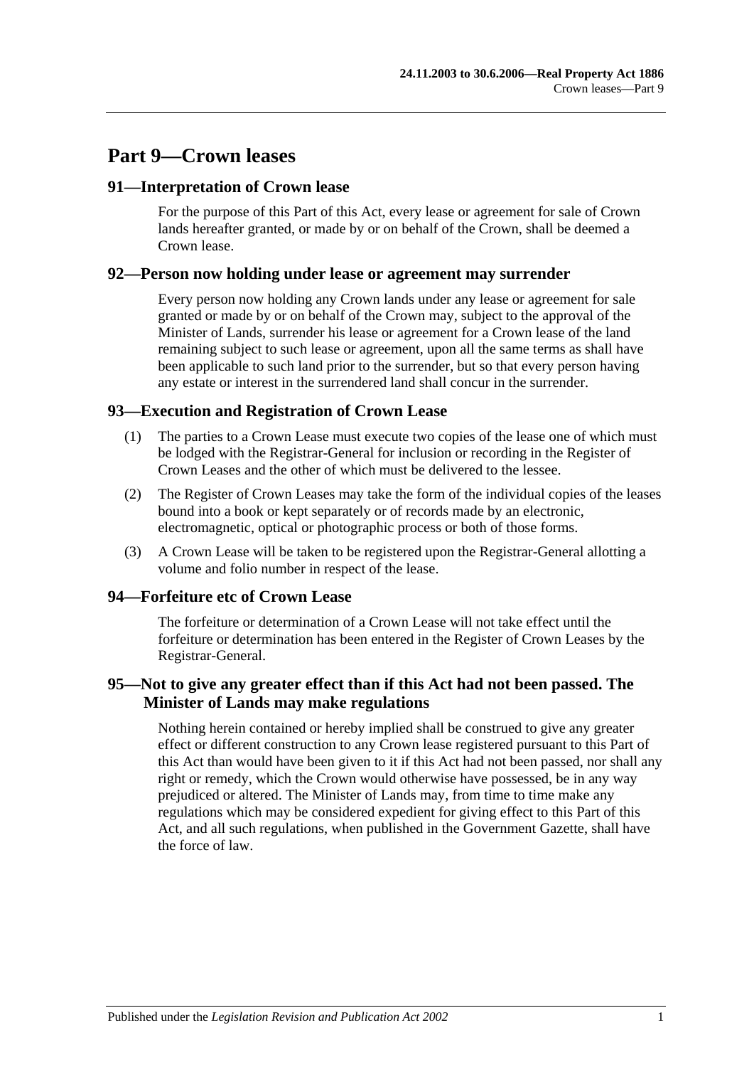# Part 9—Crown leases

## 91—Interpretation of Crown lease

For the purpose of this Part of this Act, every lease or agreement for sale of Crown lands hereafter granted, or made by or on behalf of the Crown, shall be deemed a Crown lease.

## 92—Person now holding under lease or agreement may surrender

Every person now holding any Crown lands under any lease or agreement for sale granted or made by or on behalf of the Crown may, subject to the approval of the Minister of Lands, surrender his lease or agreement for a Crown lease of the land remaining subject to such lease or agreement, upon all the same terms as shall have been applicable to such land prior to the surrender, but so that every person having any estate or interest in the surrendered land shall concur in the surrender.

## 93—Execution and Registration of Crown Lease

(1) The parties to a Crown Lease must execute two copies of the lease one of which must be lodged with the Registrar-General for inclusion or recording in the Register of Crown Leases and the other of which must be delivered to the lessee.

(2) The Register of Crown Leases may take the form of the individual copies of the leases bound into a book or kept separately or of records made by an electronic, electromagnetic, optical or photographic process or both of those forms.

(3) A Crown Lease will be taken to be registered upon the Registrar-General allotting a volume and folio number in respect of the lease.

## 94—Forfeiture etc of Crown Lease

The forfeiture or determination of a Crown Lease will not take effect until the forfeiture or determination has been entered in the Register of Crown Leases by the Registrar-General.

## 95—Not to give any greater effect than if this Act had not been passed. The Minister of Lands may make regulations

Nothing herein contained or hereby implied shall be construed to give any greater effect or different construction to any Crown lease registered pursuant to this Part of this Act than would have been given to it if this Act had not been passed, nor shall any right or remedy, which the Crown would otherwise have possessed, be in any way prejudiced or altered. The Minister of Lands may, from time to time make any regulations which may be considered expedient for giving effect to this Part of this Act, and all such regulations, when published in the Government Gazette, shall have the force of law.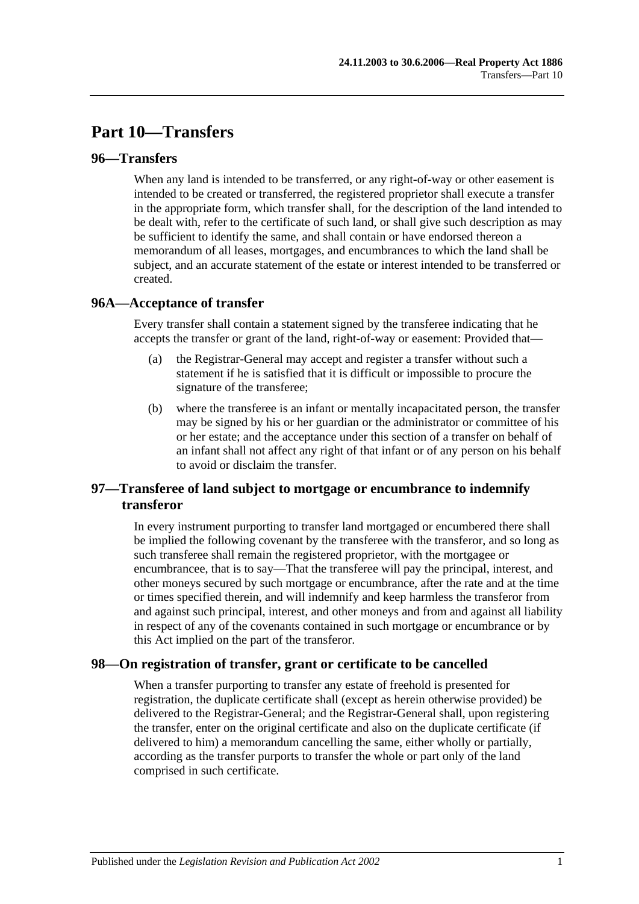# Part 10—Transfers

## 96—Transfers

When any land is intended to be transferred, or any right-of-way or other easement is intended to be created or transferred, the registered proprietor shall execute a transfer in the appropriate form, which transfer shall, for the description of the land intended to be dealt with, refer to the certificate of such land, or shall give such description as may be sufficient to identify the same, and shall contain or have endorsed thereon a memorandum of all leases, mortgages, and encumbrances to which the land shall be subject, and an accurate statement of the estate or interest intended to be transferred or created.

## 96A—Acceptance of transfer

Every transfer shall contain a statement signed by the transferee indicating that he accepts the transfer or grant of the land, right-of-way or easement: Provided that—

(a) the Registrar-General may accept and register a transfer without such a statement if he is satisfied that it is difficult or impossible to procure the signature of the transferee;

(b) where the transferee is an infant or mentally incapacitated person, the transfer may be signed by his or her guardian or the administrator or committee of his or her estate; and the acceptance under this section of a transfer on behalf of an infant shall not affect any right of that infant or of any person on his behalf to avoid or disclaim the transfer.

## 97—Transferee of land subject to mortgage or encumbrance to indemnify transferor

In every instrument purporting to transfer land mortgaged or encumbered there shall be implied the following covenant by the transferee with the transferor, and so long as such transferee shall remain the registered proprietor, with the mortgagee or encumbrancee, that is to say—That the transferee will pay the principal, interest, and other moneys secured by such mortgage or encumbrance, after the rate and at the time or times specified therein, and will indemnify and keep harmless the transferor from and against such principal, interest, and other moneys and from and against all liability in respect of any of the covenants contained in such mortgage or encumbrance or by this Act implied on the part of the transferor.

## 98—On registration of transfer, grant or certificate to be cancelled

When a transfer purporting to transfer any estate of freehold is presented for registration, the duplicate certificate shall (except as herein otherwise provided) be delivered to the Registrar-General; and the Registrar-General shall, upon registering the transfer, enter on the original certificate and also on the duplicate certificate (if delivered to him) a memorandum cancelling the same, either wholly or partially, according as the transfer purports to transfer the whole or part only of the land comprised in such certificate.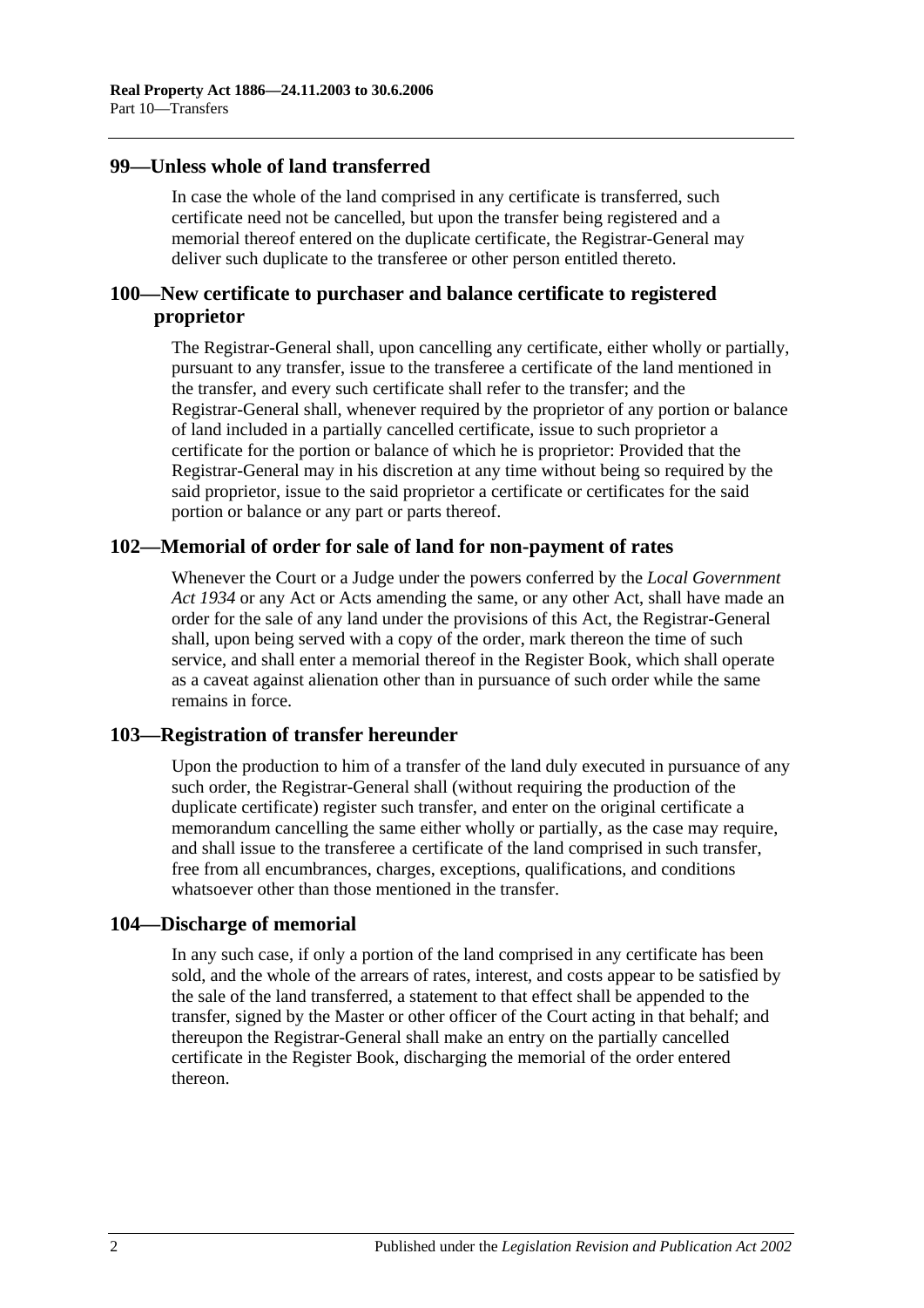## 99—Unless whole of land transferred

In case the whole of the land comprised in any certificate is transferred, such certificate need not be cancelled, but upon the transfer being registered and a memorial thereof entered on the duplicate certificate, the Registrar-General may deliver such duplicate to the transferee or other person entitled thereto.

## 100—New certificate to purchaser and balance certificate to registered proprietor

The Registrar-General shall, upon cancelling any certificate, either wholly or partially, pursuant to any transfer, issue to the transferee a certificate of the land mentioned in the transfer, and every such certificate shall refer to the transfer; and the Registrar-General shall, whenever required by the proprietor of any portion or balance of land included in a partially cancelled certificate, issue to such proprietor a certificate for the portion or balance of which he is proprietor: Provided that the Registrar-General may in his discretion at any time without being so required by the said proprietor, issue to the said proprietor a certificate or certificates for the said portion or balance or any part or parts thereof.

## 102—Memorial of order for sale of land for non-payment of rates

Whenever the Court or a Judge under the powers conferred by the *Local Government Act 1934* or any Act or Acts amending the same, or any other Act, shall have made an order for the sale of any land under the provisions of this Act, the Registrar-General shall, upon being served with a copy of the order, mark thereon the time of such service, and shall enter a memorial thereof in the Register Book, which shall operate as a caveat against alienation other than in pursuance of such order while the same remains in force.

## 103—Registration of transfer hereunder

Upon the production to him of a transfer of the land duly executed in pursuance of any such order, the Registrar-General shall (without requiring the production of the duplicate certificate) register such transfer, and enter on the original certificate a memorandum cancelling the same either wholly or partially, as the case may require, and shall issue to the transferee a certificate of the land comprised in such transfer, free from all encumbrances, charges, exceptions, qualifications, and conditions whatsoever other than those mentioned in the transfer.

## 104—Discharge of memorial

In any such case, if only a portion of the land comprised in any certificate has been sold, and the whole of the arrears of rates, interest, and costs appear to be satisfied by the sale of the land transferred, a statement to that effect shall be appended to the transfer, signed by the Master or other officer of the Court acting in that behalf; and thereupon the Registrar-General shall make an entry on the partially cancelled certificate in the Register Book, discharging the memorial of the order entered thereon.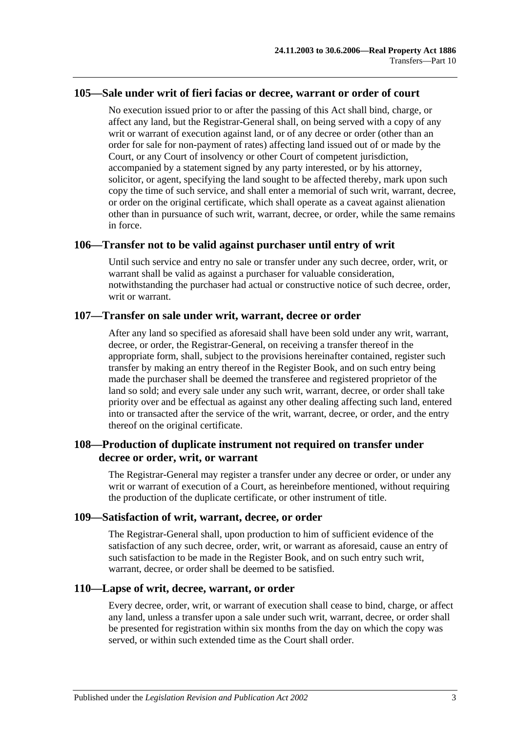## 105—Sale under writ of fieri facias or decree, warrant or order of court

No execution issued prior to or after the passing of this Act shall bind, charge, or affect any land, but the Registrar-General shall, on being served with a copy of any writ or warrant of execution against land, or of any decree or order (other than an order for sale for non-payment of rates) affecting land issued out of or made by the Court, or any Court of insolvency or other Court of competent jurisdiction, accompanied by a statement signed by any party interested, or by his attorney, solicitor, or agent, specifying the land sought to be affected thereby, mark upon such copy the time of such service, and shall enter a memorial of such writ, warrant, decree, or order on the original certificate, which shall operate as a caveat against alienation other than in pursuance of such writ, warrant, decree, or order, while the same remains in force.

## 106—Transfer not to be valid against purchaser until entry of writ

Until such service and entry no sale or transfer under any such decree, order, writ, or warrant shall be valid as against a purchaser for valuable consideration, notwithstanding the purchaser had actual or constructive notice of such decree, order, writ or warrant.

## 107—Transfer on sale under writ, warrant, decree or order

After any land so specified as aforesaid shall have been sold under any writ, warrant, decree, or order, the Registrar-General, on receiving a transfer thereof in the appropriate form, shall, subject to the provisions hereinafter contained, register such transfer by making an entry thereof in the Register Book, and on such entry being made the purchaser shall be deemed the transferee and registered proprietor of the land so sold; and every sale under any such writ, warrant, decree, or order shall take priority over and be effectual as against any other dealing affecting such land, entered into or transacted after the service of the writ, warrant, decree, or order, and the entry thereof on the original certificate.

## 108—Production of duplicate instrument not required on transfer under decree or order, writ, or warrant

The Registrar-General may register a transfer under any decree or order, or under any writ or warrant of execution of a Court, as hereinbefore mentioned, without requiring the production of the duplicate certificate, or other instrument of title.

## 109—Satisfaction of writ, warrant, decree, or order

The Registrar-General shall, upon production to him of sufficient evidence of the satisfaction of any such decree, order, writ, or warrant as aforesaid, cause an entry of such satisfaction to be made in the Register Book, and on such entry such writ, warrant, decree, or order shall be deemed to be satisfied.

## 110—Lapse of writ, decree, warrant, or order

Every decree, order, writ, or warrant of execution shall cease to bind, charge, or affect any land, unless a transfer upon a sale under such writ, warrant, decree, or order shall be presented for registration within six months from the day on which the copy was served, or within such extended time as the Court shall order.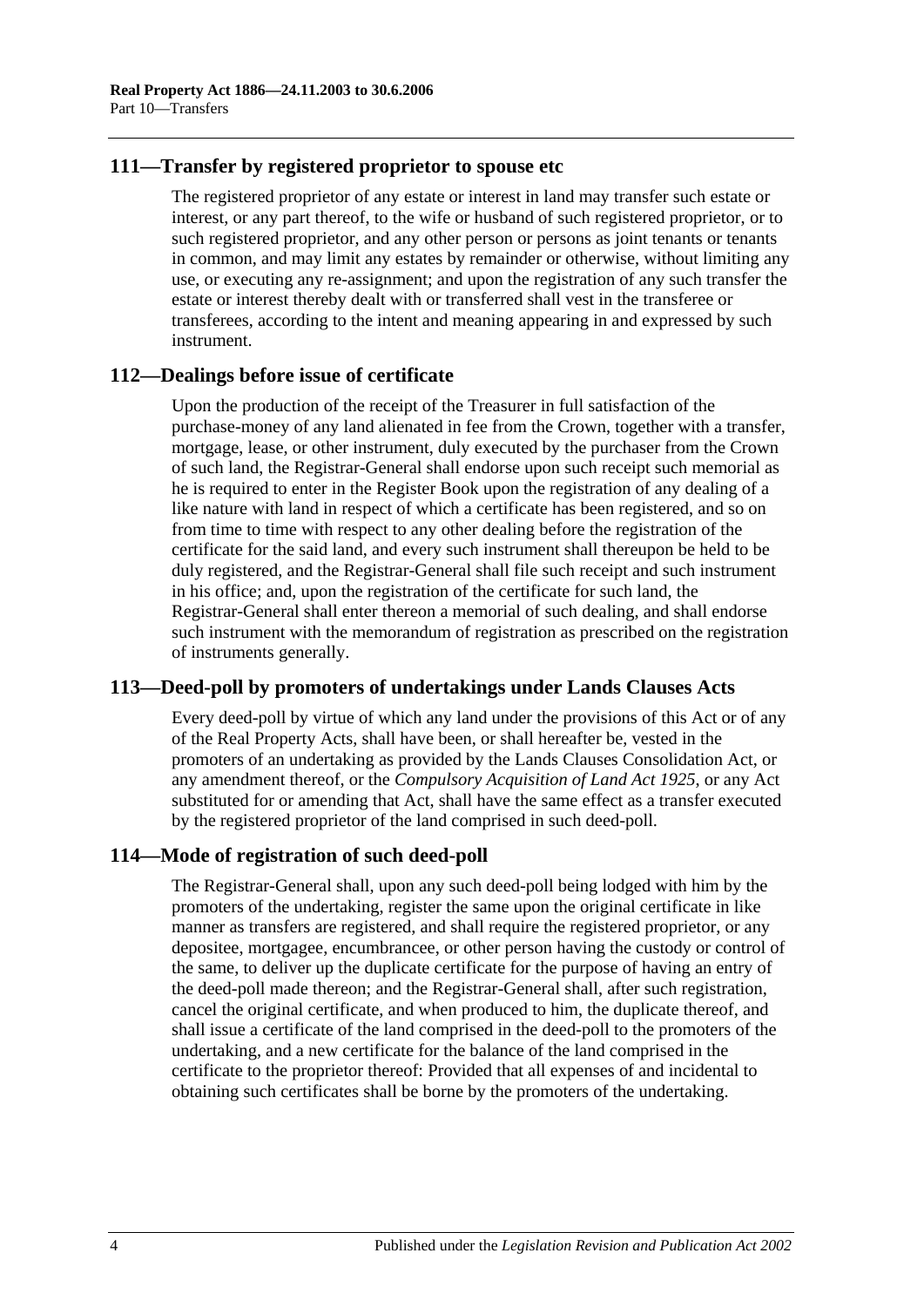## 111—Transfer by registered proprietor to spouse etc

The registered proprietor of any estate or interest in land may transfer such estate or interest, or any part thereof, to the wife or husband of such registered proprietor, or to such registered proprietor, and any other person or persons as joint tenants or tenants in common, and may limit any estates by remainder or otherwise, without limiting any use, or executing any re-assignment; and upon the registration of any such transfer the estate or interest thereby dealt with or transferred shall vest in the transferee or transferees, according to the intent and meaning appearing in and expressed by such instrument.

## 112—Dealings before issue of certificate

Upon the production of the receipt of the Treasurer in full satisfaction of the purchase-money of any land alienated in fee from the Crown, together with a transfer, mortgage, lease, or other instrument, duly executed by the purchaser from the Crown of such land, the Registrar-General shall endorse upon such receipt such memorial as he is required to enter in the Register Book upon the registration of any dealing of a like nature with land in respect of which a certificate has been registered, and so on from time to time with respect to any other dealing before the registration of the certificate for the said land, and every such instrument shall thereupon be held to be duly registered, and the Registrar-General shall file such receipt and such instrument in his office; and, upon the registration of the certificate for such land, the Registrar-General shall enter thereon a memorial of such dealing, and shall endorse such instrument with the memorandum of registration as prescribed on the registration of instruments generally.

## 113—Deed-poll by promoters of undertakings under Lands Clauses Acts

Every deed-poll by virtue of which any land under the provisions of this Act or of any of the Real Property Acts, shall have been, or shall hereafter be, vested in the promoters of an undertaking as provided by the Lands Clauses Consolidation Act, or any amendment thereof, or the *Compulsory Acquisition of Land Act 1925*, or any Act substituted for or amending that Act, shall have the same effect as a transfer executed by the registered proprietor of the land comprised in such deed-poll.

## 114—Mode of registration of such deed-poll

The Registrar-General shall, upon any such deed-poll being lodged with him by the promoters of the undertaking, register the same upon the original certificate in like manner as transfers are registered, and shall require the registered proprietor, or any depositee, mortgagee, encumbrancee, or other person having the custody or control of the same, to deliver up the duplicate certificate for the purpose of having an entry of the deed-poll made thereon; and the Registrar-General shall, after such registration, cancel the original certificate, and when produced to him, the duplicate thereof, and shall issue a certificate of the land comprised in the deed-poll to the promoters of the undertaking, and a new certificate for the balance of the land comprised in the certificate to the proprietor thereof: Provided that all expenses of and incidental to obtaining such certificates shall be borne by the promoters of the undertaking.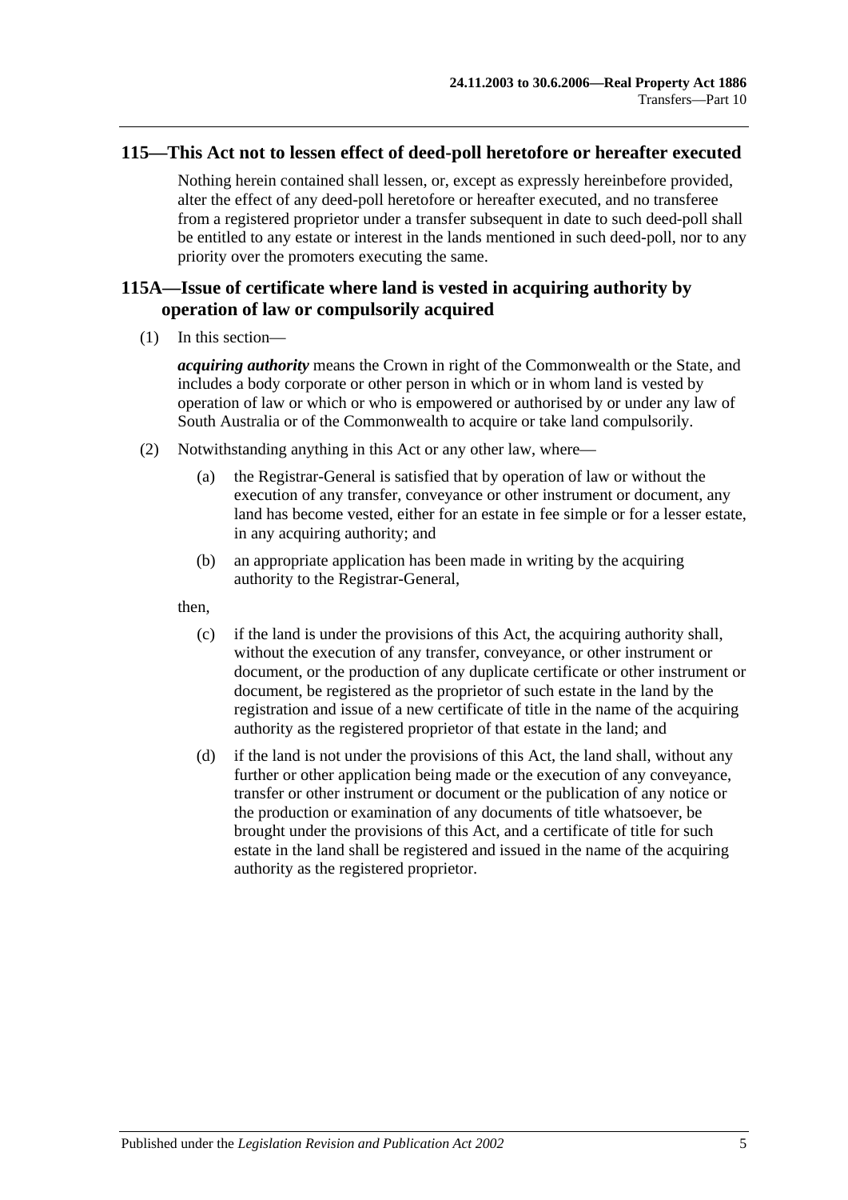## 115—This Act not to lessen effect of deed-poll heretofore or hereafter executed

Nothing herein contained shall lessen, or, except as expressly hereinbefore provided, alter the effect of any deed-poll heretofore or hereafter executed, and no transferee from a registered proprietor under a transfer subsequent in date to such deed-poll shall be entitled to any estate or interest in the lands mentioned in such deed-poll, nor to any priority over the promoters executing the same.

## 115A—Issue of certificate where land is vested in acquiring authority by operation of law or compulsorily acquired

(1) In this section—

***acquiring authority*** means the Crown in right of the Commonwealth or the State, and includes a body corporate or other person in which or in whom land is vested by operation of law or which or who is empowered or authorised by or under any law of South Australia or of the Commonwealth to acquire or take land compulsorily.

(2) Notwithstanding anything in this Act or any other law, where—

(a) the Registrar-General is satisfied that by operation of law or without the execution of any transfer, conveyance or other instrument or document, any land has become vested, either for an estate in fee simple or for a lesser estate, in any acquiring authority; and

(b) an appropriate application has been made in writing by the acquiring authority to the Registrar-General,

then,

(c) if the land is under the provisions of this Act, the acquiring authority shall, without the execution of any transfer, conveyance, or other instrument or document, or the production of any duplicate certificate or other instrument or document, be registered as the proprietor of such estate in the land by the registration and issue of a new certificate of title in the name of the acquiring authority as the registered proprietor of that estate in the land; and

(d) if the land is not under the provisions of this Act, the land shall, without any further or other application being made or the execution of any conveyance, transfer or other instrument or document or the publication of any notice or the production or examination of any documents of title whatsoever, be brought under the provisions of this Act, and a certificate of title for such estate in the land shall be registered and issued in the name of the acquiring authority as the registered proprietor.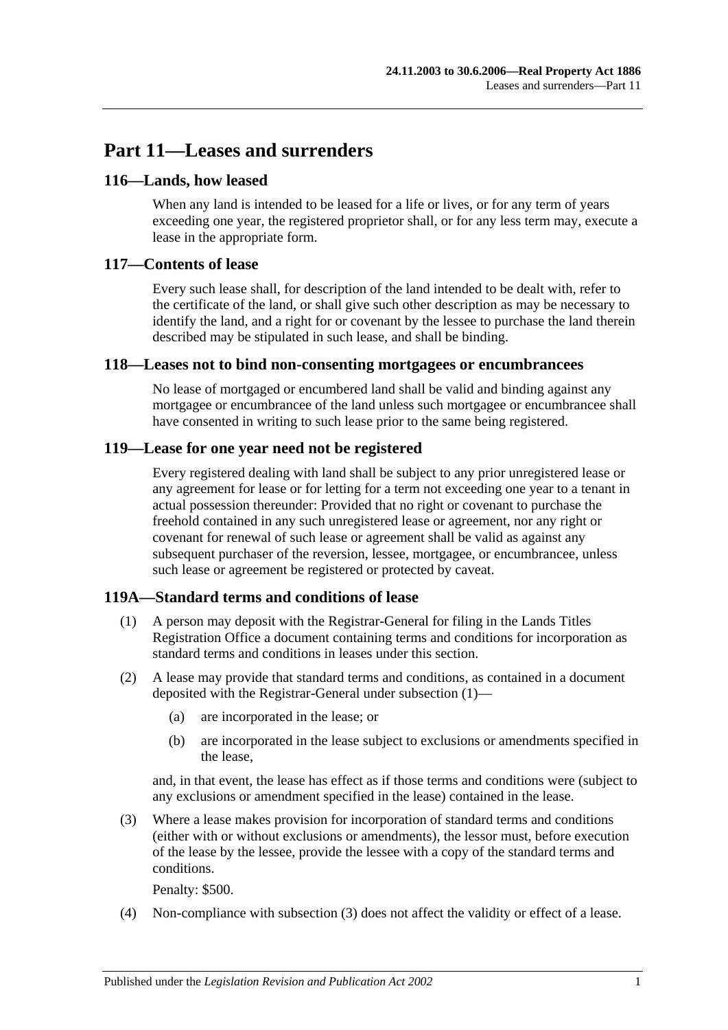# Part 11—Leases and surrenders

## 116—Lands, how leased

When any land is intended to be leased for a life or lives, or for any term of years exceeding one year, the registered proprietor shall, or for any less term may, execute a lease in the appropriate form.

## 117—Contents of lease

Every such lease shall, for description of the land intended to be dealt with, refer to the certificate of the land, or shall give such other description as may be necessary to identify the land, and a right for or covenant by the lessee to purchase the land therein described may be stipulated in such lease, and shall be binding.

## 118—Leases not to bind non-consenting mortgagees or encumbrancees

No lease of mortgaged or encumbered land shall be valid and binding against any mortgagee or encumbrancee of the land unless such mortgagee or encumbrancee shall have consented in writing to such lease prior to the same being registered.

## 119—Lease for one year need not be registered

Every registered dealing with land shall be subject to any prior unregistered lease or any agreement for lease or for letting for a term not exceeding one year to a tenant in actual possession thereunder: Provided that no right or covenant to purchase the freehold contained in any such unregistered lease or agreement, nor any right or covenant for renewal of such lease or agreement shall be valid as against any subsequent purchaser of the reversion, lessee, mortgagee, or encumbrancee, unless such lease or agreement be registered or protected by caveat.

## 119A—Standard terms and conditions of lease

(1) A person may deposit with the Registrar-General for filing in the Lands Titles Registration Office a document containing terms and conditions for incorporation as standard terms and conditions in leases under this section.

(2) A lease may provide that standard terms and conditions, as contained in a document deposited with the Registrar-General under subsection (1)—

(a) are incorporated in the lease; or

(b) are incorporated in the lease subject to exclusions or amendments specified in the lease,

and, in that event, the lease has effect as if those terms and conditions were (subject to any exclusions or amendment specified in the lease) contained in the lease.

(3) Where a lease makes provision for incorporation of standard terms and conditions (either with or without exclusions or amendments), the lessor must, before execution of the lease by the lessee, provide the lessee with a copy of the standard terms and conditions.

Penalty: $500.

(4) Non-compliance with subsection (3) does not affect the validity or effect of a lease.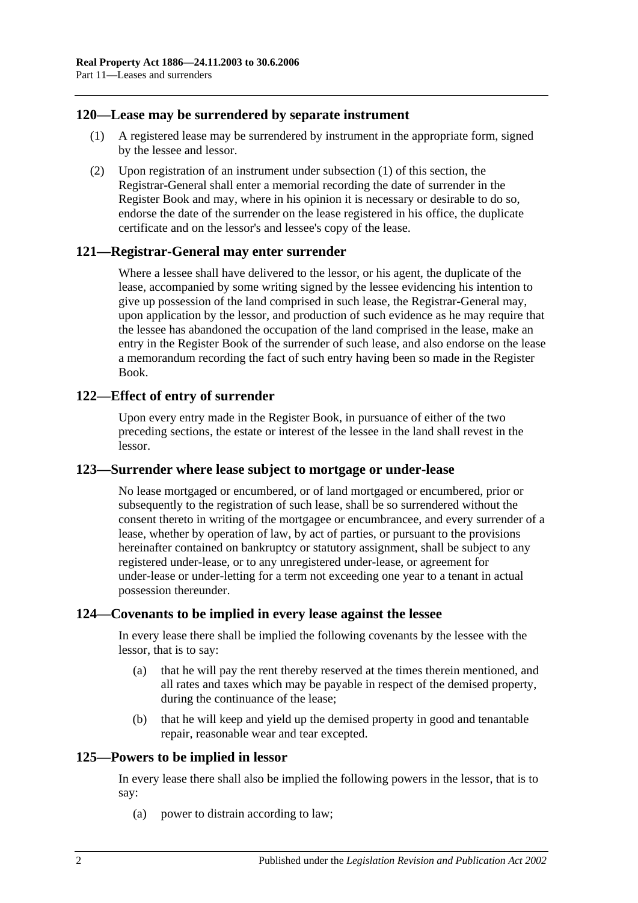## 120—Lease may be surrendered by separate instrument

(1) A registered lease may be surrendered by instrument in the appropriate form, signed by the lessee and lessor.

(2) Upon registration of an instrument under subsection (1) of this section, the Registrar-General shall enter a memorial recording the date of surrender in the Register Book and may, where in his opinion it is necessary or desirable to do so, endorse the date of the surrender on the lease registered in his office, the duplicate certificate and on the lessor's and lessee's copy of the lease.

## 121—Registrar-General may enter surrender

Where a lessee shall have delivered to the lessor, or his agent, the duplicate of the lease, accompanied by some writing signed by the lessee evidencing his intention to give up possession of the land comprised in such lease, the Registrar-General may, upon application by the lessor, and production of such evidence as he may require that the lessee has abandoned the occupation of the land comprised in the lease, make an entry in the Register Book of the surrender of such lease, and also endorse on the lease a memorandum recording the fact of such entry having been so made in the Register Book.

## 122—Effect of entry of surrender

Upon every entry made in the Register Book, in pursuance of either of the two preceding sections, the estate or interest of the lessee in the land shall revest in the lessor.

## 123—Surrender where lease subject to mortgage or under-lease

No lease mortgaged or encumbered, or of land mortgaged or encumbered, prior or subsequently to the registration of such lease, shall be so surrendered without the consent thereto in writing of the mortgagee or encumbrancee, and every surrender of a lease, whether by operation of law, by act of parties, or pursuant to the provisions hereinafter contained on bankruptcy or statutory assignment, shall be subject to any registered under-lease, or to any unregistered under-lease, or agreement for under-lease or under-letting for a term not exceeding one year to a tenant in actual possession thereunder.

## 124—Covenants to be implied in every lease against the lessee

In every lease there shall be implied the following covenants by the lessee with the lessor, that is to say:

(a) that he will pay the rent thereby reserved at the times therein mentioned, and all rates and taxes which may be payable in respect of the demised property, during the continuance of the lease;

(b) that he will keep and yield up the demised property in good and tenantable repair, reasonable wear and tear excepted.

## 125—Powers to be implied in lessor

In every lease there shall also be implied the following powers in the lessor, that is to say:

(a) power to distrain according to law;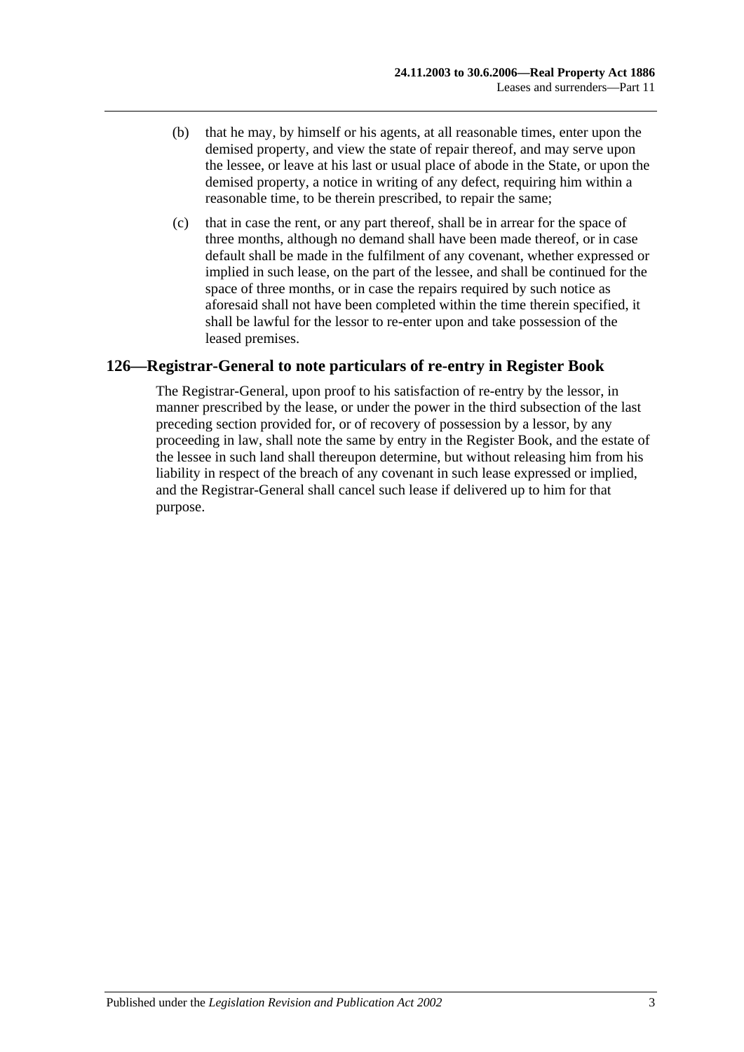(b) that he may, by himself or his agents, at all reasonable times, enter upon the demised property, and view the state of repair thereof, and may serve upon the lessee, or leave at his last or usual place of abode in the State, or upon the demised property, a notice in writing of any defect, requiring him within a reasonable time, to be therein prescribed, to repair the same;

(c) that in case the rent, or any part thereof, shall be in arrear for the space of three months, although no demand shall have been made thereof, or in case default shall be made in the fulfilment of any covenant, whether expressed or implied in such lease, on the part of the lessee, and shall be continued for the space of three months, or in case the repairs required by such notice as aforesaid shall not have been completed within the time therein specified, it shall be lawful for the lessor to re-enter upon and take possession of the leased premises.

## 126—Registrar-General to note particulars of re-entry in Register Book

The Registrar-General, upon proof to his satisfaction of re-entry by the lessor, in manner prescribed by the lease, or under the power in the third subsection of the last preceding section provided for, or of recovery of possession by a lessor, by any proceeding in law, shall note the same by entry in the Register Book, and the estate of the lessee in such land shall thereupon determine, but without releasing him from his liability in respect of the breach of any covenant in such lease expressed or implied, and the Registrar-General shall cancel such lease if delivered up to him for that purpose.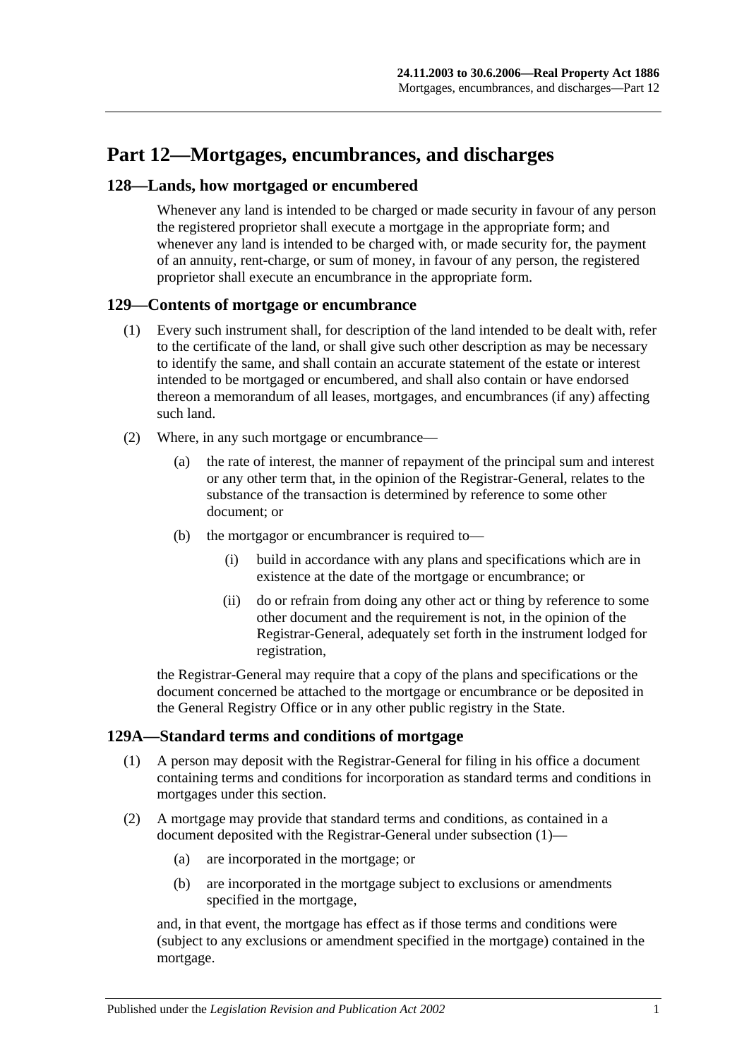# Part 12—Mortgages, encumbrances, and discharges

## 128—Lands, how mortgaged or encumbered

Whenever any land is intended to be charged or made security in favour of any person the registered proprietor shall execute a mortgage in the appropriate form; and whenever any land is intended to be charged with, or made security for, the payment of an annuity, rent-charge, or sum of money, in favour of any person, the registered proprietor shall execute an encumbrance in the appropriate form.

## 129—Contents of mortgage or encumbrance

(1) Every such instrument shall, for description of the land intended to be dealt with, refer to the certificate of the land, or shall give such other description as may be necessary to identify the same, and shall contain an accurate statement of the estate or interest intended to be mortgaged or encumbered, and shall also contain or have endorsed thereon a memorandum of all leases, mortgages, and encumbrances (if any) affecting such land.

(2) Where, in any such mortgage or encumbrance—

(a) the rate of interest, the manner of repayment of the principal sum and interest or any other term that, in the opinion of the Registrar-General, relates to the substance of the transaction is determined by reference to some other document; or

(b) the mortgagor or encumbrancer is required to—

(i) build in accordance with any plans and specifications which are in existence at the date of the mortgage or encumbrance; or

(ii) do or refrain from doing any other act or thing by reference to some other document and the requirement is not, in the opinion of the Registrar-General, adequately set forth in the instrument lodged for registration,

the Registrar-General may require that a copy of the plans and specifications or the document concerned be attached to the mortgage or encumbrance or be deposited in the General Registry Office or in any other public registry in the State.

## 129A—Standard terms and conditions of mortgage

(1) A person may deposit with the Registrar-General for filing in his office a document containing terms and conditions for incorporation as standard terms and conditions in mortgages under this section.

(2) A mortgage may provide that standard terms and conditions, as contained in a document deposited with the Registrar-General under subsection (1)—

(a) are incorporated in the mortgage; or

(b) are incorporated in the mortgage subject to exclusions or amendments specified in the mortgage,

and, in that event, the mortgage has effect as if those terms and conditions were (subject to any exclusions or amendment specified in the mortgage) contained in the mortgage.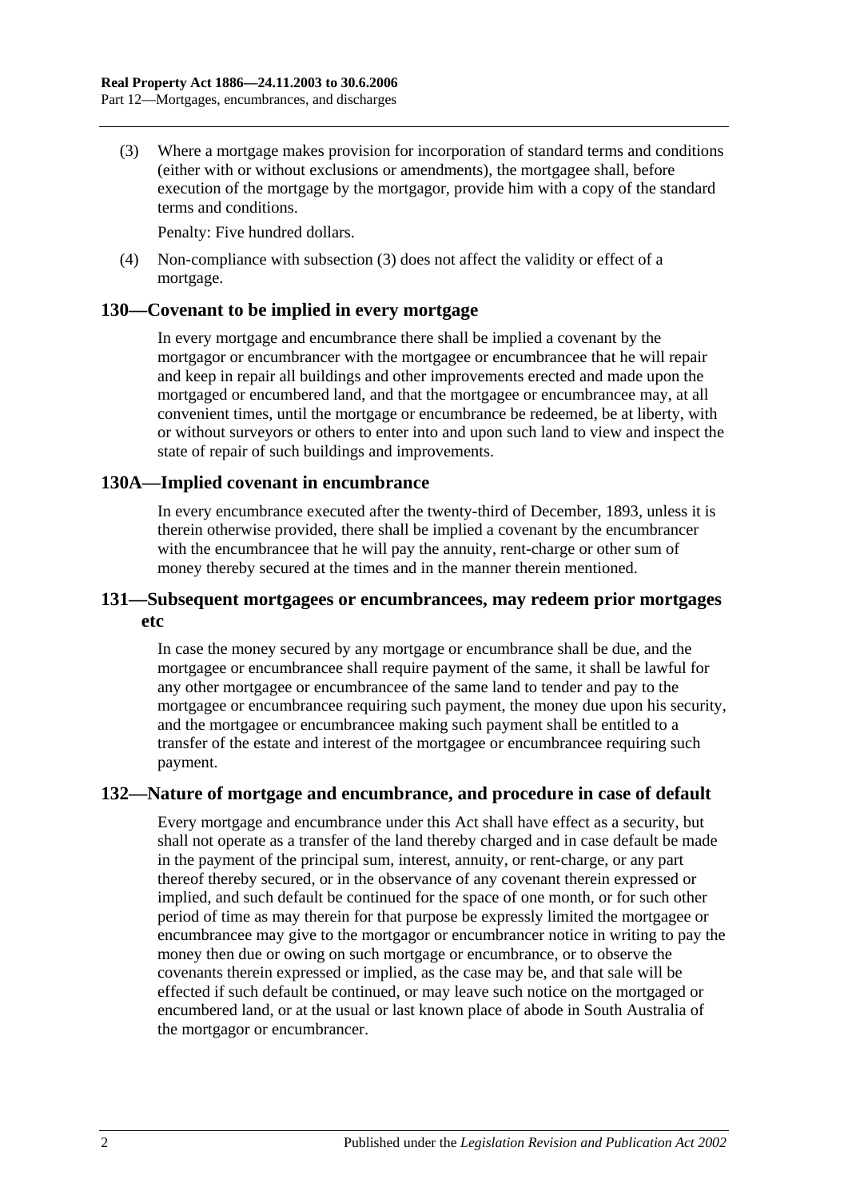(3) Where a mortgage makes provision for incorporation of standard terms and conditions (either with or without exclusions or amendments), the mortgagee shall, before execution of the mortgage by the mortgagor, provide him with a copy of the standard terms and conditions.

Penalty: Five hundred dollars.

(4) Non-compliance with subsection (3) does not affect the validity or effect of a mortgage.

## 130—Covenant to be implied in every mortgage

In every mortgage and encumbrance there shall be implied a covenant by the mortgagor or encumbrancer with the mortgagee or encumbrancee that he will repair and keep in repair all buildings and other improvements erected and made upon the mortgaged or encumbered land, and that the mortgagee or encumbrancee may, at all convenient times, until the mortgage or encumbrance be redeemed, be at liberty, with or without surveyors or others to enter into and upon such land to view and inspect the state of repair of such buildings and improvements.

## 130A—Implied covenant in encumbrance

In every encumbrance executed after the twenty-third of December, 1893, unless it is therein otherwise provided, there shall be implied a covenant by the encumbrancer with the encumbrancee that he will pay the annuity, rent-charge or other sum of money thereby secured at the times and in the manner therein mentioned.

## 131—Subsequent mortgagees or encumbrancees, may redeem prior mortgages etc

In case the money secured by any mortgage or encumbrance shall be due, and the mortgagee or encumbrancee shall require payment of the same, it shall be lawful for any other mortgagee or encumbrancee of the same land to tender and pay to the mortgagee or encumbrancee requiring such payment, the money due upon his security, and the mortgagee or encumbrancee making such payment shall be entitled to a transfer of the estate and interest of the mortgagee or encumbrancee requiring such payment.

## 132—Nature of mortgage and encumbrance, and procedure in case of default

Every mortgage and encumbrance under this Act shall have effect as a security, but shall not operate as a transfer of the land thereby charged and in case default be made in the payment of the principal sum, interest, annuity, or rent-charge, or any part thereof thereby secured, or in the observance of any covenant therein expressed or implied, and such default be continued for the space of one month, or for such other period of time as may therein for that purpose be expressly limited the mortgagee or encumbrancee may give to the mortgagor or encumbrancer notice in writing to pay the money then due or owing on such mortgage or encumbrance, or to observe the covenants therein expressed or implied, as the case may be, and that sale will be effected if such default be continued, or may leave such notice on the mortgaged or encumbered land, or at the usual or last known place of abode in South Australia of the mortgagor or encumbrancer.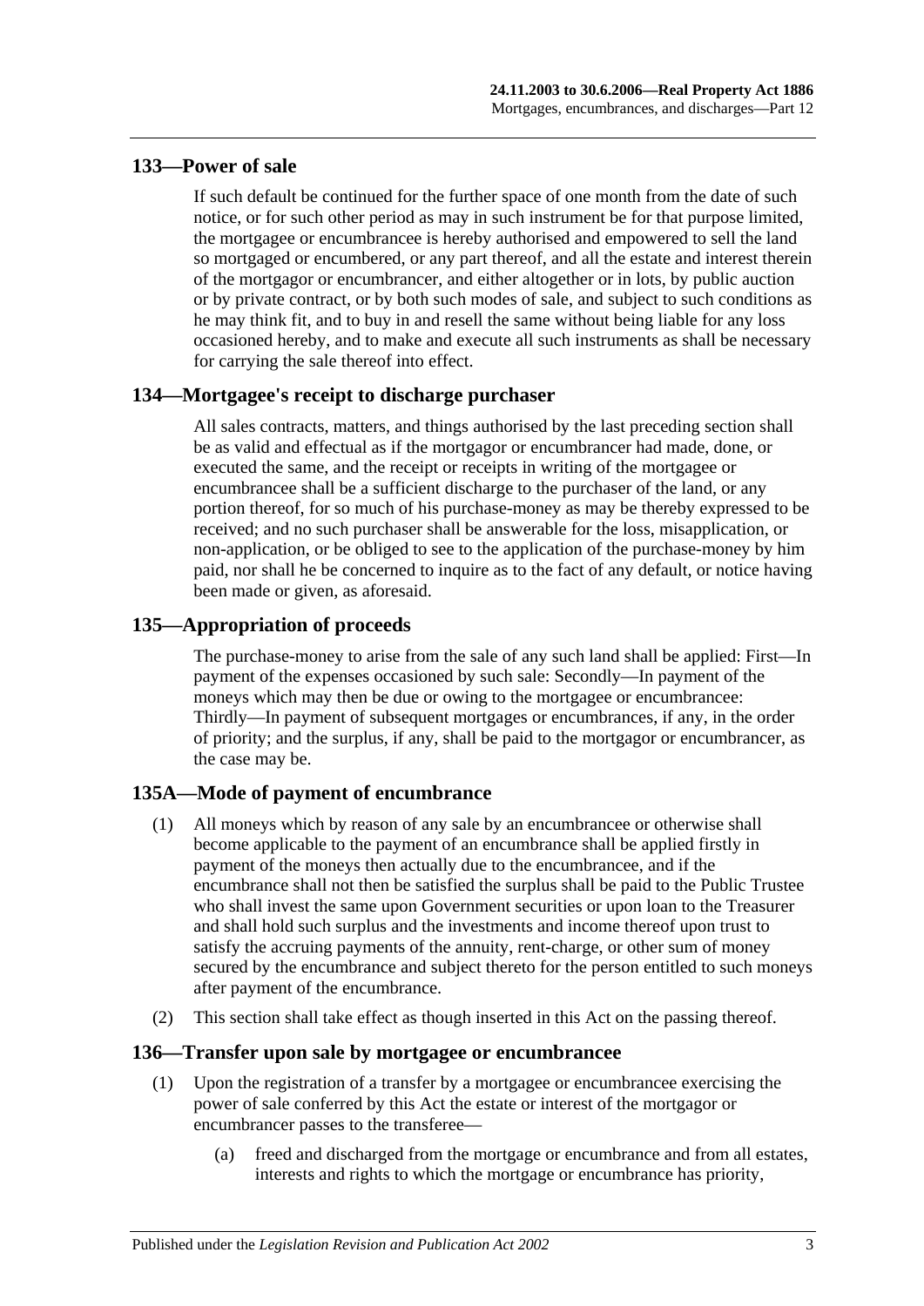## 133—Power of sale

If such default be continued for the further space of one month from the date of such notice, or for such other period as may in such instrument be for that purpose limited, the mortgagee or encumbrancee is hereby authorised and empowered to sell the land so mortgaged or encumbered, or any part thereof, and all the estate and interest therein of the mortgagor or encumbrancer, and either altogether or in lots, by public auction or by private contract, or by both such modes of sale, and subject to such conditions as he may think fit, and to buy in and resell the same without being liable for any loss occasioned hereby, and to make and execute all such instruments as shall be necessary for carrying the sale thereof into effect.

## 134—Mortgagee's receipt to discharge purchaser

All sales contracts, matters, and things authorised by the last preceding section shall be as valid and effectual as if the mortgagor or encumbrancer had made, done, or executed the same, and the receipt or receipts in writing of the mortgagee or encumbrancee shall be a sufficient discharge to the purchaser of the land, or any portion thereof, for so much of his purchase-money as may be thereby expressed to be received; and no such purchaser shall be answerable for the loss, misapplication, or non-application, or be obliged to see to the application of the purchase-money by him paid, nor shall he be concerned to inquire as to the fact of any default, or notice having been made or given, as aforesaid.

## 135—Appropriation of proceeds

The purchase-money to arise from the sale of any such land shall be applied: First—In payment of the expenses occasioned by such sale: Secondly—In payment of the moneys which may then be due or owing to the mortgagee or encumbrancee: Thirdly—In payment of subsequent mortgages or encumbrances, if any, in the order of priority; and the surplus, if any, shall be paid to the mortgagor or encumbrancer, as the case may be.

## 135A—Mode of payment of encumbrance

(1) All moneys which by reason of any sale by an encumbrancee or otherwise shall become applicable to the payment of an encumbrance shall be applied firstly in payment of the moneys then actually due to the encumbrancee, and if the encumbrance shall not then be satisfied the surplus shall be paid to the Public Trustee who shall invest the same upon Government securities or upon loan to the Treasurer and shall hold such surplus and the investments and income thereof upon trust to satisfy the accruing payments of the annuity, rent-charge, or other sum of money secured by the encumbrance and subject thereto for the person entitled to such moneys after payment of the encumbrance.

(2) This section shall take effect as though inserted in this Act on the passing thereof.

## 136—Transfer upon sale by mortgagee or encumbrancee

(1) Upon the registration of a transfer by a mortgagee or encumbrancee exercising the power of sale conferred by this Act the estate or interest of the mortgagor or encumbrancer passes to the transferee—

(a) freed and discharged from the mortgage or encumbrance and from all estates, interests and rights to which the mortgage or encumbrance has priority,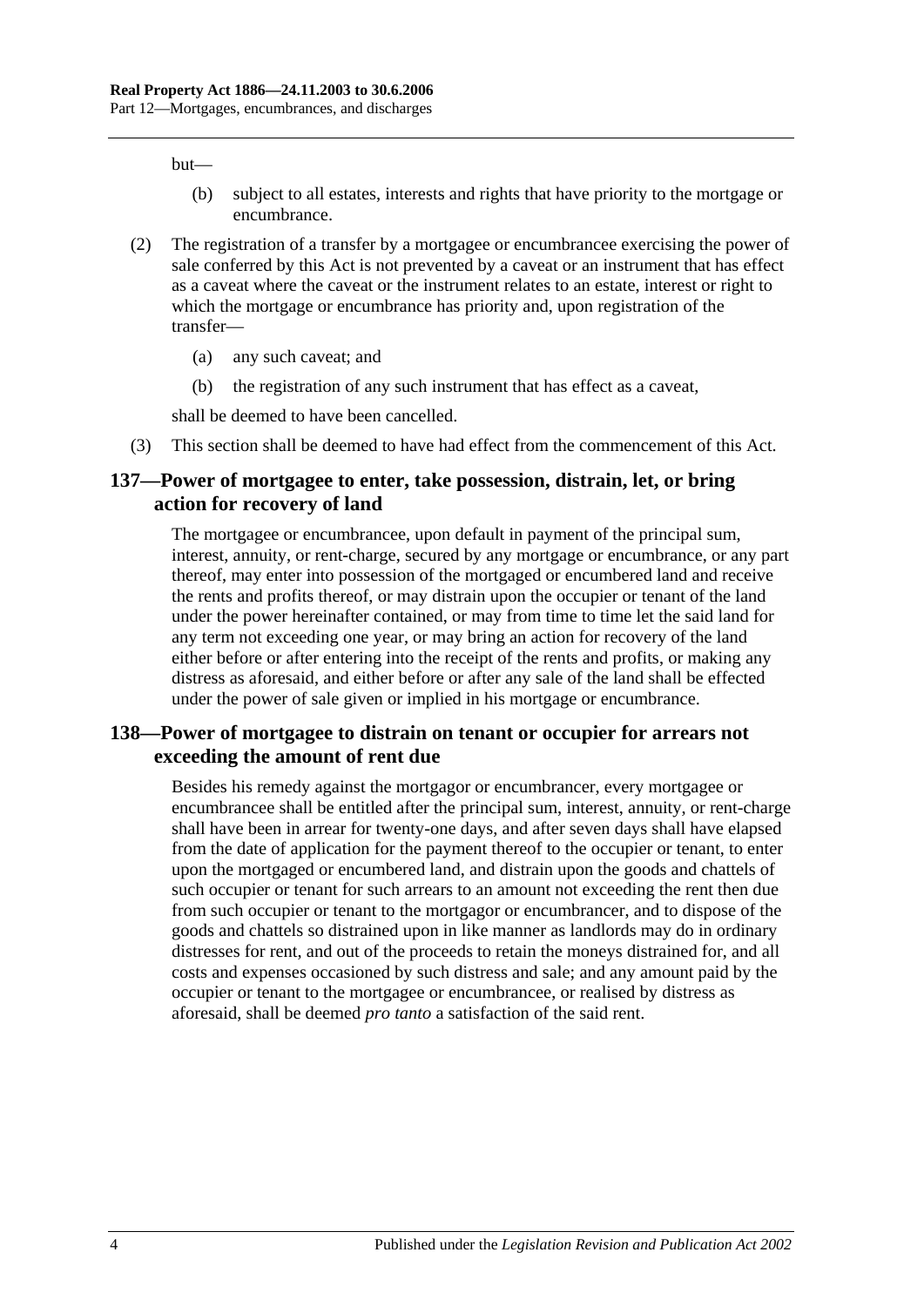but—

(b) subject to all estates, interests and rights that have priority to the mortgage or encumbrance.

(2) The registration of a transfer by a mortgagee or encumbrancee exercising the power of sale conferred by this Act is not prevented by a caveat or an instrument that has effect as a caveat where the caveat or the instrument relates to an estate, interest or right to which the mortgage or encumbrance has priority and, upon registration of the transfer—

(a) any such caveat; and

(b) the registration of any such instrument that has effect as a caveat,

shall be deemed to have been cancelled.

(3) This section shall be deemed to have had effect from the commencement of this Act.

## 137—Power of mortgagee to enter, take possession, distrain, let, or bring action for recovery of land

The mortgagee or encumbrancee, upon default in payment of the principal sum, interest, annuity, or rent-charge, secured by any mortgage or encumbrance, or any part thereof, may enter into possession of the mortgaged or encumbered land and receive the rents and profits thereof, or may distrain upon the occupier or tenant of the land under the power hereinafter contained, or may from time to time let the said land for any term not exceeding one year, or may bring an action for recovery of the land either before or after entering into the receipt of the rents and profits, or making any distress as aforesaid, and either before or after any sale of the land shall be effected under the power of sale given or implied in his mortgage or encumbrance.

## 138—Power of mortgagee to distrain on tenant or occupier for arrears not exceeding the amount of rent due

Besides his remedy against the mortgagor or encumbrancer, every mortgagee or encumbrancee shall be entitled after the principal sum, interest, annuity, or rent-charge shall have been in arrear for twenty-one days, and after seven days shall have elapsed from the date of application for the payment thereof to the occupier or tenant, to enter upon the mortgaged or encumbered land, and distrain upon the goods and chattels of such occupier or tenant for such arrears to an amount not exceeding the rent then due from such occupier or tenant to the mortgagor or encumbrancer, and to dispose of the goods and chattels so distrained upon in like manner as landlords may do in ordinary distresses for rent, and out of the proceeds to retain the moneys distrained for, and all costs and expenses occasioned by such distress and sale; and any amount paid by the occupier or tenant to the mortgagee or encumbrancee, or realised by distress as aforesaid, shall be deemed *pro tanto* a satisfaction of the said rent.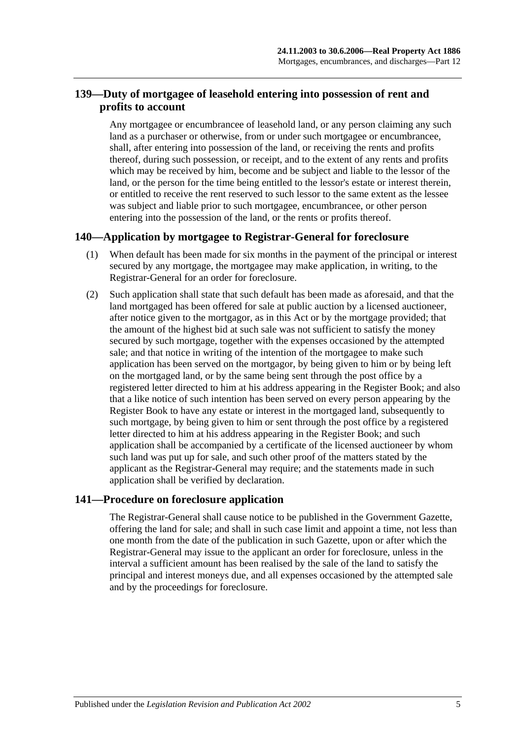## 139—Duty of mortgagee of leasehold entering into possession of rent and profits to account

Any mortgagee or encumbrancee of leasehold land, or any person claiming any such land as a purchaser or otherwise, from or under such mortgagee or encumbrancee, shall, after entering into possession of the land, or receiving the rents and profits thereof, during such possession, or receipt, and to the extent of any rents and profits which may be received by him, become and be subject and liable to the lessor of the land, or the person for the time being entitled to the lessor's estate or interest therein, or entitled to receive the rent reserved to such lessor to the same extent as the lessee was subject and liable prior to such mortgagee, encumbrancee, or other person entering into the possession of the land, or the rents or profits thereof.

## 140—Application by mortgagee to Registrar-General for foreclosure

(1) When default has been made for six months in the payment of the principal or interest secured by any mortgage, the mortgagee may make application, in writing, to the Registrar-General for an order for foreclosure.

(2) Such application shall state that such default has been made as aforesaid, and that the land mortgaged has been offered for sale at public auction by a licensed auctioneer, after notice given to the mortgagor, as in this Act or by the mortgage provided; that the amount of the highest bid at such sale was not sufficient to satisfy the money secured by such mortgage, together with the expenses occasioned by the attempted sale; and that notice in writing of the intention of the mortgagee to make such application has been served on the mortgagor, by being given to him or by being left on the mortgaged land, or by the same being sent through the post office by a registered letter directed to him at his address appearing in the Register Book; and also that a like notice of such intention has been served on every person appearing by the Register Book to have any estate or interest in the mortgaged land, subsequently to such mortgage, by being given to him or sent through the post office by a registered letter directed to him at his address appearing in the Register Book; and such application shall be accompanied by a certificate of the licensed auctioneer by whom such land was put up for sale, and such other proof of the matters stated by the applicant as the Registrar-General may require; and the statements made in such application shall be verified by declaration.

## 141—Procedure on foreclosure application

The Registrar-General shall cause notice to be published in the Government Gazette, offering the land for sale; and shall in such case limit and appoint a time, not less than one month from the date of the publication in such Gazette, upon or after which the Registrar-General may issue to the applicant an order for foreclosure, unless in the interval a sufficient amount has been realised by the sale of the land to satisfy the principal and interest moneys due, and all expenses occasioned by the attempted sale and by the proceedings for foreclosure.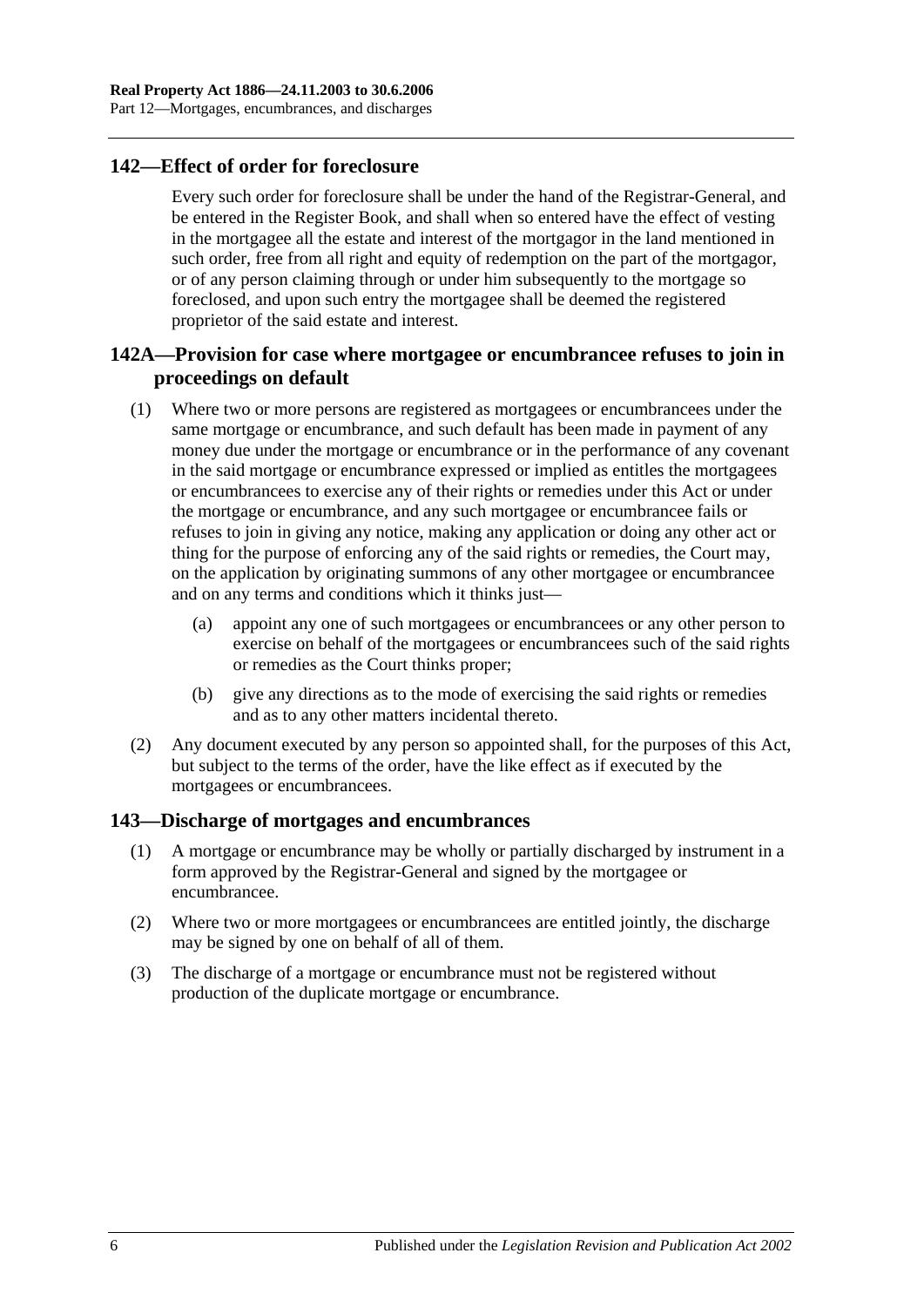## 142—Effect of order for foreclosure

Every such order for foreclosure shall be under the hand of the Registrar-General, and be entered in the Register Book, and shall when so entered have the effect of vesting in the mortgagee all the estate and interest of the mortgagor in the land mentioned in such order, free from all right and equity of redemption on the part of the mortgagor, or of any person claiming through or under him subsequently to the mortgage so foreclosed, and upon such entry the mortgagee shall be deemed the registered proprietor of the said estate and interest.

## 142A—Provision for case where mortgagee or encumbrancee refuses to join in proceedings on default

(1) Where two or more persons are registered as mortgagees or encumbrancees under the same mortgage or encumbrance, and such default has been made in payment of any money due under the mortgage or encumbrance or in the performance of any covenant in the said mortgage or encumbrance expressed or implied as entitles the mortgagees or encumbrancees to exercise any of their rights or remedies under this Act or under the mortgage or encumbrance, and any such mortgagee or encumbrancee fails or refuses to join in giving any notice, making any application or doing any other act or thing for the purpose of enforcing any of the said rights or remedies, the Court may, on the application by originating summons of any other mortgagee or encumbrancee and on any terms and conditions which it thinks just—

(a) appoint any one of such mortgagees or encumbrancees or any other person to exercise on behalf of the mortgagees or encumbrancees such of the said rights or remedies as the Court thinks proper;

(b) give any directions as to the mode of exercising the said rights or remedies and as to any other matters incidental thereto.

(2) Any document executed by any person so appointed shall, for the purposes of this Act, but subject to the terms of the order, have the like effect as if executed by the mortgagees or encumbrancees.

## 143—Discharge of mortgages and encumbrances

(1) A mortgage or encumbrance may be wholly or partially discharged by instrument in a form approved by the Registrar-General and signed by the mortgagee or encumbrancee.

(2) Where two or more mortgagees or encumbrancees are entitled jointly, the discharge may be signed by one on behalf of all of them.

(3) The discharge of a mortgage or encumbrance must not be registered without production of the duplicate mortgage or encumbrance.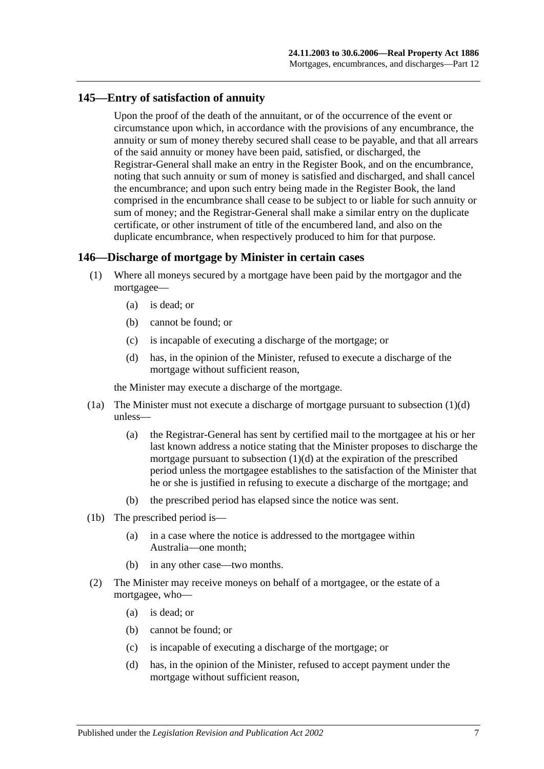## 145—Entry of satisfaction of annuity

Upon the proof of the death of the annuitant, or of the occurrence of the event or circumstance upon which, in accordance with the provisions of any encumbrance, the annuity or sum of money thereby secured shall cease to be payable, and that all arrears of the said annuity or money have been paid, satisfied, or discharged, the Registrar-General shall make an entry in the Register Book, and on the encumbrance, noting that such annuity or sum of money is satisfied and discharged, and shall cancel the encumbrance; and upon such entry being made in the Register Book, the land comprised in the encumbrance shall cease to be subject to or liable for such annuity or sum of money; and the Registrar-General shall make a similar entry on the duplicate certificate, or other instrument of title of the encumbered land, and also on the duplicate encumbrance, when respectively produced to him for that purpose.

## 146—Discharge of mortgage by Minister in certain cases

(1) Where all moneys secured by a mortgage have been paid by the mortgagor and the mortgagee—

- (a) is dead; or
- (b) cannot be found; or
- (c) is incapable of executing a discharge of the mortgage; or
- (d) has, in the opinion of the Minister, refused to execute a discharge of the mortgage without sufficient reason,

the Minister may execute a discharge of the mortgage.

(1a) The Minister must not execute a discharge of mortgage pursuant to subsection (1)(d) unless—

- (a) the Registrar-General has sent by certified mail to the mortgagee at his or her last known address a notice stating that the Minister proposes to discharge the mortgage pursuant to subsection (1)(d) at the expiration of the prescribed period unless the mortgagee establishes to the satisfaction of the Minister that he or she is justified in refusing to execute a discharge of the mortgage; and
- (b) the prescribed period has elapsed since the notice was sent.

(1b) The prescribed period is—

- (a) in a case where the notice is addressed to the mortgagee within Australia—one month;
- (b) in any other case—two months.

(2) The Minister may receive moneys on behalf of a mortgagee, or the estate of a mortgagee, who—

- (a) is dead; or
- (b) cannot be found; or
- (c) is incapable of executing a discharge of the mortgage; or
- (d) has, in the opinion of the Minister, refused to accept payment under the mortgage without sufficient reason,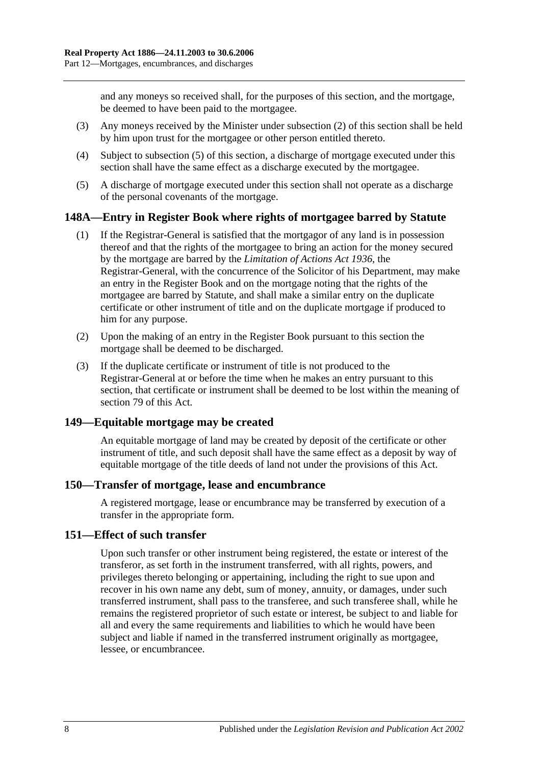and any moneys so received shall, for the purposes of this section, and the mortgage, be deemed to have been paid to the mortgagee.

(3) Any moneys received by the Minister under subsection (2) of this section shall be held by him upon trust for the mortgagee or other person entitled thereto.

(4) Subject to subsection (5) of this section, a discharge of mortgage executed under this section shall have the same effect as a discharge executed by the mortgagee.

(5) A discharge of mortgage executed under this section shall not operate as a discharge of the personal covenants of the mortgage.

## 148A—Entry in Register Book where rights of mortgagee barred by Statute

(1) If the Registrar-General is satisfied that the mortgagor of any land is in possession thereof and that the rights of the mortgagee to bring an action for the money secured by the mortgage are barred by the *Limitation of Actions Act 1936*, the Registrar-General, with the concurrence of the Solicitor of his Department, may make an entry in the Register Book and on the mortgage noting that the rights of the mortgagee are barred by Statute, and shall make a similar entry on the duplicate certificate or other instrument of title and on the duplicate mortgage if produced to him for any purpose.

(2) Upon the making of an entry in the Register Book pursuant to this section the mortgage shall be deemed to be discharged.

(3) If the duplicate certificate or instrument of title is not produced to the Registrar-General at or before the time when he makes an entry pursuant to this section, that certificate or instrument shall be deemed to be lost within the meaning of section 79 of this Act.

## 149—Equitable mortgage may be created

An equitable mortgage of land may be created by deposit of the certificate or other instrument of title, and such deposit shall have the same effect as a deposit by way of equitable mortgage of the title deeds of land not under the provisions of this Act.

## 150—Transfer of mortgage, lease and encumbrance

A registered mortgage, lease or encumbrance may be transferred by execution of a transfer in the appropriate form.

## 151—Effect of such transfer

Upon such transfer or other instrument being registered, the estate or interest of the transferor, as set forth in the instrument transferred, with all rights, powers, and privileges thereto belonging or appertaining, including the right to sue upon and recover in his own name any debt, sum of money, annuity, or damages, under such transferred instrument, shall pass to the transferee, and such transferee shall, while he remains the registered proprietor of such estate or interest, be subject to and liable for all and every the same requirements and liabilities to which he would have been subject and liable if named in the transferred instrument originally as mortgagee, lessee, or encumbrancee.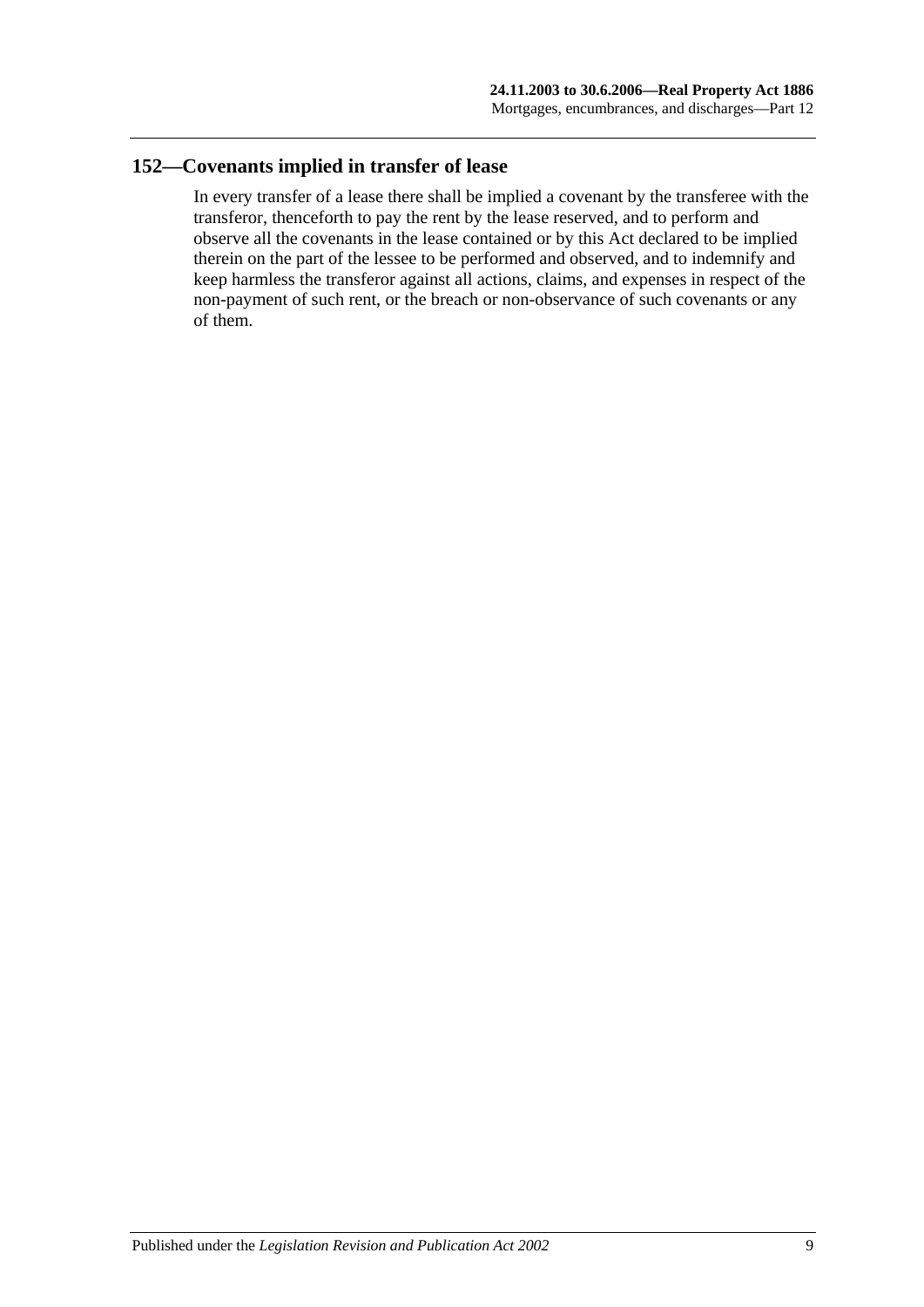## 152—Covenants implied in transfer of lease

In every transfer of a lease there shall be implied a covenant by the transferee with the transferor, thenceforth to pay the rent by the lease reserved, and to perform and observe all the covenants in the lease contained or by this Act declared to be implied therein on the part of the lessee to be performed and observed, and to indemnify and keep harmless the transferor against all actions, claims, and expenses in respect of the non-payment of such rent, or the breach or non-observance of such covenants or any of them.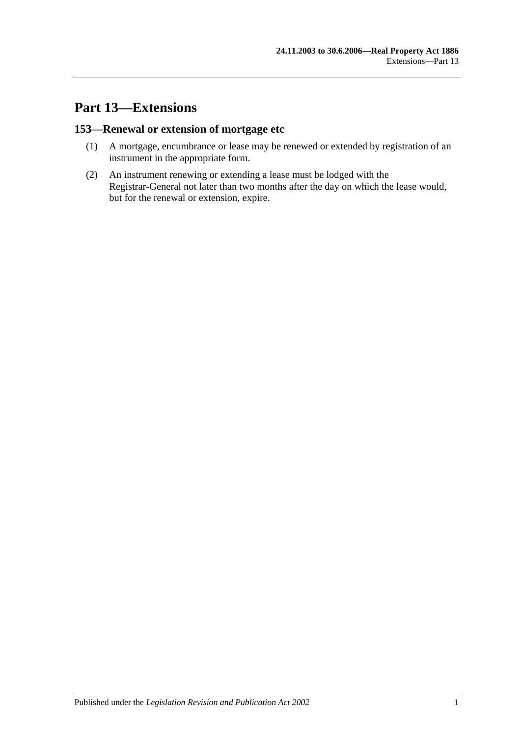# Part 13—Extensions

## 153—Renewal or extension of mortgage etc

(1) A mortgage, encumbrance or lease may be renewed or extended by registration of an instrument in the appropriate form.

(2) An instrument renewing or extending a lease must be lodged with the Registrar-General not later than two months after the day on which the lease would, but for the renewal or extension, expire.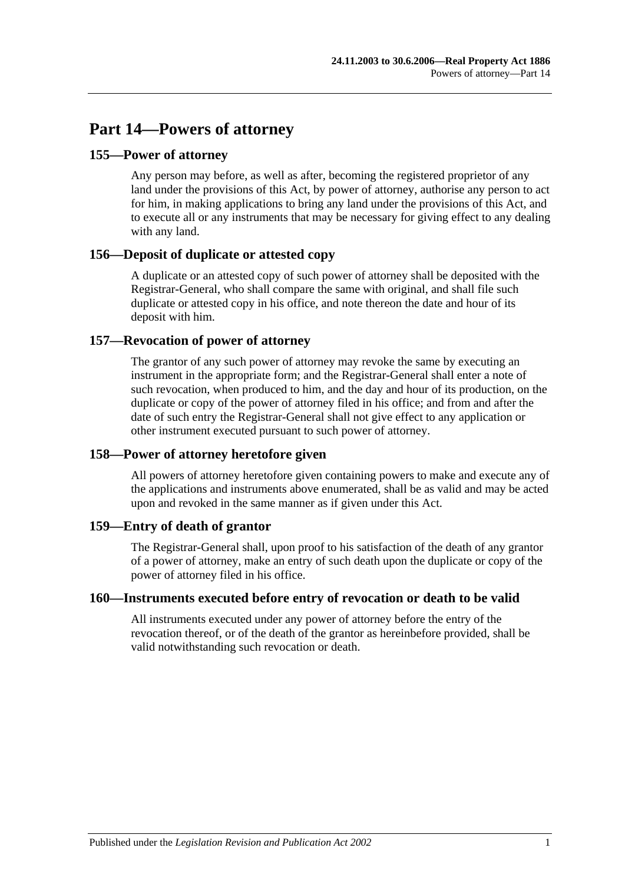## Part 14—Powers of attorney

### 155—Power of attorney

Any person may before, as well as after, becoming the registered proprietor of any land under the provisions of this Act, by power of attorney, authorise any person to act for him, in making applications to bring any land under the provisions of this Act, and to execute all or any instruments that may be necessary for giving effect to any dealing with any land.

### 156—Deposit of duplicate or attested copy

A duplicate or an attested copy of such power of attorney shall be deposited with the Registrar-General, who shall compare the same with original, and shall file such duplicate or attested copy in his office, and note thereon the date and hour of its deposit with him.

### 157—Revocation of power of attorney

The grantor of any such power of attorney may revoke the same by executing an instrument in the appropriate form; and the Registrar-General shall enter a note of such revocation, when produced to him, and the day and hour of its production, on the duplicate or copy of the power of attorney filed in his office; and from and after the date of such entry the Registrar-General shall not give effect to any application or other instrument executed pursuant to such power of attorney.

### 158—Power of attorney heretofore given

All powers of attorney heretofore given containing powers to make and execute any of the applications and instruments above enumerated, shall be as valid and may be acted upon and revoked in the same manner as if given under this Act.

### 159—Entry of death of grantor

The Registrar-General shall, upon proof to his satisfaction of the death of any grantor of a power of attorney, make an entry of such death upon the duplicate or copy of the power of attorney filed in his office.

### 160—Instruments executed before entry of revocation or death to be valid

All instruments executed under any power of attorney before the entry of the revocation thereof, or of the death of the grantor as hereinbefore provided, shall be valid notwithstanding such revocation or death.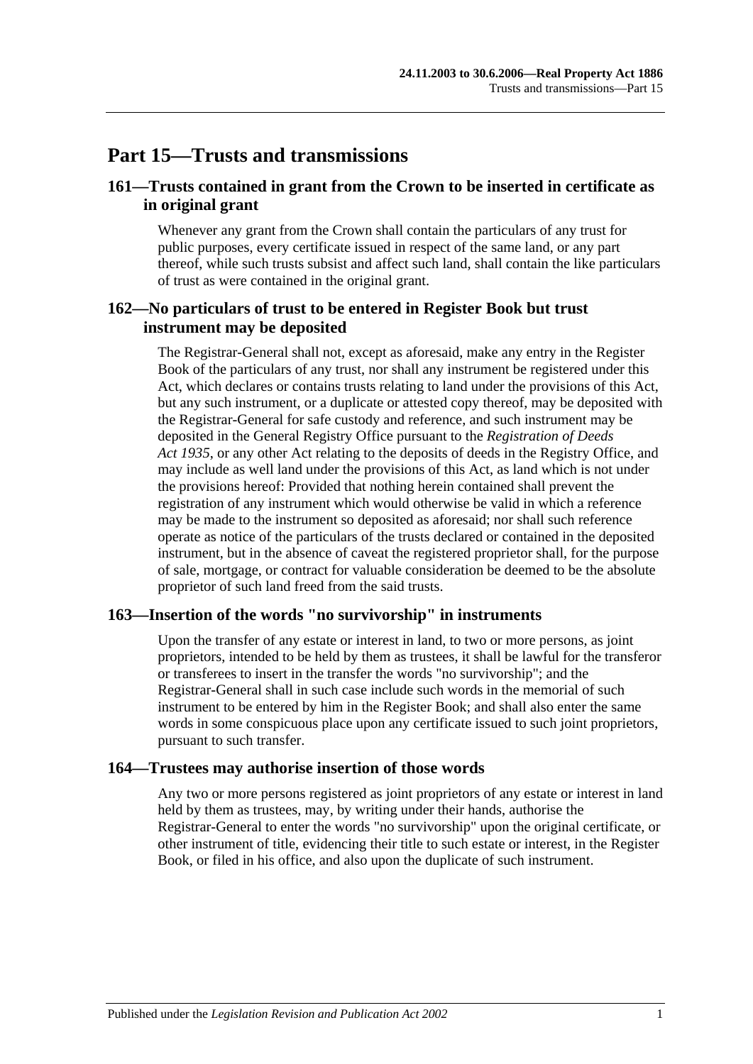# Part 15—Trusts and transmissions

## 161—Trusts contained in grant from the Crown to be inserted in certificate as in original grant

Whenever any grant from the Crown shall contain the particulars of any trust for public purposes, every certificate issued in respect of the same land, or any part thereof, while such trusts subsist and affect such land, shall contain the like particulars of trust as were contained in the original grant.

## 162—No particulars of trust to be entered in Register Book but trust instrument may be deposited

The Registrar-General shall not, except as aforesaid, make any entry in the Register Book of the particulars of any trust, nor shall any instrument be registered under this Act, which declares or contains trusts relating to land under the provisions of this Act, but any such instrument, or a duplicate or attested copy thereof, may be deposited with the Registrar-General for safe custody and reference, and such instrument may be deposited in the General Registry Office pursuant to the *Registration of Deeds Act 1935*, or any other Act relating to the deposits of deeds in the Registry Office, and may include as well land under the provisions of this Act, as land which is not under the provisions hereof: Provided that nothing herein contained shall prevent the registration of any instrument which would otherwise be valid in which a reference may be made to the instrument so deposited as aforesaid; nor shall such reference operate as notice of the particulars of the trusts declared or contained in the deposited instrument, but in the absence of caveat the registered proprietor shall, for the purpose of sale, mortgage, or contract for valuable consideration be deemed to be the absolute proprietor of such land freed from the said trusts.

## 163—Insertion of the words "no survivorship" in instruments

Upon the transfer of any estate or interest in land, to two or more persons, as joint proprietors, intended to be held by them as trustees, it shall be lawful for the transferor or transferees to insert in the transfer the words "no survivorship"; and the Registrar-General shall in such case include such words in the memorial of such instrument to be entered by him in the Register Book; and shall also enter the same words in some conspicuous place upon any certificate issued to such joint proprietors, pursuant to such transfer.

## 164—Trustees may authorise insertion of those words

Any two or more persons registered as joint proprietors of any estate or interest in land held by them as trustees, may, by writing under their hands, authorise the Registrar-General to enter the words "no survivorship" upon the original certificate, or other instrument of title, evidencing their title to such estate or interest, in the Register Book, or filed in his office, and also upon the duplicate of such instrument.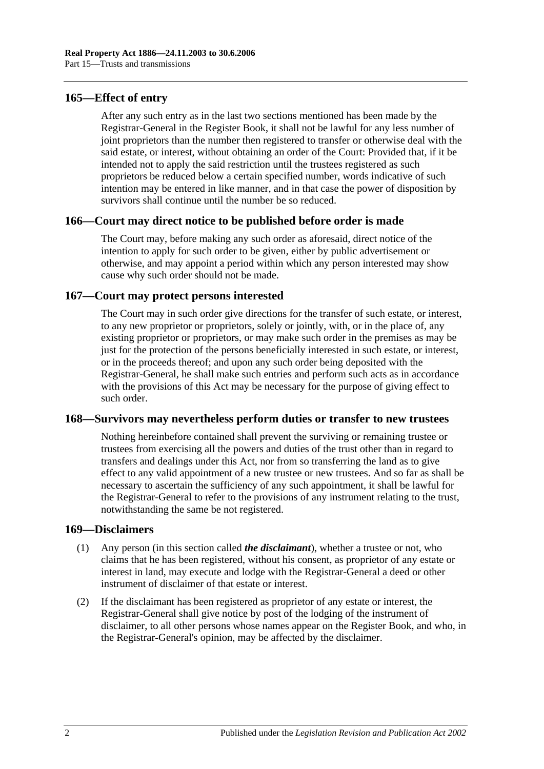## 165—Effect of entry

After any such entry as in the last two sections mentioned has been made by the Registrar-General in the Register Book, it shall not be lawful for any less number of joint proprietors than the number then registered to transfer or otherwise deal with the said estate, or interest, without obtaining an order of the Court: Provided that, if it be intended not to apply the said restriction until the trustees registered as such proprietors be reduced below a certain specified number, words indicative of such intention may be entered in like manner, and in that case the power of disposition by survivors shall continue until the number be so reduced.

## 166—Court may direct notice to be published before order is made

The Court may, before making any such order as aforesaid, direct notice of the intention to apply for such order to be given, either by public advertisement or otherwise, and may appoint a period within which any person interested may show cause why such order should not be made.

## 167—Court may protect persons interested

The Court may in such order give directions for the transfer of such estate, or interest, to any new proprietor or proprietors, solely or jointly, with, or in the place of, any existing proprietor or proprietors, or may make such order in the premises as may be just for the protection of the persons beneficially interested in such estate, or interest, or in the proceeds thereof; and upon any such order being deposited with the Registrar-General, he shall make such entries and perform such acts as in accordance with the provisions of this Act may be necessary for the purpose of giving effect to such order.

## 168—Survivors may nevertheless perform duties or transfer to new trustees

Nothing hereinbefore contained shall prevent the surviving or remaining trustee or trustees from exercising all the powers and duties of the trust other than in regard to transfers and dealings under this Act, nor from so transferring the land as to give effect to any valid appointment of a new trustee or new trustees. And so far as shall be necessary to ascertain the sufficiency of any such appointment, it shall be lawful for the Registrar-General to refer to the provisions of any instrument relating to the trust, notwithstanding the same be not registered.

## 169—Disclaimers

(1) Any person (in this section called ***the disclaimant***), whether a trustee or not, who claims that he has been registered, without his consent, as proprietor of any estate or interest in land, may execute and lodge with the Registrar-General a deed or other instrument of disclaimer of that estate or interest.

(2) If the disclaimant has been registered as proprietor of any estate or interest, the Registrar-General shall give notice by post of the lodging of the instrument of disclaimer, to all other persons whose names appear on the Register Book, and who, in the Registrar-General's opinion, may be affected by the disclaimer.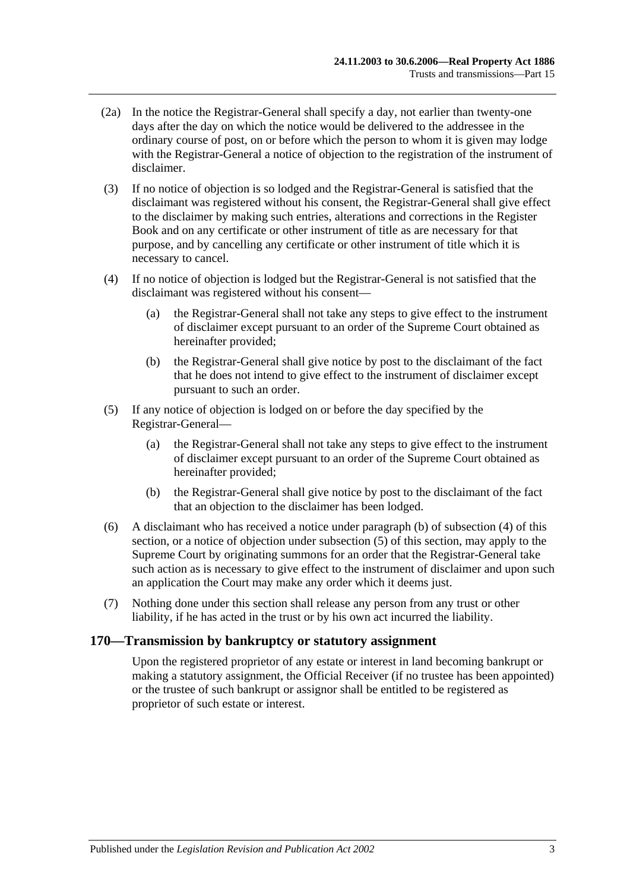(2a) In the notice the Registrar-General shall specify a day, not earlier than twenty-one days after the day on which the notice would be delivered to the addressee in the ordinary course of post, on or before which the person to whom it is given may lodge with the Registrar-General a notice of objection to the registration of the instrument of disclaimer.

(3) If no notice of objection is so lodged and the Registrar-General is satisfied that the disclaimant was registered without his consent, the Registrar-General shall give effect to the disclaimer by making such entries, alterations and corrections in the Register Book and on any certificate or other instrument of title as are necessary for that purpose, and by cancelling any certificate or other instrument of title which it is necessary to cancel.

(4) If no notice of objection is lodged but the Registrar-General is not satisfied that the disclaimant was registered without his consent—

(a) the Registrar-General shall not take any steps to give effect to the instrument of disclaimer except pursuant to an order of the Supreme Court obtained as hereinafter provided;

(b) the Registrar-General shall give notice by post to the disclaimant of the fact that he does not intend to give effect to the instrument of disclaimer except pursuant to such an order.

(5) If any notice of objection is lodged on or before the day specified by the Registrar-General—

(a) the Registrar-General shall not take any steps to give effect to the instrument of disclaimer except pursuant to an order of the Supreme Court obtained as hereinafter provided;

(b) the Registrar-General shall give notice by post to the disclaimant of the fact that an objection to the disclaimer has been lodged.

(6) A disclaimant who has received a notice under paragraph (b) of subsection (4) of this section, or a notice of objection under subsection (5) of this section, may apply to the Supreme Court by originating summons for an order that the Registrar-General take such action as is necessary to give effect to the instrument of disclaimer and upon such an application the Court may make any order which it deems just.

(7) Nothing done under this section shall release any person from any trust or other liability, if he has acted in the trust or by his own act incurred the liability.

## 170—Transmission by bankruptcy or statutory assignment

Upon the registered proprietor of any estate or interest in land becoming bankrupt or making a statutory assignment, the Official Receiver (if no trustee has been appointed) or the trustee of such bankrupt or assignor shall be entitled to be registered as proprietor of such estate or interest.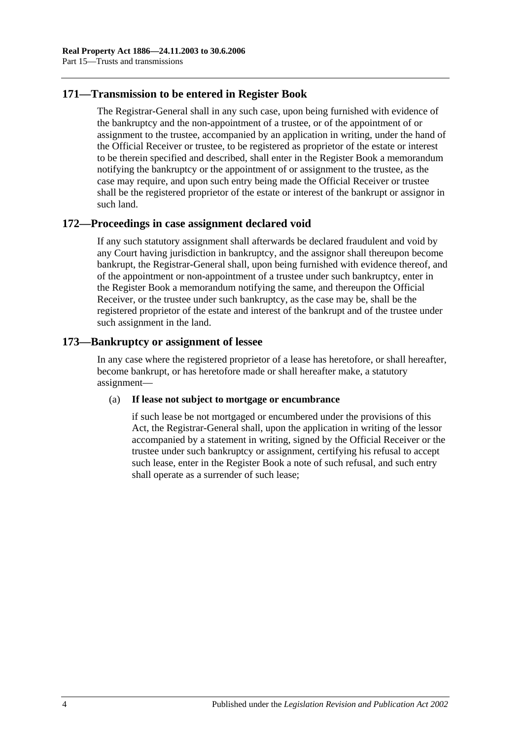## 171—Transmission to be entered in Register Book

The Registrar-General shall in any such case, upon being furnished with evidence of the bankruptcy and the non-appointment of a trustee, or of the appointment of or assignment to the trustee, accompanied by an application in writing, under the hand of the Official Receiver or trustee, to be registered as proprietor of the estate or interest to be therein specified and described, shall enter in the Register Book a memorandum notifying the bankruptcy or the appointment of or assignment to the trustee, as the case may require, and upon such entry being made the Official Receiver or trustee shall be the registered proprietor of the estate or interest of the bankrupt or assignor in such land.

## 172—Proceedings in case assignment declared void

If any such statutory assignment shall afterwards be declared fraudulent and void by any Court having jurisdiction in bankruptcy, and the assignor shall thereupon become bankrupt, the Registrar-General shall, upon being furnished with evidence thereof, and of the appointment or non-appointment of a trustee under such bankruptcy, enter in the Register Book a memorandum notifying the same, and thereupon the Official Receiver, or the trustee under such bankruptcy, as the case may be, shall be the registered proprietor of the estate and interest of the bankrupt and of the trustee under such assignment in the land.

## 173—Bankruptcy or assignment of lessee

In any case where the registered proprietor of a lease has heretofore, or shall hereafter, become bankrupt, or has heretofore made or shall hereafter make, a statutory assignment—

(a) **If lease not subject to mortgage or encumbrance**

if such lease be not mortgaged or encumbered under the provisions of this Act, the Registrar-General shall, upon the application in writing of the lessor accompanied by a statement in writing, signed by the Official Receiver or the trustee under such bankruptcy or assignment, certifying his refusal to accept such lease, enter in the Register Book a note of such refusal, and such entry shall operate as a surrender of such lease;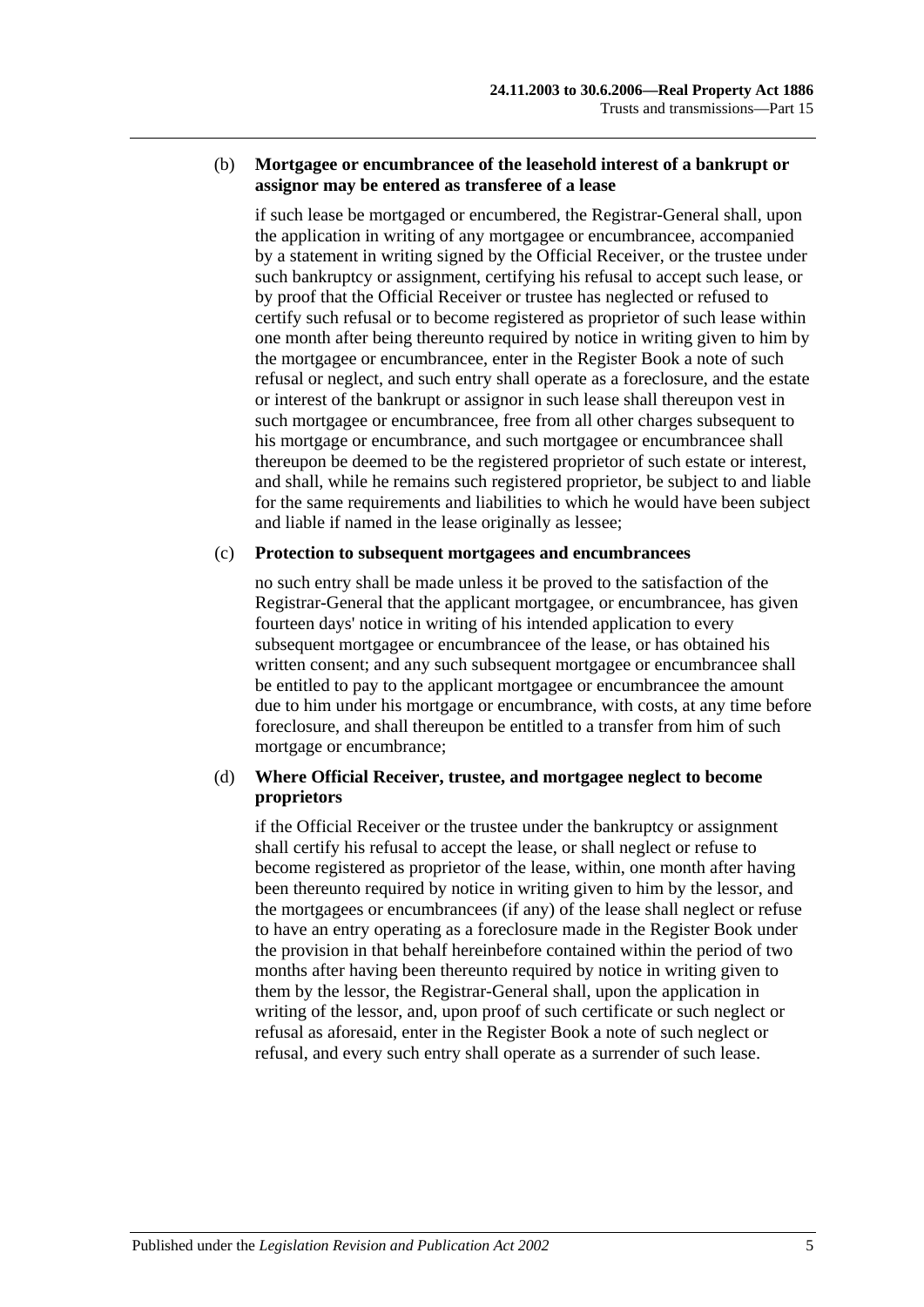(b) **Mortgagee or encumbrancee of the leasehold interest of a bankrupt or assignor may be entered as transferee of a lease**

if such lease be mortgaged or encumbered, the Registrar-General shall, upon the application in writing of any mortgagee or encumbrancee, accompanied by a statement in writing signed by the Official Receiver, or the trustee under such bankruptcy or assignment, certifying his refusal to accept such lease, or by proof that the Official Receiver or trustee has neglected or refused to certify such refusal or to become registered as proprietor of such lease within one month after being thereunto required by notice in writing given to him by the mortgagee or encumbrancee, enter in the Register Book a note of such refusal or neglect, and such entry shall operate as a foreclosure, and the estate or interest of the bankrupt or assignor in such lease shall thereupon vest in such mortgagee or encumbrancee, free from all other charges subsequent to his mortgage or encumbrance, and such mortgagee or encumbrancee shall thereupon be deemed to be the registered proprietor of such estate or interest, and shall, while he remains such registered proprietor, be subject to and liable for the same requirements and liabilities to which he would have been subject and liable if named in the lease originally as lessee;

(c) **Protection to subsequent mortgagees and encumbrancees**

no such entry shall be made unless it be proved to the satisfaction of the Registrar-General that the applicant mortgagee, or encumbrancee, has given fourteen days' notice in writing of his intended application to every subsequent mortgagee or encumbrancee of the lease, or has obtained his written consent; and any such subsequent mortgagee or encumbrancee shall be entitled to pay to the applicant mortgagee or encumbrancee the amount due to him under his mortgage or encumbrance, with costs, at any time before foreclosure, and shall thereupon be entitled to a transfer from him of such mortgage or encumbrance;

(d) **Where Official Receiver, trustee, and mortgagee neglect to become proprietors**

if the Official Receiver or the trustee under the bankruptcy or assignment shall certify his refusal to accept the lease, or shall neglect or refuse to become registered as proprietor of the lease, within, one month after having been thereunto required by notice in writing given to him by the lessor, and the mortgagees or encumbrancees (if any) of the lease shall neglect or refuse to have an entry operating as a foreclosure made in the Register Book under the provision in that behalf hereinbefore contained within the period of two months after having been thereunto required by notice in writing given to them by the lessor, the Registrar-General shall, upon the application in writing of the lessor, and, upon proof of such certificate or such neglect or refusal as aforesaid, enter in the Register Book a note of such neglect or refusal, and every such entry shall operate as a surrender of such lease.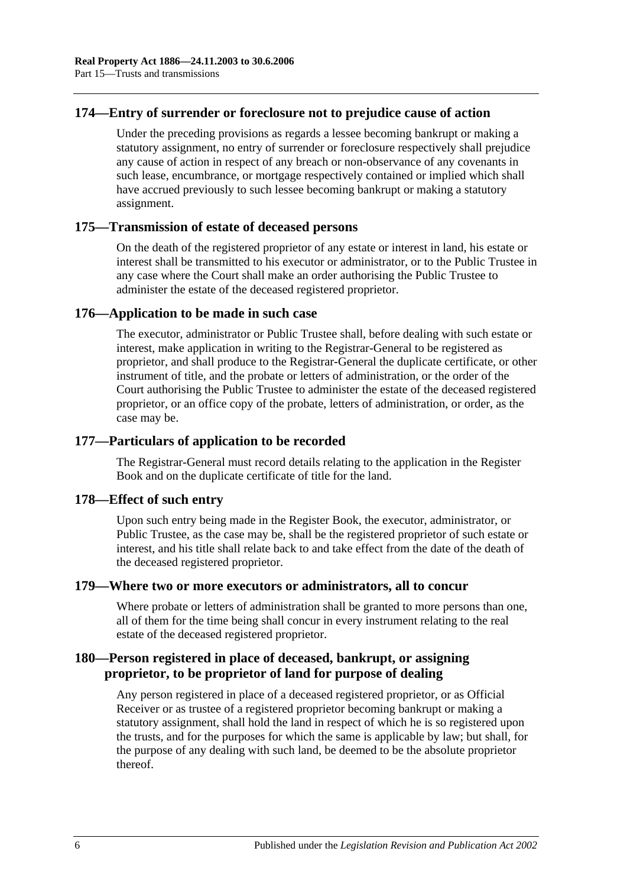## 174—Entry of surrender or foreclosure not to prejudice cause of action

Under the preceding provisions as regards a lessee becoming bankrupt or making a statutory assignment, no entry of surrender or foreclosure respectively shall prejudice any cause of action in respect of any breach or non-observance of any covenants in such lease, encumbrance, or mortgage respectively contained or implied which shall have accrued previously to such lessee becoming bankrupt or making a statutory assignment.

## 175—Transmission of estate of deceased persons

On the death of the registered proprietor of any estate or interest in land, his estate or interest shall be transmitted to his executor or administrator, or to the Public Trustee in any case where the Court shall make an order authorising the Public Trustee to administer the estate of the deceased registered proprietor.

## 176—Application to be made in such case

The executor, administrator or Public Trustee shall, before dealing with such estate or interest, make application in writing to the Registrar-General to be registered as proprietor, and shall produce to the Registrar-General the duplicate certificate, or other instrument of title, and the probate or letters of administration, or the order of the Court authorising the Public Trustee to administer the estate of the deceased registered proprietor, or an office copy of the probate, letters of administration, or order, as the case may be.

## 177—Particulars of application to be recorded

The Registrar-General must record details relating to the application in the Register Book and on the duplicate certificate of title for the land.

## 178—Effect of such entry

Upon such entry being made in the Register Book, the executor, administrator, or Public Trustee, as the case may be, shall be the registered proprietor of such estate or interest, and his title shall relate back to and take effect from the date of the death of the deceased registered proprietor.

## 179—Where two or more executors or administrators, all to concur

Where probate or letters of administration shall be granted to more persons than one, all of them for the time being shall concur in every instrument relating to the real estate of the deceased registered proprietor.

## 180—Person registered in place of deceased, bankrupt, or assigning proprietor, to be proprietor of land for purpose of dealing

Any person registered in place of a deceased registered proprietor, or as Official Receiver or as trustee of a registered proprietor becoming bankrupt or making a statutory assignment, shall hold the land in respect of which he is so registered upon the trusts, and for the purposes for which the same is applicable by law; but shall, for the purpose of any dealing with such land, be deemed to be the absolute proprietor thereof.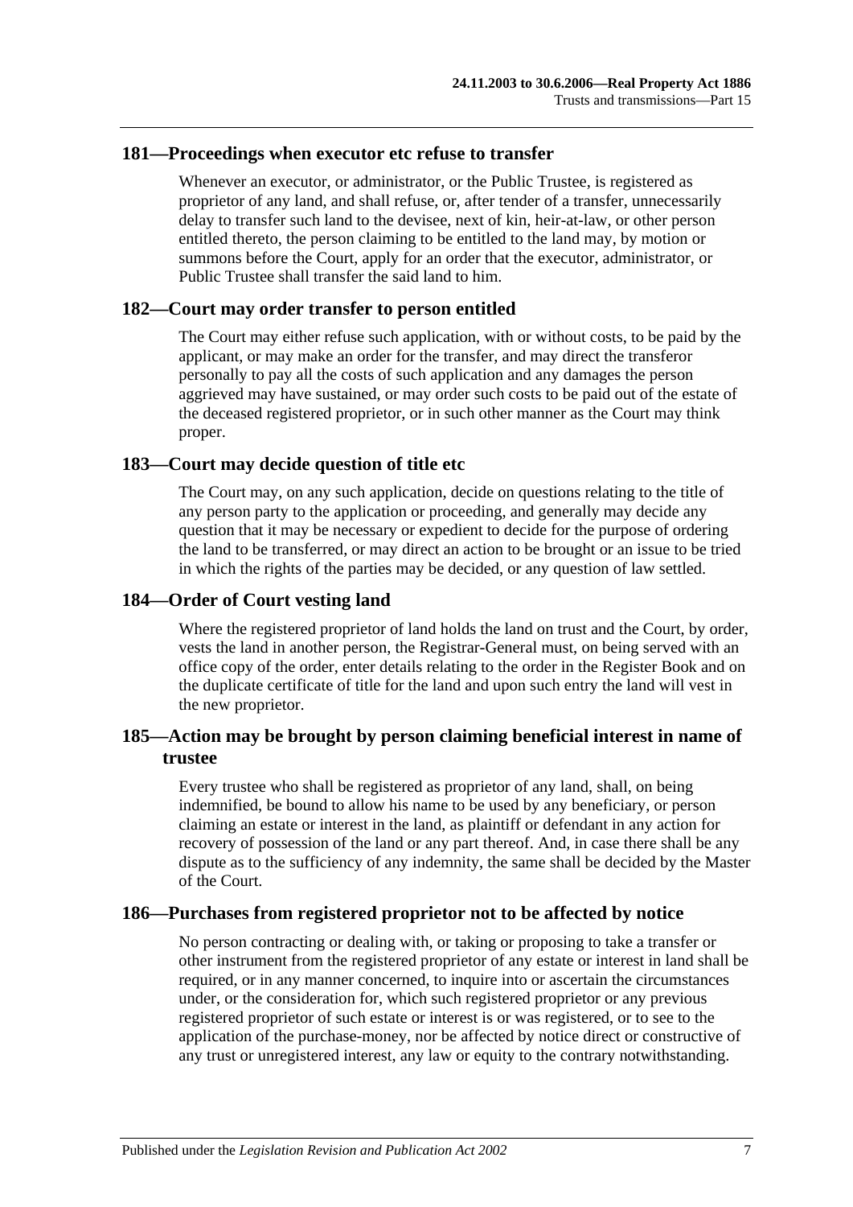## 181—Proceedings when executor etc refuse to transfer

Whenever an executor, or administrator, or the Public Trustee, is registered as proprietor of any land, and shall refuse, or, after tender of a transfer, unnecessarily delay to transfer such land to the devisee, next of kin, heir-at-law, or other person entitled thereto, the person claiming to be entitled to the land may, by motion or summons before the Court, apply for an order that the executor, administrator, or Public Trustee shall transfer the said land to him.

## 182—Court may order transfer to person entitled

The Court may either refuse such application, with or without costs, to be paid by the applicant, or may make an order for the transfer, and may direct the transferor personally to pay all the costs of such application and any damages the person aggrieved may have sustained, or may order such costs to be paid out of the estate of the deceased registered proprietor, or in such other manner as the Court may think proper.

## 183—Court may decide question of title etc

The Court may, on any such application, decide on questions relating to the title of any person party to the application or proceeding, and generally may decide any question that it may be necessary or expedient to decide for the purpose of ordering the land to be transferred, or may direct an action to be brought or an issue to be tried in which the rights of the parties may be decided, or any question of law settled.

## 184—Order of Court vesting land

Where the registered proprietor of land holds the land on trust and the Court, by order, vests the land in another person, the Registrar-General must, on being served with an office copy of the order, enter details relating to the order in the Register Book and on the duplicate certificate of title for the land and upon such entry the land will vest in the new proprietor.

## 185—Action may be brought by person claiming beneficial interest in name of trustee

Every trustee who shall be registered as proprietor of any land, shall, on being indemnified, be bound to allow his name to be used by any beneficiary, or person claiming an estate or interest in the land, as plaintiff or defendant in any action for recovery of possession of the land or any part thereof. And, in case there shall be any dispute as to the sufficiency of any indemnity, the same shall be decided by the Master of the Court.

## 186—Purchases from registered proprietor not to be affected by notice

No person contracting or dealing with, or taking or proposing to take a transfer or other instrument from the registered proprietor of any estate or interest in land shall be required, or in any manner concerned, to inquire into or ascertain the circumstances under, or the consideration for, which such registered proprietor or any previous registered proprietor of such estate or interest is or was registered, or to see to the application of the purchase-money, nor be affected by notice direct or constructive of any trust or unregistered interest, any law or equity to the contrary notwithstanding.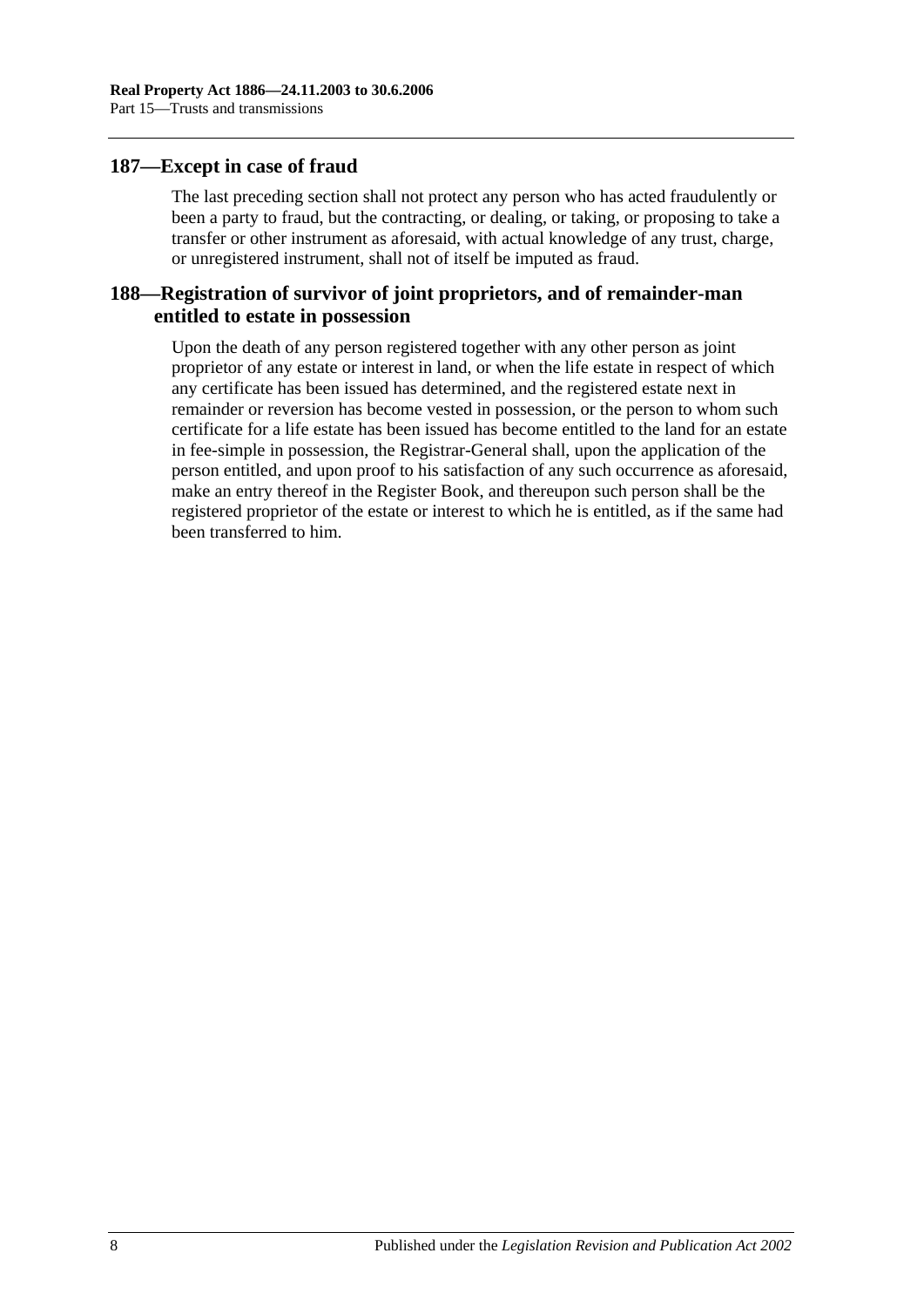## 187—Except in case of fraud

The last preceding section shall not protect any person who has acted fraudulently or been a party to fraud, but the contracting, or dealing, or taking, or proposing to take a transfer or other instrument as aforesaid, with actual knowledge of any trust, charge, or unregistered instrument, shall not of itself be imputed as fraud.

## 188—Registration of survivor of joint proprietors, and of remainder-man entitled to estate in possession

Upon the death of any person registered together with any other person as joint proprietor of any estate or interest in land, or when the life estate in respect of which any certificate has been issued has determined, and the registered estate next in remainder or reversion has become vested in possession, or the person to whom such certificate for a life estate has been issued has become entitled to the land for an estate in fee-simple in possession, the Registrar-General shall, upon the application of the person entitled, and upon proof to his satisfaction of any such occurrence as aforesaid, make an entry thereof in the Register Book, and thereupon such person shall be the registered proprietor of the estate or interest to which he is entitled, as if the same had been transferred to him.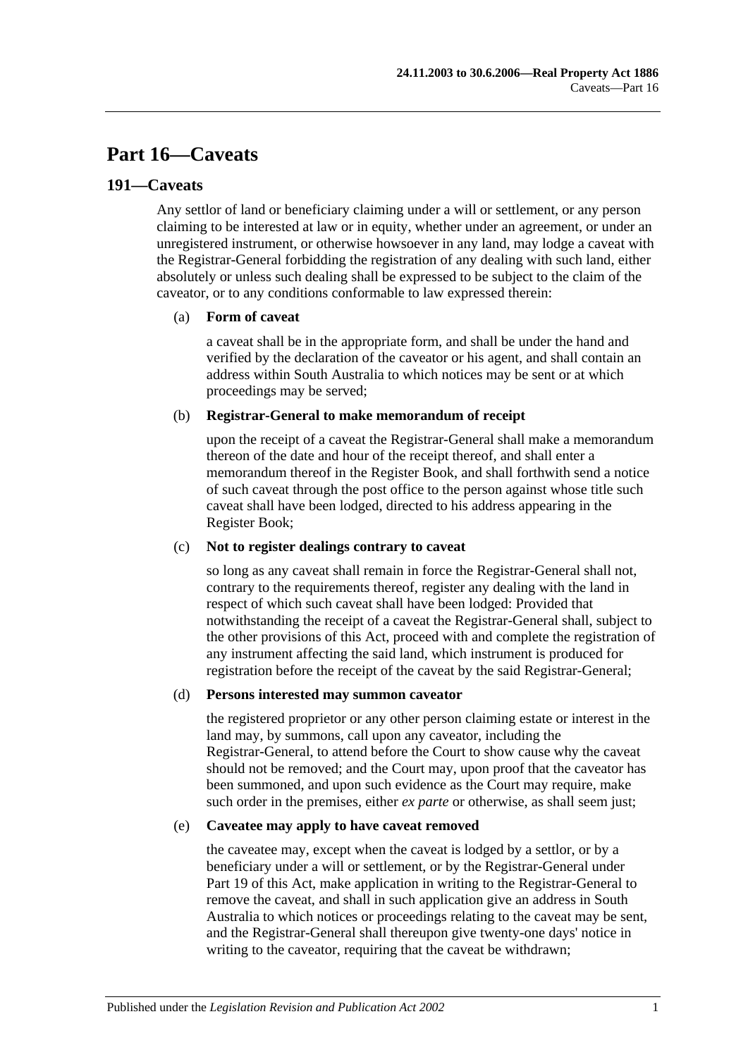# Part 16—Caveats

## 191—Caveats

Any settlor of land or beneficiary claiming under a will or settlement, or any person claiming to be interested at law or in equity, whether under an agreement, or under an unregistered instrument, or otherwise howsoever in any land, may lodge a caveat with the Registrar-General forbidding the registration of any dealing with such land, either absolutely or unless such dealing shall be expressed to be subject to the claim of the caveator, or to any conditions conformable to law expressed therein:

(a) **Form of caveat**

a caveat shall be in the appropriate form, and shall be under the hand and verified by the declaration of the caveator or his agent, and shall contain an address within South Australia to which notices may be sent or at which proceedings may be served;

(b) **Registrar-General to make memorandum of receipt**

upon the receipt of a caveat the Registrar-General shall make a memorandum thereon of the date and hour of the receipt thereof, and shall enter a memorandum thereof in the Register Book, and shall forthwith send a notice of such caveat through the post office to the person against whose title such caveat shall have been lodged, directed to his address appearing in the Register Book;

(c) **Not to register dealings contrary to caveat**

so long as any caveat shall remain in force the Registrar-General shall not, contrary to the requirements thereof, register any dealing with the land in respect of which such caveat shall have been lodged: Provided that notwithstanding the receipt of a caveat the Registrar-General shall, subject to the other provisions of this Act, proceed with and complete the registration of any instrument affecting the said land, which instrument is produced for registration before the receipt of the caveat by the said Registrar-General;

(d) **Persons interested may summon caveator**

the registered proprietor or any other person claiming estate or interest in the land may, by summons, call upon any caveator, including the Registrar-General, to attend before the Court to show cause why the caveat should not be removed; and the Court may, upon proof that the caveator has been summoned, and upon such evidence as the Court may require, make such order in the premises, either *ex parte* or otherwise, as shall seem just;

(e) **Caveatee may apply to have caveat removed**

the caveatee may, except when the caveat is lodged by a settlor, or by a beneficiary under a will or settlement, or by the Registrar-General under Part 19 of this Act, make application in writing to the Registrar-General to remove the caveat, and shall in such application give an address in South Australia to which notices or proceedings relating to the caveat may be sent, and the Registrar-General shall thereupon give twenty-one days' notice in writing to the caveator, requiring that the caveat be withdrawn;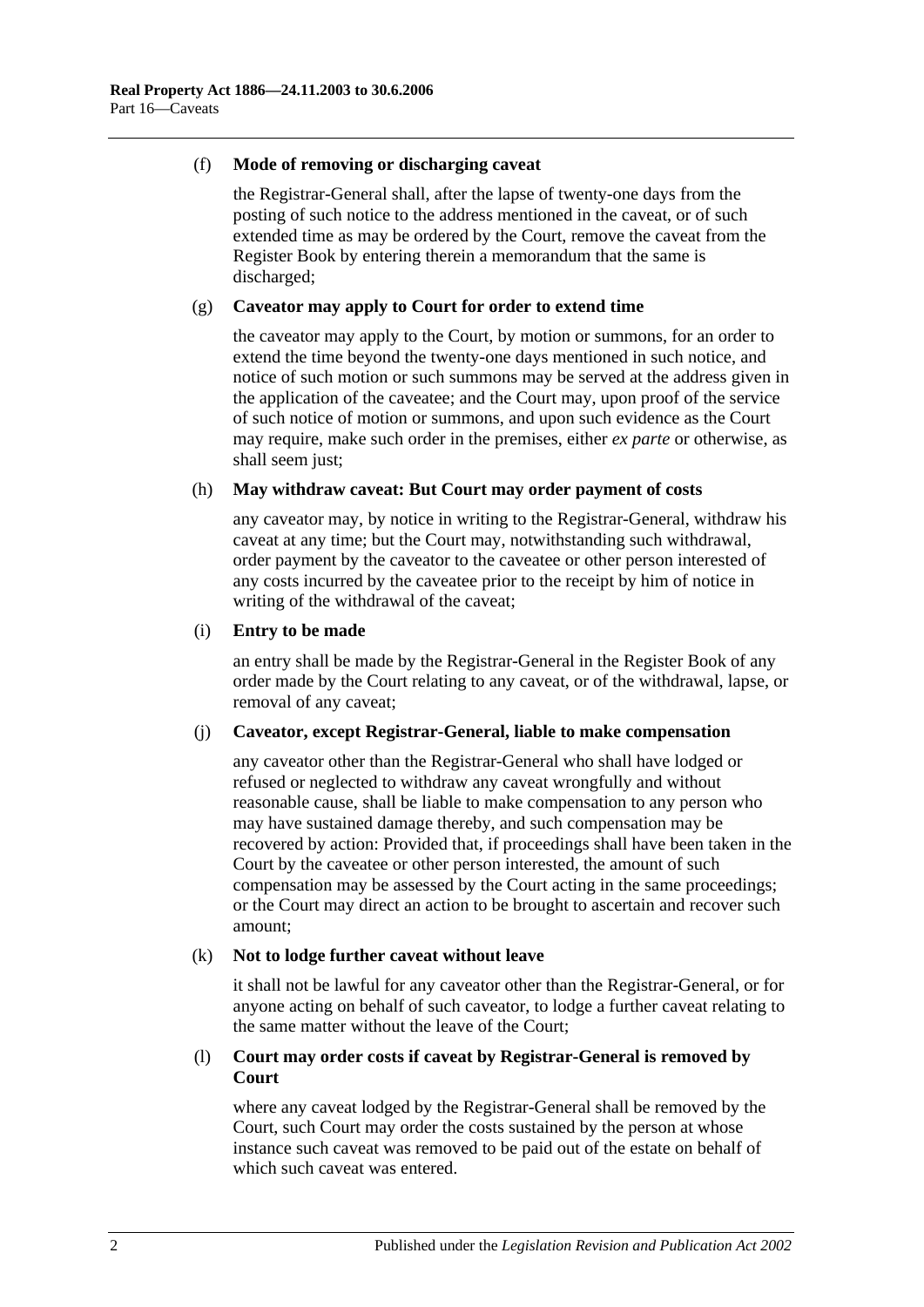(f) **Mode of removing or discharging caveat**

the Registrar-General shall, after the lapse of twenty-one days from the posting of such notice to the address mentioned in the caveat, or of such extended time as may be ordered by the Court, remove the caveat from the Register Book by entering therein a memorandum that the same is discharged;

(g) **Caveator may apply to Court for order to extend time**

the caveator may apply to the Court, by motion or summons, for an order to extend the time beyond the twenty-one days mentioned in such notice, and notice of such motion or such summons may be served at the address given in the application of the caveatee; and the Court may, upon proof of the service of such notice of motion or summons, and upon such evidence as the Court may require, make such order in the premises, either *ex parte* or otherwise, as shall seem just;

(h) **May withdraw caveat: But Court may order payment of costs**

any caveator may, by notice in writing to the Registrar-General, withdraw his caveat at any time; but the Court may, notwithstanding such withdrawal, order payment by the caveator to the caveatee or other person interested of any costs incurred by the caveatee prior to the receipt by him of notice in writing of the withdrawal of the caveat;

(i) **Entry to be made**

an entry shall be made by the Registrar-General in the Register Book of any order made by the Court relating to any caveat, or of the withdrawal, lapse, or removal of any caveat;

(j) **Caveator, except Registrar-General, liable to make compensation**

any caveator other than the Registrar-General who shall have lodged or refused or neglected to withdraw any caveat wrongfully and without reasonable cause, shall be liable to make compensation to any person who may have sustained damage thereby, and such compensation may be recovered by action: Provided that, if proceedings shall have been taken in the Court by the caveatee or other person interested, the amount of such compensation may be assessed by the Court acting in the same proceedings; or the Court may direct an action to be brought to ascertain and recover such amount;

(k) **Not to lodge further caveat without leave**

it shall not be lawful for any caveator other than the Registrar-General, or for anyone acting on behalf of such caveator, to lodge a further caveat relating to the same matter without the leave of the Court;

(l) **Court may order costs if caveat by Registrar-General is removed by Court**

where any caveat lodged by the Registrar-General shall be removed by the Court, such Court may order the costs sustained by the person at whose instance such caveat was removed to be paid out of the estate on behalf of which such caveat was entered.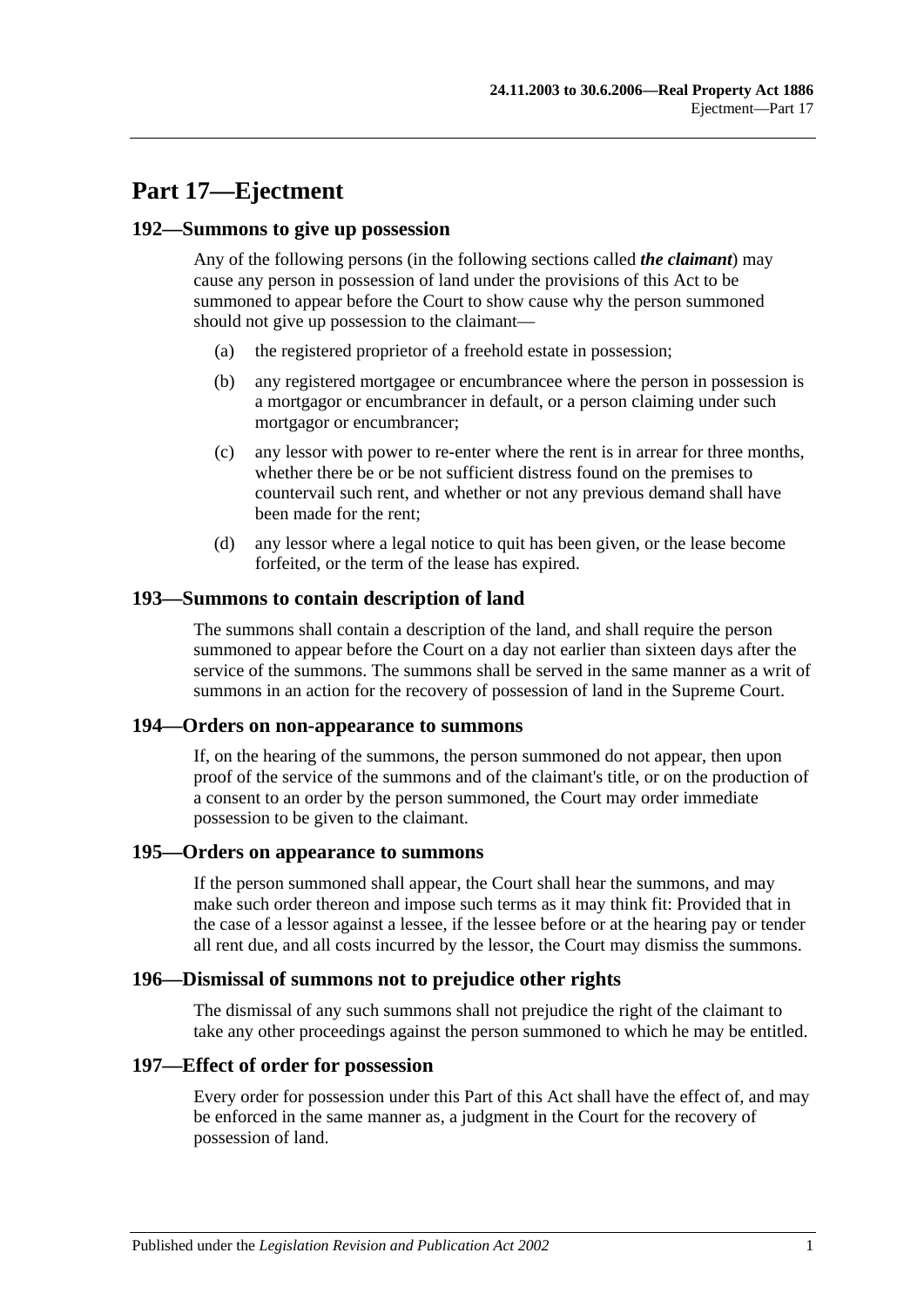# Part 17—Ejectment

## 192—Summons to give up possession

Any of the following persons (in the following sections called ***the claimant***) may cause any person in possession of land under the provisions of this Act to be summoned to appear before the Court to show cause why the person summoned should not give up possession to the claimant—

(a) the registered proprietor of a freehold estate in possession;

(b) any registered mortgagee or encumbrancee where the person in possession is a mortgagor or encumbrancer in default, or a person claiming under such mortgagor or encumbrancer;

(c) any lessor with power to re-enter where the rent is in arrear for three months, whether there be or be not sufficient distress found on the premises to countervail such rent, and whether or not any previous demand shall have been made for the rent;

(d) any lessor where a legal notice to quit has been given, or the lease become forfeited, or the term of the lease has expired.

## 193—Summons to contain description of land

The summons shall contain a description of the land, and shall require the person summoned to appear before the Court on a day not earlier than sixteen days after the service of the summons. The summons shall be served in the same manner as a writ of summons in an action for the recovery of possession of land in the Supreme Court.

## 194—Orders on non-appearance to summons

If, on the hearing of the summons, the person summoned do not appear, then upon proof of the service of the summons and of the claimant's title, or on the production of a consent to an order by the person summoned, the Court may order immediate possession to be given to the claimant.

## 195—Orders on appearance to summons

If the person summoned shall appear, the Court shall hear the summons, and may make such order thereon and impose such terms as it may think fit: Provided that in the case of a lessor against a lessee, if the lessee before or at the hearing pay or tender all rent due, and all costs incurred by the lessor, the Court may dismiss the summons.

## 196—Dismissal of summons not to prejudice other rights

The dismissal of any such summons shall not prejudice the right of the claimant to take any other proceedings against the person summoned to which he may be entitled.

## 197—Effect of order for possession

Every order for possession under this Part of this Act shall have the effect of, and may be enforced in the same manner as, a judgment in the Court for the recovery of possession of land.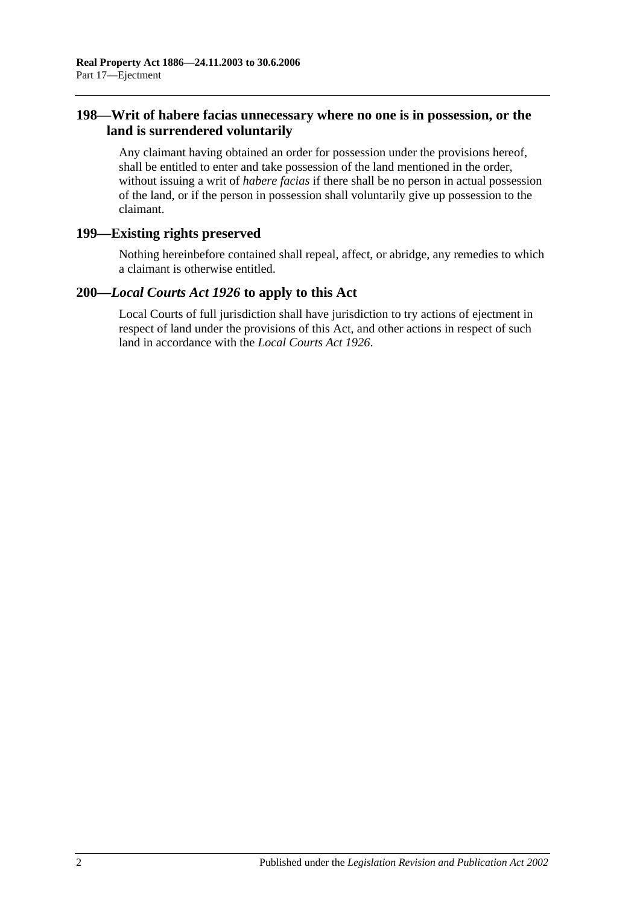## 198—Writ of habere facias unnecessary where no one is in possession, or the land is surrendered voluntarily

Any claimant having obtained an order for possession under the provisions hereof, shall be entitled to enter and take possession of the land mentioned in the order, without issuing a writ of *habere facias* if there shall be no person in actual possession of the land, or if the person in possession shall voluntarily give up possession to the claimant.

## 199—Existing rights preserved

Nothing hereinbefore contained shall repeal, affect, or abridge, any remedies to which a claimant is otherwise entitled.

## 200—*Local Courts Act 1926* to apply to this Act

Local Courts of full jurisdiction shall have jurisdiction to try actions of ejectment in respect of land under the provisions of this Act, and other actions in respect of such land in accordance with the *Local Courts Act 1926*.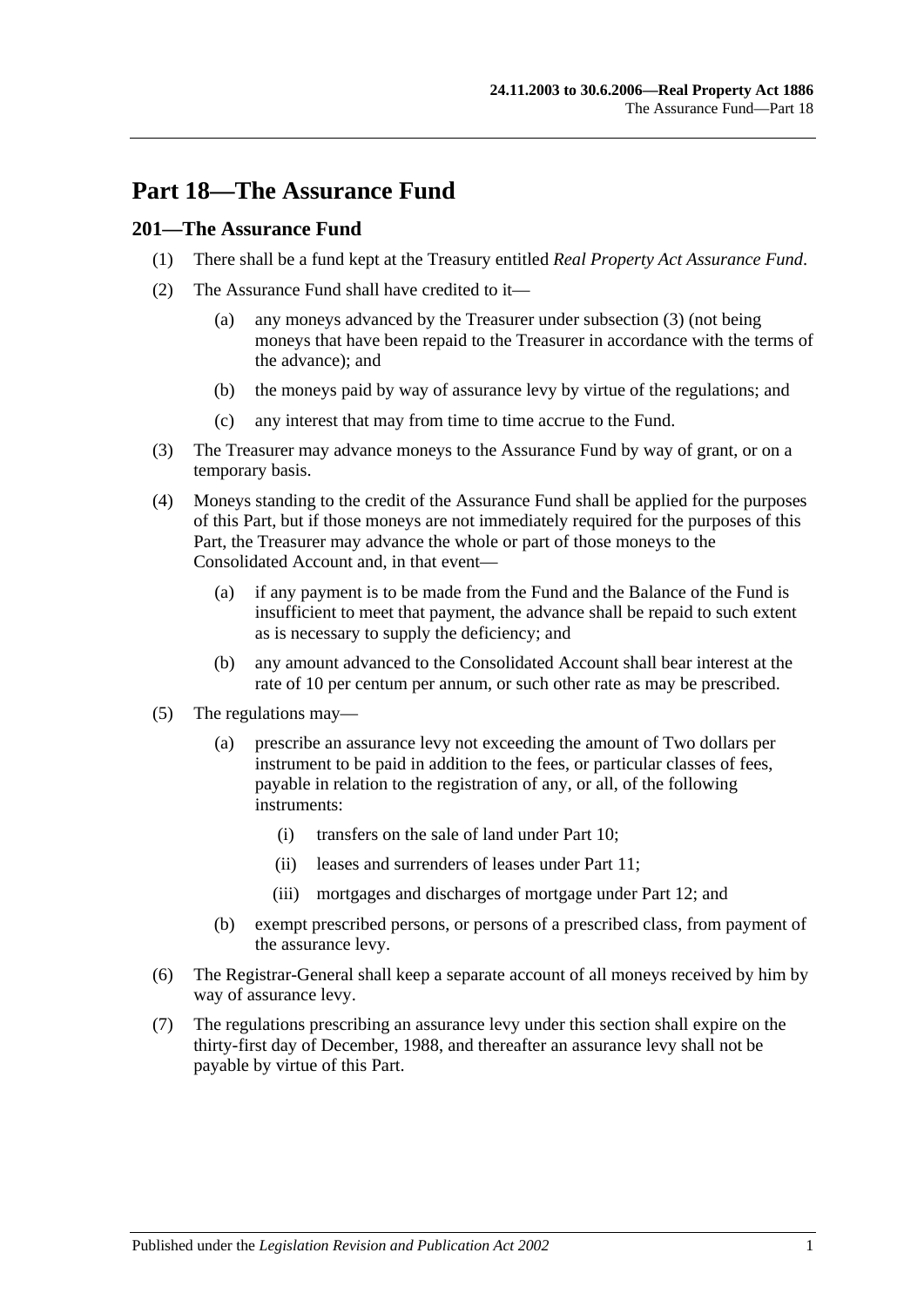# Part 18—The Assurance Fund

## 201—The Assurance Fund

(1) There shall be a fund kept at the Treasury entitled *Real Property Act Assurance Fund*.

(2) The Assurance Fund shall have credited to it—

(a) any moneys advanced by the Treasurer under subsection (3) (not being moneys that have been repaid to the Treasurer in accordance with the terms of the advance); and

(b) the moneys paid by way of assurance levy by virtue of the regulations; and

(c) any interest that may from time to time accrue to the Fund.

(3) The Treasurer may advance moneys to the Assurance Fund by way of grant, or on a temporary basis.

(4) Moneys standing to the credit of the Assurance Fund shall be applied for the purposes of this Part, but if those moneys are not immediately required for the purposes of this Part, the Treasurer may advance the whole or part of those moneys to the Consolidated Account and, in that event—

(a) if any payment is to be made from the Fund and the Balance of the Fund is insufficient to meet that payment, the advance shall be repaid to such extent as is necessary to supply the deficiency; and

(b) any amount advanced to the Consolidated Account shall bear interest at the rate of 10 per centum per annum, or such other rate as may be prescribed.

(5) The regulations may—

(a) prescribe an assurance levy not exceeding the amount of Two dollars per instrument to be paid in addition to the fees, or particular classes of fees, payable in relation to the registration of any, or all, of the following instruments:

(i) transfers on the sale of land under Part 10;

(ii) leases and surrenders of leases under Part 11;

(iii) mortgages and discharges of mortgage under Part 12; and

(b) exempt prescribed persons, or persons of a prescribed class, from payment of the assurance levy.

(6) The Registrar-General shall keep a separate account of all moneys received by him by way of assurance levy.

(7) The regulations prescribing an assurance levy under this section shall expire on the thirty-first day of December, 1988, and thereafter an assurance levy shall not be payable by virtue of this Part.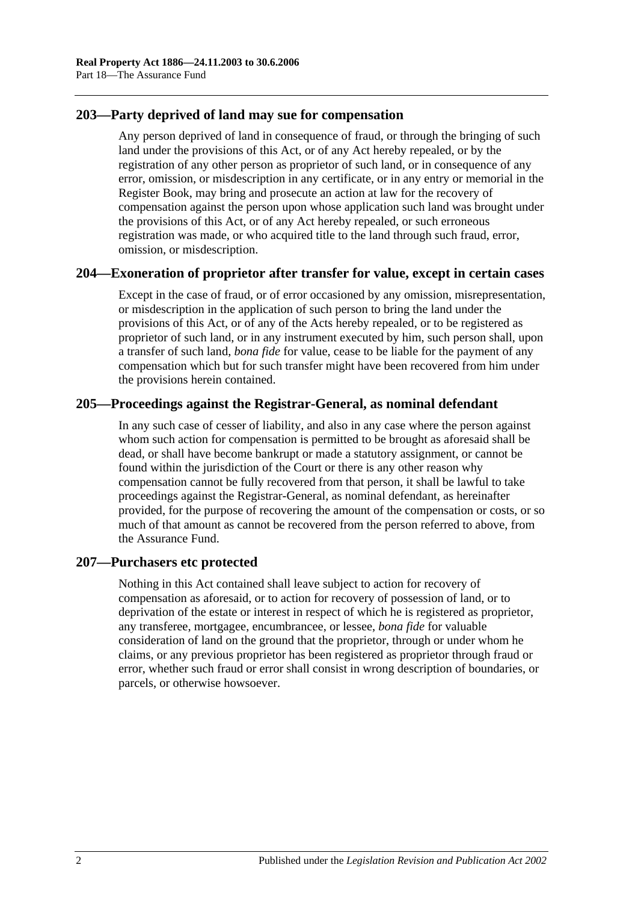## 203—Party deprived of land may sue for compensation

Any person deprived of land in consequence of fraud, or through the bringing of such land under the provisions of this Act, or of any Act hereby repealed, or by the registration of any other person as proprietor of such land, or in consequence of any error, omission, or misdescription in any certificate, or in any entry or memorial in the Register Book, may bring and prosecute an action at law for the recovery of compensation against the person upon whose application such land was brought under the provisions of this Act, or of any Act hereby repealed, or such erroneous registration was made, or who acquired title to the land through such fraud, error, omission, or misdescription.

## 204—Exoneration of proprietor after transfer for value, except in certain cases

Except in the case of fraud, or of error occasioned by any omission, misrepresentation, or misdescription in the application of such person to bring the land under the provisions of this Act, or of any of the Acts hereby repealed, or to be registered as proprietor of such land, or in any instrument executed by him, such person shall, upon a transfer of such land, *bona fide* for value, cease to be liable for the payment of any compensation which but for such transfer might have been recovered from him under the provisions herein contained.

## 205—Proceedings against the Registrar-General, as nominal defendant

In any such case of cesser of liability, and also in any case where the person against whom such action for compensation is permitted to be brought as aforesaid shall be dead, or shall have become bankrupt or made a statutory assignment, or cannot be found within the jurisdiction of the Court or there is any other reason why compensation cannot be fully recovered from that person, it shall be lawful to take proceedings against the Registrar-General, as nominal defendant, as hereinafter provided, for the purpose of recovering the amount of the compensation or costs, or so much of that amount as cannot be recovered from the person referred to above, from the Assurance Fund.

## 207—Purchasers etc protected

Nothing in this Act contained shall leave subject to action for recovery of compensation as aforesaid, or to action for recovery of possession of land, or to deprivation of the estate or interest in respect of which he is registered as proprietor, any transferee, mortgagee, encumbrancee, or lessee, *bona fide* for valuable consideration of land on the ground that the proprietor, through or under whom he claims, or any previous proprietor has been registered as proprietor through fraud or error, whether such fraud or error shall consist in wrong description of boundaries, or parcels, or otherwise howsoever.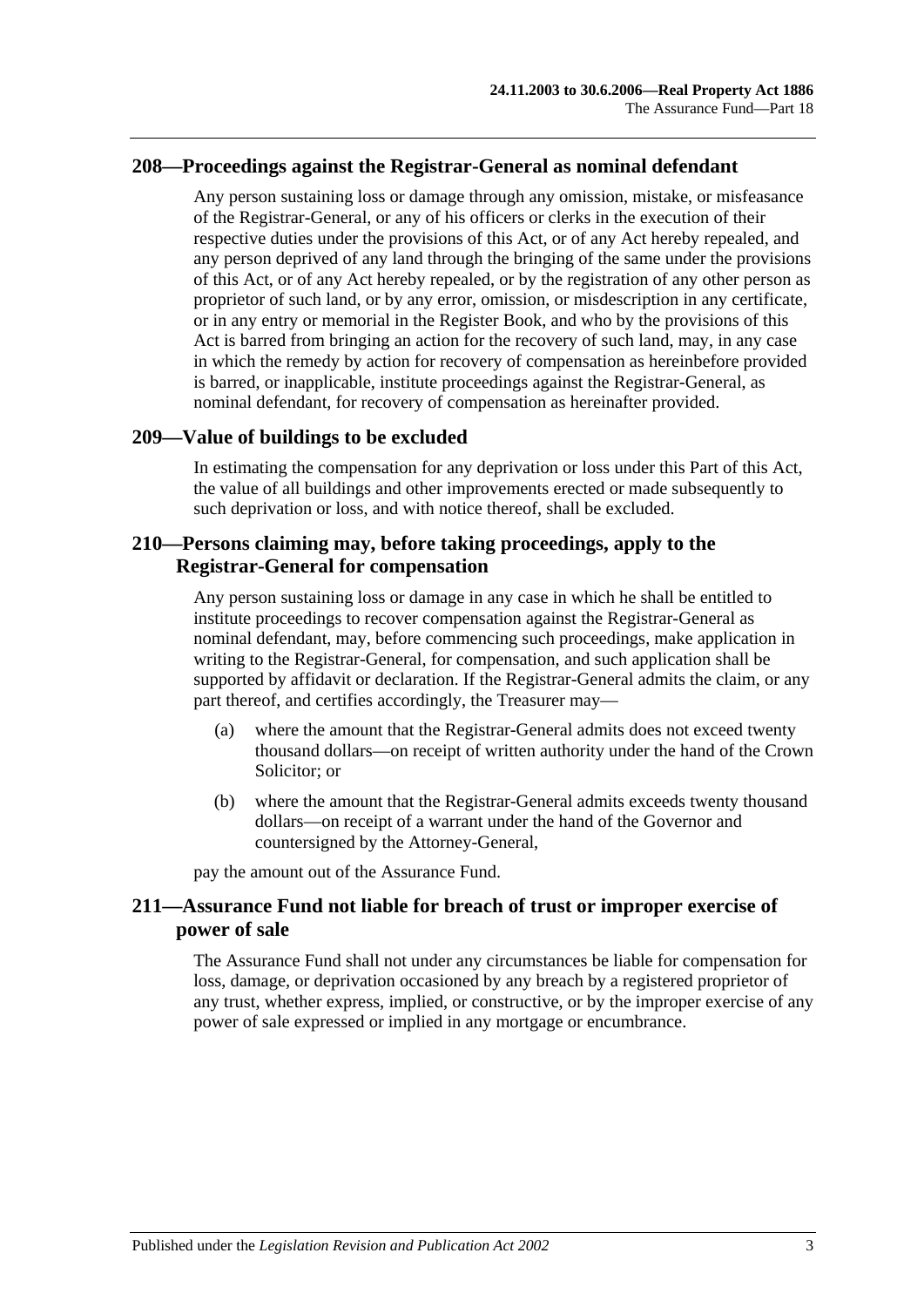## 208—Proceedings against the Registrar-General as nominal defendant

Any person sustaining loss or damage through any omission, mistake, or misfeasance of the Registrar-General, or any of his officers or clerks in the execution of their respective duties under the provisions of this Act, or of any Act hereby repealed, and any person deprived of any land through the bringing of the same under the provisions of this Act, or of any Act hereby repealed, or by the registration of any other person as proprietor of such land, or by any error, omission, or misdescription in any certificate, or in any entry or memorial in the Register Book, and who by the provisions of this Act is barred from bringing an action for the recovery of such land, may, in any case in which the remedy by action for recovery of compensation as hereinbefore provided is barred, or inapplicable, institute proceedings against the Registrar-General, as nominal defendant, for recovery of compensation as hereinafter provided.

## 209—Value of buildings to be excluded

In estimating the compensation for any deprivation or loss under this Part of this Act, the value of all buildings and other improvements erected or made subsequently to such deprivation or loss, and with notice thereof, shall be excluded.

## 210—Persons claiming may, before taking proceedings, apply to the Registrar-General for compensation

Any person sustaining loss or damage in any case in which he shall be entitled to institute proceedings to recover compensation against the Registrar-General as nominal defendant, may, before commencing such proceedings, make application in writing to the Registrar-General, for compensation, and such application shall be supported by affidavit or declaration. If the Registrar-General admits the claim, or any part thereof, and certifies accordingly, the Treasurer may—

(a) where the amount that the Registrar-General admits does not exceed twenty thousand dollars—on receipt of written authority under the hand of the Crown Solicitor; or

(b) where the amount that the Registrar-General admits exceeds twenty thousand dollars—on receipt of a warrant under the hand of the Governor and countersigned by the Attorney-General,

pay the amount out of the Assurance Fund.

## 211—Assurance Fund not liable for breach of trust or improper exercise of power of sale

The Assurance Fund shall not under any circumstances be liable for compensation for loss, damage, or deprivation occasioned by any breach by a registered proprietor of any trust, whether express, implied, or constructive, or by the improper exercise of any power of sale expressed or implied in any mortgage or encumbrance.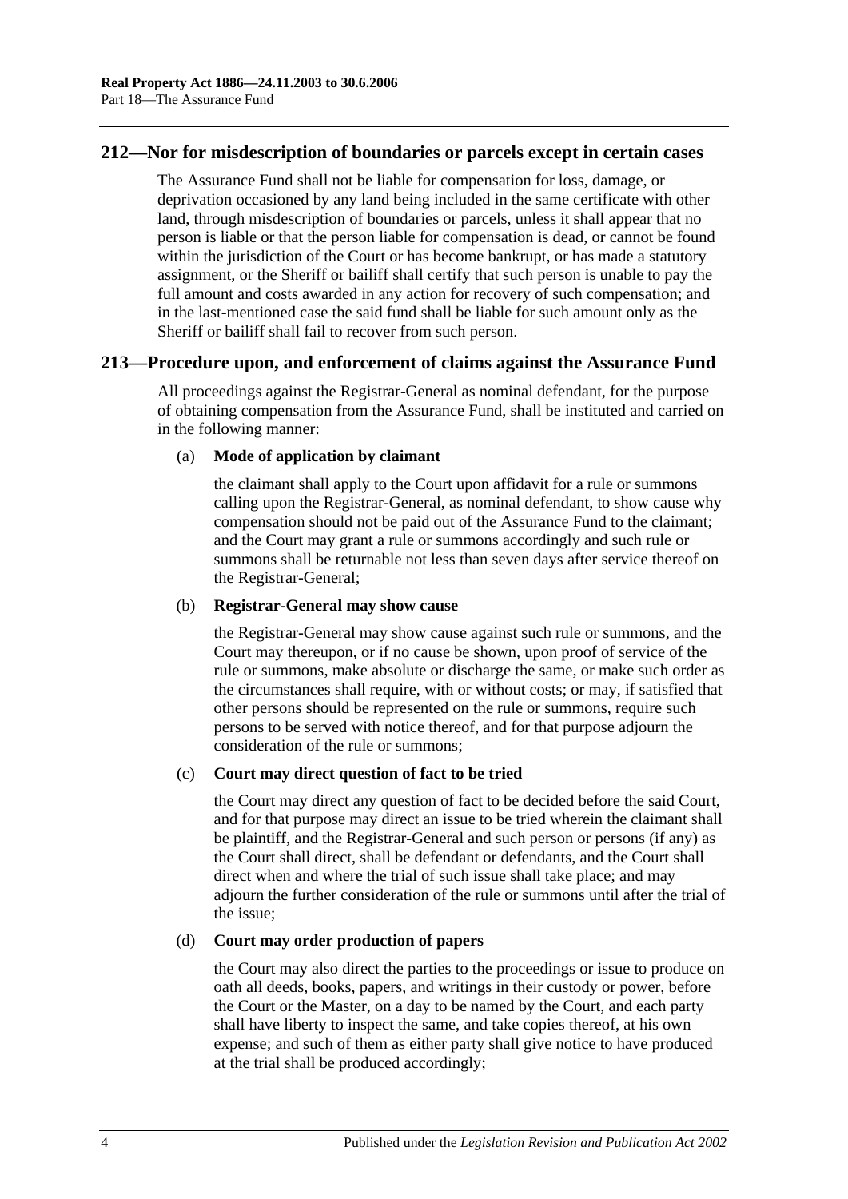## 212—Nor for misdescription of boundaries or parcels except in certain cases

The Assurance Fund shall not be liable for compensation for loss, damage, or deprivation occasioned by any land being included in the same certificate with other land, through misdescription of boundaries or parcels, unless it shall appear that no person is liable or that the person liable for compensation is dead, or cannot be found within the jurisdiction of the Court or has become bankrupt, or has made a statutory assignment, or the Sheriff or bailiff shall certify that such person is unable to pay the full amount and costs awarded in any action for recovery of such compensation; and in the last-mentioned case the said fund shall be liable for such amount only as the Sheriff or bailiff shall fail to recover from such person.

## 213—Procedure upon, and enforcement of claims against the Assurance Fund

All proceedings against the Registrar-General as nominal defendant, for the purpose of obtaining compensation from the Assurance Fund, shall be instituted and carried on in the following manner:

(a) **Mode of application by claimant**

the claimant shall apply to the Court upon affidavit for a rule or summons calling upon the Registrar-General, as nominal defendant, to show cause why compensation should not be paid out of the Assurance Fund to the claimant; and the Court may grant a rule or summons accordingly and such rule or summons shall be returnable not less than seven days after service thereof on the Registrar-General;

(b) **Registrar-General may show cause**

the Registrar-General may show cause against such rule or summons, and the Court may thereupon, or if no cause be shown, upon proof of service of the rule or summons, make absolute or discharge the same, or make such order as the circumstances shall require, with or without costs; or may, if satisfied that other persons should be represented on the rule or summons, require such persons to be served with notice thereof, and for that purpose adjourn the consideration of the rule or summons;

(c) **Court may direct question of fact to be tried**

the Court may direct any question of fact to be decided before the said Court, and for that purpose may direct an issue to be tried wherein the claimant shall be plaintiff, and the Registrar-General and such person or persons (if any) as the Court shall direct, shall be defendant or defendants, and the Court shall direct when and where the trial of such issue shall take place; and may adjourn the further consideration of the rule or summons until after the trial of the issue;

(d) **Court may order production of papers**

the Court may also direct the parties to the proceedings or issue to produce on oath all deeds, books, papers, and writings in their custody or power, before the Court or the Master, on a day to be named by the Court, and each party shall have liberty to inspect the same, and take copies thereof, at his own expense; and such of them as either party shall give notice to have produced at the trial shall be produced accordingly;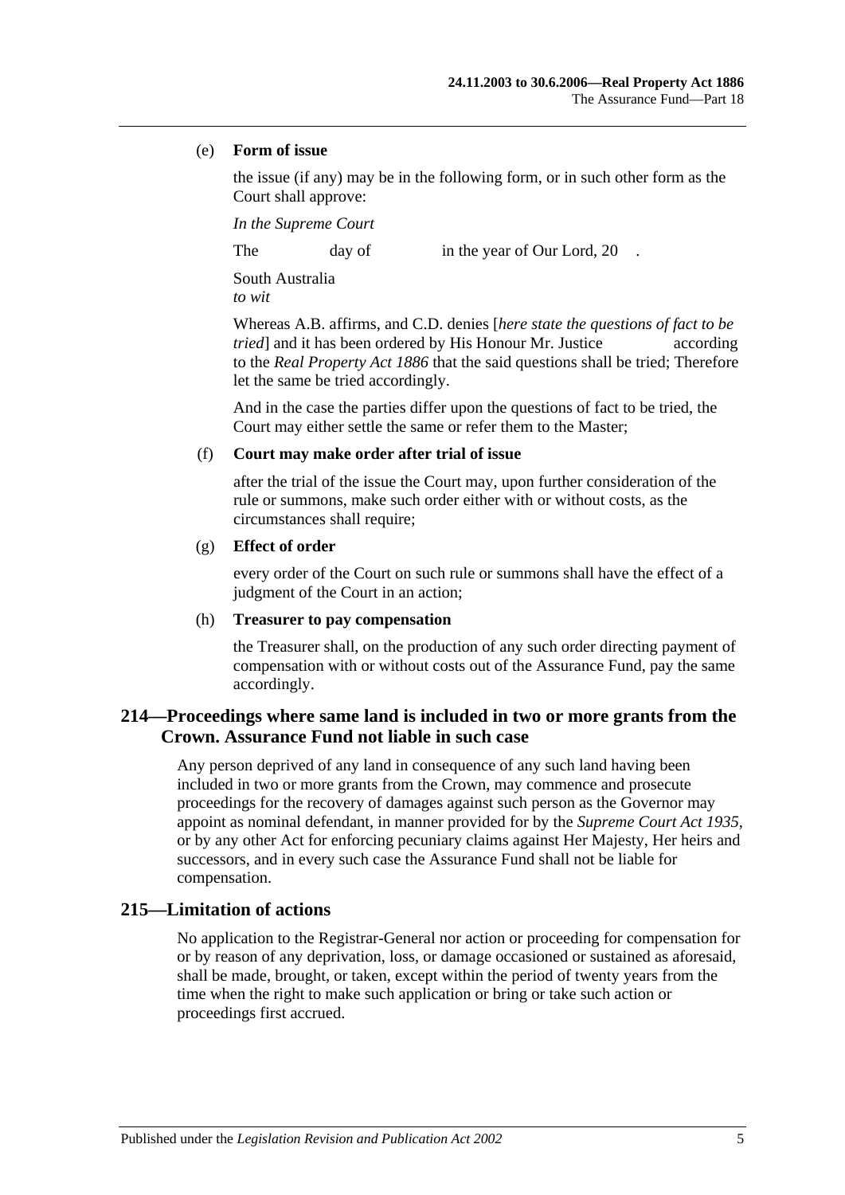(e) **Form of issue**

the issue (if any) may be in the following form, or in such other form as the Court shall approve:

*In the Supreme Court*

The day of in the year of Our Lord, 20 .

South Australia
*to wit*

Whereas A.B. affirms, and C.D. denies [*here state the questions of fact to be tried*] and it has been ordered by His Honour Mr. Justice according to the *Real Property Act 1886* that the said questions shall be tried; Therefore let the same be tried accordingly.

And in the case the parties differ upon the questions of fact to be tried, the Court may either settle the same or refer them to the Master;

(f) **Court may make order after trial of issue**

after the trial of the issue the Court may, upon further consideration of the rule or summons, make such order either with or without costs, as the circumstances shall require;

(g) **Effect of order**

every order of the Court on such rule or summons shall have the effect of a judgment of the Court in an action;

(h) **Treasurer to pay compensation**

the Treasurer shall, on the production of any such order directing payment of compensation with or without costs out of the Assurance Fund, pay the same accordingly.

## 214—Proceedings where same land is included in two or more grants from the Crown. Assurance Fund not liable in such case

Any person deprived of any land in consequence of any such land having been included in two or more grants from the Crown, may commence and prosecute proceedings for the recovery of damages against such person as the Governor may appoint as nominal defendant, in manner provided for by the *Supreme Court Act 1935*, or by any other Act for enforcing pecuniary claims against Her Majesty, Her heirs and successors, and in every such case the Assurance Fund shall not be liable for compensation.

## 215—Limitation of actions

No application to the Registrar-General nor action or proceeding for compensation for or by reason of any deprivation, loss, or damage occasioned or sustained as aforesaid, shall be made, brought, or taken, except within the period of twenty years from the time when the right to make such application or bring or take such action or proceedings first accrued.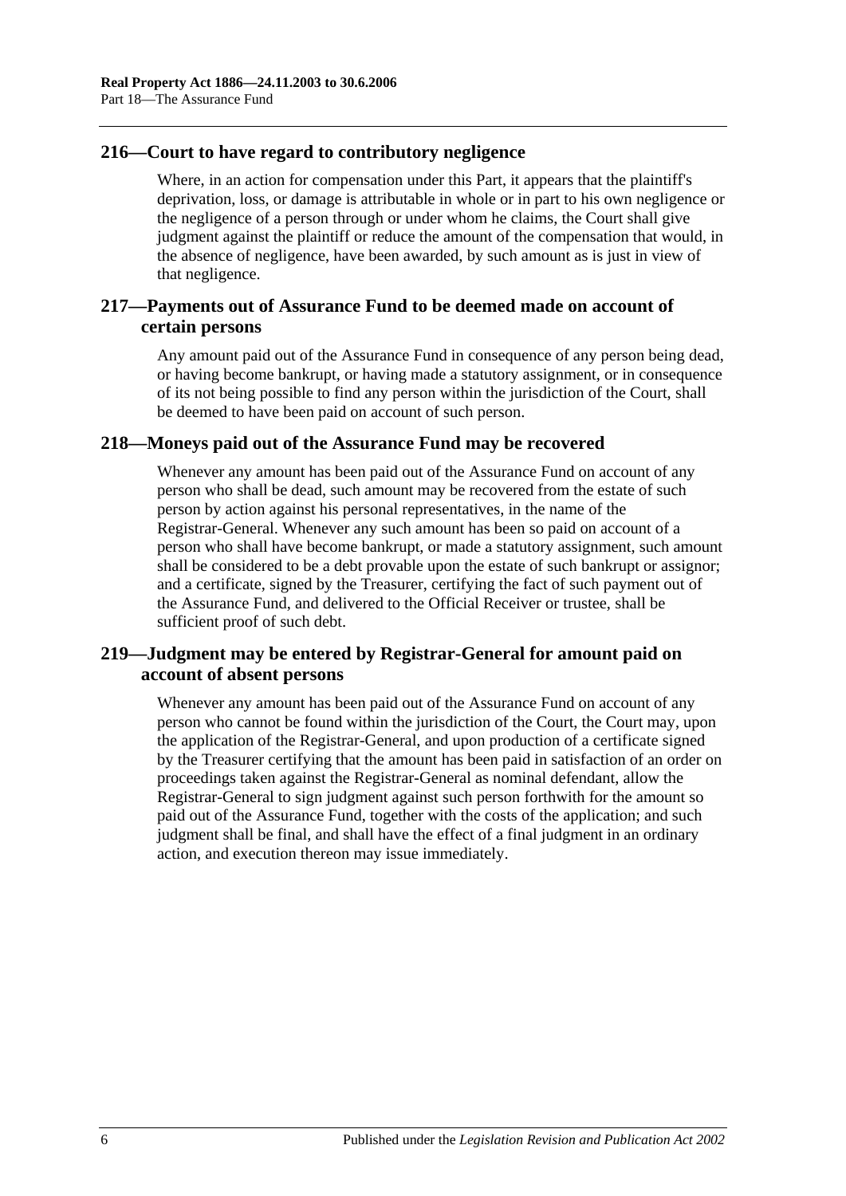## 216—Court to have regard to contributory negligence

Where, in an action for compensation under this Part, it appears that the plaintiff's deprivation, loss, or damage is attributable in whole or in part to his own negligence or the negligence of a person through or under whom he claims, the Court shall give judgment against the plaintiff or reduce the amount of the compensation that would, in the absence of negligence, have been awarded, by such amount as is just in view of that negligence.

## 217—Payments out of Assurance Fund to be deemed made on account of certain persons

Any amount paid out of the Assurance Fund in consequence of any person being dead, or having become bankrupt, or having made a statutory assignment, or in consequence of its not being possible to find any person within the jurisdiction of the Court, shall be deemed to have been paid on account of such person.

## 218—Moneys paid out of the Assurance Fund may be recovered

Whenever any amount has been paid out of the Assurance Fund on account of any person who shall be dead, such amount may be recovered from the estate of such person by action against his personal representatives, in the name of the Registrar-General. Whenever any such amount has been so paid on account of a person who shall have become bankrupt, or made a statutory assignment, such amount shall be considered to be a debt provable upon the estate of such bankrupt or assignor; and a certificate, signed by the Treasurer, certifying the fact of such payment out of the Assurance Fund, and delivered to the Official Receiver or trustee, shall be sufficient proof of such debt.

## 219—Judgment may be entered by Registrar-General for amount paid on account of absent persons

Whenever any amount has been paid out of the Assurance Fund on account of any person who cannot be found within the jurisdiction of the Court, the Court may, upon the application of the Registrar-General, and upon production of a certificate signed by the Treasurer certifying that the amount has been paid in satisfaction of an order on proceedings taken against the Registrar-General as nominal defendant, allow the Registrar-General to sign judgment against such person forthwith for the amount so paid out of the Assurance Fund, together with the costs of the application; and such judgment shall be final, and shall have the effect of a final judgment in an ordinary action, and execution thereon may issue immediately.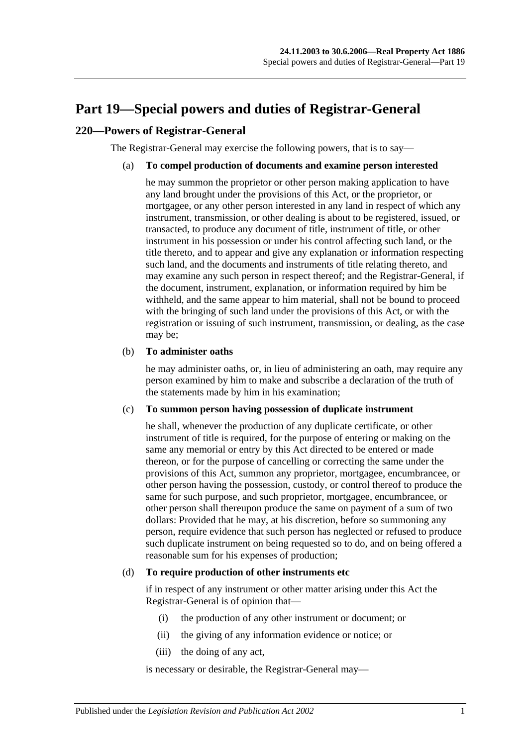# Part 19—Special powers and duties of Registrar-General

## 220—Powers of Registrar-General

The Registrar-General may exercise the following powers, that is to say—

(a) **To compel production of documents and examine person interested**

he may summon the proprietor or other person making application to have any land brought under the provisions of this Act, or the proprietor, or mortgagee, or any other person interested in any land in respect of which any instrument, transmission, or other dealing is about to be registered, issued, or transacted, to produce any document of title, instrument of title, or other instrument in his possession or under his control affecting such land, or the title thereto, and to appear and give any explanation or information respecting such land, and the documents and instruments of title relating thereto, and may examine any such person in respect thereof; and the Registrar-General, if the document, instrument, explanation, or information required by him be withheld, and the same appear to him material, shall not be bound to proceed with the bringing of such land under the provisions of this Act, or with the registration or issuing of such instrument, transmission, or dealing, as the case may be;

(b) **To administer oaths**

he may administer oaths, or, in lieu of administering an oath, may require any person examined by him to make and subscribe a declaration of the truth of the statements made by him in his examination;

(c) **To summon person having possession of duplicate instrument**

he shall, whenever the production of any duplicate certificate, or other instrument of title is required, for the purpose of entering or making on the same any memorial or entry by this Act directed to be entered or made thereon, or for the purpose of cancelling or correcting the same under the provisions of this Act, summon any proprietor, mortgagee, encumbrancee, or other person having the possession, custody, or control thereof to produce the same for such purpose, and such proprietor, mortgagee, encumbrancee, or other person shall thereupon produce the same on payment of a sum of two dollars: Provided that he may, at his discretion, before so summoning any person, require evidence that such person has neglected or refused to produce such duplicate instrument on being requested so to do, and on being offered a reasonable sum for his expenses of production;

(d) **To require production of other instruments etc**

if in respect of any instrument or other matter arising under this Act the Registrar-General is of opinion that—

(i) the production of any other instrument or document; or

(ii) the giving of any information evidence or notice; or

(iii) the doing of any act,

is necessary or desirable, the Registrar-General may—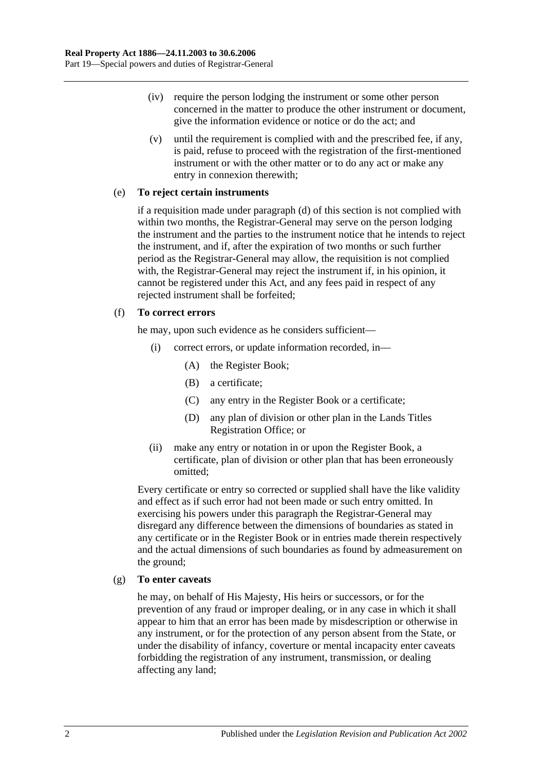(iv) require the person lodging the instrument or some other person concerned in the matter to produce the other instrument or document, give the information evidence or notice or do the act; and

(v) until the requirement is complied with and the prescribed fee, if any, is paid, refuse to proceed with the registration of the first-mentioned instrument or with the other matter or to do any act or make any entry in connexion therewith;

(e) **To reject certain instruments**

if a requisition made under paragraph (d) of this section is not complied with within two months, the Registrar-General may serve on the person lodging the instrument and the parties to the instrument notice that he intends to reject the instrument, and if, after the expiration of two months or such further period as the Registrar-General may allow, the requisition is not complied with, the Registrar-General may reject the instrument if, in his opinion, it cannot be registered under this Act, and any fees paid in respect of any rejected instrument shall be forfeited;

(f) **To correct errors**

he may, upon such evidence as he considers sufficient—

(i) correct errors, or update information recorded, in—

(A) the Register Book;

(B) a certificate;

(C) any entry in the Register Book or a certificate;

(D) any plan of division or other plan in the Lands Titles Registration Office; or

(ii) make any entry or notation in or upon the Register Book, a certificate, plan of division or other plan that has been erroneously omitted;

Every certificate or entry so corrected or supplied shall have the like validity and effect as if such error had not been made or such entry omitted. In exercising his powers under this paragraph the Registrar-General may disregard any difference between the dimensions of boundaries as stated in any certificate or in the Register Book or in entries made therein respectively and the actual dimensions of such boundaries as found by admeasurement on the ground;

(g) **To enter caveats**

he may, on behalf of His Majesty, His heirs or successors, or for the prevention of any fraud or improper dealing, or in any case in which it shall appear to him that an error has been made by misdescription or otherwise in any instrument, or for the protection of any person absent from the State, or under the disability of infancy, coverture or mental incapacity enter caveats forbidding the registration of any instrument, transmission, or dealing affecting any land;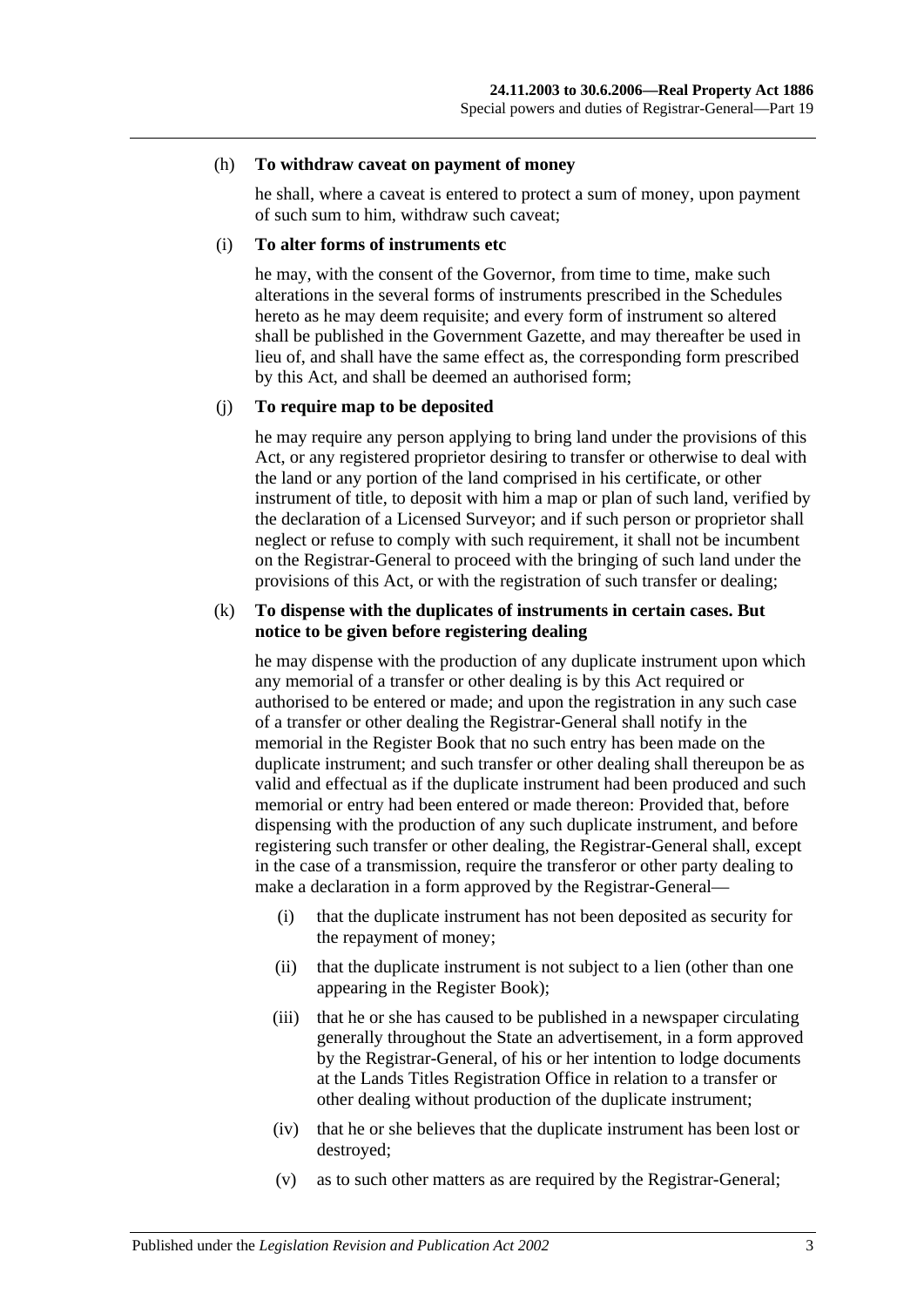(h) **To withdraw caveat on payment of money**

he shall, where a caveat is entered to protect a sum of money, upon payment of such sum to him, withdraw such caveat;

(i) **To alter forms of instruments etc**

he may, with the consent of the Governor, from time to time, make such alterations in the several forms of instruments prescribed in the Schedules hereto as he may deem requisite; and every form of instrument so altered shall be published in the Government Gazette, and may thereafter be used in lieu of, and shall have the same effect as, the corresponding form prescribed by this Act, and shall be deemed an authorised form;

(j) **To require map to be deposited**

he may require any person applying to bring land under the provisions of this Act, or any registered proprietor desiring to transfer or otherwise to deal with the land or any portion of the land comprised in his certificate, or other instrument of title, to deposit with him a map or plan of such land, verified by the declaration of a Licensed Surveyor; and if such person or proprietor shall neglect or refuse to comply with such requirement, it shall not be incumbent on the Registrar-General to proceed with the bringing of such land under the provisions of this Act, or with the registration of such transfer or dealing;

(k) **To dispense with the duplicates of instruments in certain cases. But notice to be given before registering dealing**

he may dispense with the production of any duplicate instrument upon which any memorial of a transfer or other dealing is by this Act required or authorised to be entered or made; and upon the registration in any such case of a transfer or other dealing the Registrar-General shall notify in the memorial in the Register Book that no such entry has been made on the duplicate instrument; and such transfer or other dealing shall thereupon be as valid and effectual as if the duplicate instrument had been produced and such memorial or entry had been entered or made thereon: Provided that, before dispensing with the production of any such duplicate instrument, and before registering such transfer or other dealing, the Registrar-General shall, except in the case of a transmission, require the transferor or other party dealing to make a declaration in a form approved by the Registrar-General—

(i) that the duplicate instrument has not been deposited as security for the repayment of money;

(ii) that the duplicate instrument is not subject to a lien (other than one appearing in the Register Book);

(iii) that he or she has caused to be published in a newspaper circulating generally throughout the State an advertisement, in a form approved by the Registrar-General, of his or her intention to lodge documents at the Lands Titles Registration Office in relation to a transfer or other dealing without production of the duplicate instrument;

(iv) that he or she believes that the duplicate instrument has been lost or destroyed;

(v) as to such other matters as are required by the Registrar-General;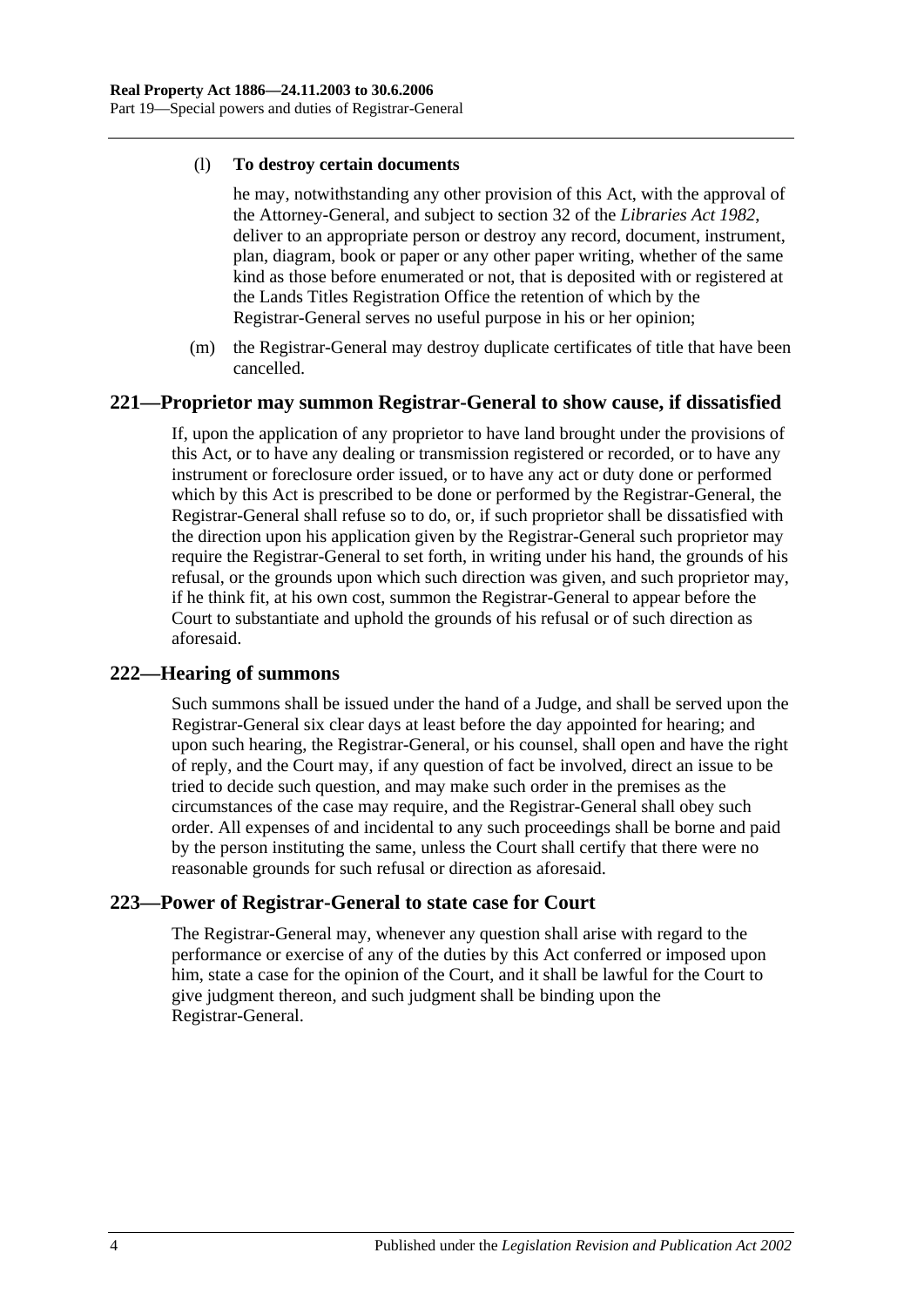(l) **To destroy certain documents**

he may, notwithstanding any other provision of this Act, with the approval of the Attorney-General, and subject to section 32 of the *Libraries Act 1982*, deliver to an appropriate person or destroy any record, document, instrument, plan, diagram, book or paper or any other paper writing, whether of the same kind as those before enumerated or not, that is deposited with or registered at the Lands Titles Registration Office the retention of which by the Registrar-General serves no useful purpose in his or her opinion;

(m) the Registrar-General may destroy duplicate certificates of title that have been cancelled.

## 221—Proprietor may summon Registrar-General to show cause, if dissatisfied

If, upon the application of any proprietor to have land brought under the provisions of this Act, or to have any dealing or transmission registered or recorded, or to have any instrument or foreclosure order issued, or to have any act or duty done or performed which by this Act is prescribed to be done or performed by the Registrar-General, the Registrar-General shall refuse so to do, or, if such proprietor shall be dissatisfied with the direction upon his application given by the Registrar-General such proprietor may require the Registrar-General to set forth, in writing under his hand, the grounds of his refusal, or the grounds upon which such direction was given, and such proprietor may, if he think fit, at his own cost, summon the Registrar-General to appear before the Court to substantiate and uphold the grounds of his refusal or of such direction as aforesaid.

## 222—Hearing of summons

Such summons shall be issued under the hand of a Judge, and shall be served upon the Registrar-General six clear days at least before the day appointed for hearing; and upon such hearing, the Registrar-General, or his counsel, shall open and have the right of reply, and the Court may, if any question of fact be involved, direct an issue to be tried to decide such question, and may make such order in the premises as the circumstances of the case may require, and the Registrar-General shall obey such order. All expenses of and incidental to any such proceedings shall be borne and paid by the person instituting the same, unless the Court shall certify that there were no reasonable grounds for such refusal or direction as aforesaid.

## 223—Power of Registrar-General to state case for Court

The Registrar-General may, whenever any question shall arise with regard to the performance or exercise of any of the duties by this Act conferred or imposed upon him, state a case for the opinion of the Court, and it shall be lawful for the Court to give judgment thereon, and such judgment shall be binding upon the Registrar-General.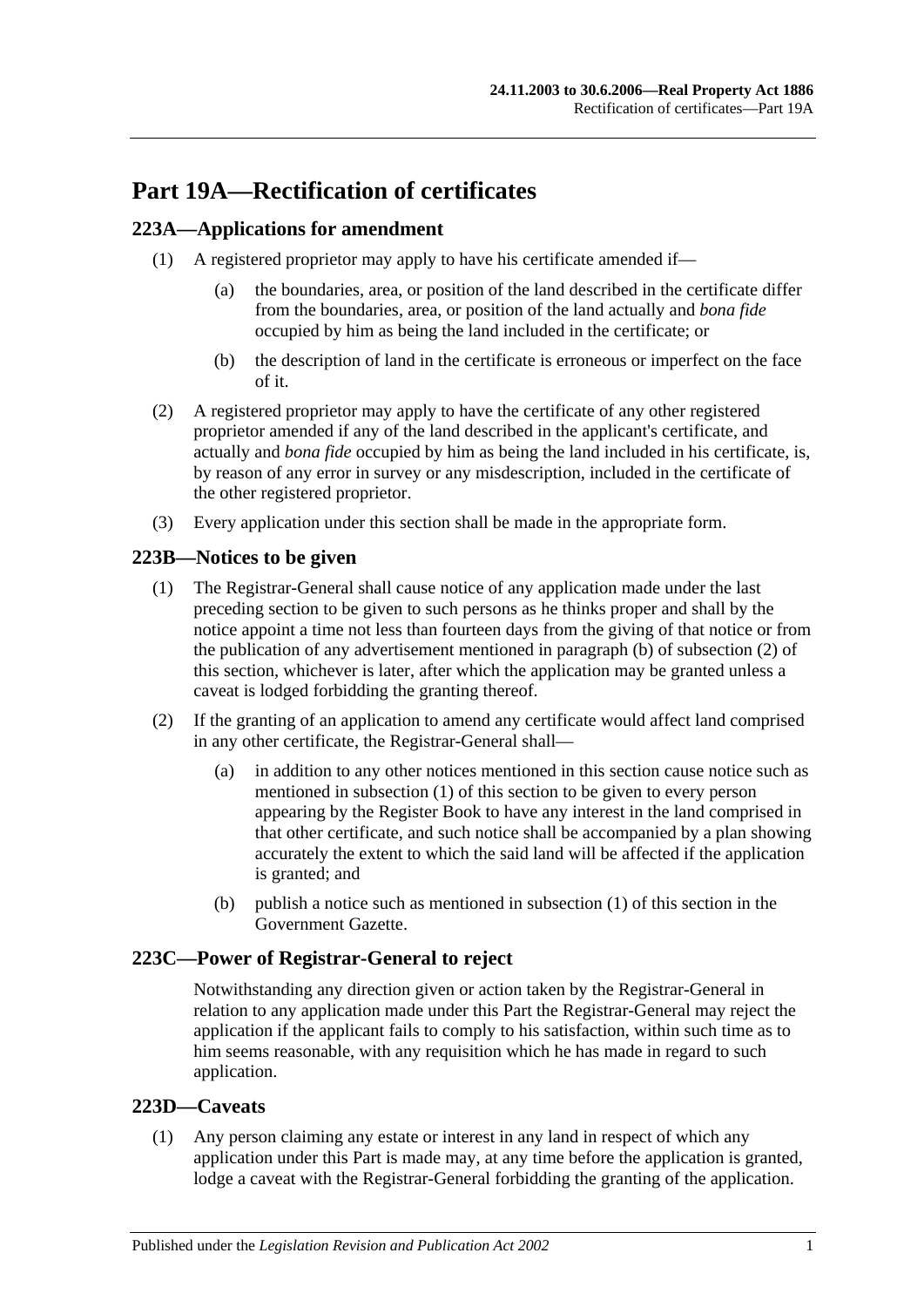# Part 19A—Rectification of certificates

## 223A—Applications for amendment

(1) A registered proprietor may apply to have his certificate amended if—

(a) the boundaries, area, or position of the land described in the certificate differ from the boundaries, area, or position of the land actually and *bona fide* occupied by him as being the land included in the certificate; or

(b) the description of land in the certificate is erroneous or imperfect on the face of it.

(2) A registered proprietor may apply to have the certificate of any other registered proprietor amended if any of the land described in the applicant's certificate, and actually and *bona fide* occupied by him as being the land included in his certificate, is, by reason of any error in survey or any misdescription, included in the certificate of the other registered proprietor.

(3) Every application under this section shall be made in the appropriate form.

## 223B—Notices to be given

(1) The Registrar-General shall cause notice of any application made under the last preceding section to be given to such persons as he thinks proper and shall by the notice appoint a time not less than fourteen days from the giving of that notice or from the publication of any advertisement mentioned in paragraph (b) of subsection (2) of this section, whichever is later, after which the application may be granted unless a caveat is lodged forbidding the granting thereof.

(2) If the granting of an application to amend any certificate would affect land comprised in any other certificate, the Registrar-General shall—

(a) in addition to any other notices mentioned in this section cause notice such as mentioned in subsection (1) of this section to be given to every person appearing by the Register Book to have any interest in the land comprised in that other certificate, and such notice shall be accompanied by a plan showing accurately the extent to which the said land will be affected if the application is granted; and

(b) publish a notice such as mentioned in subsection (1) of this section in the Government Gazette.

## 223C—Power of Registrar-General to reject

Notwithstanding any direction given or action taken by the Registrar-General in relation to any application made under this Part the Registrar-General may reject the application if the applicant fails to comply to his satisfaction, within such time as to him seems reasonable, with any requisition which he has made in regard to such application.

## 223D—Caveats

(1) Any person claiming any estate or interest in any land in respect of which any application under this Part is made may, at any time before the application is granted, lodge a caveat with the Registrar-General forbidding the granting of the application.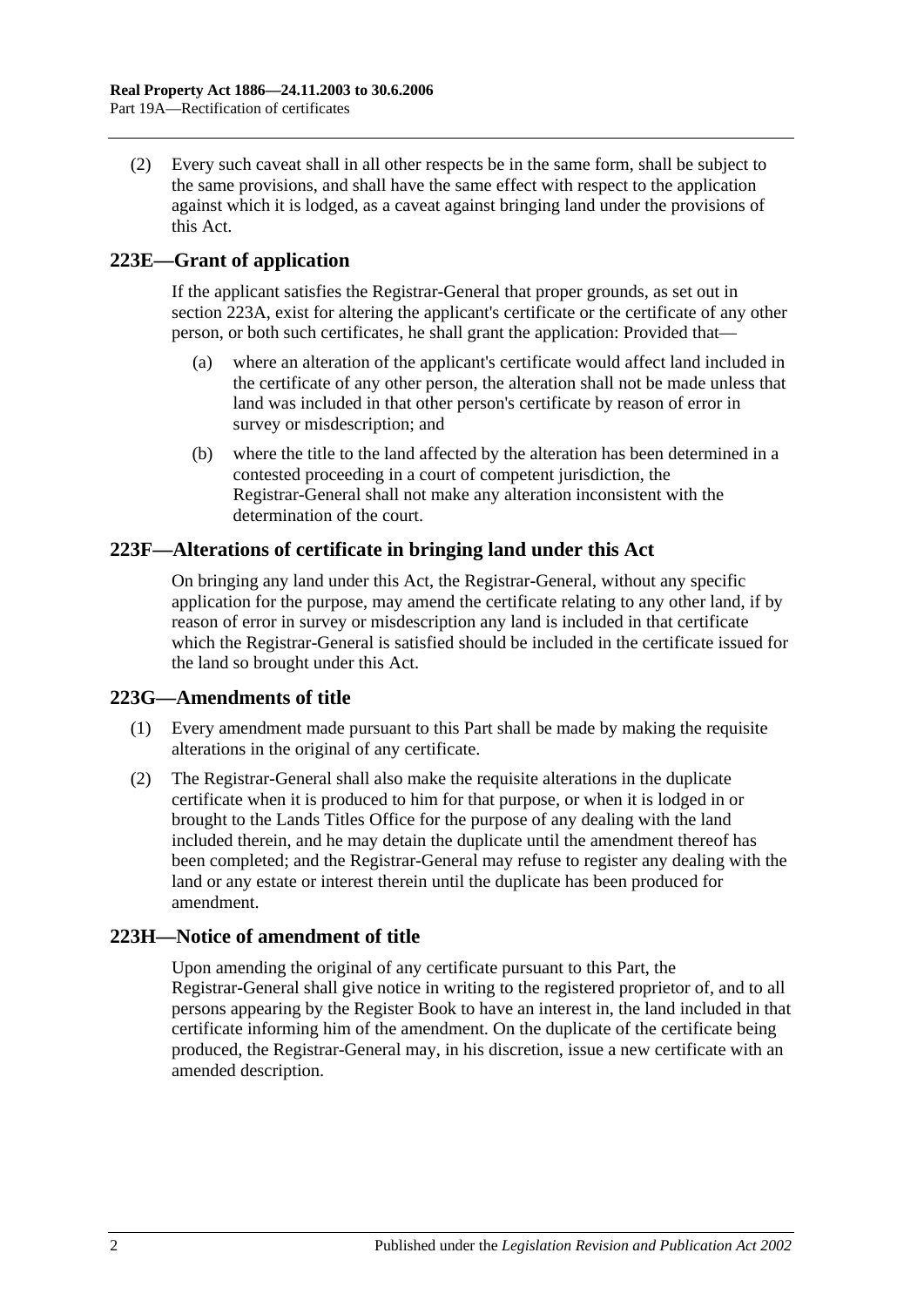(2) Every such caveat shall in all other respects be in the same form, shall be subject to the same provisions, and shall have the same effect with respect to the application against which it is lodged, as a caveat against bringing land under the provisions of this Act.

## 223E—Grant of application

If the applicant satisfies the Registrar-General that proper grounds, as set out in section 223A, exist for altering the applicant's certificate or the certificate of any other person, or both such certificates, he shall grant the application: Provided that—

(a) where an alteration of the applicant's certificate would affect land included in the certificate of any other person, the alteration shall not be made unless that land was included in that other person's certificate by reason of error in survey or misdescription; and

(b) where the title to the land affected by the alteration has been determined in a contested proceeding in a court of competent jurisdiction, the Registrar-General shall not make any alteration inconsistent with the determination of the court.

## 223F—Alterations of certificate in bringing land under this Act

On bringing any land under this Act, the Registrar-General, without any specific application for the purpose, may amend the certificate relating to any other land, if by reason of error in survey or misdescription any land is included in that certificate which the Registrar-General is satisfied should be included in the certificate issued for the land so brought under this Act.

## 223G—Amendments of title

(1) Every amendment made pursuant to this Part shall be made by making the requisite alterations in the original of any certificate.

(2) The Registrar-General shall also make the requisite alterations in the duplicate certificate when it is produced to him for that purpose, or when it is lodged in or brought to the Lands Titles Office for the purpose of any dealing with the land included therein, and he may detain the duplicate until the amendment thereof has been completed; and the Registrar-General may refuse to register any dealing with the land or any estate or interest therein until the duplicate has been produced for amendment.

## 223H—Notice of amendment of title

Upon amending the original of any certificate pursuant to this Part, the Registrar-General shall give notice in writing to the registered proprietor of, and to all persons appearing by the Register Book to have an interest in, the land included in that certificate informing him of the amendment. On the duplicate of the certificate being produced, the Registrar-General may, in his discretion, issue a new certificate with an amended description.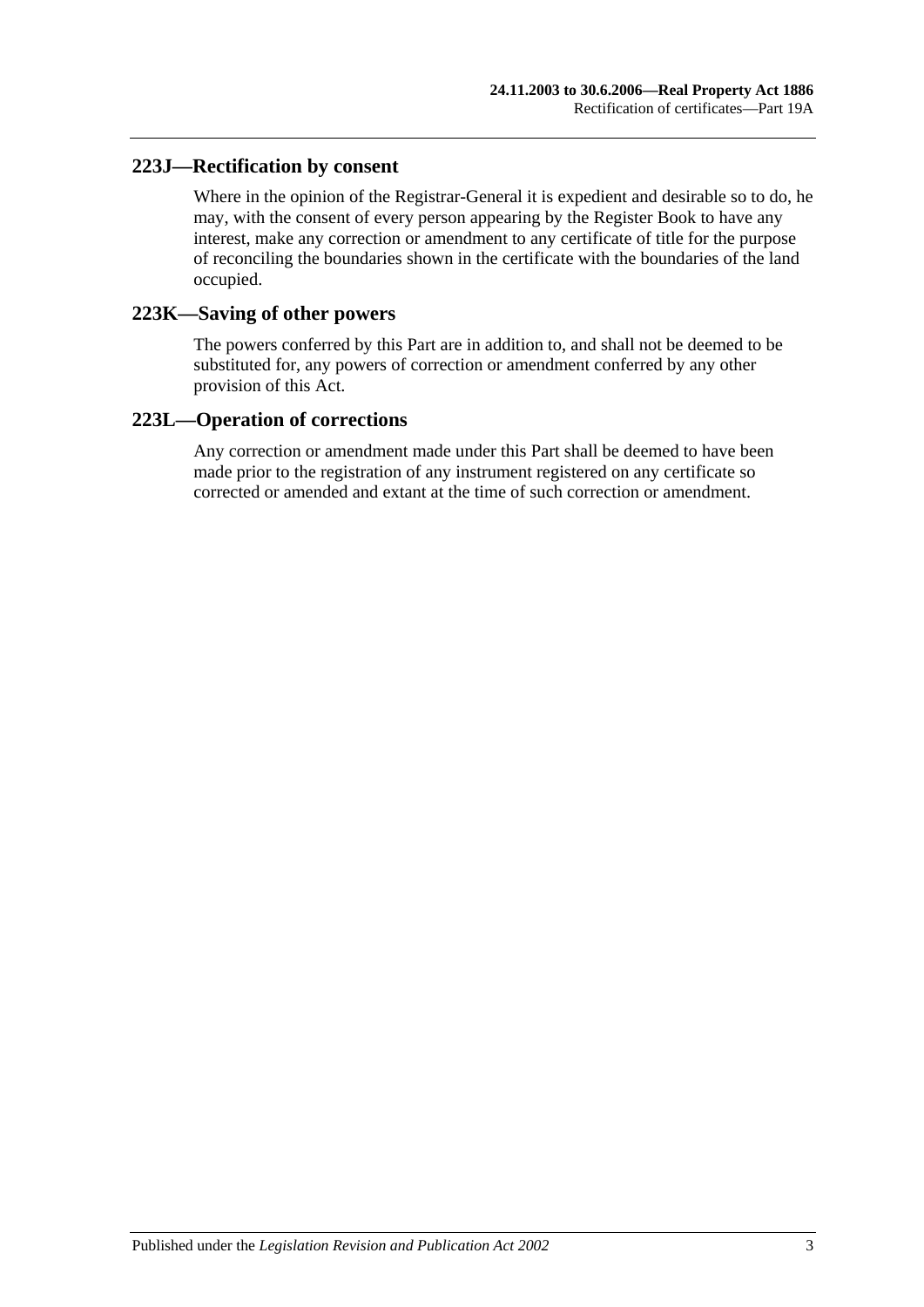## 223J—Rectification by consent

Where in the opinion of the Registrar-General it is expedient and desirable so to do, he may, with the consent of every person appearing by the Register Book to have any interest, make any correction or amendment to any certificate of title for the purpose of reconciling the boundaries shown in the certificate with the boundaries of the land occupied.

## 223K—Saving of other powers

The powers conferred by this Part are in addition to, and shall not be deemed to be substituted for, any powers of correction or amendment conferred by any other provision of this Act.

## 223L—Operation of corrections

Any correction or amendment made under this Part shall be deemed to have been made prior to the registration of any instrument registered on any certificate so corrected or amended and extant at the time of such correction or amendment.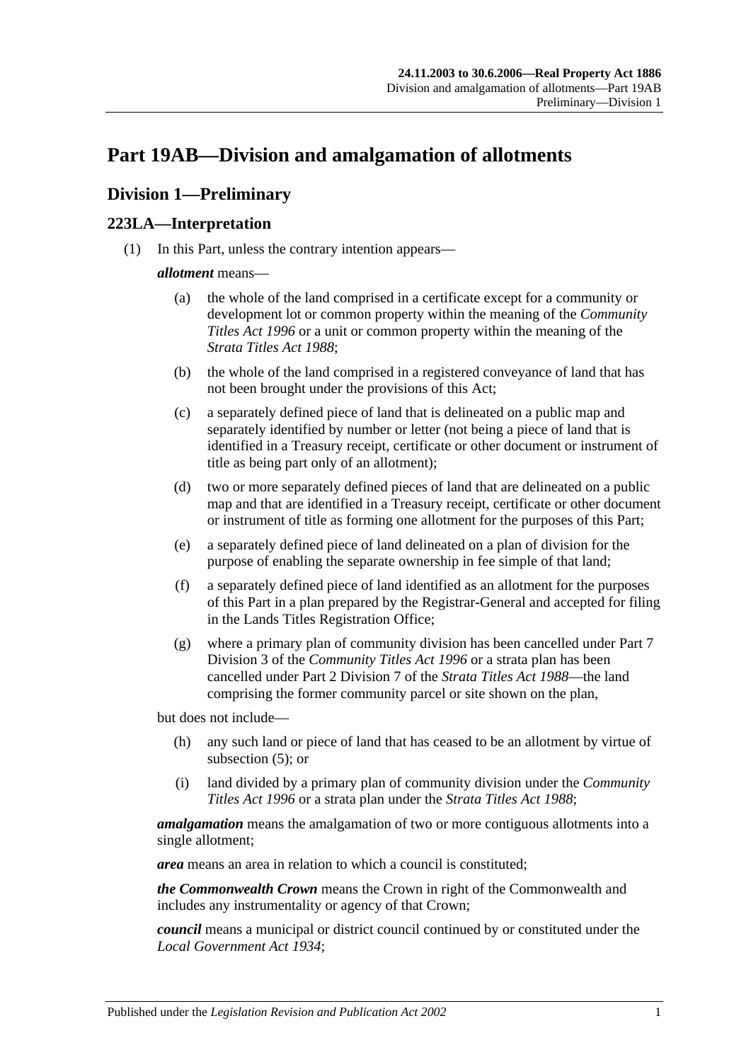# Part 19AB—Division and amalgamation of allotments

## Division 1—Preliminary

### 223LA—Interpretation

(1) In this Part, unless the contrary intention appears—

***allotment*** means—

(a) the whole of the land comprised in a certificate except for a community or development lot or common property within the meaning of the *Community Titles Act 1996* or a unit or common property within the meaning of the *Strata Titles Act 1988*;

(b) the whole of the land comprised in a registered conveyance of land that has not been brought under the provisions of this Act;

(c) a separately defined piece of land that is delineated on a public map and separately identified by number or letter (not being a piece of land that is identified in a Treasury receipt, certificate or other document or instrument of title as being part only of an allotment);

(d) two or more separately defined pieces of land that are delineated on a public map and that are identified in a Treasury receipt, certificate or other document or instrument of title as forming one allotment for the purposes of this Part;

(e) a separately defined piece of land delineated on a plan of division for the purpose of enabling the separate ownership in fee simple of that land;

(f) a separately defined piece of land identified as an allotment for the purposes of this Part in a plan prepared by the Registrar-General and accepted for filing in the Lands Titles Registration Office;

(g) where a primary plan of community division has been cancelled under Part 7 Division 3 of the *Community Titles Act 1996* or a strata plan has been cancelled under Part 2 Division 7 of the *Strata Titles Act 1988*—the land comprising the former community parcel or site shown on the plan,

but does not include—

(h) any such land or piece of land that has ceased to be an allotment by virtue of subsection (5); or

(i) land divided by a primary plan of community division under the *Community Titles Act 1996* or a strata plan under the *Strata Titles Act 1988*;

***amalgamation*** means the amalgamation of two or more contiguous allotments into a single allotment;

***area*** means an area in relation to which a council is constituted;

***the Commonwealth Crown*** means the Crown in right of the Commonwealth and includes any instrumentality or agency of that Crown;

***council*** means a municipal or district council continued by or constituted under the *Local Government Act 1934*;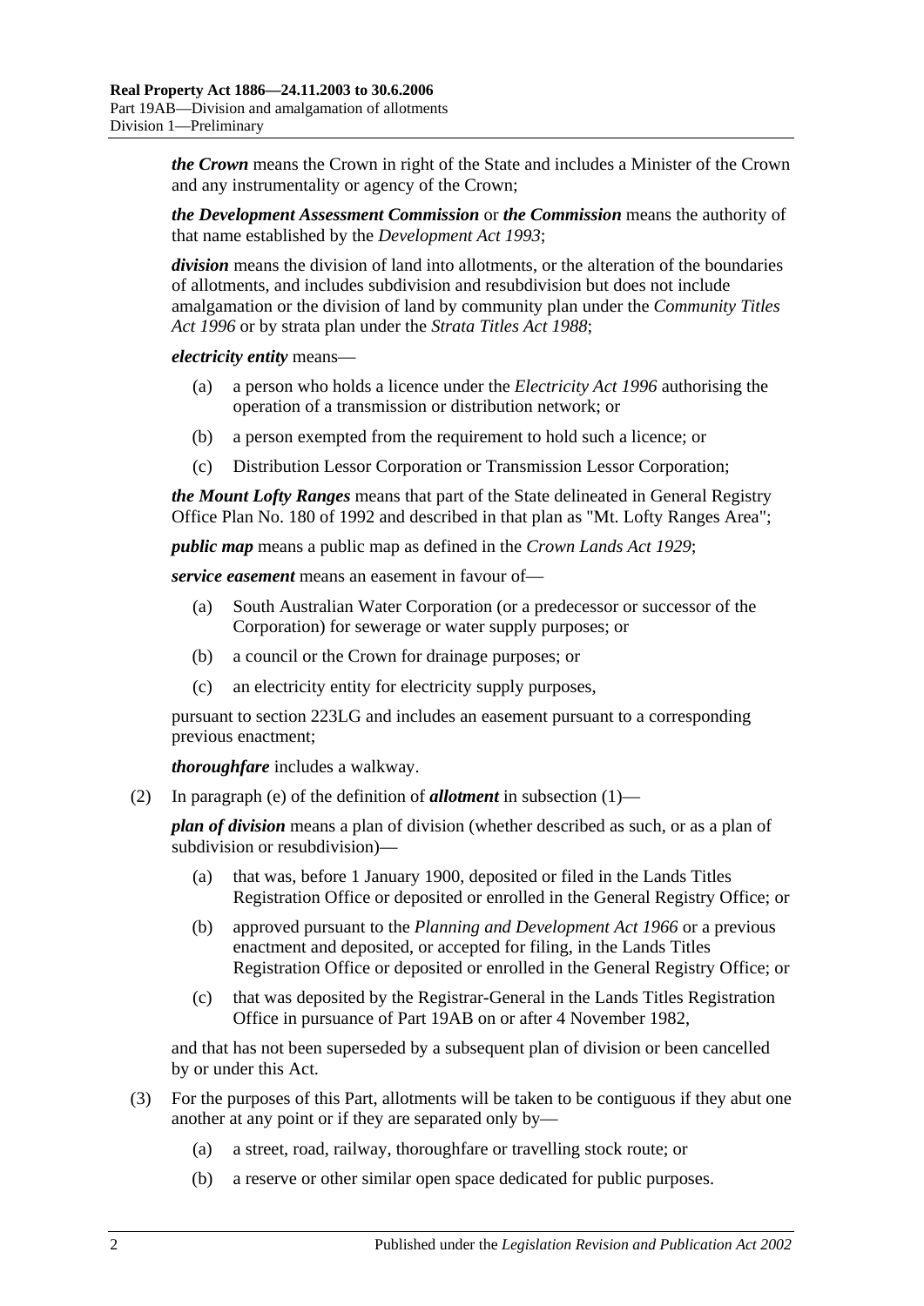***the Crown*** means the Crown in right of the State and includes a Minister of the Crown and any instrumentality or agency of the Crown;

***the Development Assessment Commission*** or ***the Commission*** means the authority of that name established by the *Development Act 1993*;

***division*** means the division of land into allotments, or the alteration of the boundaries of allotments, and includes subdivision and resubdivision but does not include amalgamation or the division of land by community plan under the *Community Titles Act 1996* or by strata plan under the *Strata Titles Act 1988*;

***electricity entity*** means—

(a) a person who holds a licence under the *Electricity Act 1996* authorising the operation of a transmission or distribution network; or

(b) a person exempted from the requirement to hold such a licence; or

(c) Distribution Lessor Corporation or Transmission Lessor Corporation;

***the Mount Lofty Ranges*** means that part of the State delineated in General Registry Office Plan No. 180 of 1992 and described in that plan as "Mt. Lofty Ranges Area";

***public map*** means a public map as defined in the *Crown Lands Act 1929*;

***service easement*** means an easement in favour of—

(a) South Australian Water Corporation (or a predecessor or successor of the Corporation) for sewerage or water supply purposes; or

(b) a council or the Crown for drainage purposes; or

(c) an electricity entity for electricity supply purposes,

pursuant to section 223LG and includes an easement pursuant to a corresponding previous enactment;

***thoroughfare*** includes a walkway.

(2) In paragraph (e) of the definition of ***allotment*** in subsection (1)—

***plan of division*** means a plan of division (whether described as such, or as a plan of subdivision or resubdivision)—

(a) that was, before 1 January 1900, deposited or filed in the Lands Titles Registration Office or deposited or enrolled in the General Registry Office; or

(b) approved pursuant to the *Planning and Development Act 1966* or a previous enactment and deposited, or accepted for filing, in the Lands Titles Registration Office or deposited or enrolled in the General Registry Office; or

(c) that was deposited by the Registrar-General in the Lands Titles Registration Office in pursuance of Part 19AB on or after 4 November 1982,

and that has not been superseded by a subsequent plan of division or been cancelled by or under this Act.

(3) For the purposes of this Part, allotments will be taken to be contiguous if they abut one another at any point or if they are separated only by—

(a) a street, road, railway, thoroughfare or travelling stock route; or

(b) a reserve or other similar open space dedicated for public purposes.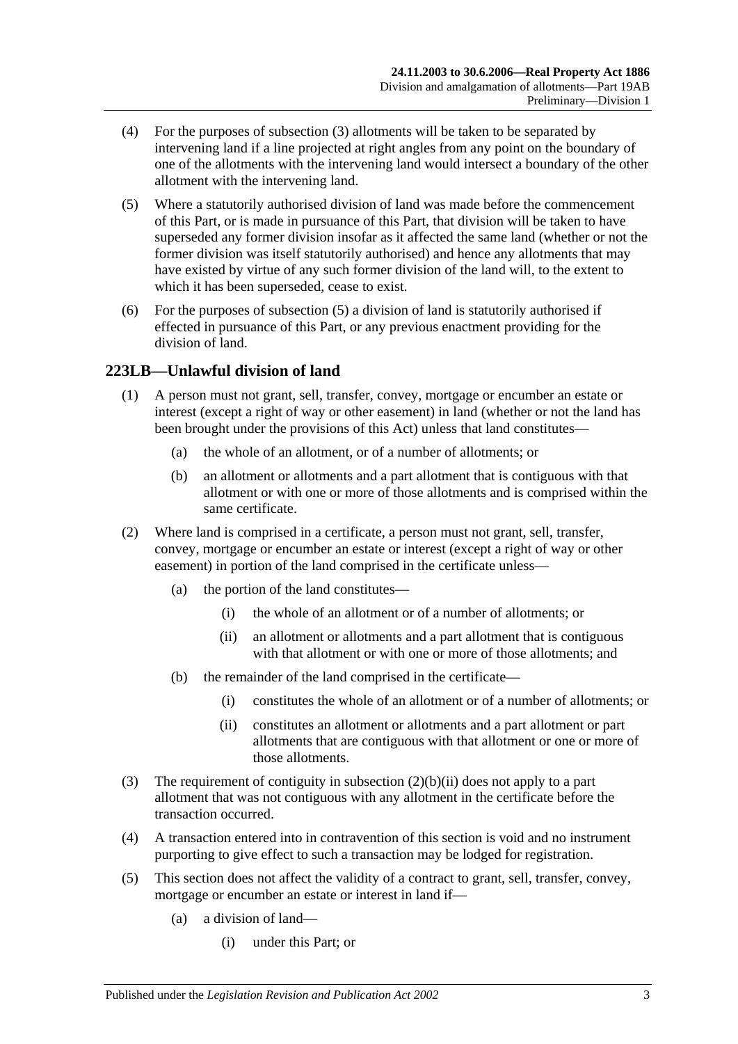(4) For the purposes of subsection (3) allotments will be taken to be separated by intervening land if a line projected at right angles from any point on the boundary of one of the allotments with the intervening land would intersect a boundary of the other allotment with the intervening land.

(5) Where a statutorily authorised division of land was made before the commencement of this Part, or is made in pursuance of this Part, that division will be taken to have superseded any former division insofar as it affected the same land (whether or not the former division was itself statutorily authorised) and hence any allotments that may have existed by virtue of any such former division of the land will, to the extent to which it has been superseded, cease to exist.

(6) For the purposes of subsection (5) a division of land is statutorily authorised if effected in pursuance of this Part, or any previous enactment providing for the division of land.

## 223LB—Unlawful division of land

(1) A person must not grant, sell, transfer, convey, mortgage or encumber an estate or interest (except a right of way or other easement) in land (whether or not the land has been brought under the provisions of this Act) unless that land constitutes—

(a) the whole of an allotment, or of a number of allotments; or

(b) an allotment or allotments and a part allotment that is contiguous with that allotment or with one or more of those allotments and is comprised within the same certificate.

(2) Where land is comprised in a certificate, a person must not grant, sell, transfer, convey, mortgage or encumber an estate or interest (except a right of way or other easement) in portion of the land comprised in the certificate unless—

(a) the portion of the land constitutes—

(i) the whole of an allotment or of a number of allotments; or

(ii) an allotment or allotments and a part allotment that is contiguous with that allotment or with one or more of those allotments; and

(b) the remainder of the land comprised in the certificate—

(i) constitutes the whole of an allotment or of a number of allotments; or

(ii) constitutes an allotment or allotments and a part allotment or part allotments that are contiguous with that allotment or one or more of those allotments.

(3) The requirement of contiguity in subsection (2)(b)(ii) does not apply to a part allotment that was not contiguous with any allotment in the certificate before the transaction occurred.

(4) A transaction entered into in contravention of this section is void and no instrument purporting to give effect to such a transaction may be lodged for registration.

(5) This section does not affect the validity of a contract to grant, sell, transfer, convey, mortgage or encumber an estate or interest in land if—

(a) a division of land—

(i) under this Part; or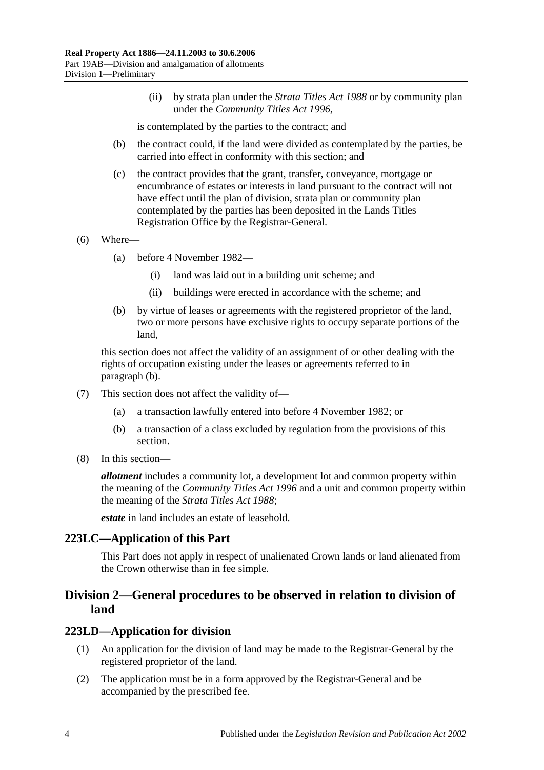(ii) by strata plan under the *Strata Titles Act 1988* or by community plan under the *Community Titles Act 1996*,

is contemplated by the parties to the contract; and

(b) the contract could, if the land were divided as contemplated by the parties, be carried into effect in conformity with this section; and

(c) the contract provides that the grant, transfer, conveyance, mortgage or encumbrance of estates or interests in land pursuant to the contract will not have effect until the plan of division, strata plan or community plan contemplated by the parties has been deposited in the Lands Titles Registration Office by the Registrar-General.

(6) Where—

(a) before 4 November 1982—

(i) land was laid out in a building unit scheme; and

(ii) buildings were erected in accordance with the scheme; and

(b) by virtue of leases or agreements with the registered proprietor of the land, two or more persons have exclusive rights to occupy separate portions of the land,

this section does not affect the validity of an assignment of or other dealing with the rights of occupation existing under the leases or agreements referred to in paragraph (b).

(7) This section does not affect the validity of—

(a) a transaction lawfully entered into before 4 November 1982; or

(b) a transaction of a class excluded by regulation from the provisions of this section.

(8) In this section—

***allotment*** includes a community lot, a development lot and common property within the meaning of the *Community Titles Act 1996* and a unit and common property within the meaning of the *Strata Titles Act 1988*;

***estate*** in land includes an estate of leasehold.

### 223LC—Application of this Part

This Part does not apply in respect of unalienated Crown lands or land alienated from the Crown otherwise than in fee simple.

## Division 2—General procedures to be observed in relation to division of land

### 223LD—Application for division

(1) An application for the division of land may be made to the Registrar-General by the registered proprietor of the land.

(2) The application must be in a form approved by the Registrar-General and be accompanied by the prescribed fee.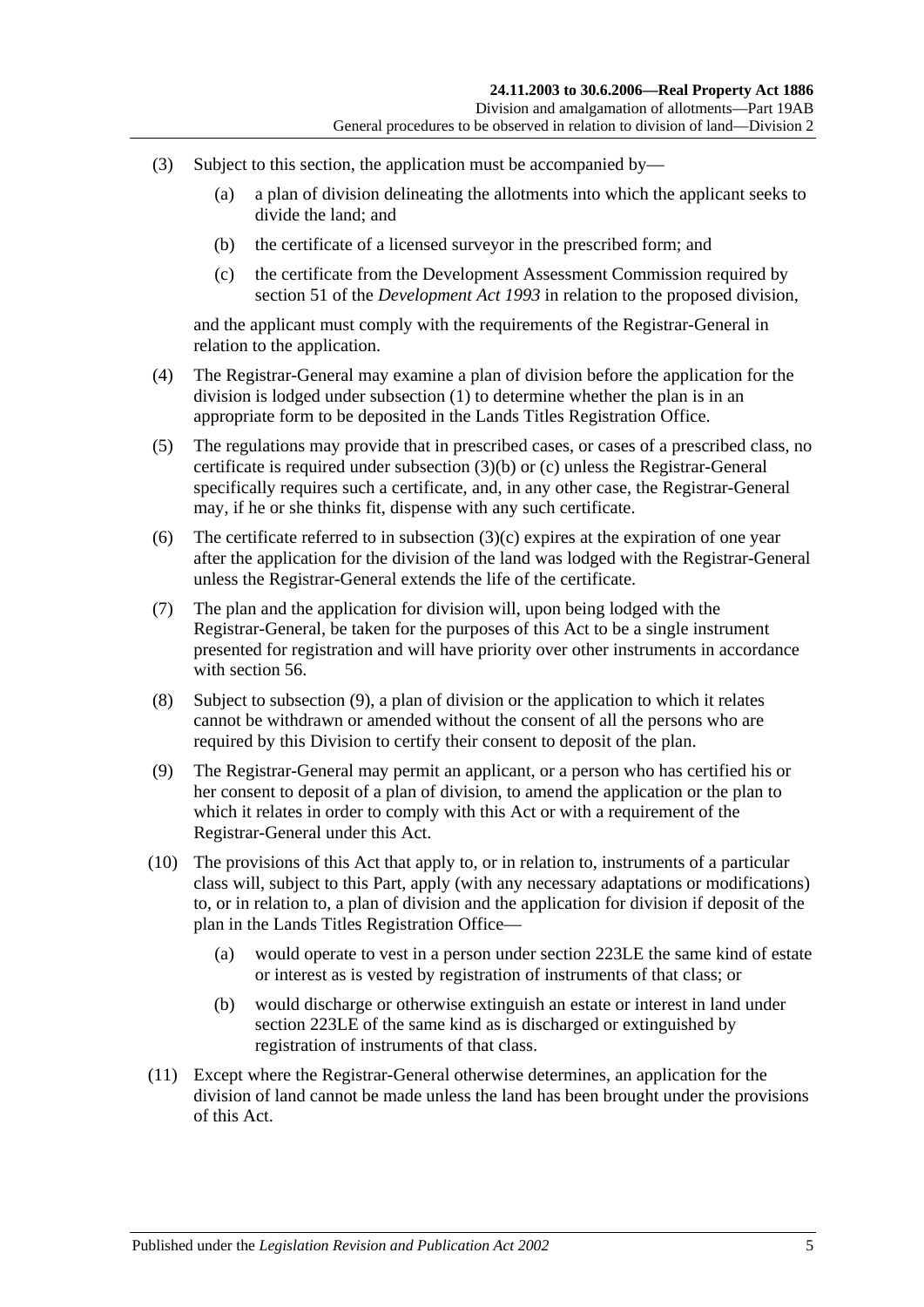(3) Subject to this section, the application must be accompanied by—

(a) a plan of division delineating the allotments into which the applicant seeks to divide the land; and

(b) the certificate of a licensed surveyor in the prescribed form; and

(c) the certificate from the Development Assessment Commission required by section 51 of the *Development Act 1993* in relation to the proposed division,

and the applicant must comply with the requirements of the Registrar-General in relation to the application.

(4) The Registrar-General may examine a plan of division before the application for the division is lodged under subsection (1) to determine whether the plan is in an appropriate form to be deposited in the Lands Titles Registration Office.

(5) The regulations may provide that in prescribed cases, or cases of a prescribed class, no certificate is required under subsection (3)(b) or (c) unless the Registrar-General specifically requires such a certificate, and, in any other case, the Registrar-General may, if he or she thinks fit, dispense with any such certificate.

(6) The certificate referred to in subsection (3)(c) expires at the expiration of one year after the application for the division of the land was lodged with the Registrar-General unless the Registrar-General extends the life of the certificate.

(7) The plan and the application for division will, upon being lodged with the Registrar-General, be taken for the purposes of this Act to be a single instrument presented for registration and will have priority over other instruments in accordance with section 56.

(8) Subject to subsection (9), a plan of division or the application to which it relates cannot be withdrawn or amended without the consent of all the persons who are required by this Division to certify their consent to deposit of the plan.

(9) The Registrar-General may permit an applicant, or a person who has certified his or her consent to deposit of a plan of division, to amend the application or the plan to which it relates in order to comply with this Act or with a requirement of the Registrar-General under this Act.

(10) The provisions of this Act that apply to, or in relation to, instruments of a particular class will, subject to this Part, apply (with any necessary adaptations or modifications) to, or in relation to, a plan of division and the application for division if deposit of the plan in the Lands Titles Registration Office—

(a) would operate to vest in a person under section 223LE the same kind of estate or interest as is vested by registration of instruments of that class; or

(b) would discharge or otherwise extinguish an estate or interest in land under section 223LE of the same kind as is discharged or extinguished by registration of instruments of that class.

(11) Except where the Registrar-General otherwise determines, an application for the division of land cannot be made unless the land has been brought under the provisions of this Act.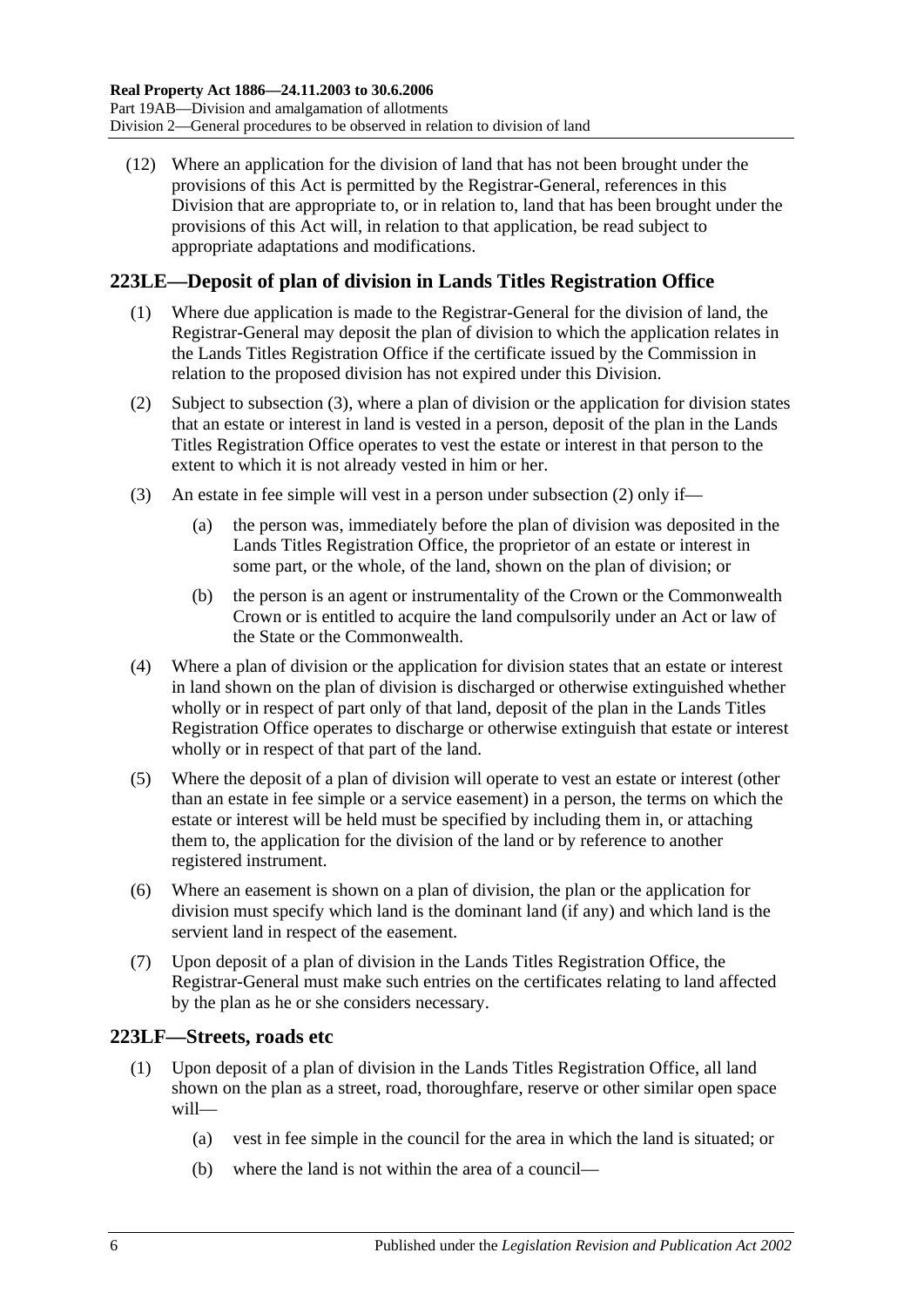(12) Where an application for the division of land that has not been brought under the provisions of this Act is permitted by the Registrar-General, references in this Division that are appropriate to, or in relation to, land that has been brought under the provisions of this Act will, in relation to that application, be read subject to appropriate adaptations and modifications.

## 223LE—Deposit of plan of division in Lands Titles Registration Office

(1) Where due application is made to the Registrar-General for the division of land, the Registrar-General may deposit the plan of division to which the application relates in the Lands Titles Registration Office if the certificate issued by the Commission in relation to the proposed division has not expired under this Division.

(2) Subject to subsection (3), where a plan of division or the application for division states that an estate or interest in land is vested in a person, deposit of the plan in the Lands Titles Registration Office operates to vest the estate or interest in that person to the extent to which it is not already vested in him or her.

(3) An estate in fee simple will vest in a person under subsection (2) only if—

(a) the person was, immediately before the plan of division was deposited in the Lands Titles Registration Office, the proprietor of an estate or interest in some part, or the whole, of the land, shown on the plan of division; or

(b) the person is an agent or instrumentality of the Crown or the Commonwealth Crown or is entitled to acquire the land compulsorily under an Act or law of the State or the Commonwealth.

(4) Where a plan of division or the application for division states that an estate or interest in land shown on the plan of division is discharged or otherwise extinguished whether wholly or in respect of part only of that land, deposit of the plan in the Lands Titles Registration Office operates to discharge or otherwise extinguish that estate or interest wholly or in respect of that part of the land.

(5) Where the deposit of a plan of division will operate to vest an estate or interest (other than an estate in fee simple or a service easement) in a person, the terms on which the estate or interest will be held must be specified by including them in, or attaching them to, the application for the division of the land or by reference to another registered instrument.

(6) Where an easement is shown on a plan of division, the plan or the application for division must specify which land is the dominant land (if any) and which land is the servient land in respect of the easement.

(7) Upon deposit of a plan of division in the Lands Titles Registration Office, the Registrar-General must make such entries on the certificates relating to land affected by the plan as he or she considers necessary.

## 223LF—Streets, roads etc

(1) Upon deposit of a plan of division in the Lands Titles Registration Office, all land shown on the plan as a street, road, thoroughfare, reserve or other similar open space will—

(a) vest in fee simple in the council for the area in which the land is situated; or

(b) where the land is not within the area of a council—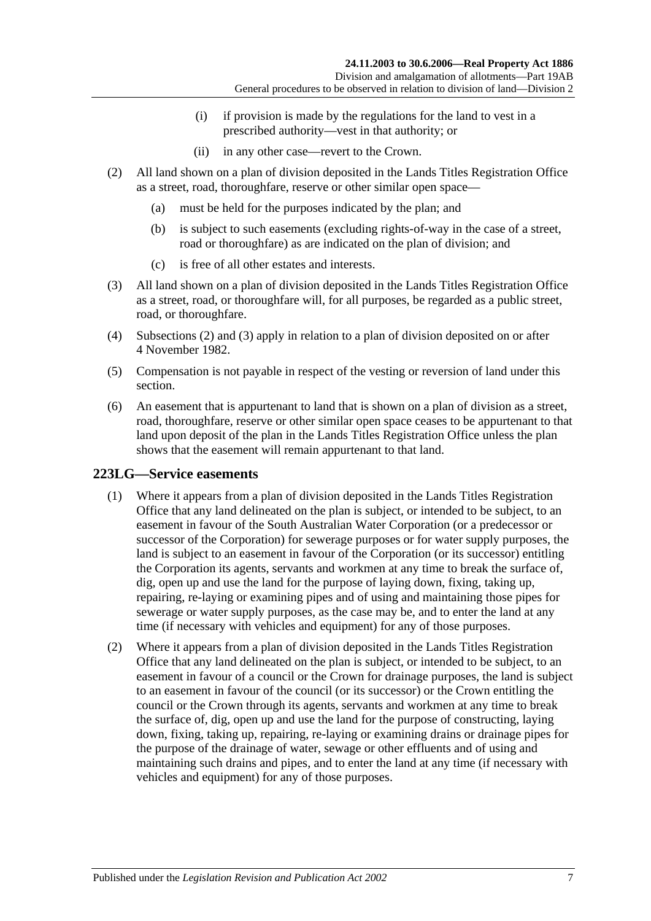(i) if provision is made by the regulations for the land to vest in a prescribed authority—vest in that authority; or

(ii) in any other case—revert to the Crown.

(2) All land shown on a plan of division deposited in the Lands Titles Registration Office as a street, road, thoroughfare, reserve or other similar open space—

(a) must be held for the purposes indicated by the plan; and

(b) is subject to such easements (excluding rights-of-way in the case of a street, road or thoroughfare) as are indicated on the plan of division; and

(c) is free of all other estates and interests.

(3) All land shown on a plan of division deposited in the Lands Titles Registration Office as a street, road, or thoroughfare will, for all purposes, be regarded as a public street, road, or thoroughfare.

(4) Subsections (2) and (3) apply in relation to a plan of division deposited on or after 4 November 1982.

(5) Compensation is not payable in respect of the vesting or reversion of land under this section.

(6) An easement that is appurtenant to land that is shown on a plan of division as a street, road, thoroughfare, reserve or other similar open space ceases to be appurtenant to that land upon deposit of the plan in the Lands Titles Registration Office unless the plan shows that the easement will remain appurtenant to that land.

## 223LG—Service easements

(1) Where it appears from a plan of division deposited in the Lands Titles Registration Office that any land delineated on the plan is subject, or intended to be subject, to an easement in favour of the South Australian Water Corporation (or a predecessor or successor of the Corporation) for sewerage purposes or for water supply purposes, the land is subject to an easement in favour of the Corporation (or its successor) entitling the Corporation its agents, servants and workmen at any time to break the surface of, dig, open up and use the land for the purpose of laying down, fixing, taking up, repairing, re-laying or examining pipes and of using and maintaining those pipes for sewerage or water supply purposes, as the case may be, and to enter the land at any time (if necessary with vehicles and equipment) for any of those purposes.

(2) Where it appears from a plan of division deposited in the Lands Titles Registration Office that any land delineated on the plan is subject, or intended to be subject, to an easement in favour of a council or the Crown for drainage purposes, the land is subject to an easement in favour of the council (or its successor) or the Crown entitling the council or the Crown through its agents, servants and workmen at any time to break the surface of, dig, open up and use the land for the purpose of constructing, laying down, fixing, taking up, repairing, re-laying or examining drains or drainage pipes for the purpose of the drainage of water, sewage or other effluents and of using and maintaining such drains and pipes, and to enter the land at any time (if necessary with vehicles and equipment) for any of those purposes.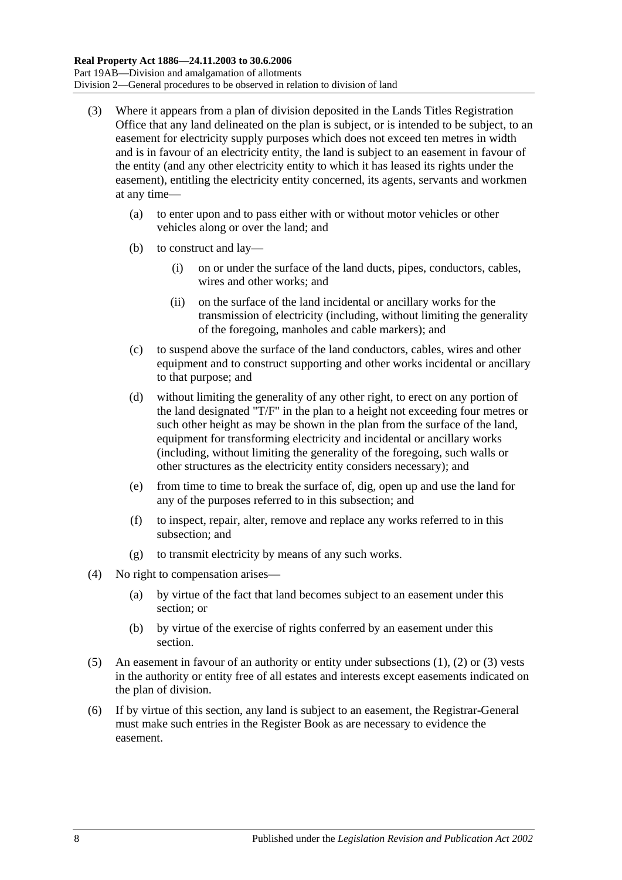(3) Where it appears from a plan of division deposited in the Lands Titles Registration Office that any land delineated on the plan is subject, or is intended to be subject, to an easement for electricity supply purposes which does not exceed ten metres in width and is in favour of an electricity entity, the land is subject to an easement in favour of the entity (and any other electricity entity to which it has leased its rights under the easement), entitling the electricity entity concerned, its agents, servants and workmen at any time—

 (a) to enter upon and to pass either with or without motor vehicles or other vehicles along or over the land; and

 (b) to construct and lay—

  (i) on or under the surface of the land ducts, pipes, conductors, cables, wires and other works; and

  (ii) on the surface of the land incidental or ancillary works for the transmission of electricity (including, without limiting the generality of the foregoing, manholes and cable markers); and

 (c) to suspend above the surface of the land conductors, cables, wires and other equipment and to construct supporting and other works incidental or ancillary to that purpose; and

 (d) without limiting the generality of any other right, to erect on any portion of the land designated "T/F" in the plan to a height not exceeding four metres or such other height as may be shown in the plan from the surface of the land, equipment for transforming electricity and incidental or ancillary works (including, without limiting the generality of the foregoing, such walls or other structures as the electricity entity considers necessary); and

 (e) from time to time to break the surface of, dig, open up and use the land for any of the purposes referred to in this subsection; and

 (f) to inspect, repair, alter, remove and replace any works referred to in this subsection; and

 (g) to transmit electricity by means of any such works.

(4) No right to compensation arises—

 (a) by virtue of the fact that land becomes subject to an easement under this section; or

 (b) by virtue of the exercise of rights conferred by an easement under this section.

(5) An easement in favour of an authority or entity under subsections (1), (2) or (3) vests in the authority or entity free of all estates and interests except easements indicated on the plan of division.

(6) If by virtue of this section, any land is subject to an easement, the Registrar-General must make such entries in the Register Book as are necessary to evidence the easement.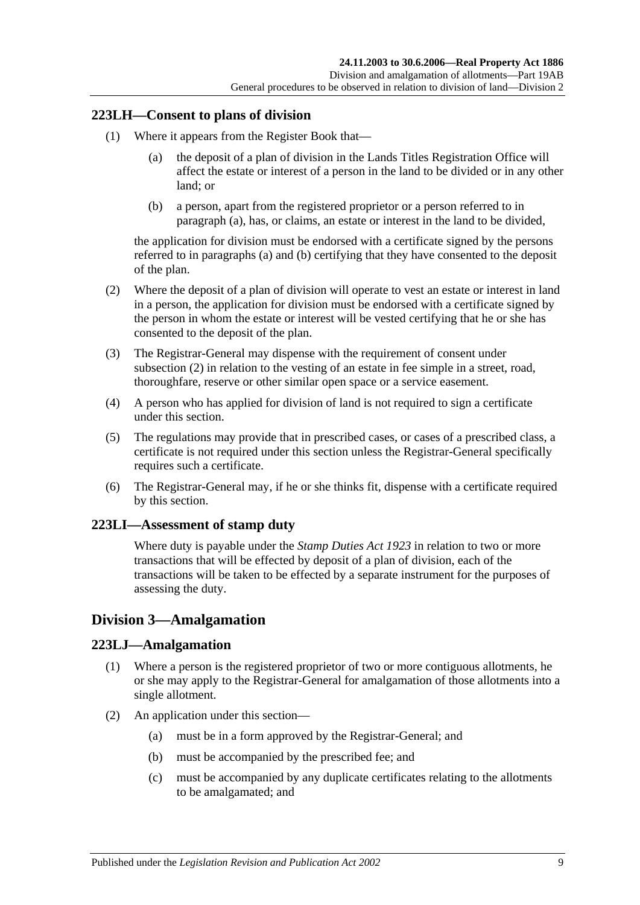## 223LH—Consent to plans of division

(1) Where it appears from the Register Book that—

(a) the deposit of a plan of division in the Lands Titles Registration Office will affect the estate or interest of a person in the land to be divided or in any other land; or

(b) a person, apart from the registered proprietor or a person referred to in paragraph (a), has, or claims, an estate or interest in the land to be divided,

the application for division must be endorsed with a certificate signed by the persons referred to in paragraphs (a) and (b) certifying that they have consented to the deposit of the plan.

(2) Where the deposit of a plan of division will operate to vest an estate or interest in land in a person, the application for division must be endorsed with a certificate signed by the person in whom the estate or interest will be vested certifying that he or she has consented to the deposit of the plan.

(3) The Registrar-General may dispense with the requirement of consent under subsection (2) in relation to the vesting of an estate in fee simple in a street, road, thoroughfare, reserve or other similar open space or a service easement.

(4) A person who has applied for division of land is not required to sign a certificate under this section.

(5) The regulations may provide that in prescribed cases, or cases of a prescribed class, a certificate is not required under this section unless the Registrar-General specifically requires such a certificate.

(6) The Registrar-General may, if he or she thinks fit, dispense with a certificate required by this section.

## 223LI—Assessment of stamp duty

Where duty is payable under the *Stamp Duties Act 1923* in relation to two or more transactions that will be effected by deposit of a plan of division, each of the transactions will be taken to be effected by a separate instrument for the purposes of assessing the duty.

# Division 3—Amalgamation

## 223LJ—Amalgamation

(1) Where a person is the registered proprietor of two or more contiguous allotments, he or she may apply to the Registrar-General for amalgamation of those allotments into a single allotment.

(2) An application under this section—

(a) must be in a form approved by the Registrar-General; and

(b) must be accompanied by the prescribed fee; and

(c) must be accompanied by any duplicate certificates relating to the allotments to be amalgamated; and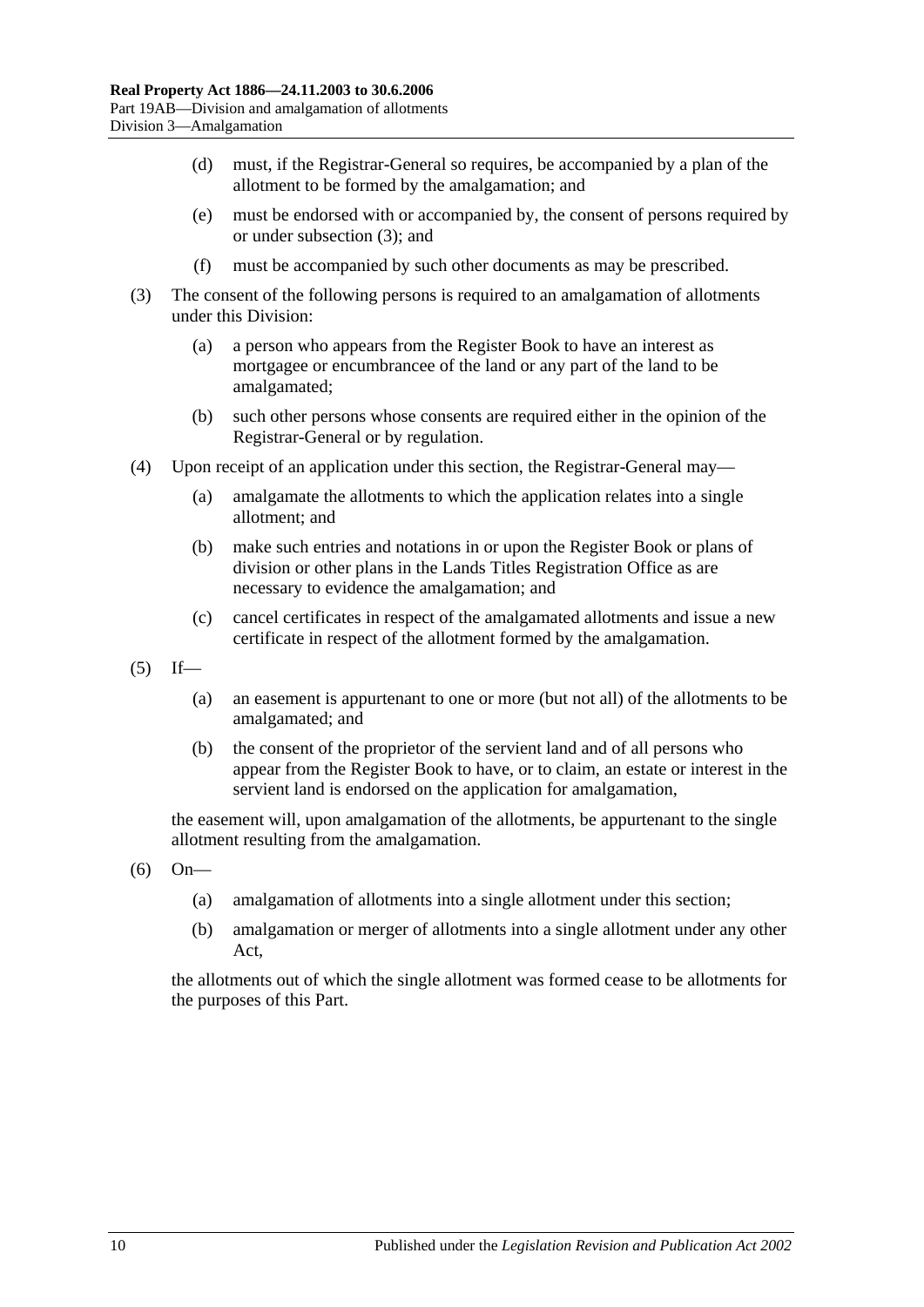(d) must, if the Registrar-General so requires, be accompanied by a plan of the allotment to be formed by the amalgamation; and

(e) must be endorsed with or accompanied by, the consent of persons required by or under subsection (3); and

(f) must be accompanied by such other documents as may be prescribed.

(3) The consent of the following persons is required to an amalgamation of allotments under this Division:

(a) a person who appears from the Register Book to have an interest as mortgagee or encumbrancee of the land or any part of the land to be amalgamated;

(b) such other persons whose consents are required either in the opinion of the Registrar-General or by regulation.

(4) Upon receipt of an application under this section, the Registrar-General may—

(a) amalgamate the allotments to which the application relates into a single allotment; and

(b) make such entries and notations in or upon the Register Book or plans of division or other plans in the Lands Titles Registration Office as are necessary to evidence the amalgamation; and

(c) cancel certificates in respect of the amalgamated allotments and issue a new certificate in respect of the allotment formed by the amalgamation.

(5) If—

(a) an easement is appurtenant to one or more (but not all) of the allotments to be amalgamated; and

(b) the consent of the proprietor of the servient land and of all persons who appear from the Register Book to have, or to claim, an estate or interest in the servient land is endorsed on the application for amalgamation,

the easement will, upon amalgamation of the allotments, be appurtenant to the single allotment resulting from the amalgamation.

(6) On—

(a) amalgamation of allotments into a single allotment under this section;

(b) amalgamation or merger of allotments into a single allotment under any other Act,

the allotments out of which the single allotment was formed cease to be allotments for the purposes of this Part.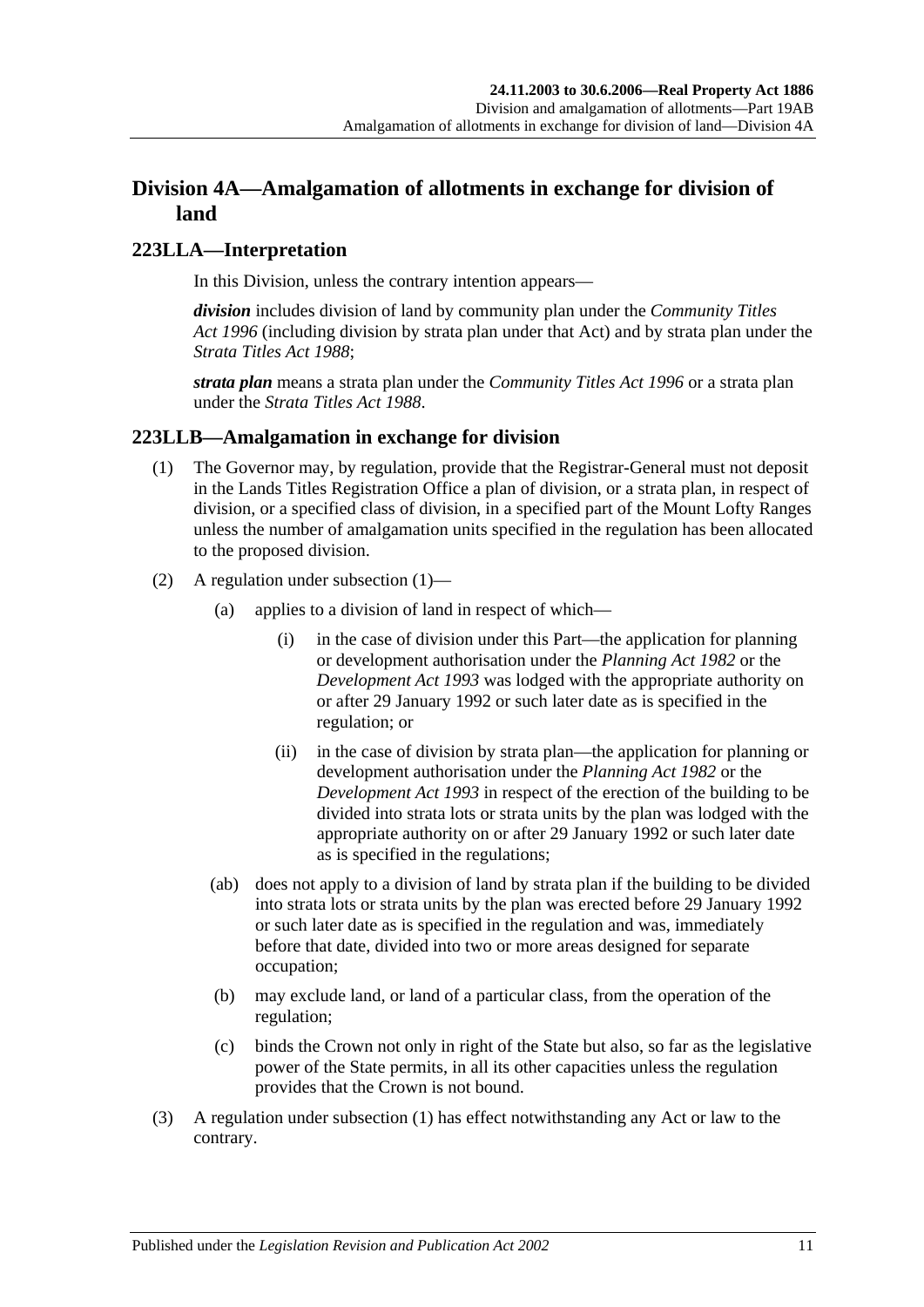## Division 4A—Amalgamation of allotments in exchange for division of land

### 223LLA—Interpretation

In this Division, unless the contrary intention appears—

***division*** includes division of land by community plan under the *Community Titles Act 1996* (including division by strata plan under that Act) and by strata plan under the *Strata Titles Act 1988*;

***strata plan*** means a strata plan under the *Community Titles Act 1996* or a strata plan under the *Strata Titles Act 1988*.

### 223LLB—Amalgamation in exchange for division

(1) The Governor may, by regulation, provide that the Registrar-General must not deposit in the Lands Titles Registration Office a plan of division, or a strata plan, in respect of division, or a specified class of division, in a specified part of the Mount Lofty Ranges unless the number of amalgamation units specified in the regulation has been allocated to the proposed division.

(2) A regulation under subsection (1)—

(a) applies to a division of land in respect of which—

(i) in the case of division under this Part—the application for planning or development authorisation under the *Planning Act 1982* or the *Development Act 1993* was lodged with the appropriate authority on or after 29 January 1992 or such later date as is specified in the regulation; or

(ii) in the case of division by strata plan—the application for planning or development authorisation under the *Planning Act 1982* or the *Development Act 1993* in respect of the erection of the building to be divided into strata lots or strata units by the plan was lodged with the appropriate authority on or after 29 January 1992 or such later date as is specified in the regulations;

(ab) does not apply to a division of land by strata plan if the building to be divided into strata lots or strata units by the plan was erected before 29 January 1992 or such later date as is specified in the regulation and was, immediately before that date, divided into two or more areas designed for separate occupation;

(b) may exclude land, or land of a particular class, from the operation of the regulation;

(c) binds the Crown not only in right of the State but also, so far as the legislative power of the State permits, in all its other capacities unless the regulation provides that the Crown is not bound.

(3) A regulation under subsection (1) has effect notwithstanding any Act or law to the contrary.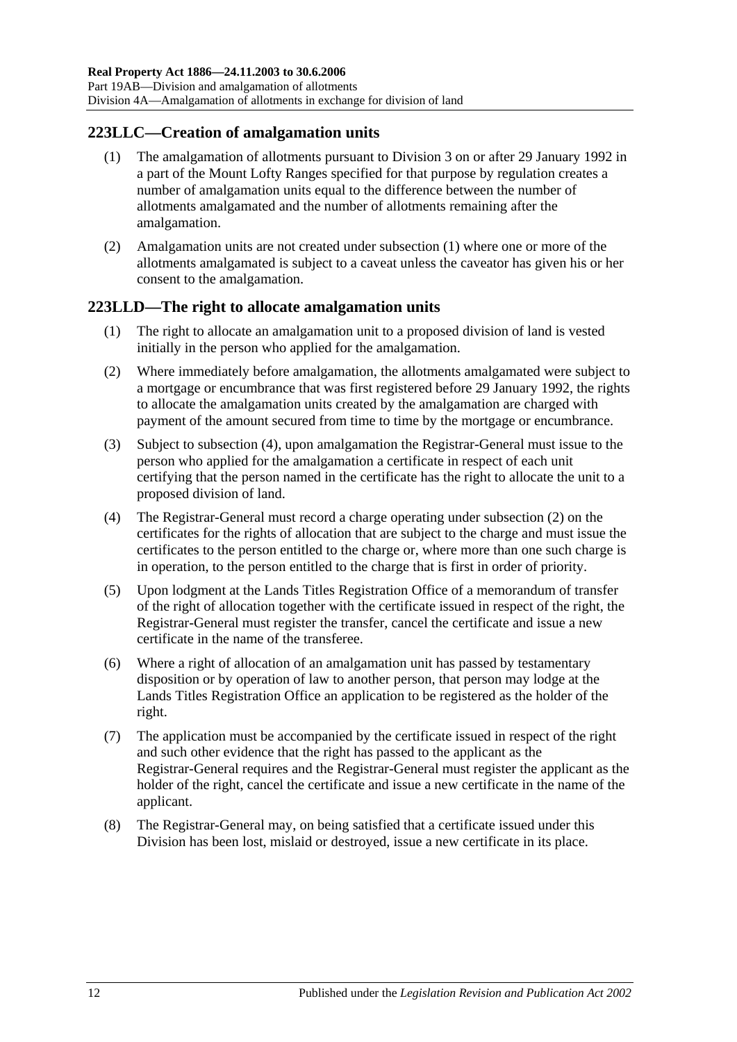## 223LLC—Creation of amalgamation units

(1) The amalgamation of allotments pursuant to Division 3 on or after 29 January 1992 in a part of the Mount Lofty Ranges specified for that purpose by regulation creates a number of amalgamation units equal to the difference between the number of allotments amalgamated and the number of allotments remaining after the amalgamation.

(2) Amalgamation units are not created under subsection (1) where one or more of the allotments amalgamated is subject to a caveat unless the caveator has given his or her consent to the amalgamation.

## 223LLD—The right to allocate amalgamation units

(1) The right to allocate an amalgamation unit to a proposed division of land is vested initially in the person who applied for the amalgamation.

(2) Where immediately before amalgamation, the allotments amalgamated were subject to a mortgage or encumbrance that was first registered before 29 January 1992, the rights to allocate the amalgamation units created by the amalgamation are charged with payment of the amount secured from time to time by the mortgage or encumbrance.

(3) Subject to subsection (4), upon amalgamation the Registrar-General must issue to the person who applied for the amalgamation a certificate in respect of each unit certifying that the person named in the certificate has the right to allocate the unit to a proposed division of land.

(4) The Registrar-General must record a charge operating under subsection (2) on the certificates for the rights of allocation that are subject to the charge and must issue the certificates to the person entitled to the charge or, where more than one such charge is in operation, to the person entitled to the charge that is first in order of priority.

(5) Upon lodgment at the Lands Titles Registration Office of a memorandum of transfer of the right of allocation together with the certificate issued in respect of the right, the Registrar-General must register the transfer, cancel the certificate and issue a new certificate in the name of the transferee.

(6) Where a right of allocation of an amalgamation unit has passed by testamentary disposition or by operation of law to another person, that person may lodge at the Lands Titles Registration Office an application to be registered as the holder of the right.

(7) The application must be accompanied by the certificate issued in respect of the right and such other evidence that the right has passed to the applicant as the Registrar-General requires and the Registrar-General must register the applicant as the holder of the right, cancel the certificate and issue a new certificate in the name of the applicant.

(8) The Registrar-General may, on being satisfied that a certificate issued under this Division has been lost, mislaid or destroyed, issue a new certificate in its place.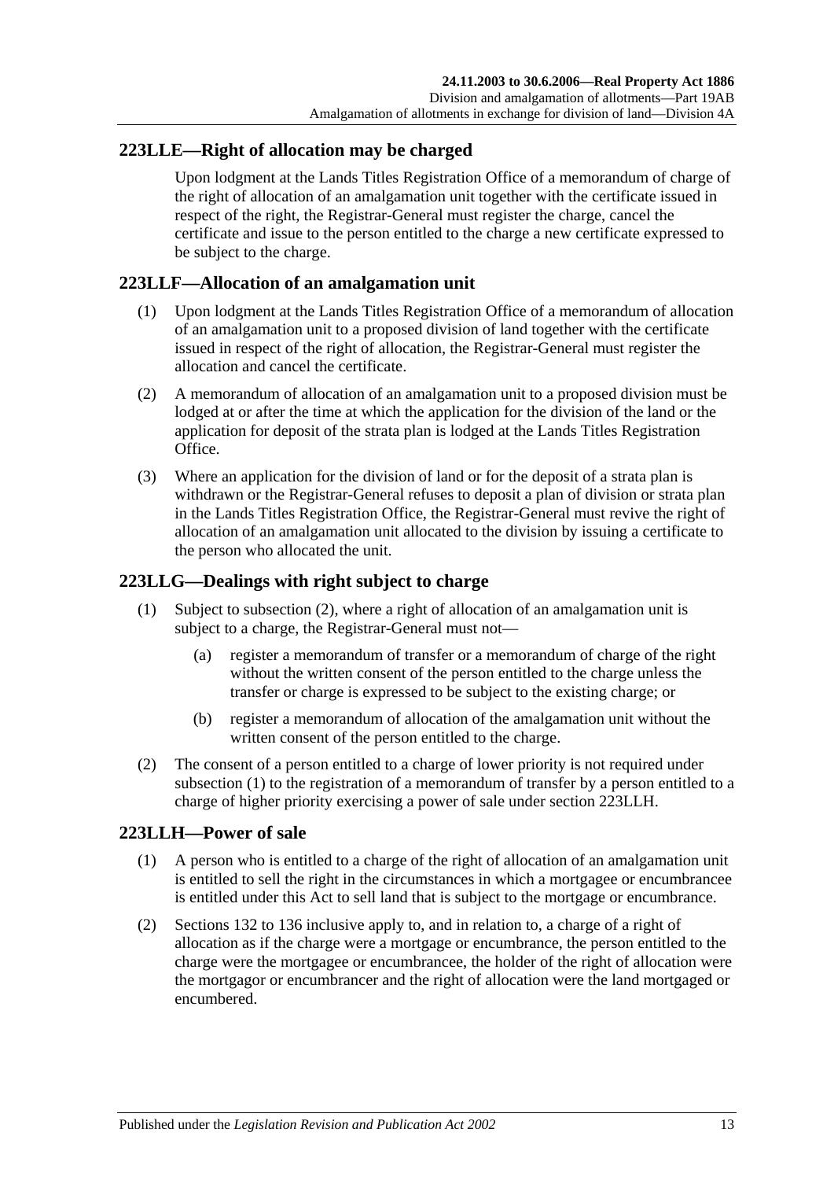## 223LLE—Right of allocation may be charged

Upon lodgment at the Lands Titles Registration Office of a memorandum of charge of the right of allocation of an amalgamation unit together with the certificate issued in respect of the right, the Registrar-General must register the charge, cancel the certificate and issue to the person entitled to the charge a new certificate expressed to be subject to the charge.

## 223LLF—Allocation of an amalgamation unit

(1) Upon lodgment at the Lands Titles Registration Office of a memorandum of allocation of an amalgamation unit to a proposed division of land together with the certificate issued in respect of the right of allocation, the Registrar-General must register the allocation and cancel the certificate.

(2) A memorandum of allocation of an amalgamation unit to a proposed division must be lodged at or after the time at which the application for the division of the land or the application for deposit of the strata plan is lodged at the Lands Titles Registration Office.

(3) Where an application for the division of land or for the deposit of a strata plan is withdrawn or the Registrar-General refuses to deposit a plan of division or strata plan in the Lands Titles Registration Office, the Registrar-General must revive the right of allocation of an amalgamation unit allocated to the division by issuing a certificate to the person who allocated the unit.

## 223LLG—Dealings with right subject to charge

(1) Subject to subsection (2), where a right of allocation of an amalgamation unit is subject to a charge, the Registrar-General must not—

(a) register a memorandum of transfer or a memorandum of charge of the right without the written consent of the person entitled to the charge unless the transfer or charge is expressed to be subject to the existing charge; or

(b) register a memorandum of allocation of the amalgamation unit without the written consent of the person entitled to the charge.

(2) The consent of a person entitled to a charge of lower priority is not required under subsection (1) to the registration of a memorandum of transfer by a person entitled to a charge of higher priority exercising a power of sale under section 223LLH.

## 223LLH—Power of sale

(1) A person who is entitled to a charge of the right of allocation of an amalgamation unit is entitled to sell the right in the circumstances in which a mortgagee or encumbrancee is entitled under this Act to sell land that is subject to the mortgage or encumbrance.

(2) Sections 132 to 136 inclusive apply to, and in relation to, a charge of a right of allocation as if the charge were a mortgage or encumbrance, the person entitled to the charge were the mortgagee or encumbrancee, the holder of the right of allocation were the mortgagor or encumbrancer and the right of allocation were the land mortgaged or encumbered.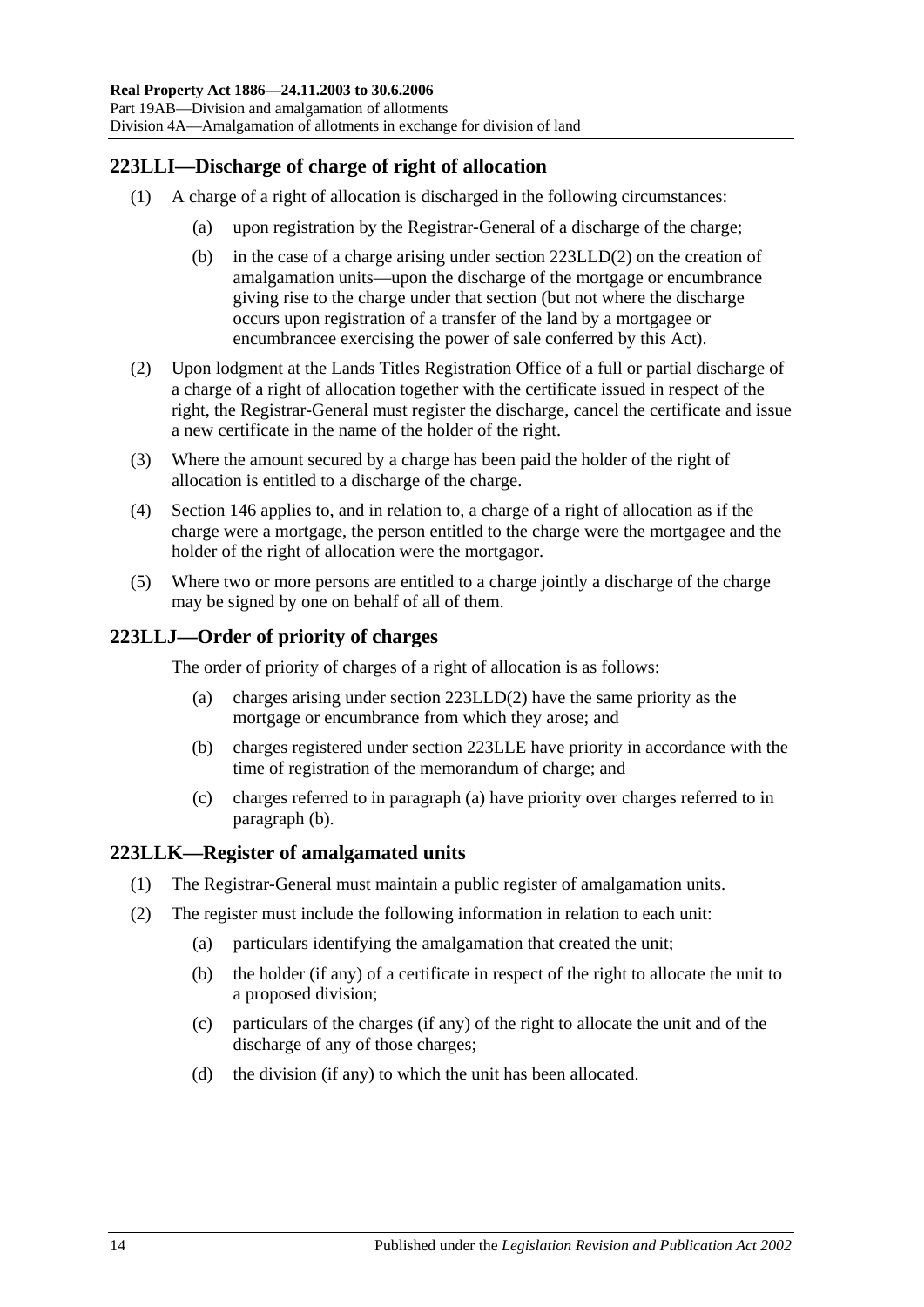## 223LLI—Discharge of charge of right of allocation

(1) A charge of a right of allocation is discharged in the following circumstances:

(a) upon registration by the Registrar-General of a discharge of the charge;

(b) in the case of a charge arising under section 223LLD(2) on the creation of amalgamation units—upon the discharge of the mortgage or encumbrance giving rise to the charge under that section (but not where the discharge occurs upon registration of a transfer of the land by a mortgagee or encumbrancee exercising the power of sale conferred by this Act).

(2) Upon lodgment at the Lands Titles Registration Office of a full or partial discharge of a charge of a right of allocation together with the certificate issued in respect of the right, the Registrar-General must register the discharge, cancel the certificate and issue a new certificate in the name of the holder of the right.

(3) Where the amount secured by a charge has been paid the holder of the right of allocation is entitled to a discharge of the charge.

(4) Section 146 applies to, and in relation to, a charge of a right of allocation as if the charge were a mortgage, the person entitled to the charge were the mortgagee and the holder of the right of allocation were the mortgagor.

(5) Where two or more persons are entitled to a charge jointly a discharge of the charge may be signed by one on behalf of all of them.

## 223LLJ—Order of priority of charges

The order of priority of charges of a right of allocation is as follows:

(a) charges arising under section 223LLD(2) have the same priority as the mortgage or encumbrance from which they arose; and

(b) charges registered under section 223LLE have priority in accordance with the time of registration of the memorandum of charge; and

(c) charges referred to in paragraph (a) have priority over charges referred to in paragraph (b).

## 223LLK—Register of amalgamated units

(1) The Registrar-General must maintain a public register of amalgamation units.

(2) The register must include the following information in relation to each unit:

(a) particulars identifying the amalgamation that created the unit;

(b) the holder (if any) of a certificate in respect of the right to allocate the unit to a proposed division;

(c) particulars of the charges (if any) of the right to allocate the unit and of the discharge of any of those charges;

(d) the division (if any) to which the unit has been allocated.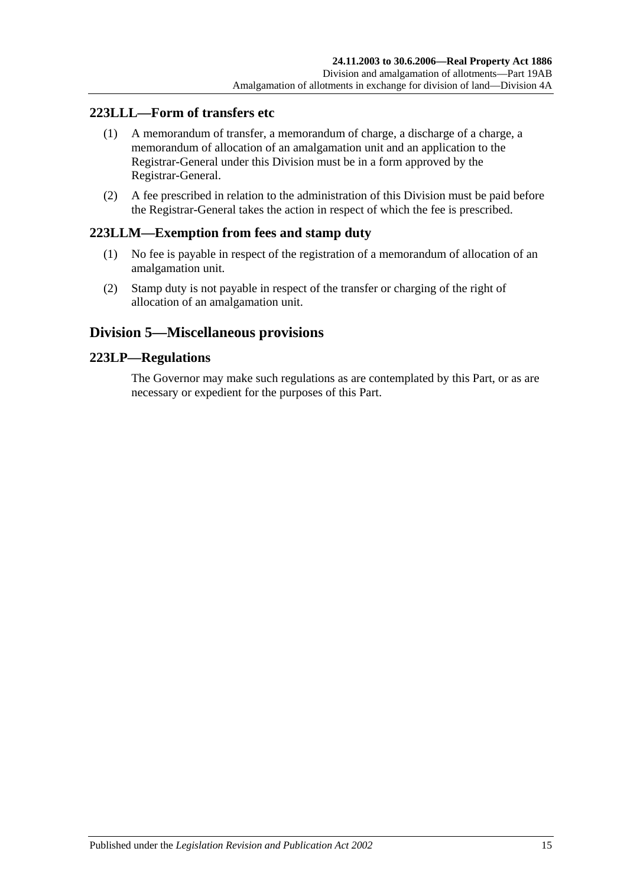## 223LLL—Form of transfers etc

(1) A memorandum of transfer, a memorandum of charge, a discharge of a charge, a memorandum of allocation of an amalgamation unit and an application to the Registrar-General under this Division must be in a form approved by the Registrar-General.

(2) A fee prescribed in relation to the administration of this Division must be paid before the Registrar-General takes the action in respect of which the fee is prescribed.

## 223LLM—Exemption from fees and stamp duty

(1) No fee is payable in respect of the registration of a memorandum of allocation of an amalgamation unit.

(2) Stamp duty is not payable in respect of the transfer or charging of the right of allocation of an amalgamation unit.

# Division 5—Miscellaneous provisions

## 223LP—Regulations

The Governor may make such regulations as are contemplated by this Part, or as are necessary or expedient for the purposes of this Part.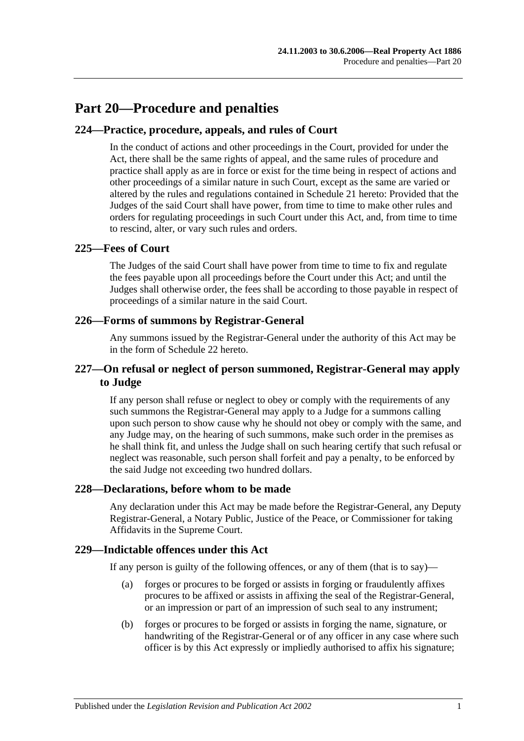# Part 20—Procedure and penalties

## 224—Practice, procedure, appeals, and rules of Court

In the conduct of actions and other proceedings in the Court, provided for under the Act, there shall be the same rights of appeal, and the same rules of procedure and practice shall apply as are in force or exist for the time being in respect of actions and other proceedings of a similar nature in such Court, except as the same are varied or altered by the rules and regulations contained in Schedule 21 hereto: Provided that the Judges of the said Court shall have power, from time to time to make other rules and orders for regulating proceedings in such Court under this Act, and, from time to time to rescind, alter, or vary such rules and orders.

## 225—Fees of Court

The Judges of the said Court shall have power from time to time to fix and regulate the fees payable upon all proceedings before the Court under this Act; and until the Judges shall otherwise order, the fees shall be according to those payable in respect of proceedings of a similar nature in the said Court.

## 226—Forms of summons by Registrar-General

Any summons issued by the Registrar-General under the authority of this Act may be in the form of Schedule 22 hereto.

## 227—On refusal or neglect of person summoned, Registrar-General may apply to Judge

If any person shall refuse or neglect to obey or comply with the requirements of any such summons the Registrar-General may apply to a Judge for a summons calling upon such person to show cause why he should not obey or comply with the same, and any Judge may, on the hearing of such summons, make such order in the premises as he shall think fit, and unless the Judge shall on such hearing certify that such refusal or neglect was reasonable, such person shall forfeit and pay a penalty, to be enforced by the said Judge not exceeding two hundred dollars.

## 228—Declarations, before whom to be made

Any declaration under this Act may be made before the Registrar-General, any Deputy Registrar-General, a Notary Public, Justice of the Peace, or Commissioner for taking Affidavits in the Supreme Court.

## 229—Indictable offences under this Act

If any person is guilty of the following offences, or any of them (that is to say)—

(a) forges or procures to be forged or assists in forging or fraudulently affixes procures to be affixed or assists in affixing the seal of the Registrar-General, or an impression or part of an impression of such seal to any instrument;

(b) forges or procures to be forged or assists in forging the name, signature, or handwriting of the Registrar-General or of any officer in any case where such officer is by this Act expressly or impliedly authorised to affix his signature;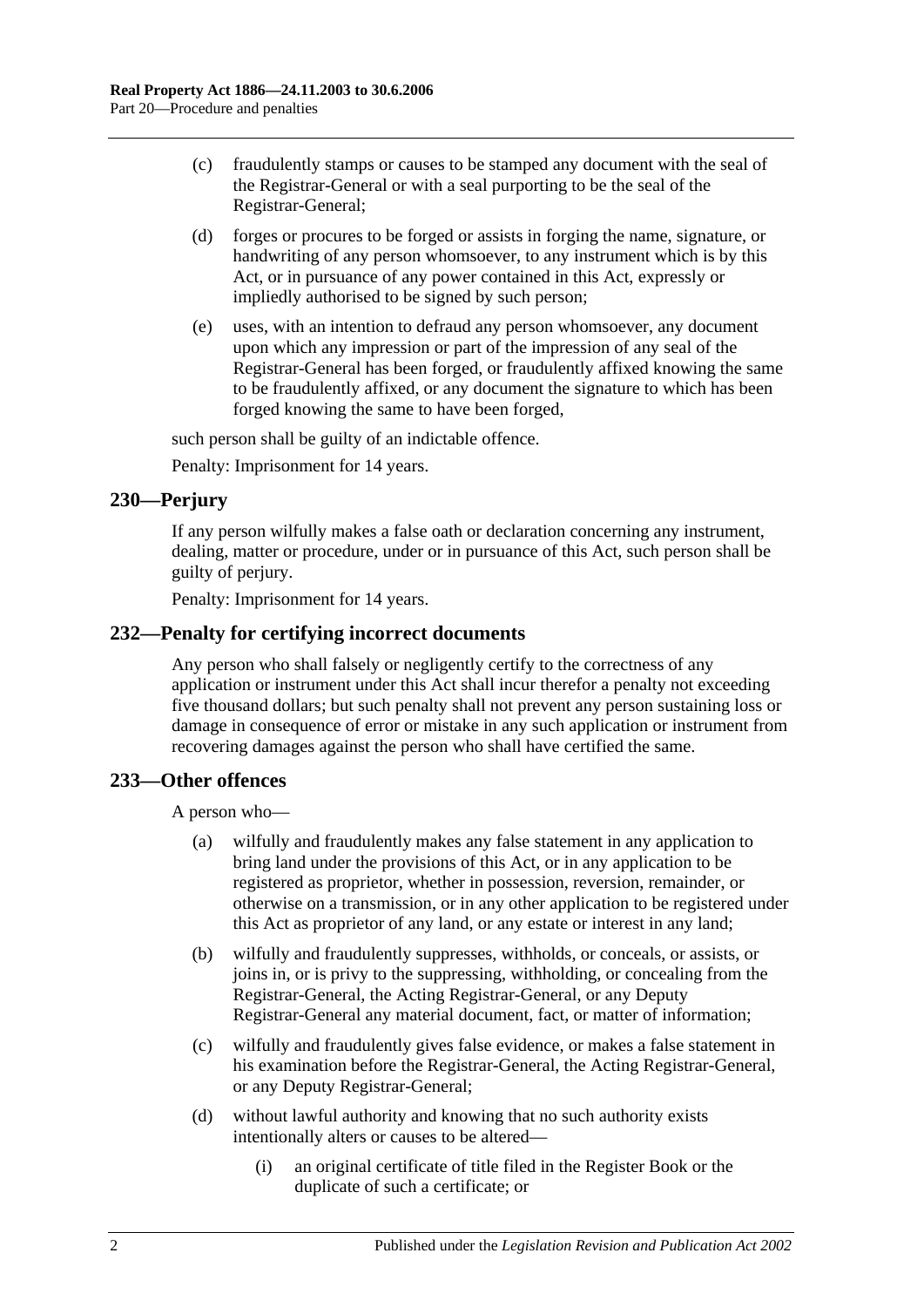(c) fraudulently stamps or causes to be stamped any document with the seal of the Registrar-General or with a seal purporting to be the seal of the Registrar-General;

(d) forges or procures to be forged or assists in forging the name, signature, or handwriting of any person whomsoever, to any instrument which is by this Act, or in pursuance of any power contained in this Act, expressly or impliedly authorised to be signed by such person;

(e) uses, with an intention to defraud any person whomsoever, any document upon which any impression or part of the impression of any seal of the Registrar-General has been forged, or fraudulently affixed knowing the same to be fraudulently affixed, or any document the signature to which has been forged knowing the same to have been forged,

such person shall be guilty of an indictable offence.

Penalty: Imprisonment for 14 years.

## 230—Perjury

If any person wilfully makes a false oath or declaration concerning any instrument, dealing, matter or procedure, under or in pursuance of this Act, such person shall be guilty of perjury.

Penalty: Imprisonment for 14 years.

## 232—Penalty for certifying incorrect documents

Any person who shall falsely or negligently certify to the correctness of any application or instrument under this Act shall incur therefor a penalty not exceeding five thousand dollars; but such penalty shall not prevent any person sustaining loss or damage in consequence of error or mistake in any such application or instrument from recovering damages against the person who shall have certified the same.

## 233—Other offences

A person who—

(a) wilfully and fraudulently makes any false statement in any application to bring land under the provisions of this Act, or in any application to be registered as proprietor, whether in possession, reversion, remainder, or otherwise on a transmission, or in any other application to be registered under this Act as proprietor of any land, or any estate or interest in any land;

(b) wilfully and fraudulently suppresses, withholds, or conceals, or assists, or joins in, or is privy to the suppressing, withholding, or concealing from the Registrar-General, the Acting Registrar-General, or any Deputy Registrar-General any material document, fact, or matter of information;

(c) wilfully and fraudulently gives false evidence, or makes a false statement in his examination before the Registrar-General, the Acting Registrar-General, or any Deputy Registrar-General;

(d) without lawful authority and knowing that no such authority exists intentionally alters or causes to be altered—

(i) an original certificate of title filed in the Register Book or the duplicate of such a certificate; or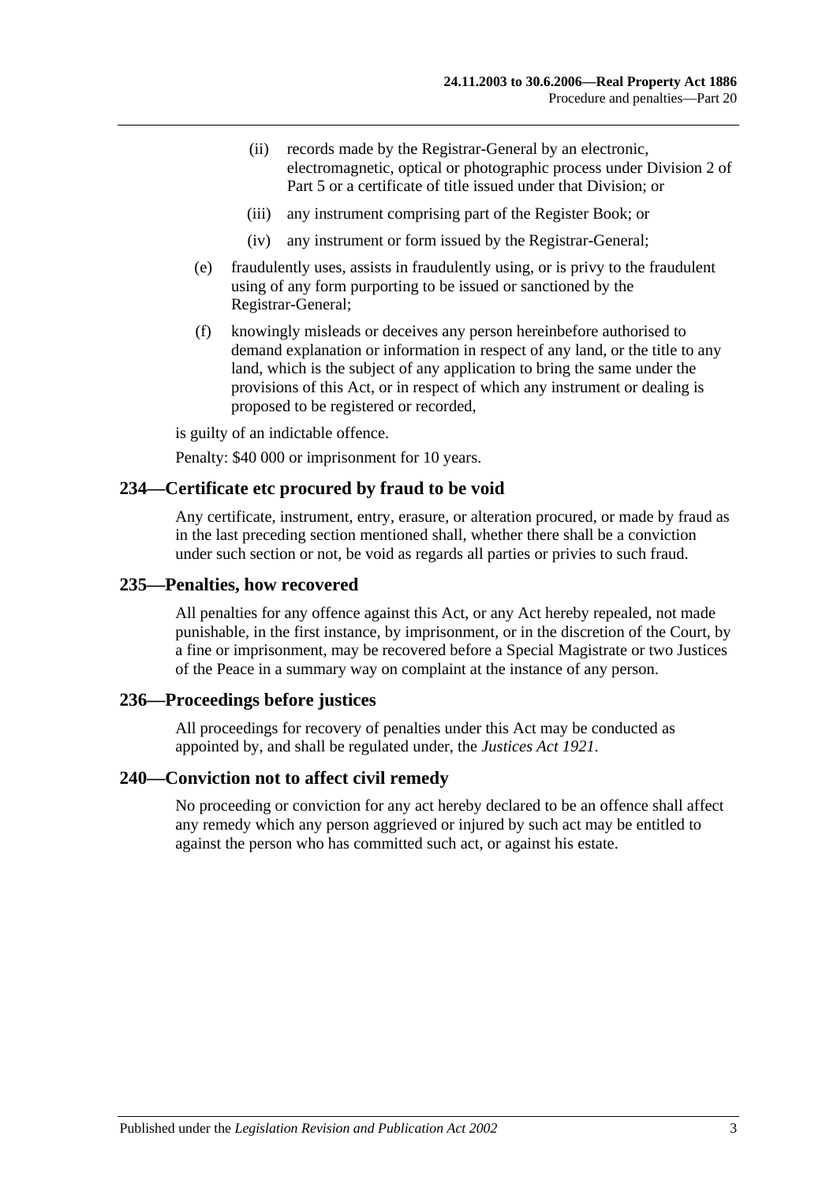(ii) records made by the Registrar-General by an electronic, electromagnetic, optical or photographic process under Division 2 of Part 5 or a certificate of title issued under that Division; or

(iii) any instrument comprising part of the Register Book; or

(iv) any instrument or form issued by the Registrar-General;

(e) fraudulently uses, assists in fraudulently using, or is privy to the fraudulent using of any form purporting to be issued or sanctioned by the Registrar-General;

(f) knowingly misleads or deceives any person hereinbefore authorised to demand explanation or information in respect of any land, or the title to any land, which is the subject of any application to bring the same under the provisions of this Act, or in respect of which any instrument or dealing is proposed to be registered or recorded,

is guilty of an indictable offence.

Penalty: $40 000 or imprisonment for 10 years.

## 234—Certificate etc procured by fraud to be void

Any certificate, instrument, entry, erasure, or alteration procured, or made by fraud as in the last preceding section mentioned shall, whether there shall be a conviction under such section or not, be void as regards all parties or privies to such fraud.

## 235—Penalties, how recovered

All penalties for any offence against this Act, or any Act hereby repealed, not made punishable, in the first instance, by imprisonment, or in the discretion of the Court, by a fine or imprisonment, may be recovered before a Special Magistrate or two Justices of the Peace in a summary way on complaint at the instance of any person.

## 236—Proceedings before justices

All proceedings for recovery of penalties under this Act may be conducted as appointed by, and shall be regulated under, the *Justices Act 1921*.

## 240—Conviction not to affect civil remedy

No proceeding or conviction for any act hereby declared to be an offence shall affect any remedy which any person aggrieved or injured by such act may be entitled to against the person who has committed such act, or against his estate.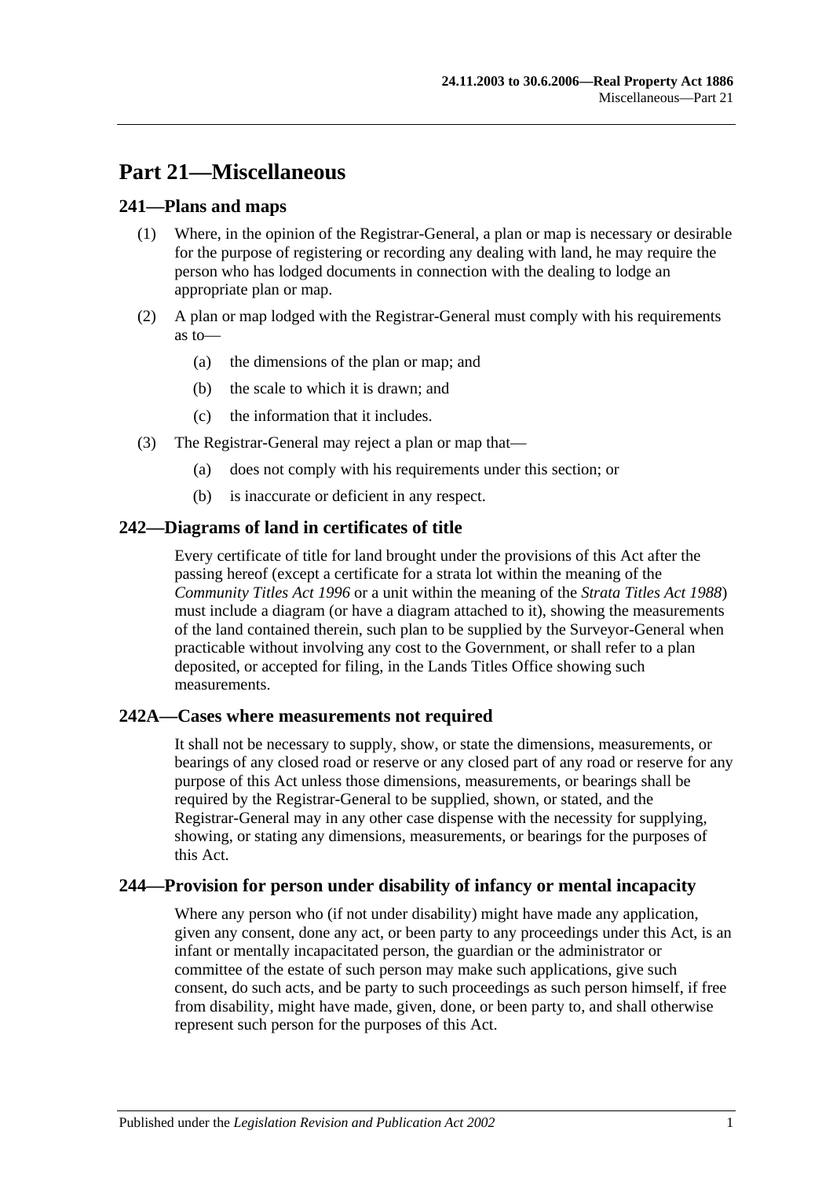# Part 21—Miscellaneous

## 241—Plans and maps

(1) Where, in the opinion of the Registrar-General, a plan or map is necessary or desirable for the purpose of registering or recording any dealing with land, he may require the person who has lodged documents in connection with the dealing to lodge an appropriate plan or map.

(2) A plan or map lodged with the Registrar-General must comply with his requirements as to—

(a) the dimensions of the plan or map; and

(b) the scale to which it is drawn; and

(c) the information that it includes.

(3) The Registrar-General may reject a plan or map that—

(a) does not comply with his requirements under this section; or

(b) is inaccurate or deficient in any respect.

## 242—Diagrams of land in certificates of title

Every certificate of title for land brought under the provisions of this Act after the passing hereof (except a certificate for a strata lot within the meaning of the *Community Titles Act 1996* or a unit within the meaning of the *Strata Titles Act 1988*) must include a diagram (or have a diagram attached to it), showing the measurements of the land contained therein, such plan to be supplied by the Surveyor-General when practicable without involving any cost to the Government, or shall refer to a plan deposited, or accepted for filing, in the Lands Titles Office showing such measurements.

## 242A—Cases where measurements not required

It shall not be necessary to supply, show, or state the dimensions, measurements, or bearings of any closed road or reserve or any closed part of any road or reserve for any purpose of this Act unless those dimensions, measurements, or bearings shall be required by the Registrar-General to be supplied, shown, or stated, and the Registrar-General may in any other case dispense with the necessity for supplying, showing, or stating any dimensions, measurements, or bearings for the purposes of this Act.

## 244—Provision for person under disability of infancy or mental incapacity

Where any person who (if not under disability) might have made any application, given any consent, done any act, or been party to any proceedings under this Act, is an infant or mentally incapacitated person, the guardian or the administrator or committee of the estate of such person may make such applications, give such consent, do such acts, and be party to such proceedings as such person himself, if free from disability, might have made, given, done, or been party to, and shall otherwise represent such person for the purposes of this Act.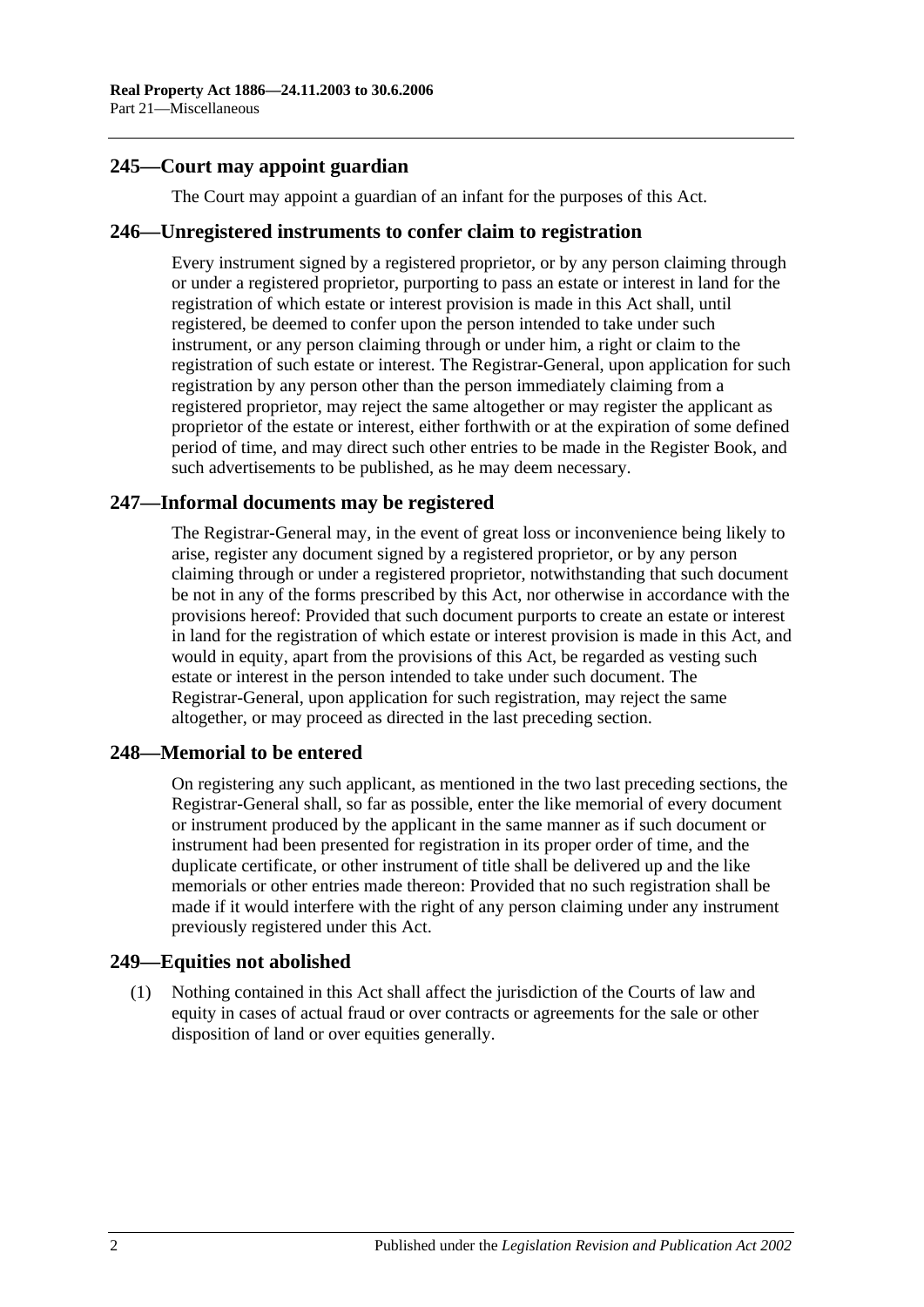## 245—Court may appoint guardian

The Court may appoint a guardian of an infant for the purposes of this Act.

## 246—Unregistered instruments to confer claim to registration

Every instrument signed by a registered proprietor, or by any person claiming through or under a registered proprietor, purporting to pass an estate or interest in land for the registration of which estate or interest provision is made in this Act shall, until registered, be deemed to confer upon the person intended to take under such instrument, or any person claiming through or under him, a right or claim to the registration of such estate or interest. The Registrar-General, upon application for such registration by any person other than the person immediately claiming from a registered proprietor, may reject the same altogether or may register the applicant as proprietor of the estate or interest, either forthwith or at the expiration of some defined period of time, and may direct such other entries to be made in the Register Book, and such advertisements to be published, as he may deem necessary.

## 247—Informal documents may be registered

The Registrar-General may, in the event of great loss or inconvenience being likely to arise, register any document signed by a registered proprietor, or by any person claiming through or under a registered proprietor, notwithstanding that such document be not in any of the forms prescribed by this Act, nor otherwise in accordance with the provisions hereof: Provided that such document purports to create an estate or interest in land for the registration of which estate or interest provision is made in this Act, and would in equity, apart from the provisions of this Act, be regarded as vesting such estate or interest in the person intended to take under such document. The Registrar-General, upon application for such registration, may reject the same altogether, or may proceed as directed in the last preceding section.

## 248—Memorial to be entered

On registering any such applicant, as mentioned in the two last preceding sections, the Registrar-General shall, so far as possible, enter the like memorial of every document or instrument produced by the applicant in the same manner as if such document or instrument had been presented for registration in its proper order of time, and the duplicate certificate, or other instrument of title shall be delivered up and the like memorials or other entries made thereon: Provided that no such registration shall be made if it would interfere with the right of any person claiming under any instrument previously registered under this Act.

## 249—Equities not abolished

(1) Nothing contained in this Act shall affect the jurisdiction of the Courts of law and equity in cases of actual fraud or over contracts or agreements for the sale or other disposition of land or over equities generally.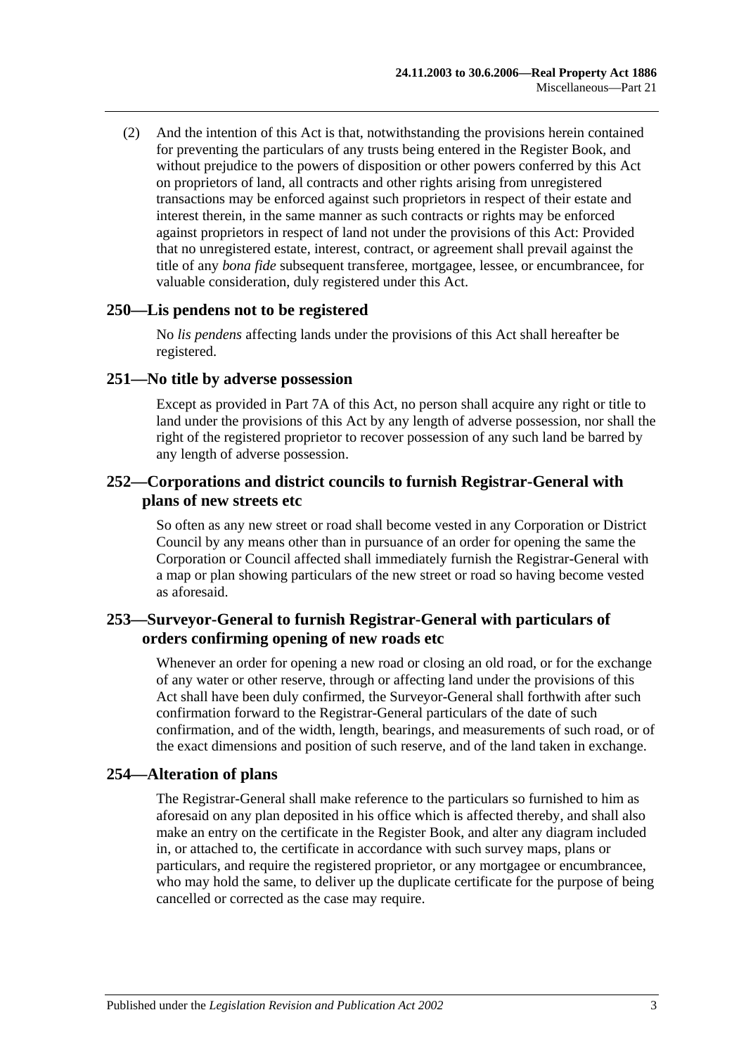(2) And the intention of this Act is that, notwithstanding the provisions herein contained for preventing the particulars of any trusts being entered in the Register Book, and without prejudice to the powers of disposition or other powers conferred by this Act on proprietors of land, all contracts and other rights arising from unregistered transactions may be enforced against such proprietors in respect of their estate and interest therein, in the same manner as such contracts or rights may be enforced against proprietors in respect of land not under the provisions of this Act: Provided that no unregistered estate, interest, contract, or agreement shall prevail against the title of any *bona fide* subsequent transferee, mortgagee, lessee, or encumbrancee, for valuable consideration, duly registered under this Act.

## 250—Lis pendens not to be registered

No *lis pendens* affecting lands under the provisions of this Act shall hereafter be registered.

## 251—No title by adverse possession

Except as provided in Part 7A of this Act, no person shall acquire any right or title to land under the provisions of this Act by any length of adverse possession, nor shall the right of the registered proprietor to recover possession of any such land be barred by any length of adverse possession.

## 252—Corporations and district councils to furnish Registrar-General with plans of new streets etc

So often as any new street or road shall become vested in any Corporation or District Council by any means other than in pursuance of an order for opening the same the Corporation or Council affected shall immediately furnish the Registrar-General with a map or plan showing particulars of the new street or road so having become vested as aforesaid.

## 253—Surveyor-General to furnish Registrar-General with particulars of orders confirming opening of new roads etc

Whenever an order for opening a new road or closing an old road, or for the exchange of any water or other reserve, through or affecting land under the provisions of this Act shall have been duly confirmed, the Surveyor-General shall forthwith after such confirmation forward to the Registrar-General particulars of the date of such confirmation, and of the width, length, bearings, and measurements of such road, or of the exact dimensions and position of such reserve, and of the land taken in exchange.

## 254—Alteration of plans

The Registrar-General shall make reference to the particulars so furnished to him as aforesaid on any plan deposited in his office which is affected thereby, and shall also make an entry on the certificate in the Register Book, and alter any diagram included in, or attached to, the certificate in accordance with such survey maps, plans or particulars, and require the registered proprietor, or any mortgagee or encumbrancee, who may hold the same, to deliver up the duplicate certificate for the purpose of being cancelled or corrected as the case may require.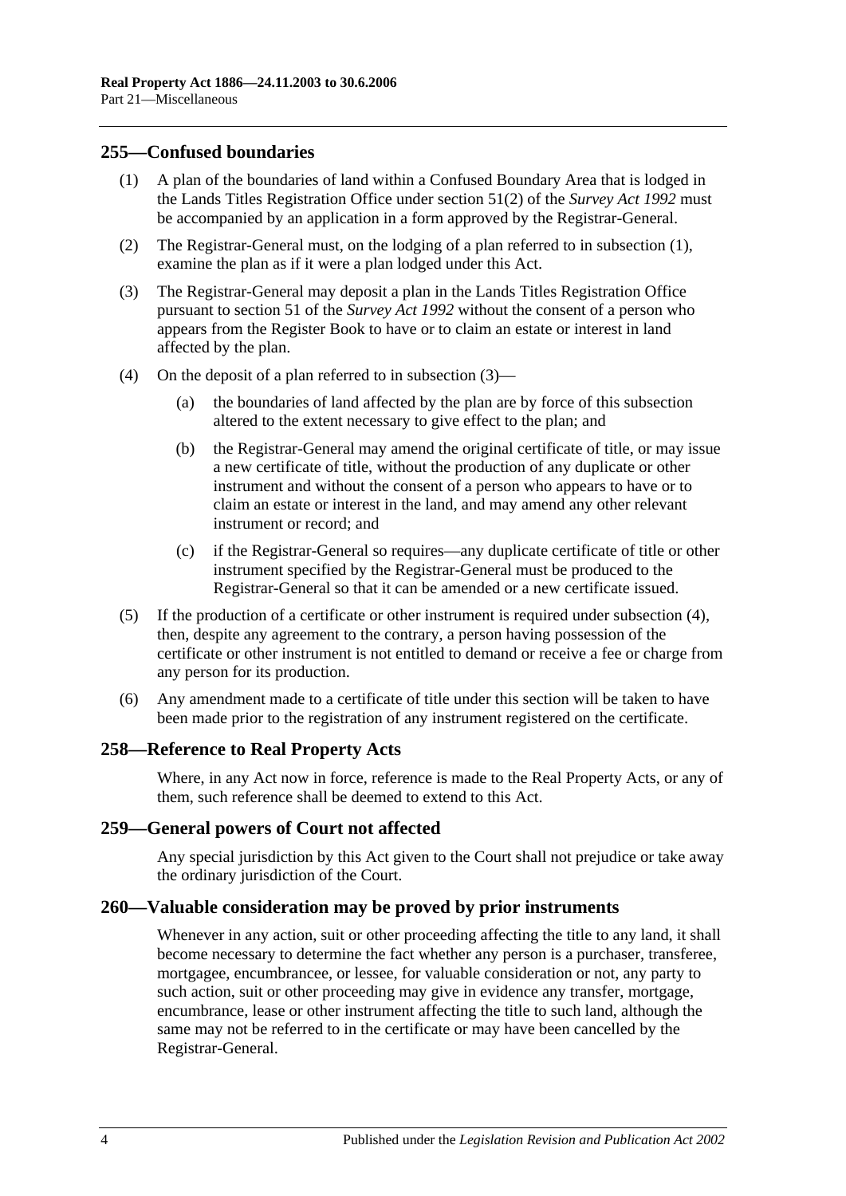## 255—Confused boundaries

(1) A plan of the boundaries of land within a Confused Boundary Area that is lodged in the Lands Titles Registration Office under section 51(2) of the *Survey Act 1992* must be accompanied by an application in a form approved by the Registrar-General.

(2) The Registrar-General must, on the lodging of a plan referred to in subsection (1), examine the plan as if it were a plan lodged under this Act.

(3) The Registrar-General may deposit a plan in the Lands Titles Registration Office pursuant to section 51 of the *Survey Act 1992* without the consent of a person who appears from the Register Book to have or to claim an estate or interest in land affected by the plan.

(4) On the deposit of a plan referred to in subsection (3)—

(a) the boundaries of land affected by the plan are by force of this subsection altered to the extent necessary to give effect to the plan; and

(b) the Registrar-General may amend the original certificate of title, or may issue a new certificate of title, without the production of any duplicate or other instrument and without the consent of a person who appears to have or to claim an estate or interest in the land, and may amend any other relevant instrument or record; and

(c) if the Registrar-General so requires—any duplicate certificate of title or other instrument specified by the Registrar-General must be produced to the Registrar-General so that it can be amended or a new certificate issued.

(5) If the production of a certificate or other instrument is required under subsection (4), then, despite any agreement to the contrary, a person having possession of the certificate or other instrument is not entitled to demand or receive a fee or charge from any person for its production.

(6) Any amendment made to a certificate of title under this section will be taken to have been made prior to the registration of any instrument registered on the certificate.

## 258—Reference to Real Property Acts

Where, in any Act now in force, reference is made to the Real Property Acts, or any of them, such reference shall be deemed to extend to this Act.

## 259—General powers of Court not affected

Any special jurisdiction by this Act given to the Court shall not prejudice or take away the ordinary jurisdiction of the Court.

## 260—Valuable consideration may be proved by prior instruments

Whenever in any action, suit or other proceeding affecting the title to any land, it shall become necessary to determine the fact whether any person is a purchaser, transferee, mortgagee, encumbrancee, or lessee, for valuable consideration or not, any party to such action, suit or other proceeding may give in evidence any transfer, mortgage, encumbrance, lease or other instrument affecting the title to such land, although the same may not be referred to in the certificate or may have been cancelled by the Registrar-General.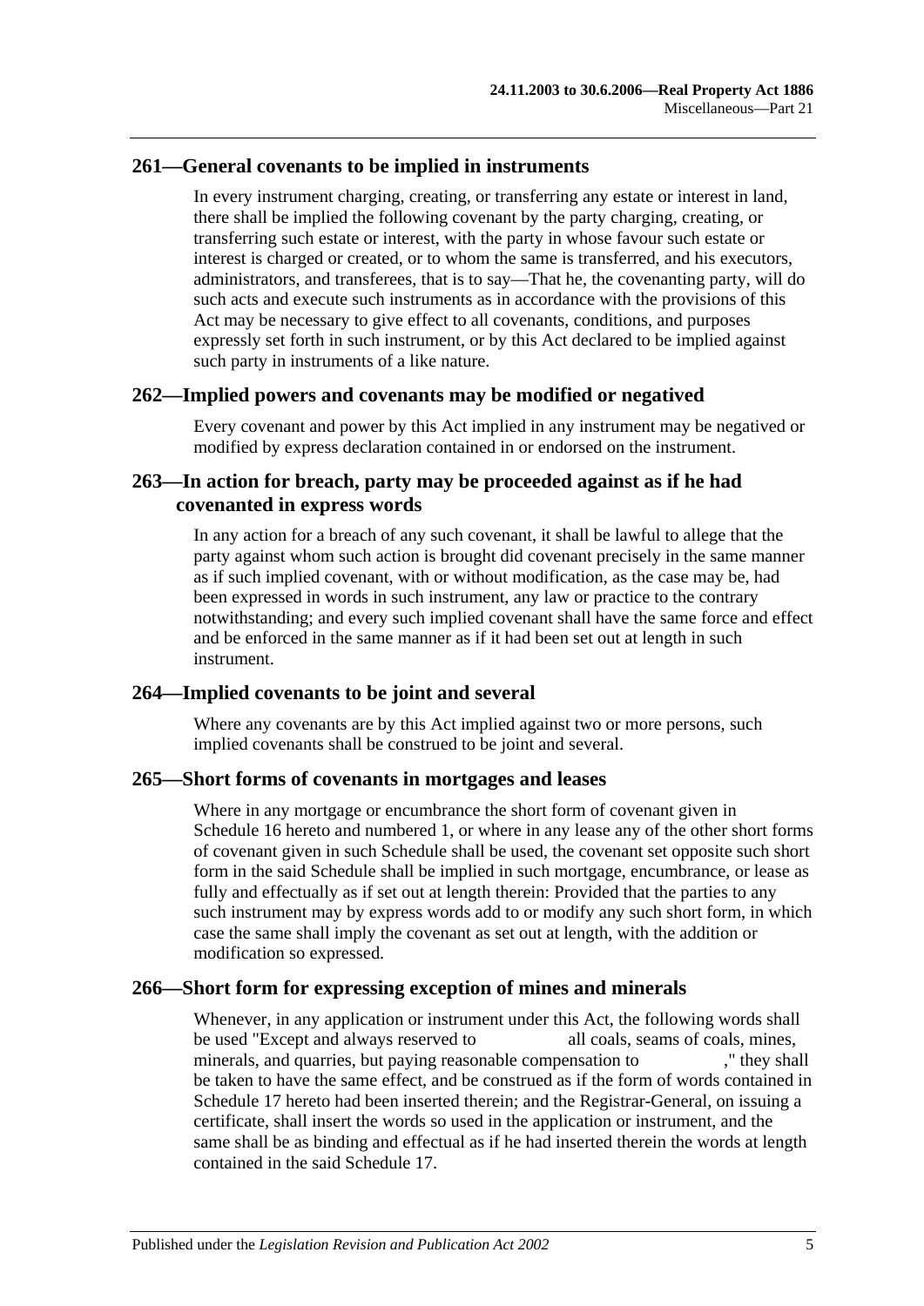## 261—General covenants to be implied in instruments

In every instrument charging, creating, or transferring any estate or interest in land, there shall be implied the following covenant by the party charging, creating, or transferring such estate or interest, with the party in whose favour such estate or interest is charged or created, or to whom the same is transferred, and his executors, administrators, and transferees, that is to say—That he, the covenanting party, will do such acts and execute such instruments as in accordance with the provisions of this Act may be necessary to give effect to all covenants, conditions, and purposes expressly set forth in such instrument, or by this Act declared to be implied against such party in instruments of a like nature.

## 262—Implied powers and covenants may be modified or negatived

Every covenant and power by this Act implied in any instrument may be negatived or modified by express declaration contained in or endorsed on the instrument.

## 263—In action for breach, party may be proceeded against as if he had covenanted in express words

In any action for a breach of any such covenant, it shall be lawful to allege that the party against whom such action is brought did covenant precisely in the same manner as if such implied covenant, with or without modification, as the case may be, had been expressed in words in such instrument, any law or practice to the contrary notwithstanding; and every such implied covenant shall have the same force and effect and be enforced in the same manner as if it had been set out at length in such instrument.

## 264—Implied covenants to be joint and several

Where any covenants are by this Act implied against two or more persons, such implied covenants shall be construed to be joint and several.

## 265—Short forms of covenants in mortgages and leases

Where in any mortgage or encumbrance the short form of covenant given in Schedule 16 hereto and numbered 1, or where in any lease any of the other short forms of covenant given in such Schedule shall be used, the covenant set opposite such short form in the said Schedule shall be implied in such mortgage, encumbrance, or lease as fully and effectually as if set out at length therein: Provided that the parties to any such instrument may by express words add to or modify any such short form, in which case the same shall imply the covenant as set out at length, with the addition or modification so expressed.

## 266—Short form for expressing exception of mines and minerals

Whenever, in any application or instrument under this Act, the following words shall be used "Except and always reserved to                all coals, seams of coals, mines, minerals, and quarries, but paying reasonable compensation to                ," they shall be taken to have the same effect, and be construed as if the form of words contained in Schedule 17 hereto had been inserted therein; and the Registrar-General, on issuing a certificate, shall insert the words so used in the application or instrument, and the same shall be as binding and effectual as if he had inserted therein the words at length contained in the said Schedule 17.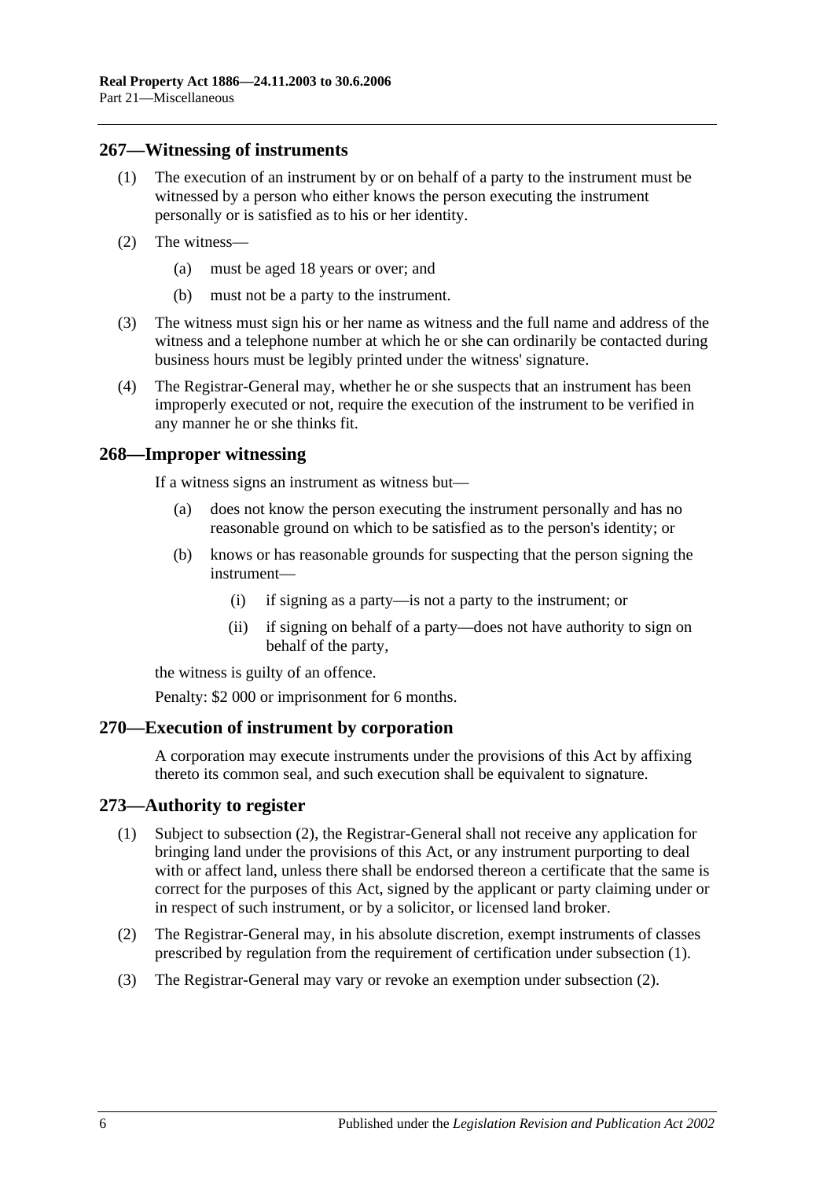## 267—Witnessing of instruments

(1) The execution of an instrument by or on behalf of a party to the instrument must be witnessed by a person who either knows the person executing the instrument personally or is satisfied as to his or her identity.

(2) The witness—

(a) must be aged 18 years or over; and

(b) must not be a party to the instrument.

(3) The witness must sign his or her name as witness and the full name and address of the witness and a telephone number at which he or she can ordinarily be contacted during business hours must be legibly printed under the witness' signature.

(4) The Registrar-General may, whether he or she suspects that an instrument has been improperly executed or not, require the execution of the instrument to be verified in any manner he or she thinks fit.

## 268—Improper witnessing

If a witness signs an instrument as witness but—

(a) does not know the person executing the instrument personally and has no reasonable ground on which to be satisfied as to the person's identity; or

(b) knows or has reasonable grounds for suspecting that the person signing the instrument—

(i) if signing as a party—is not a party to the instrument; or

(ii) if signing on behalf of a party—does not have authority to sign on behalf of the party,

the witness is guilty of an offence.

Penalty: $2 000 or imprisonment for 6 months.

## 270—Execution of instrument by corporation

A corporation may execute instruments under the provisions of this Act by affixing thereto its common seal, and such execution shall be equivalent to signature.

## 273—Authority to register

(1) Subject to subsection (2), the Registrar-General shall not receive any application for bringing land under the provisions of this Act, or any instrument purporting to deal with or affect land, unless there shall be endorsed thereon a certificate that the same is correct for the purposes of this Act, signed by the applicant or party claiming under or in respect of such instrument, or by a solicitor, or licensed land broker.

(2) The Registrar-General may, in his absolute discretion, exempt instruments of classes prescribed by regulation from the requirement of certification under subsection (1).

(3) The Registrar-General may vary or revoke an exemption under subsection (2).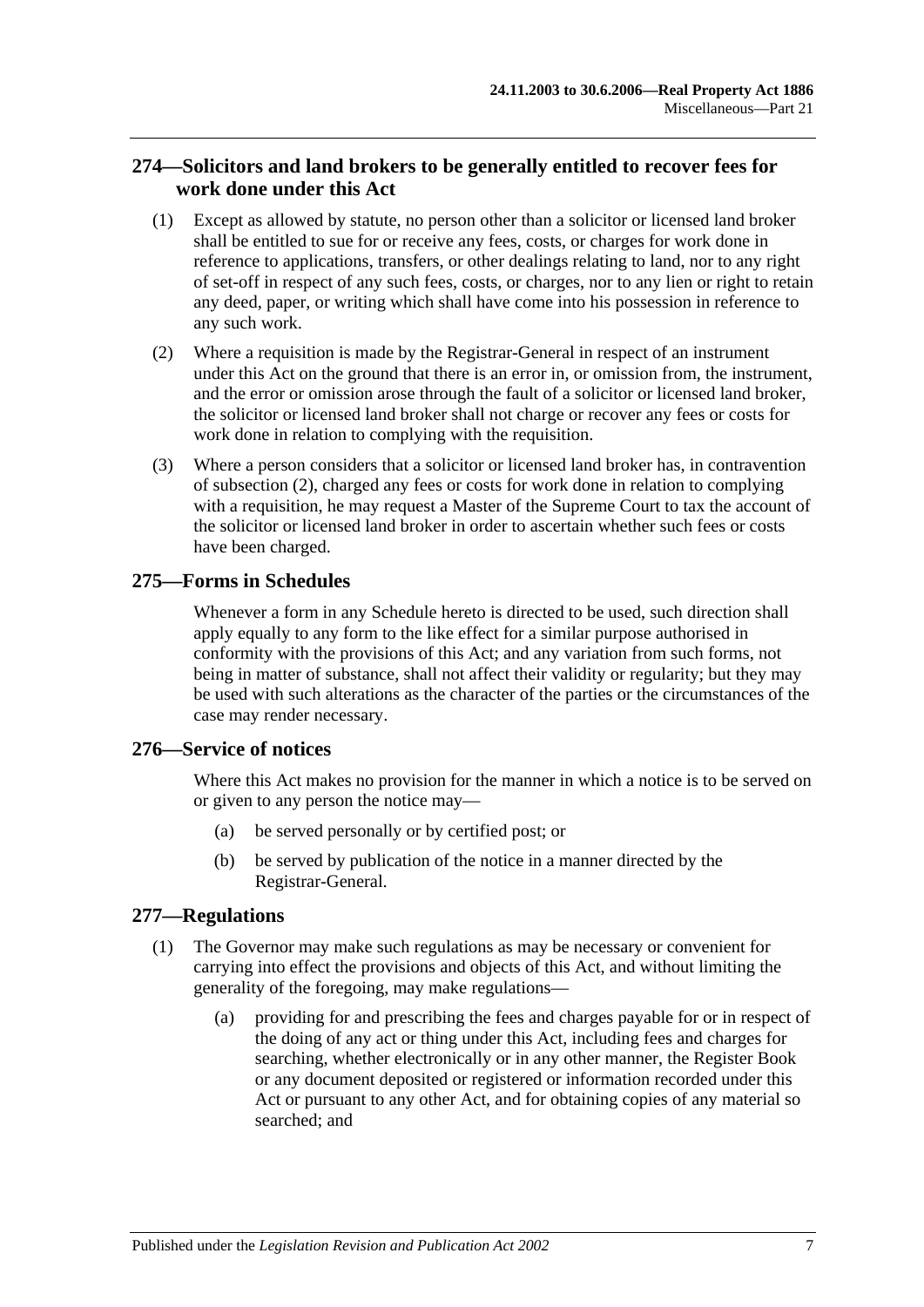## 274—Solicitors and land brokers to be generally entitled to recover fees for work done under this Act

(1) Except as allowed by statute, no person other than a solicitor or licensed land broker shall be entitled to sue for or receive any fees, costs, or charges for work done in reference to applications, transfers, or other dealings relating to land, nor to any right of set-off in respect of any such fees, costs, or charges, nor to any lien or right to retain any deed, paper, or writing which shall have come into his possession in reference to any such work.

(2) Where a requisition is made by the Registrar-General in respect of an instrument under this Act on the ground that there is an error in, or omission from, the instrument, and the error or omission arose through the fault of a solicitor or licensed land broker, the solicitor or licensed land broker shall not charge or recover any fees or costs for work done in relation to complying with the requisition.

(3) Where a person considers that a solicitor or licensed land broker has, in contravention of subsection (2), charged any fees or costs for work done in relation to complying with a requisition, he may request a Master of the Supreme Court to tax the account of the solicitor or licensed land broker in order to ascertain whether such fees or costs have been charged.

## 275—Forms in Schedules

Whenever a form in any Schedule hereto is directed to be used, such direction shall apply equally to any form to the like effect for a similar purpose authorised in conformity with the provisions of this Act; and any variation from such forms, not being in matter of substance, shall not affect their validity or regularity; but they may be used with such alterations as the character of the parties or the circumstances of the case may render necessary.

## 276—Service of notices

Where this Act makes no provision for the manner in which a notice is to be served on or given to any person the notice may—

(a) be served personally or by certified post; or

(b) be served by publication of the notice in a manner directed by the Registrar-General.

## 277—Regulations

(1) The Governor may make such regulations as may be necessary or convenient for carrying into effect the provisions and objects of this Act, and without limiting the generality of the foregoing, may make regulations—

(a) providing for and prescribing the fees and charges payable for or in respect of the doing of any act or thing under this Act, including fees and charges for searching, whether electronically or in any other manner, the Register Book or any document deposited or registered or information recorded under this Act or pursuant to any other Act, and for obtaining copies of any material so searched; and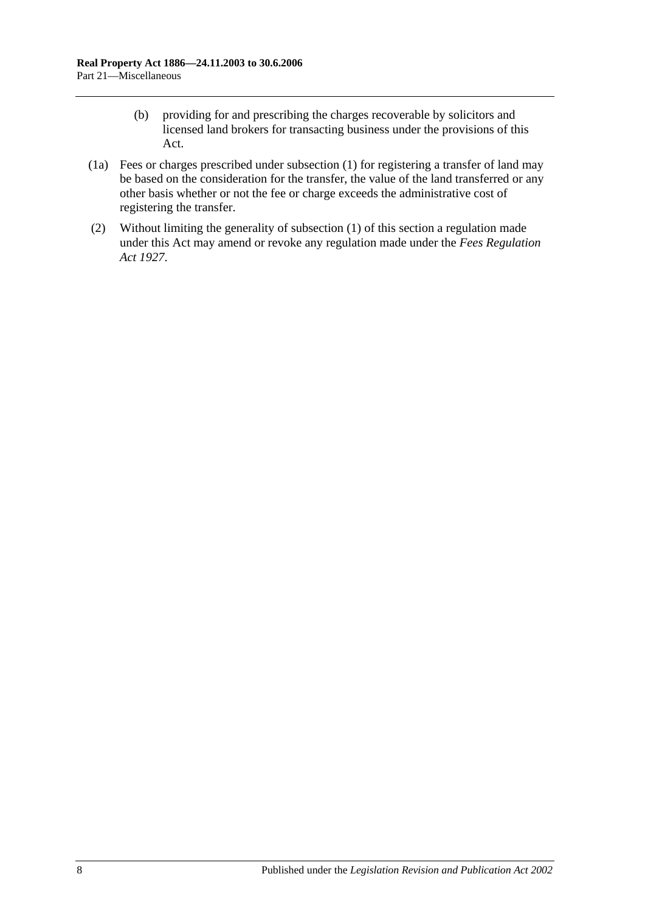(b) providing for and prescribing the charges recoverable by solicitors and licensed land brokers for transacting business under the provisions of this Act.

(1a) Fees or charges prescribed under subsection (1) for registering a transfer of land may be based on the consideration for the transfer, the value of the land transferred or any other basis whether or not the fee or charge exceeds the administrative cost of registering the transfer.

(2) Without limiting the generality of subsection (1) of this section a regulation made under this Act may amend or revoke any regulation made under the *Fees Regulation Act 1927*.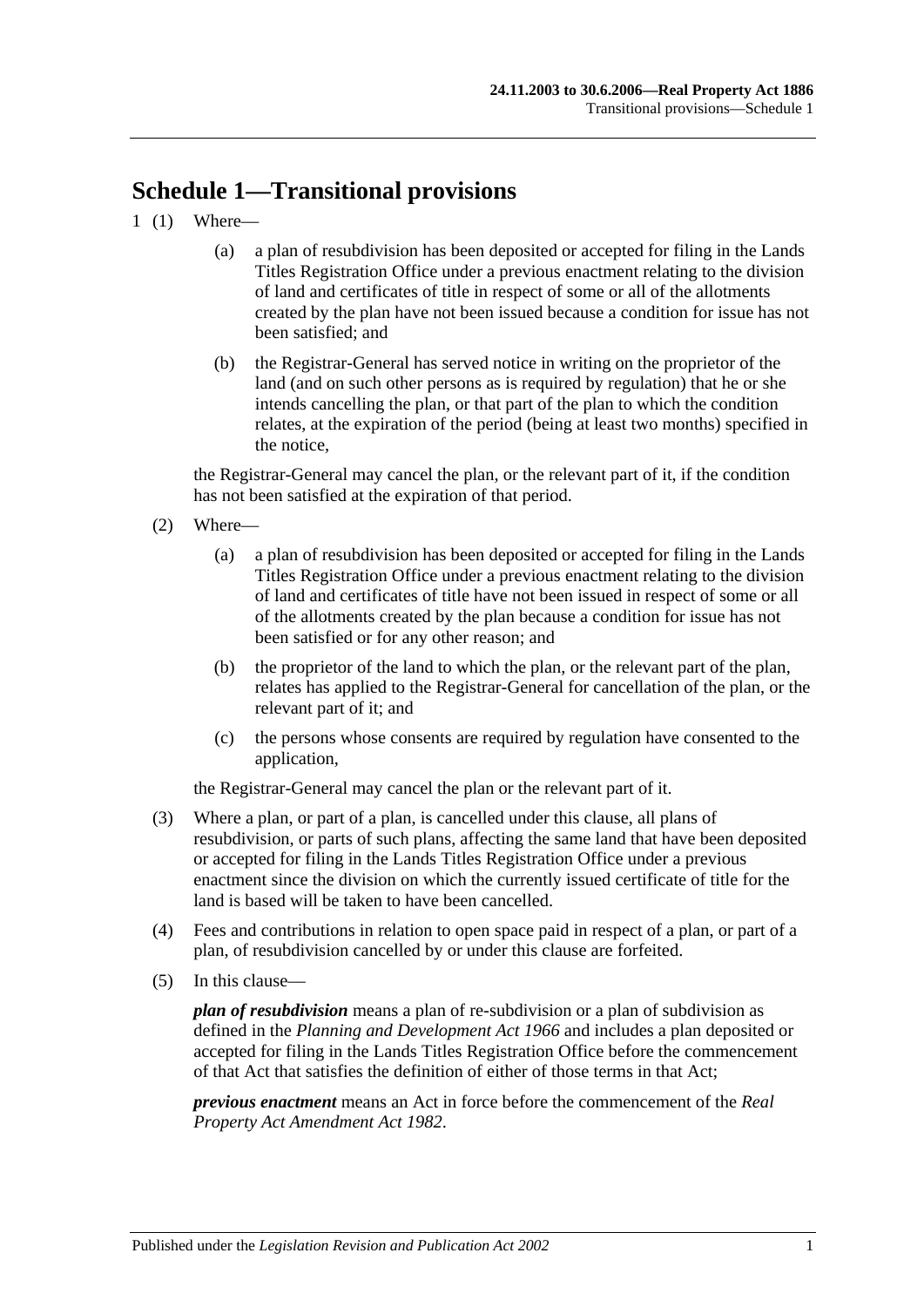# Schedule 1—Transitional provisions

1 (1) Where—

(a) a plan of resubdivision has been deposited or accepted for filing in the Lands Titles Registration Office under a previous enactment relating to the division of land and certificates of title in respect of some or all of the allotments created by the plan have not been issued because a condition for issue has not been satisfied; and

(b) the Registrar-General has served notice in writing on the proprietor of the land (and on such other persons as is required by regulation) that he or she intends cancelling the plan, or that part of the plan to which the condition relates, at the expiration of the period (being at least two months) specified in the notice,

the Registrar-General may cancel the plan, or the relevant part of it, if the condition has not been satisfied at the expiration of that period.

(2) Where—

(a) a plan of resubdivision has been deposited or accepted for filing in the Lands Titles Registration Office under a previous enactment relating to the division of land and certificates of title have not been issued in respect of some or all of the allotments created by the plan because a condition for issue has not been satisfied or for any other reason; and

(b) the proprietor of the land to which the plan, or the relevant part of the plan, relates has applied to the Registrar-General for cancellation of the plan, or the relevant part of it; and

(c) the persons whose consents are required by regulation have consented to the application,

the Registrar-General may cancel the plan or the relevant part of it.

(3) Where a plan, or part of a plan, is cancelled under this clause, all plans of resubdivision, or parts of such plans, affecting the same land that have been deposited or accepted for filing in the Lands Titles Registration Office under a previous enactment since the division on which the currently issued certificate of title for the land is based will be taken to have been cancelled.

(4) Fees and contributions in relation to open space paid in respect of a plan, or part of a plan, of resubdivision cancelled by or under this clause are forfeited.

(5) In this clause—

***plan of resubdivision*** means a plan of re-subdivision or a plan of subdivision as defined in the *Planning and Development Act 1966* and includes a plan deposited or accepted for filing in the Lands Titles Registration Office before the commencement of that Act that satisfies the definition of either of those terms in that Act;

***previous enactment*** means an Act in force before the commencement of the *Real Property Act Amendment Act 1982*.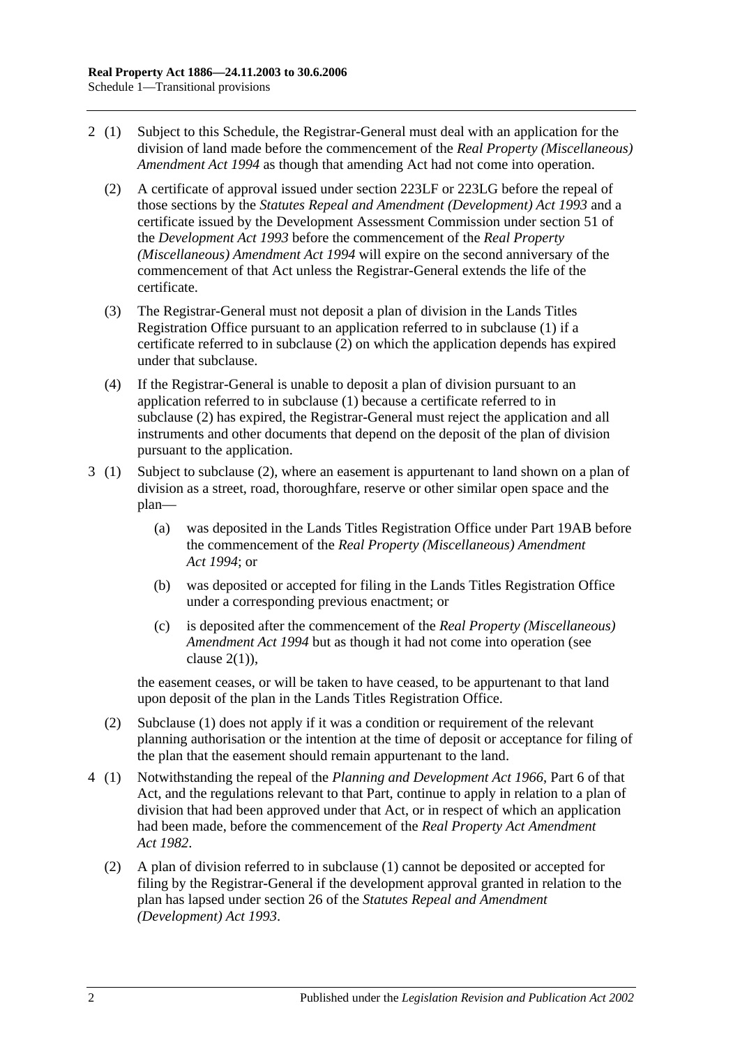2 (1) Subject to this Schedule, the Registrar-General must deal with an application for the division of land made before the commencement of the *Real Property (Miscellaneous) Amendment Act 1994* as though that amending Act had not come into operation.

(2) A certificate of approval issued under section 223LF or 223LG before the repeal of those sections by the *Statutes Repeal and Amendment (Development) Act 1993* and a certificate issued by the Development Assessment Commission under section 51 of the *Development Act 1993* before the commencement of the *Real Property (Miscellaneous) Amendment Act 1994* will expire on the second anniversary of the commencement of that Act unless the Registrar-General extends the life of the certificate.

(3) The Registrar-General must not deposit a plan of division in the Lands Titles Registration Office pursuant to an application referred to in subclause (1) if a certificate referred to in subclause (2) on which the application depends has expired under that subclause.

(4) If the Registrar-General is unable to deposit a plan of division pursuant to an application referred to in subclause (1) because a certificate referred to in subclause (2) has expired, the Registrar-General must reject the application and all instruments and other documents that depend on the deposit of the plan of division pursuant to the application.

3 (1) Subject to subclause (2), where an easement is appurtenant to land shown on a plan of division as a street, road, thoroughfare, reserve or other similar open space and the plan—

(a) was deposited in the Lands Titles Registration Office under Part 19AB before the commencement of the *Real Property (Miscellaneous) Amendment Act 1994*; or

(b) was deposited or accepted for filing in the Lands Titles Registration Office under a corresponding previous enactment; or

(c) is deposited after the commencement of the *Real Property (Miscellaneous) Amendment Act 1994* but as though it had not come into operation (see clause 2(1)),

the easement ceases, or will be taken to have ceased, to be appurtenant to that land upon deposit of the plan in the Lands Titles Registration Office.

(2) Subclause (1) does not apply if it was a condition or requirement of the relevant planning authorisation or the intention at the time of deposit or acceptance for filing of the plan that the easement should remain appurtenant to the land.

4 (1) Notwithstanding the repeal of the *Planning and Development Act 1966*, Part 6 of that Act, and the regulations relevant to that Part, continue to apply in relation to a plan of division that had been approved under that Act, or in respect of which an application had been made, before the commencement of the *Real Property Act Amendment Act 1982*.

(2) A plan of division referred to in subclause (1) cannot be deposited or accepted for filing by the Registrar-General if the development approval granted in relation to the plan has lapsed under section 26 of the *Statutes Repeal and Amendment (Development) Act 1993*.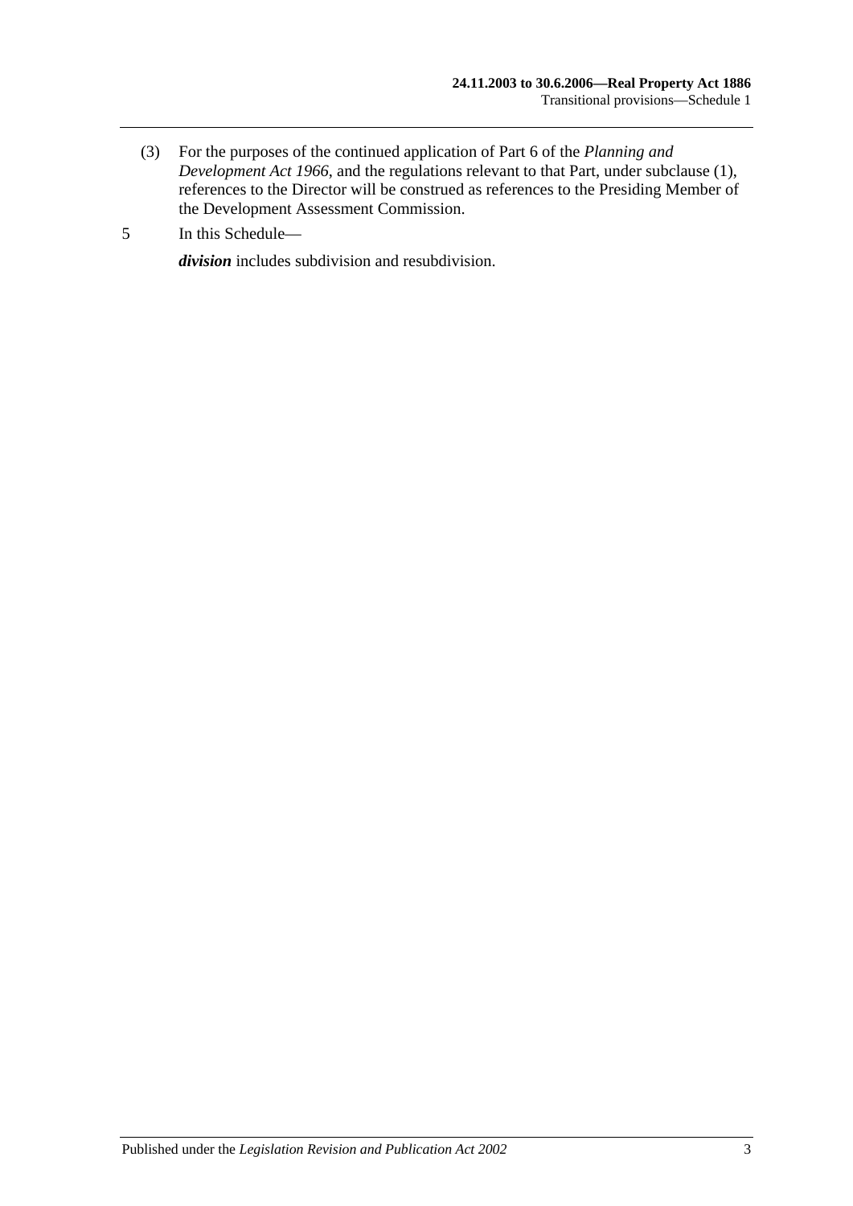(3) For the purposes of the continued application of Part 6 of the *Planning and Development Act 1966*, and the regulations relevant to that Part, under subclause (1), references to the Director will be construed as references to the Presiding Member of the Development Assessment Commission.

5 In this Schedule—

***division*** includes subdivision and resubdivision.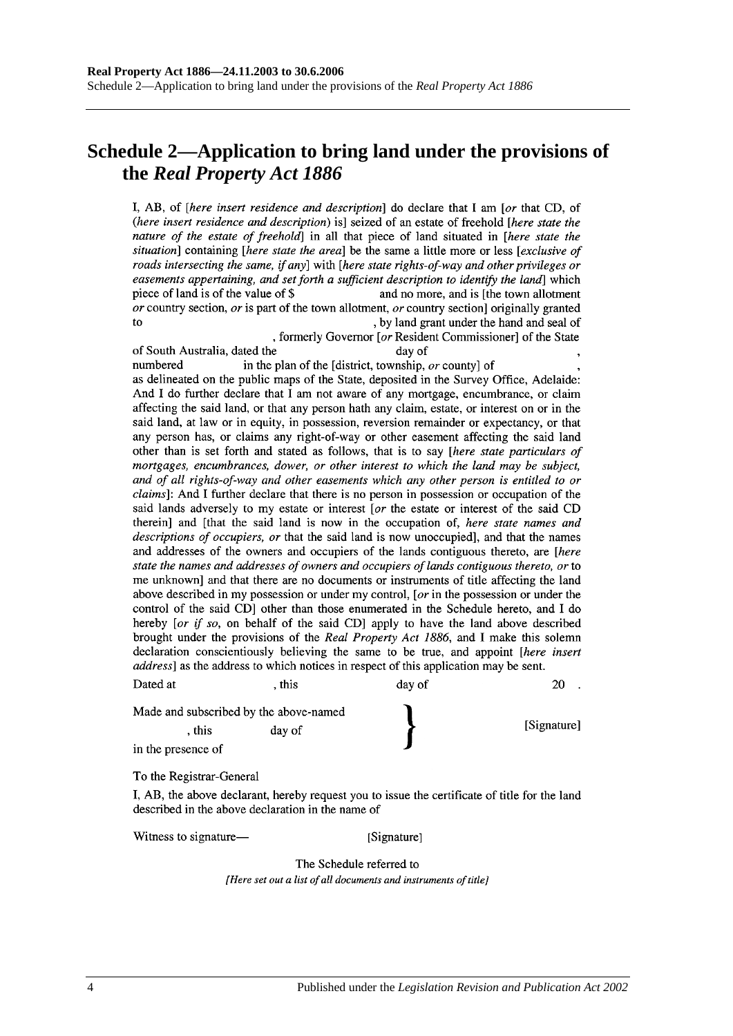# Schedule 2—Application to bring land under the provisions of the *Real Property Act 1886*

I, AB, of [*here insert residence and description*] do declare that I am [*or* that CD, of (*here insert residence and description*) is] seized of an estate of freehold [*here state the nature of the estate of freehold*] in all that piece of land situated in [*here state the situation*] containing [*here state the area*] be the same a little more or less [*exclusive of roads intersecting the same, if any*] with [*here state rights-of-way and other privileges or easements appertaining, and set forth a sufficient description to identify the land*] which piece of land is of the value of $ and no more, and is [the town allotment *or* country section, *or* is part of the town allotment, *or* country section] originally granted to , by land grant under the hand and seal of , formerly Governor [*or* Resident Commissioner] of the State of South Australia, dated the day of , numbered in the plan of the [district, township, *or* county] of , as delineated on the public maps of the State, deposited in the Survey Office, Adelaide: And I do further declare that I am not aware of any mortgage, encumbrance, or claim affecting the said land, or that any person hath any claim, estate, or interest on or in the said land, at law or in equity, in possession, reversion remainder or expectancy, or that any person has, or claims any right-of-way or other easement affecting the said land other than is set forth and stated as follows, that is to say [*here state particulars of mortgages, encumbrances, dower, or other interest to which the land may be subject, and of all rights-of-way and other easements which any other person is entitled to or claims*]: And I further declare that there is no person in possession or occupation of the said lands adversely to my estate or interest [*or* the estate or interest of the said CD therein] and [that the said land is now in the occupation of, *here state names and descriptions of occupiers, or* that the said land is now unoccupied], and that the names and addresses of the owners and occupiers of the lands contiguous thereto, are [*here state the names and addresses of owners and occupiers of lands contiguous thereto, or* to me unknown] and that there are no documents or instruments of title affecting the land above described in my possession or under my control, [*or* in the possession or under the control of the said CD] other than those enumerated in the Schedule hereto, and I do hereby [*or if so*, on behalf of the said CD] apply to have the land above described brought under the provisions of the *Real Property Act 1886*, and I make this solemn declaration conscientiously believing the same to be true, and appoint [*here insert address*] as the address to which notices in respect of this application may be sent.

Dated at , this day of 20 .

Made and subscribed by the above-named , this day of in the presence of } [Signature]

To the Registrar-General

I, AB, the above declarant, hereby request you to issue the certificate of title for the land described in the above declaration in the name of

Witness to signature— [Signature]

The Schedule referred to

*[Here set out a list of all documents and instruments of title]*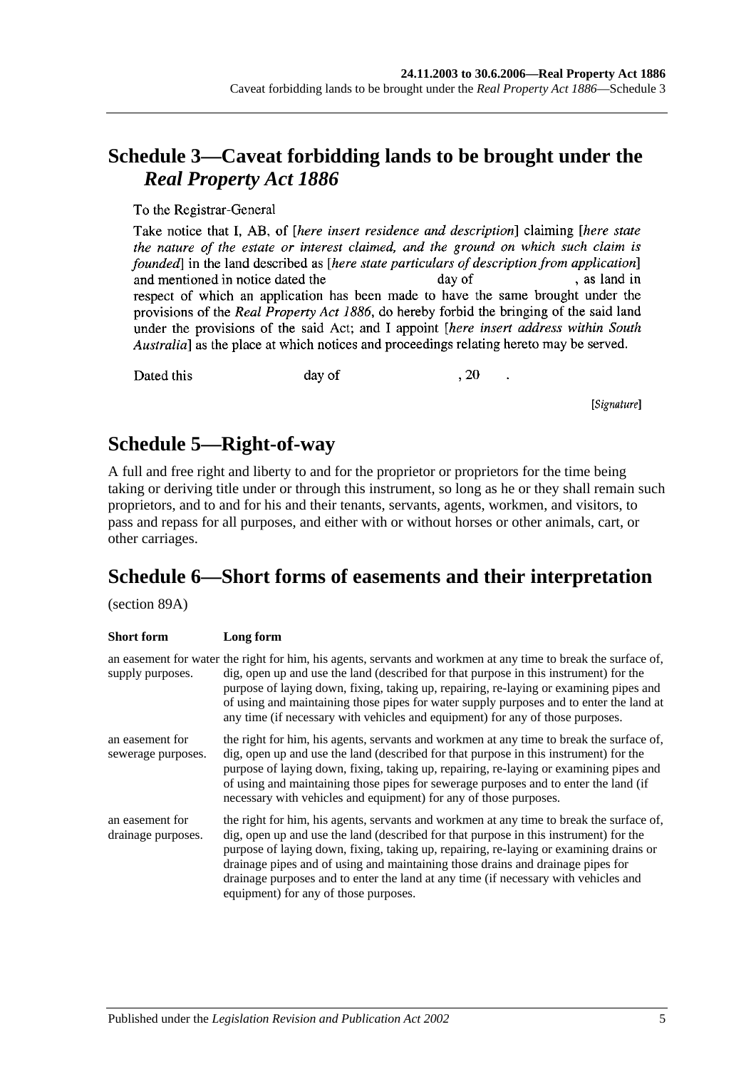## Schedule 3—Caveat forbidding lands to be brought under the *Real Property Act 1886*

To the Registrar-General

Take notice that I, AB, of [*here insert residence and description*] claiming [*here state the nature of the estate or interest claimed, and the ground on which such claim is founded*] in the land described as [*here state particulars of description from application*] and mentioned in notice dated the day of , as land in respect of which an application has been made to have the same brought under the provisions of the *Real Property Act 1886*, do hereby forbid the bringing of the said land under the provisions of the said Act; and I appoint [*here insert address within South Australia*] as the place at which notices and proceedings relating hereto may be served.

Dated this day of , 20 .

[*Signature*]

## Schedule 5—Right-of-way

A full and free right and liberty to and for the proprietor or proprietors for the time being taking or deriving title under or through this instrument, so long as he or they shall remain such proprietors, and to and for his and their tenants, servants, agents, workmen, and visitors, to pass and repass for all purposes, and either with or without horses or other animals, cart, or other carriages.

## Schedule 6—Short forms of easements and their interpretation

(section 89A)

| **Short form** | **Long form** |
|---|---|
| an easement for water supply purposes. | the right for him, his agents, servants and workmen at any time to break the surface of, dig, open up and use the land (described for that purpose in this instrument) for the purpose of laying down, fixing, taking up, repairing, re-laying or examining pipes and of using and maintaining those pipes for water supply purposes and to enter the land at any time (if necessary with vehicles and equipment) for any of those purposes. |
| an easement for sewerage purposes. | the right for him, his agents, servants and workmen at any time to break the surface of, dig, open up and use the land (described for that purpose in this instrument) for the purpose of laying down, fixing, taking up, repairing, re-laying or examining pipes and of using and maintaining those pipes for sewerage purposes and to enter the land (if necessary with vehicles and equipment) for any of those purposes. |
| an easement for drainage purposes. | the right for him, his agents, servants and workmen at any time to break the surface of, dig, open up and use the land (described for that purpose in this instrument) for the purpose of laying down, fixing, taking up, repairing, re-laying or examining drains or drainage pipes and of using and maintaining those drains and drainage pipes for drainage purposes and to enter the land at any time (if necessary with vehicles and equipment) for any of those purposes. |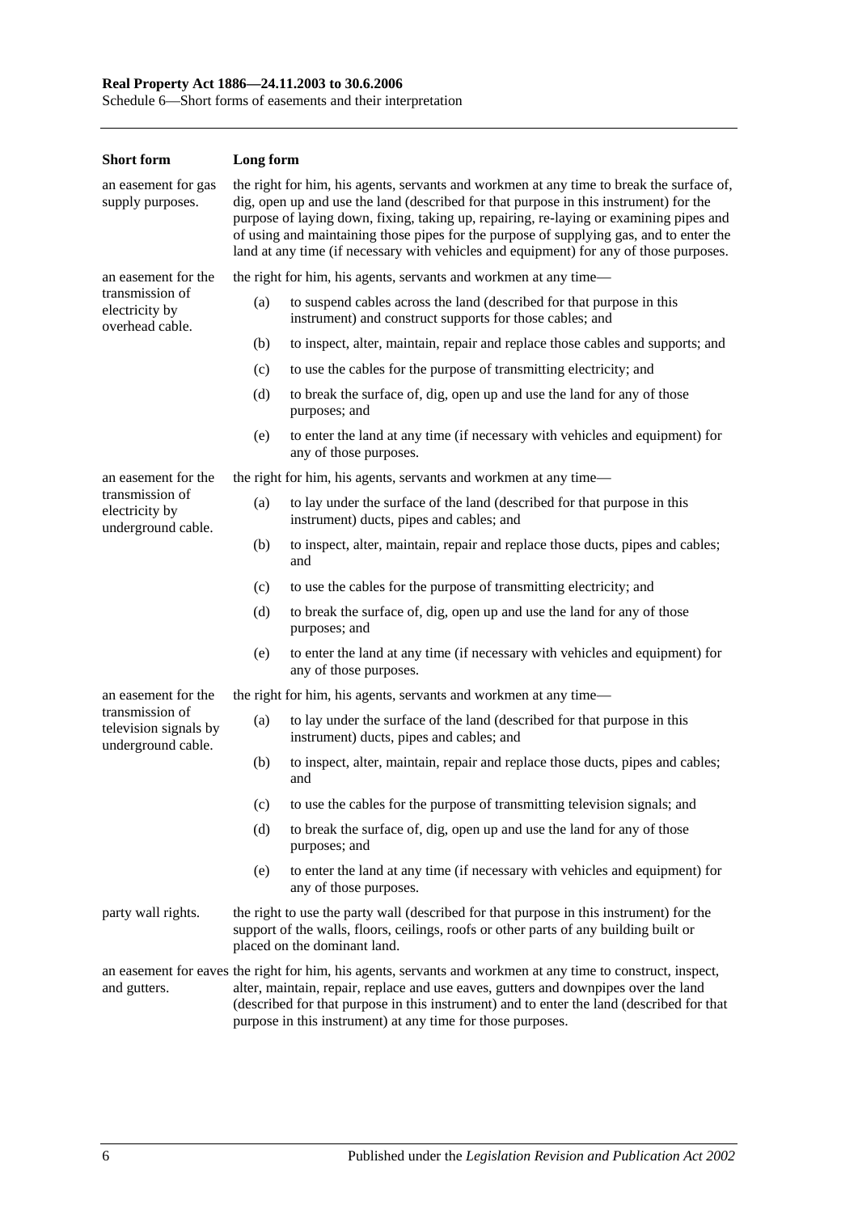| Short form | Long form |
|---|---|
| an easement for gas supply purposes. | the right for him, his agents, servants and workmen at any time to break the surface of, dig, open up and use the land (described for that purpose in this instrument) for the purpose of laying down, fixing, taking up, repairing, re-laying or examining pipes and of using and maintaining those pipes for the purpose of supplying gas, and to enter the land at any time (if necessary with vehicles and equipment) for any of those purposes. |
| an easement for the transmission of electricity by overhead cable. | the right for him, his agents, servants and workmen at any time—<br>(a) to suspend cables across the land (described for that purpose in this instrument) and construct supports for those cables; and<br>(b) to inspect, alter, maintain, repair and replace those cables and supports; and<br>(c) to use the cables for the purpose of transmitting electricity; and<br>(d) to break the surface of, dig, open up and use the land for any of those purposes; and<br>(e) to enter the land at any time (if necessary with vehicles and equipment) for any of those purposes. |
| an easement for the transmission of electricity by underground cable. | the right for him, his agents, servants and workmen at any time—<br>(a) to lay under the surface of the land (described for that purpose in this instrument) ducts, pipes and cables; and<br>(b) to inspect, alter, maintain, repair and replace those ducts, pipes and cables; and<br>(c) to use the cables for the purpose of transmitting electricity; and<br>(d) to break the surface of, dig, open up and use the land for any of those purposes; and<br>(e) to enter the land at any time (if necessary with vehicles and equipment) for any of those purposes. |
| an easement for the transmission of television signals by underground cable. | the right for him, his agents, servants and workmen at any time—<br>(a) to lay under the surface of the land (described for that purpose in this instrument) ducts, pipes and cables; and<br>(b) to inspect, alter, maintain, repair and replace those ducts, pipes and cables; and<br>(c) to use the cables for the purpose of transmitting television signals; and<br>(d) to break the surface of, dig, open up and use the land for any of those purposes; and<br>(e) to enter the land at any time (if necessary with vehicles and equipment) for any of those purposes. |
| party wall rights. | the right to use the party wall (described for that purpose in this instrument) for the support of the walls, floors, ceilings, roofs or other parts of any building built or placed on the dominant land. |
| an easement for eaves and gutters. | the right for him, his agents, servants and workmen at any time to construct, inspect, alter, maintain, repair, replace and use eaves, gutters and downpipes over the land (described for that purpose in this instrument) and to enter the land (described for that purpose in this instrument) at any time for those purposes. |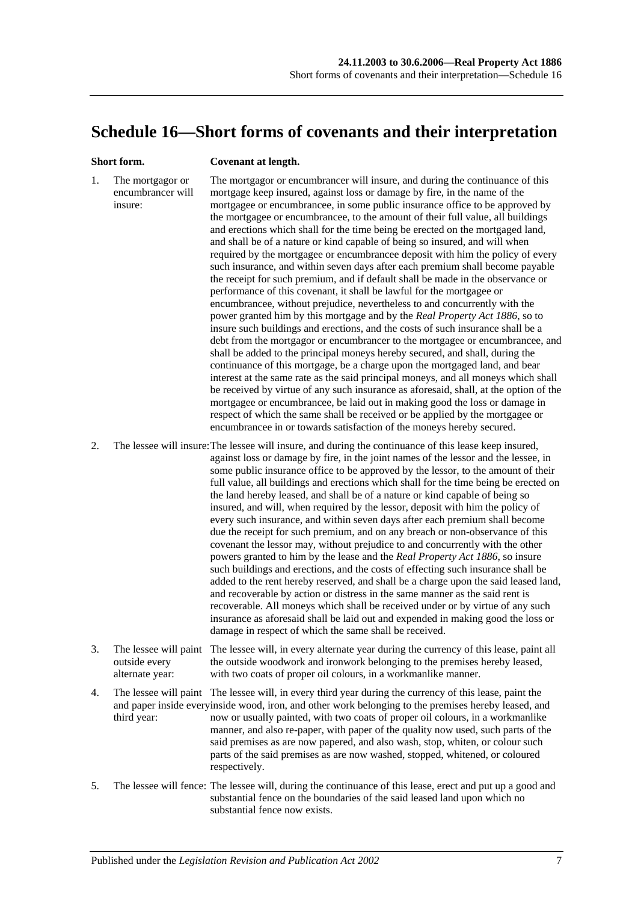# Schedule 16—Short forms of covenants and their interpretation

| Short form. | Covenant at length. |
| --- | --- |
| 1. The mortgagor or encumbrancer will insure: | The mortgagor or encumbrancer will insure, and during the continuance of this mortgage keep insured, against loss or damage by fire, in the name of the mortgagee or encumbrancee, in some public insurance office to be approved by the mortgagee or encumbrancee, to the amount of their full value, all buildings and erections which shall for the time being be erected on the mortgaged land, and shall be of a nature or kind capable of being so insured, and will when required by the mortgagee or encumbrancee deposit with him the policy of every such insurance, and within seven days after each premium shall become payable the receipt for such premium, and if default shall be made in the observance or performance of this covenant, it shall be lawful for the mortgagee or encumbrancee, without prejudice, nevertheless to and concurrently with the power granted him by this mortgage and by the *Real Property Act 1886*, so to insure such buildings and erections, and the costs of such insurance shall be a debt from the mortgagor or encumbrancer to the mortgagee or encumbrancee, and shall be added to the principal moneys hereby secured, and shall, during the continuance of this mortgage, be a charge upon the mortgaged land, and bear interest at the same rate as the said principal moneys, and all moneys which shall be received by virtue of any such insurance as aforesaid, shall, at the option of the mortgagee or encumbrancee, be laid out in making good the loss or damage in respect of which the same shall be received or be applied by the mortgagee or encumbrancee in or towards satisfaction of the moneys hereby secured. |
| 2. The lessee will insure: | The lessee will insure, and during the continuance of this lease keep insured, against loss or damage by fire, in the joint names of the lessor and the lessee, in some public insurance office to be approved by the lessor, to the amount of their full value, all buildings and erections which shall for the time being be erected on the land hereby leased, and shall be of a nature or kind capable of being so insured, and will, when required by the lessor, deposit with him the policy of every such insurance, and within seven days after each premium shall become due the receipt for such premium, and on any breach or non-observance of this covenant the lessor may, without prejudice to and concurrently with the other powers granted to him by the lease and the *Real Property Act 1886*, so insure such buildings and erections, and the costs of effecting such insurance shall be added to the rent hereby reserved, and shall be a charge upon the said leased land, and recoverable by action or distress in the same manner as the said rent is recoverable. All moneys which shall be received under or by virtue of any such insurance as aforesaid shall be laid out and expended in making good the loss or damage in respect of which the same shall be received. |
| 3. The lessee will paint outside every alternate year: | The lessee will, in every alternate year during the currency of this lease, paint all the outside woodwork and ironwork belonging to the premises hereby leased, with two coats of proper oil colours, in a workmanlike manner. |
| 4. The lessee will paint and paper inside every third year: | The lessee will, in every third year during the currency of this lease, paint the inside wood, iron, and other work belonging to the premises hereby leased, and now or usually painted, with two coats of proper oil colours, in a workmanlike manner, and also re-paper, with paper of the quality now used, such parts of the said premises as are now papered, and also wash, stop, whiten, or colour such parts of the said premises as are now washed, stopped, whitened, or coloured respectively. |
| 5. The lessee will fence: | The lessee will, during the continuance of this lease, erect and put up a good and substantial fence on the boundaries of the said leased land upon which no substantial fence now exists. |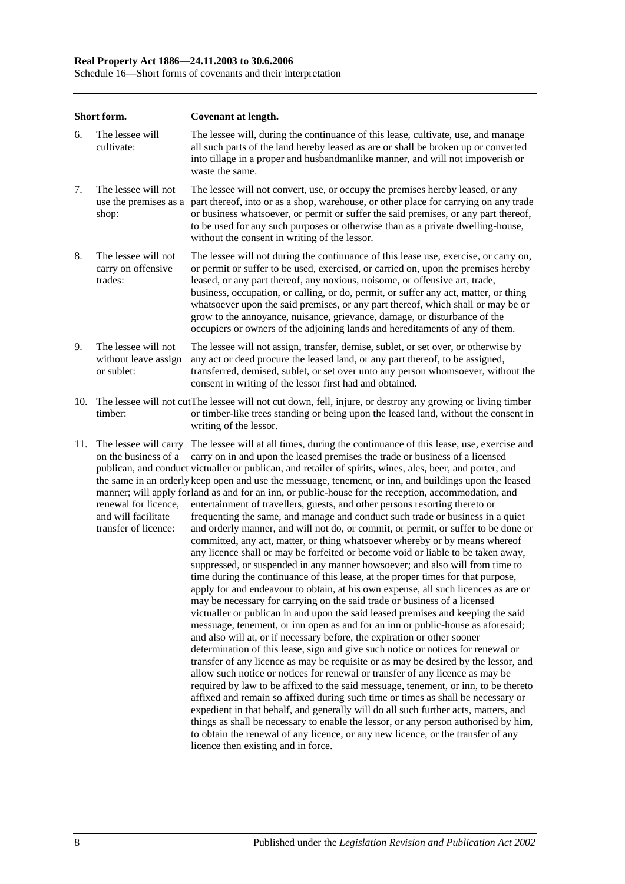| Short form. | Covenant at length. |
|---|---|
| 6. The lessee will cultivate: | The lessee will, during the continuance of this lease, cultivate, use, and manage all such parts of the land hereby leased as are or shall be broken up or converted into tillage in a proper and husbandmanlike manner, and will not impoverish or waste the same. |
| 7. The lessee will not use the premises as a shop: | The lessee will not convert, use, or occupy the premises hereby leased, or any part thereof, into or as a shop, warehouse, or other place for carrying on any trade or business whatsoever, or permit or suffer the said premises, or any part thereof, to be used for any such purposes or otherwise than as a private dwelling-house, without the consent in writing of the lessor. |
| 8. The lessee will not carry on offensive trades: | The lessee will not during the continuance of this lease use, exercise, or carry on, or permit or suffer to be used, exercised, or carried on, upon the premises hereby leased, or any part thereof, any noxious, noisome, or offensive art, trade, business, occupation, or calling, or do, permit, or suffer any act, matter, or thing whatsoever upon the said premises, or any part thereof, which shall or may be or grow to the annoyance, nuisance, grievance, damage, or disturbance of the occupiers or owners of the adjoining lands and hereditaments of any of them. |
| 9. The lessee will not without leave assign or sublet: | The lessee will not assign, transfer, demise, sublet, or set over, or otherwise by any act or deed procure the leased land, or any part thereof, to be assigned, transferred, demised, sublet, or set over unto any person whomsoever, without the consent in writing of the lessor first had and obtained. |
| 10. The lessee will not cut timber: | The lessee will not cut down, fell, injure, or destroy any growing or living timber or timber-like trees standing or being upon the leased land, without the consent in writing of the lessor. |
| 11. The lessee will carry on the business of a publican, and conduct the same in an orderly manner; will apply for renewal for licence, and will facilitate transfer of licence: | The lessee will at all times, during the continuance of this lease, use, exercise and carry on in and upon the leased premises the trade or business of a licensed victualler or publican, and retailer of spirits, wines, ales, beer, and porter, and keep open and use the messuage, tenement, or inn, and buildings upon the leased land as and for an inn, or public-house for the reception, accommodation, and entertainment of travellers, guests, and other persons resorting thereto or frequenting the same, and manage and conduct such trade or business in a quiet and orderly manner, and will not do, or commit, or permit, or suffer to be done or committed, any act, matter, or thing whatsoever whereby or by means whereof any licence shall or may be forfeited or become void or liable to be taken away, suppressed, or suspended in any manner howsoever; and also will from time to time during the continuance of this lease, at the proper times for that purpose, apply for and endeavour to obtain, at his own expense, all such licences as are or may be necessary for carrying on the said trade or business of a licensed victualler or publican in and upon the said leased premises and keeping the said messuage, tenement, or inn open as and for an inn or public-house as aforesaid; and also will at, or if necessary before, the expiration or other sooner determination of this lease, sign and give such notice or notices for renewal or transfer of any licence as may be requisite or as may be desired by the lessor, and allow such notice or notices for renewal or transfer of any licence as may be required by law to be affixed to the said messuage, tenement, or inn, to be thereto affixed and remain so affixed during such time or times as shall be necessary or expedient in that behalf, and generally will do all such further acts, matters, and things as shall be necessary to enable the lessor, or any person authorised by him, to obtain the renewal of any licence, or any new licence, or the transfer of any licence then existing and in force. |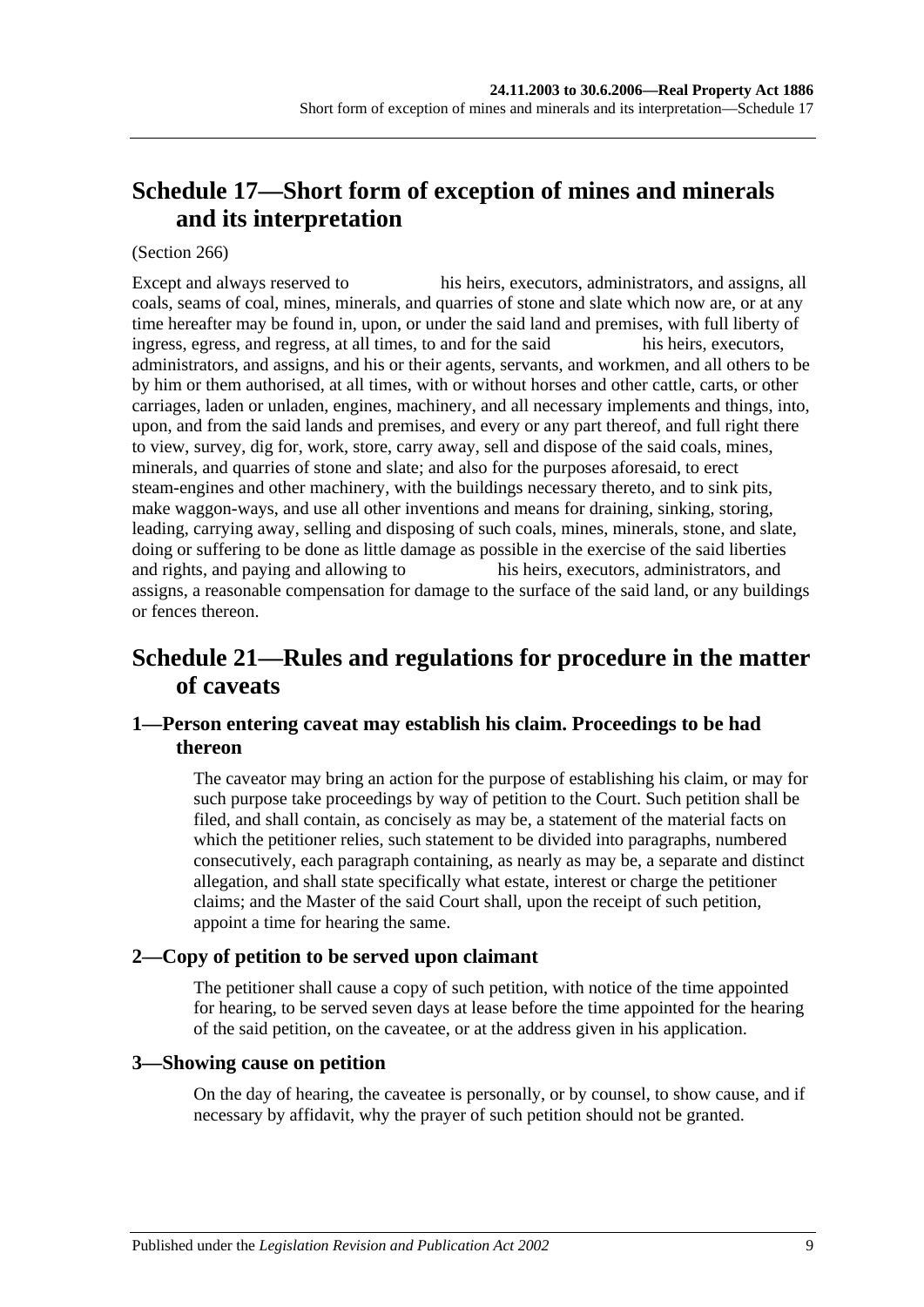## Schedule 17—Short form of exception of mines and minerals and its interpretation

(Section 266)

Except and always reserved to                his heirs, executors, administrators, and assigns, all coals, seams of coal, mines, minerals, and quarries of stone and slate which now are, or at any time hereafter may be found in, upon, or under the said land and premises, with full liberty of ingress, egress, and regress, at all times, to and for the said                his heirs, executors, administrators, and assigns, and his or their agents, servants, and workmen, and all others to be by him or them authorised, at all times, with or without horses and other cattle, carts, or other carriages, laden or unladen, engines, machinery, and all necessary implements and things, into, upon, and from the said lands and premises, and every or any part thereof, and full right there to view, survey, dig for, work, store, carry away, sell and dispose of the said coals, mines, minerals, and quarries of stone and slate; and also for the purposes aforesaid, to erect steam-engines and other machinery, with the buildings necessary thereto, and to sink pits, make waggon-ways, and use all other inventions and means for draining, sinking, storing, leading, carrying away, selling and disposing of such coals, mines, minerals, stone, and slate, doing or suffering to be done as little damage as possible in the exercise of the said liberties and rights, and paying and allowing to                his heirs, executors, administrators, and assigns, a reasonable compensation for damage to the surface of the said land, or any buildings or fences thereon.

## Schedule 21—Rules and regulations for procedure in the matter of caveats

### 1—Person entering caveat may establish his claim. Proceedings to be had thereon

The caveator may bring an action for the purpose of establishing his claim, or may for such purpose take proceedings by way of petition to the Court. Such petition shall be filed, and shall contain, as concisely as may be, a statement of the material facts on which the petitioner relies, such statement to be divided into paragraphs, numbered consecutively, each paragraph containing, as nearly as may be, a separate and distinct allegation, and shall state specifically what estate, interest or charge the petitioner claims; and the Master of the said Court shall, upon the receipt of such petition, appoint a time for hearing the same.

### 2—Copy of petition to be served upon claimant

The petitioner shall cause a copy of such petition, with notice of the time appointed for hearing, to be served seven days at lease before the time appointed for the hearing of the said petition, on the caveatee, or at the address given in his application.

### 3—Showing cause on petition

On the day of hearing, the caveatee is personally, or by counsel, to show cause, and if necessary by affidavit, why the prayer of such petition should not be granted.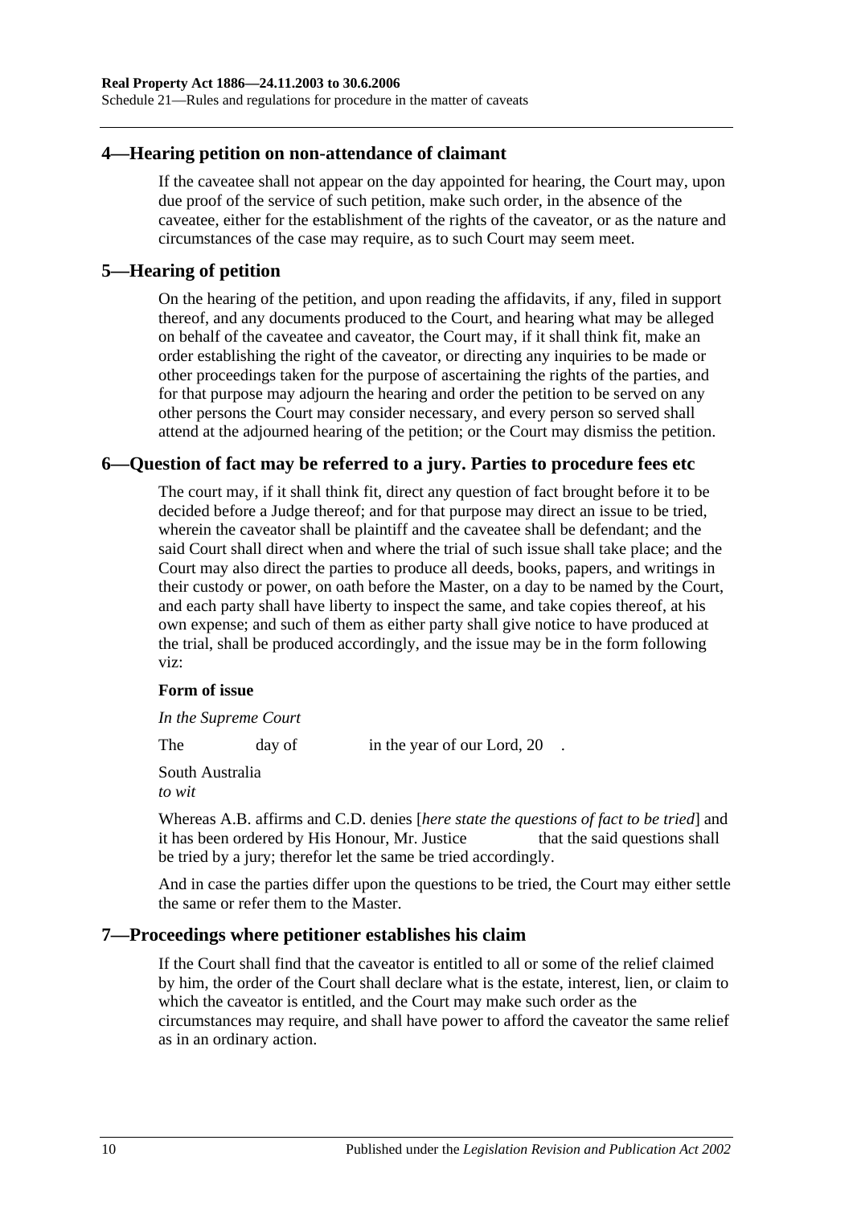## 4—Hearing petition on non-attendance of claimant

If the caveatee shall not appear on the day appointed for hearing, the Court may, upon due proof of the service of such petition, make such order, in the absence of the caveatee, either for the establishment of the rights of the caveator, or as the nature and circumstances of the case may require, as to such Court may seem meet.

## 5—Hearing of petition

On the hearing of the petition, and upon reading the affidavits, if any, filed in support thereof, and any documents produced to the Court, and hearing what may be alleged on behalf of the caveatee and caveator, the Court may, if it shall think fit, make an order establishing the right of the caveator, or directing any inquiries to be made or other proceedings taken for the purpose of ascertaining the rights of the parties, and for that purpose may adjourn the hearing and order the petition to be served on any other persons the Court may consider necessary, and every person so served shall attend at the adjourned hearing of the petition; or the Court may dismiss the petition.

## 6—Question of fact may be referred to a jury. Parties to procedure fees etc

The court may, if it shall think fit, direct any question of fact brought before it to be decided before a Judge thereof; and for that purpose may direct an issue to be tried, wherein the caveator shall be plaintiff and the caveatee shall be defendant; and the said Court shall direct when and where the trial of such issue shall take place; and the Court may also direct the parties to produce all deeds, books, papers, and writings in their custody or power, on oath before the Master, on a day to be named by the Court, and each party shall have liberty to inspect the same, and take copies thereof, at his own expense; and such of them as either party shall give notice to have produced at the trial, shall be produced accordingly, and the issue may be in the form following viz:

**Form of issue**

*In the Supreme Court*

The day of in the year of our Lord, 20 .

South Australia
*to wit*

Whereas A.B. affirms and C.D. denies [*here state the questions of fact to be tried*] and it has been ordered by His Honour, Mr. Justice that the said questions shall be tried by a jury; therefor let the same be tried accordingly.

And in case the parties differ upon the questions to be tried, the Court may either settle the same or refer them to the Master.

## 7—Proceedings where petitioner establishes his claim

If the Court shall find that the caveator is entitled to all or some of the relief claimed by him, the order of the Court shall declare what is the estate, interest, lien, or claim to which the caveator is entitled, and the Court may make such order as the circumstances may require, and shall have power to afford the caveator the same relief as in an ordinary action.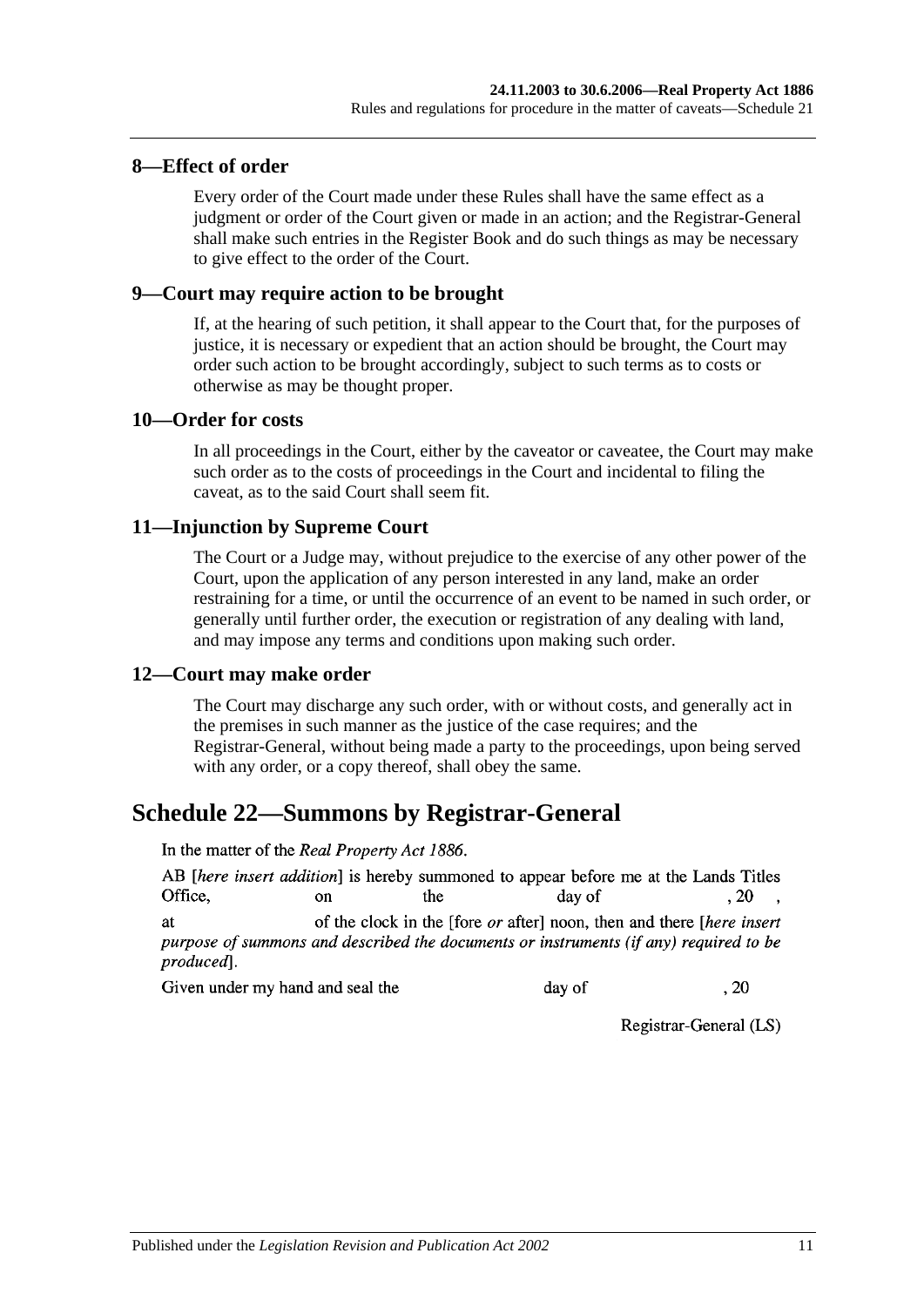## 8—Effect of order

Every order of the Court made under these Rules shall have the same effect as a judgment or order of the Court given or made in an action; and the Registrar-General shall make such entries in the Register Book and do such things as may be necessary to give effect to the order of the Court.

## 9—Court may require action to be brought

If, at the hearing of such petition, it shall appear to the Court that, for the purposes of justice, it is necessary or expedient that an action should be brought, the Court may order such action to be brought accordingly, subject to such terms as to costs or otherwise as may be thought proper.

## 10—Order for costs

In all proceedings in the Court, either by the caveator or caveatee, the Court may make such order as to the costs of proceedings in the Court and incidental to filing the caveat, as to the said Court shall seem fit.

## 11—Injunction by Supreme Court

The Court or a Judge may, without prejudice to the exercise of any other power of the Court, upon the application of any person interested in any land, make an order restraining for a time, or until the occurrence of an event to be named in such order, or generally until further order, the execution or registration of any dealing with land, and may impose any terms and conditions upon making such order.

## 12—Court may make order

The Court may discharge any such order, with or without costs, and generally act in the premises in such manner as the justice of the case requires; and the Registrar-General, without being made a party to the proceedings, upon being served with any order, or a copy thereof, shall obey the same.

# Schedule 22—Summons by Registrar-General

In the matter of the *Real Property Act 1886*.

AB [*here insert addition*] is hereby summoned to appear before me at the Lands Titles Office, on the day of , 20 , at of the clock in the [fore *or* after] noon, then and there [*here insert purpose of summons and described the documents or instruments (if any) required to be produced*].

Given under my hand and seal the day of , 20

Registrar-General (LS)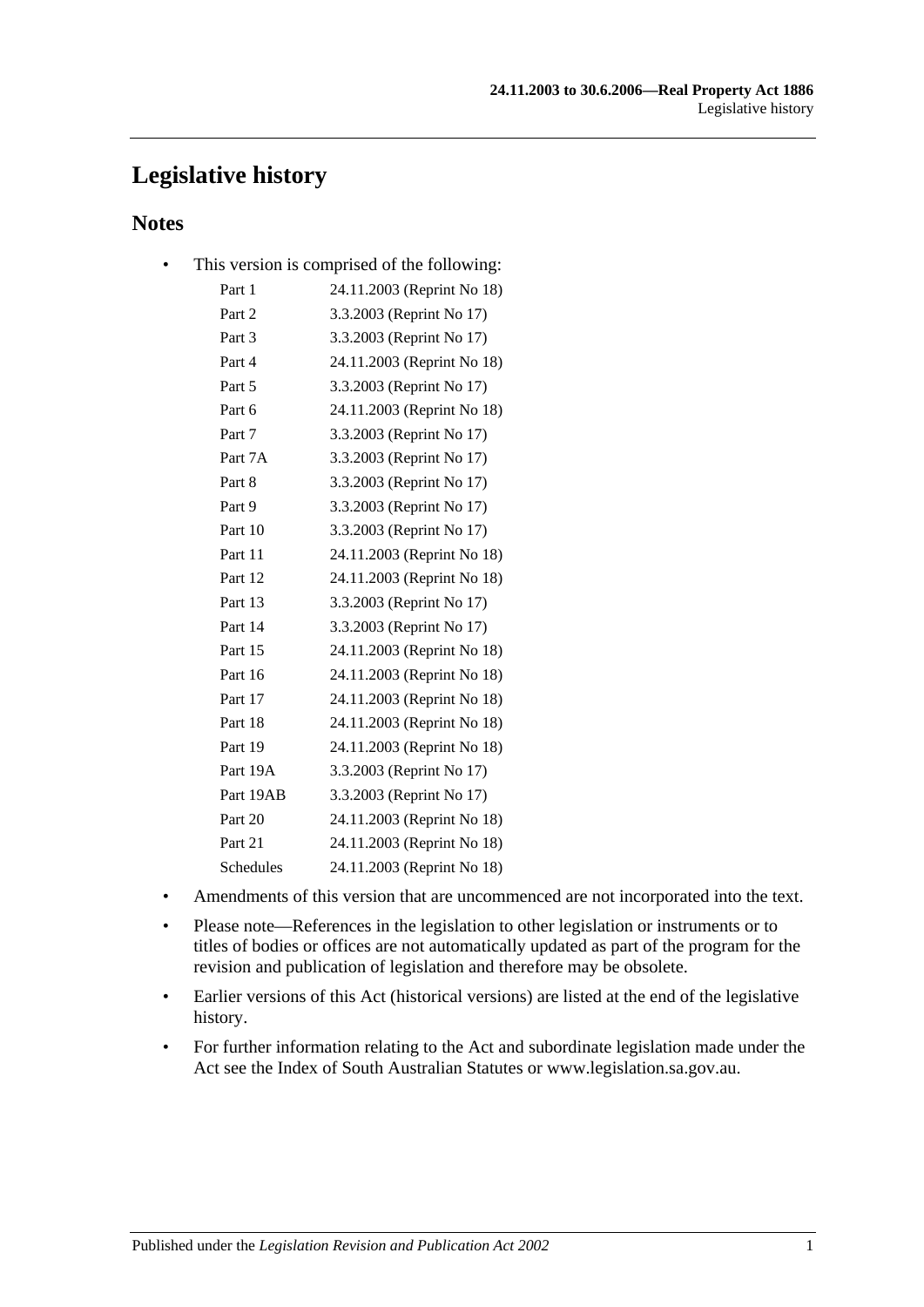# Legislative history

## Notes

- This version is comprised of the following:

| | |
|---|---|
| Part 1 | 24.11.2003 (Reprint No 18) |
| Part 2 | 3.3.2003 (Reprint No 17) |
| Part 3 | 3.3.2003 (Reprint No 17) |
| Part 4 | 24.11.2003 (Reprint No 18) |
| Part 5 | 3.3.2003 (Reprint No 17) |
| Part 6 | 24.11.2003 (Reprint No 18) |
| Part 7 | 3.3.2003 (Reprint No 17) |
| Part 7A | 3.3.2003 (Reprint No 17) |
| Part 8 | 3.3.2003 (Reprint No 17) |
| Part 9 | 3.3.2003 (Reprint No 17) |
| Part 10 | 3.3.2003 (Reprint No 17) |
| Part 11 | 24.11.2003 (Reprint No 18) |
| Part 12 | 24.11.2003 (Reprint No 18) |
| Part 13 | 3.3.2003 (Reprint No 17) |
| Part 14 | 3.3.2003 (Reprint No 17) |
| Part 15 | 24.11.2003 (Reprint No 18) |
| Part 16 | 24.11.2003 (Reprint No 18) |
| Part 17 | 24.11.2003 (Reprint No 18) |
| Part 18 | 24.11.2003 (Reprint No 18) |
| Part 19 | 24.11.2003 (Reprint No 18) |
| Part 19A | 3.3.2003 (Reprint No 17) |
| Part 19AB | 3.3.2003 (Reprint No 17) |
| Part 20 | 24.11.2003 (Reprint No 18) |
| Part 21 | 24.11.2003 (Reprint No 18) |
| Schedules | 24.11.2003 (Reprint No 18) |

- Amendments of this version that are uncommenced are not incorporated into the text.
- Please note—References in the legislation to other legislation or instruments or to titles of bodies or offices are not automatically updated as part of the program for the revision and publication of legislation and therefore may be obsolete.
- Earlier versions of this Act (historical versions) are listed at the end of the legislative history.
- For further information relating to the Act and subordinate legislation made under the Act see the Index of South Australian Statutes or www.legislation.sa.gov.au.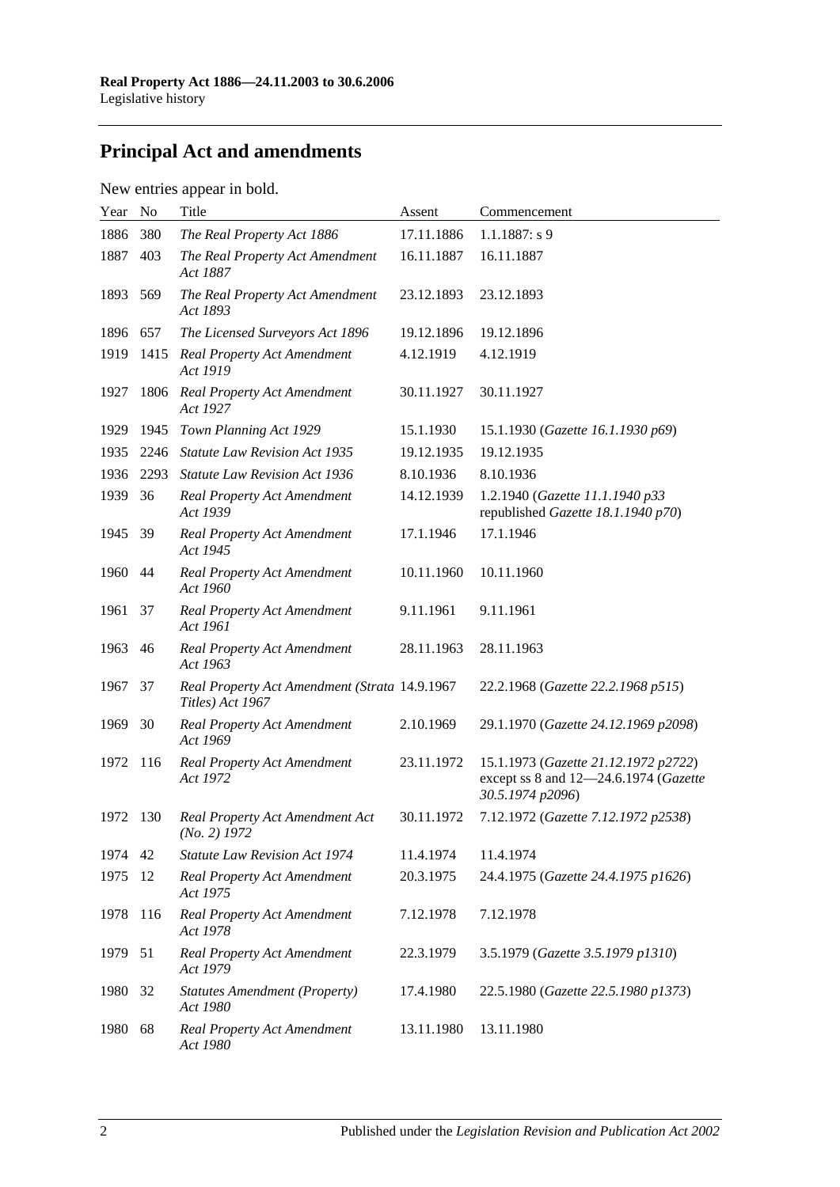## Principal Act and amendments

New entries appear in bold.

| Year | No | Title | Assent | Commencement |
|---|---|---|---|---|
| 1886 | 380 | *The Real Property Act 1886* | 17.11.1886 | 1.1.1887: s 9 |
| 1887 | 403 | *The Real Property Act Amendment Act 1887* | 16.11.1887 | 16.11.1887 |
| 1893 | 569 | *The Real Property Act Amendment Act 1893* | 23.12.1893 | 23.12.1893 |
| 1896 | 657 | *The Licensed Surveyors Act 1896* | 19.12.1896 | 19.12.1896 |
| 1919 | 1415 | *Real Property Act Amendment Act 1919* | 4.12.1919 | 4.12.1919 |
| 1927 | 1806 | *Real Property Act Amendment Act 1927* | 30.11.1927 | 30.11.1927 |
| 1929 | 1945 | *Town Planning Act 1929* | 15.1.1930 | 15.1.1930 (*Gazette 16.1.1930 p69*) |
| 1935 | 2246 | *Statute Law Revision Act 1935* | 19.12.1935 | 19.12.1935 |
| 1936 | 2293 | *Statute Law Revision Act 1936* | 8.10.1936 | 8.10.1936 |
| 1939 | 36 | *Real Property Act Amendment Act 1939* | 14.12.1939 | 1.2.1940 (*Gazette 11.1.1940 p33* republished *Gazette 18.1.1940 p70*) |
| 1945 | 39 | *Real Property Act Amendment Act 1945* | 17.1.1946 | 17.1.1946 |
| 1960 | 44 | *Real Property Act Amendment Act 1960* | 10.11.1960 | 10.11.1960 |
| 1961 | 37 | *Real Property Act Amendment Act 1961* | 9.11.1961 | 9.11.1961 |
| 1963 | 46 | *Real Property Act Amendment Act 1963* | 28.11.1963 | 28.11.1963 |
| 1967 | 37 | *Real Property Act Amendment (Strata Titles) Act 1967* | 14.9.1967 | 22.2.1968 (*Gazette 22.2.1968 p515*) |
| 1969 | 30 | *Real Property Act Amendment Act 1969* | 2.10.1969 | 29.1.1970 (*Gazette 24.12.1969 p2098*) |
| 1972 | 116 | *Real Property Act Amendment Act 1972* | 23.11.1972 | 15.1.1973 (*Gazette 21.12.1972 p2722*) except ss 8 and 12—24.6.1974 (*Gazette 30.5.1974 p2096*) |
| 1972 | 130 | *Real Property Act Amendment Act (No. 2) 1972* | 30.11.1972 | 7.12.1972 (*Gazette 7.12.1972 p2538*) |
| 1974 | 42 | *Statute Law Revision Act 1974* | 11.4.1974 | 11.4.1974 |
| 1975 | 12 | *Real Property Act Amendment Act 1975* | 20.3.1975 | 24.4.1975 (*Gazette 24.4.1975 p1626*) |
| 1978 | 116 | *Real Property Act Amendment Act 1978* | 7.12.1978 | 7.12.1978 |
| 1979 | 51 | *Real Property Act Amendment Act 1979* | 22.3.1979 | 3.5.1979 (*Gazette 3.5.1979 p1310*) |
| 1980 | 32 | *Statutes Amendment (Property) Act 1980* | 17.4.1980 | 22.5.1980 (*Gazette 22.5.1980 p1373*) |
| 1980 | 68 | *Real Property Act Amendment Act 1980* | 13.11.1980 | 13.11.1980 |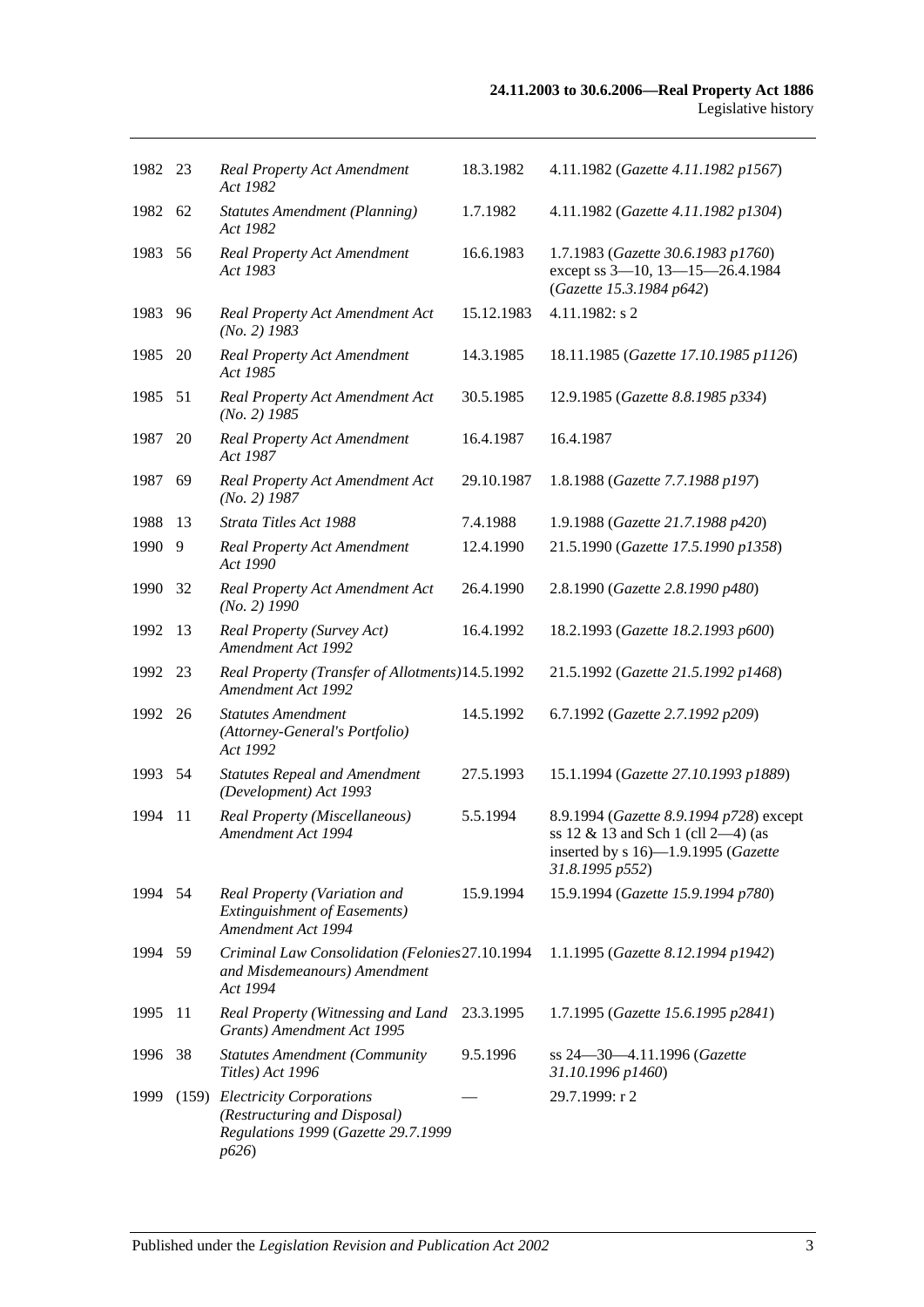| | | | | |
|---|---|---|---|---|
| 1982 | 23 | *Real Property Act Amendment Act 1982* | 18.3.1982 | 4.11.1982 (*Gazette 4.11.1982 p1567*) |
| 1982 | 62 | *Statutes Amendment (Planning) Act 1982* | 1.7.1982 | 4.11.1982 (*Gazette 4.11.1982 p1304*) |
| 1983 | 56 | *Real Property Act Amendment Act 1983* | 16.6.1983 | 1.7.1983 (*Gazette 30.6.1983 p1760*) except ss 3—10, 13—15—26.4.1984 (*Gazette 15.3.1984 p642*) |
| 1983 | 96 | *Real Property Act Amendment Act (No. 2) 1983* | 15.12.1983 | 4.11.1982: s 2 |
| 1985 | 20 | *Real Property Act Amendment Act 1985* | 14.3.1985 | 18.11.1985 (*Gazette 17.10.1985 p1126*) |
| 1985 | 51 | *Real Property Act Amendment Act (No. 2) 1985* | 30.5.1985 | 12.9.1985 (*Gazette 8.8.1985 p334*) |
| 1987 | 20 | *Real Property Act Amendment Act 1987* | 16.4.1987 | 16.4.1987 |
| 1987 | 69 | *Real Property Act Amendment Act (No. 2) 1987* | 29.10.1987 | 1.8.1988 (*Gazette 7.7.1988 p197*) |
| 1988 | 13 | *Strata Titles Act 1988* | 7.4.1988 | 1.9.1988 (*Gazette 21.7.1988 p420*) |
| 1990 | 9 | *Real Property Act Amendment Act 1990* | 12.4.1990 | 21.5.1990 (*Gazette 17.5.1990 p1358*) |
| 1990 | 32 | *Real Property Act Amendment Act (No. 2) 1990* | 26.4.1990 | 2.8.1990 (*Gazette 2.8.1990 p480*) |
| 1992 | 13 | *Real Property (Survey Act) Amendment Act 1992* | 16.4.1992 | 18.2.1993 (*Gazette 18.2.1993 p600*) |
| 1992 | 23 | *Real Property (Transfer of Allotments) Amendment Act 1992* | 14.5.1992 | 21.5.1992 (*Gazette 21.5.1992 p1468*) |
| 1992 | 26 | *Statutes Amendment (Attorney-General's Portfolio) Act 1992* | 14.5.1992 | 6.7.1992 (*Gazette 2.7.1992 p209*) |
| 1993 | 54 | *Statutes Repeal and Amendment (Development) Act 1993* | 27.5.1993 | 15.1.1994 (*Gazette 27.10.1993 p1889*) |
| 1994 | 11 | *Real Property (Miscellaneous) Amendment Act 1994* | 5.5.1994 | 8.9.1994 (*Gazette 8.9.1994 p728*) except ss 12 & 13 and Sch 1 (cll 2—4) (as inserted by s 16)—1.9.1995 (*Gazette 31.8.1995 p552*) |
| 1994 | 54 | *Real Property (Variation and Extinguishment of Easements) Amendment Act 1994* | 15.9.1994 | 15.9.1994 (*Gazette 15.9.1994 p780*) |
| 1994 | 59 | *Criminal Law Consolidation (Felonies and Misdemeanours) Amendment Act 1994* | 27.10.1994 | 1.1.1995 (*Gazette 8.12.1994 p1942*) |
| 1995 | 11 | *Real Property (Witnessing and Land Grants) Amendment Act 1995* | 23.3.1995 | 1.7.1995 (*Gazette 15.6.1995 p2841*) |
| 1996 | 38 | *Statutes Amendment (Community Titles) Act 1996* | 9.5.1996 | ss 24—30—4.11.1996 (*Gazette 31.10.1996 p1460*) |
| 1999 | (159) | *Electricity Corporations (Restructuring and Disposal) Regulations 1999* (*Gazette 29.7.1999 p626*) | — | 29.7.1999: r 2 |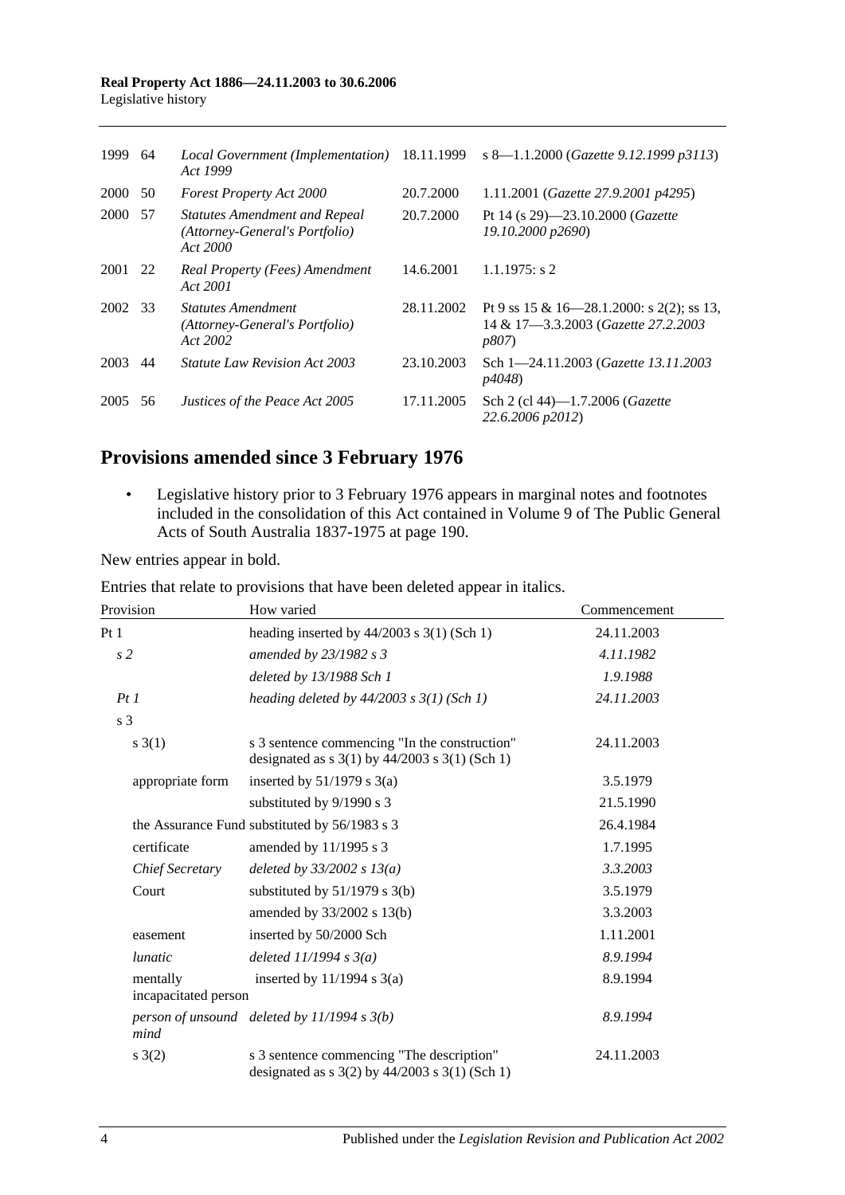| | | | | |
|---|---|---|---|---|
| 1999 | 64 | *Local Government (Implementation) Act 1999* | 18.11.1999 | s 8—1.1.2000 (*Gazette 9.12.1999 p3113*) |
| 2000 | 50 | *Forest Property Act 2000* | 20.7.2000 | 1.11.2001 (*Gazette 27.9.2001 p4295*) |
| 2000 | 57 | *Statutes Amendment and Repeal (Attorney-General's Portfolio) Act 2000* | 20.7.2000 | Pt 14 (s 29)—23.10.2000 (*Gazette 19.10.2000 p2690*) |
| 2001 | 22 | *Real Property (Fees) Amendment Act 2001* | 14.6.2001 | 1.1.1975: s 2 |
| 2002 | 33 | *Statutes Amendment (Attorney-General's Portfolio) Act 2002* | 28.11.2002 | Pt 9 ss 15 & 16—28.1.2000: s 2(2); ss 13, 14 & 17—3.3.2003 (*Gazette 27.2.2003 p807*) |
| 2003 | 44 | *Statute Law Revision Act 2003* | 23.10.2003 | Sch 1—24.11.2003 (*Gazette 13.11.2003 p4048*) |
| 2005 | 56 | *Justices of the Peace Act 2005* | 17.11.2005 | Sch 2 (cl 44)—1.7.2006 (*Gazette 22.6.2006 p2012*) |

## Provisions amended since 3 February 1976

- Legislative history prior to 3 February 1976 appears in marginal notes and footnotes included in the consolidation of this Act contained in Volume 9 of The Public General Acts of South Australia 1837-1975 at page 190.

New entries appear in bold.

Entries that relate to provisions that have been deleted appear in italics.

| Provision | How varied | Commencement |
|---|---|---|
| Pt 1 | heading inserted by 44/2003 s 3(1) (Sch 1) | 24.11.2003 |
| *s 2* | *amended by 23/1982 s 3* | *4.11.1982* |
| | *deleted by 13/1988 Sch 1* | *1.9.1988* |
| *Pt 1* | *heading deleted by 44/2003 s 3(1) (Sch 1)* | *24.11.2003* |
| s 3 | | |
| s 3(1) | s 3 sentence commencing "In the construction" designated as s 3(1) by 44/2003 s 3(1) (Sch 1) | 24.11.2003 |
| appropriate form | inserted by 51/1979 s 3(a) | 3.5.1979 |
| | substituted by 9/1990 s 3 | 21.5.1990 |
| the Assurance Fund | substituted by 56/1983 s 3 | 26.4.1984 |
| certificate | amended by 11/1995 s 3 | 1.7.1995 |
| *Chief Secretary* | *deleted by 33/2002 s 13(a)* | *3.3.2003* |
| Court | substituted by 51/1979 s 3(b) | 3.5.1979 |
| | amended by 33/2002 s 13(b) | 3.3.2003 |
| easement | inserted by 50/2000 Sch | 1.11.2001 |
| *lunatic* | *deleted 11/1994 s 3(a)* | *8.9.1994* |
| mentally incapacitated person | inserted by 11/1994 s 3(a) | 8.9.1994 |
| *person of unsound mind* | *deleted by 11/1994 s 3(b)* | *8.9.1994* |
| s 3(2) | s 3 sentence commencing "The description" designated as s 3(2) by 44/2003 s 3(1) (Sch 1) | 24.11.2003 |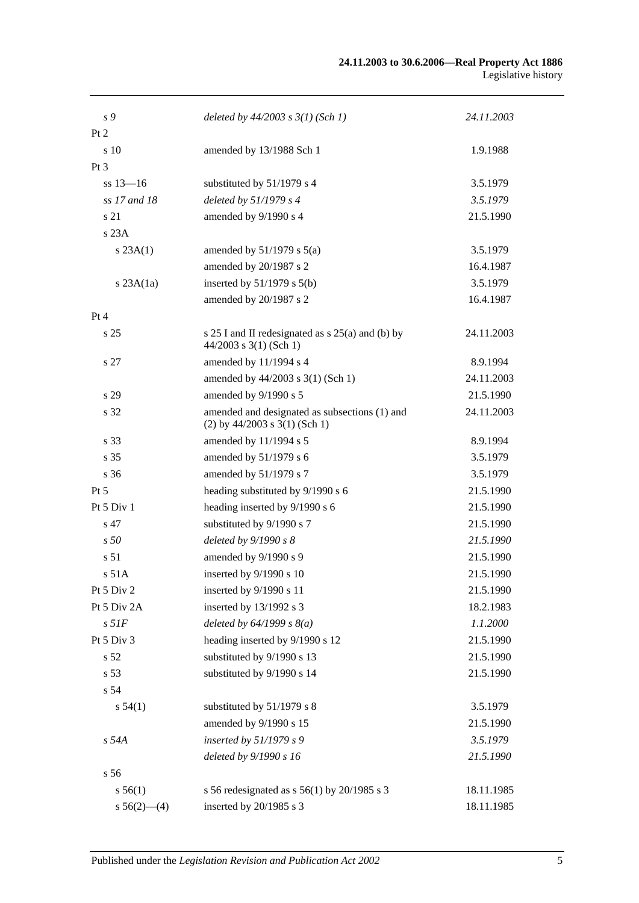| | | |
|---|---|---|
| *s 9* | *deleted by 44/2003 s 3(1) (Sch 1)* | *24.11.2003* |
| Pt 2 | | |
| s 10 | amended by 13/1988 Sch 1 | 1.9.1988 |
| Pt 3 | | |
| ss 13—16 | substituted by 51/1979 s 4 | 3.5.1979 |
| *ss 17 and 18* | *deleted by 51/1979 s 4* | *3.5.1979* |
| s 21 | amended by 9/1990 s 4 | 21.5.1990 |
| s 23A | | |
| s 23A(1) | amended by 51/1979 s 5(a) | 3.5.1979 |
| | amended by 20/1987 s 2 | 16.4.1987 |
| s 23A(1a) | inserted by 51/1979 s 5(b) | 3.5.1979 |
| | amended by 20/1987 s 2 | 16.4.1987 |
| Pt 4 | | |
| s 25 | s 25 I and II redesignated as s 25(a) and (b) by 44/2003 s 3(1) (Sch 1) | 24.11.2003 |
| s 27 | amended by 11/1994 s 4 | 8.9.1994 |
| | amended by 44/2003 s 3(1) (Sch 1) | 24.11.2003 |
| s 29 | amended by 9/1990 s 5 | 21.5.1990 |
| s 32 | amended and designated as subsections (1) and (2) by 44/2003 s 3(1) (Sch 1) | 24.11.2003 |
| s 33 | amended by 11/1994 s 5 | 8.9.1994 |
| s 35 | amended by 51/1979 s 6 | 3.5.1979 |
| s 36 | amended by 51/1979 s 7 | 3.5.1979 |
| Pt 5 | heading substituted by 9/1990 s 6 | 21.5.1990 |
| Pt 5 Div 1 | heading inserted by 9/1990 s 6 | 21.5.1990 |
| s 47 | substituted by 9/1990 s 7 | 21.5.1990 |
| *s 50* | *deleted by 9/1990 s 8* | *21.5.1990* |
| s 51 | amended by 9/1990 s 9 | 21.5.1990 |
| s 51A | inserted by 9/1990 s 10 | 21.5.1990 |
| Pt 5 Div 2 | inserted by 9/1990 s 11 | 21.5.1990 |
| Pt 5 Div 2A | inserted by 13/1992 s 3 | 18.2.1983 |
| *s 51F* | *deleted by 64/1999 s 8(a)* | *1.1.2000* |
| Pt 5 Div 3 | heading inserted by 9/1990 s 12 | 21.5.1990 |
| s 52 | substituted by 9/1990 s 13 | 21.5.1990 |
| s 53 | substituted by 9/1990 s 14 | 21.5.1990 |
| s 54 | | |
| s 54(1) | substituted by 51/1979 s 8 | 3.5.1979 |
| | amended by 9/1990 s 15 | 21.5.1990 |
| *s 54A* | *inserted by 51/1979 s 9* | *3.5.1979* |
| | *deleted by 9/1990 s 16* | *21.5.1990* |
| s 56 | | |
| s 56(1) | s 56 redesignated as s 56(1) by 20/1985 s 3 | 18.11.1985 |
| s 56(2)—(4) | inserted by 20/1985 s 3 | 18.11.1985 |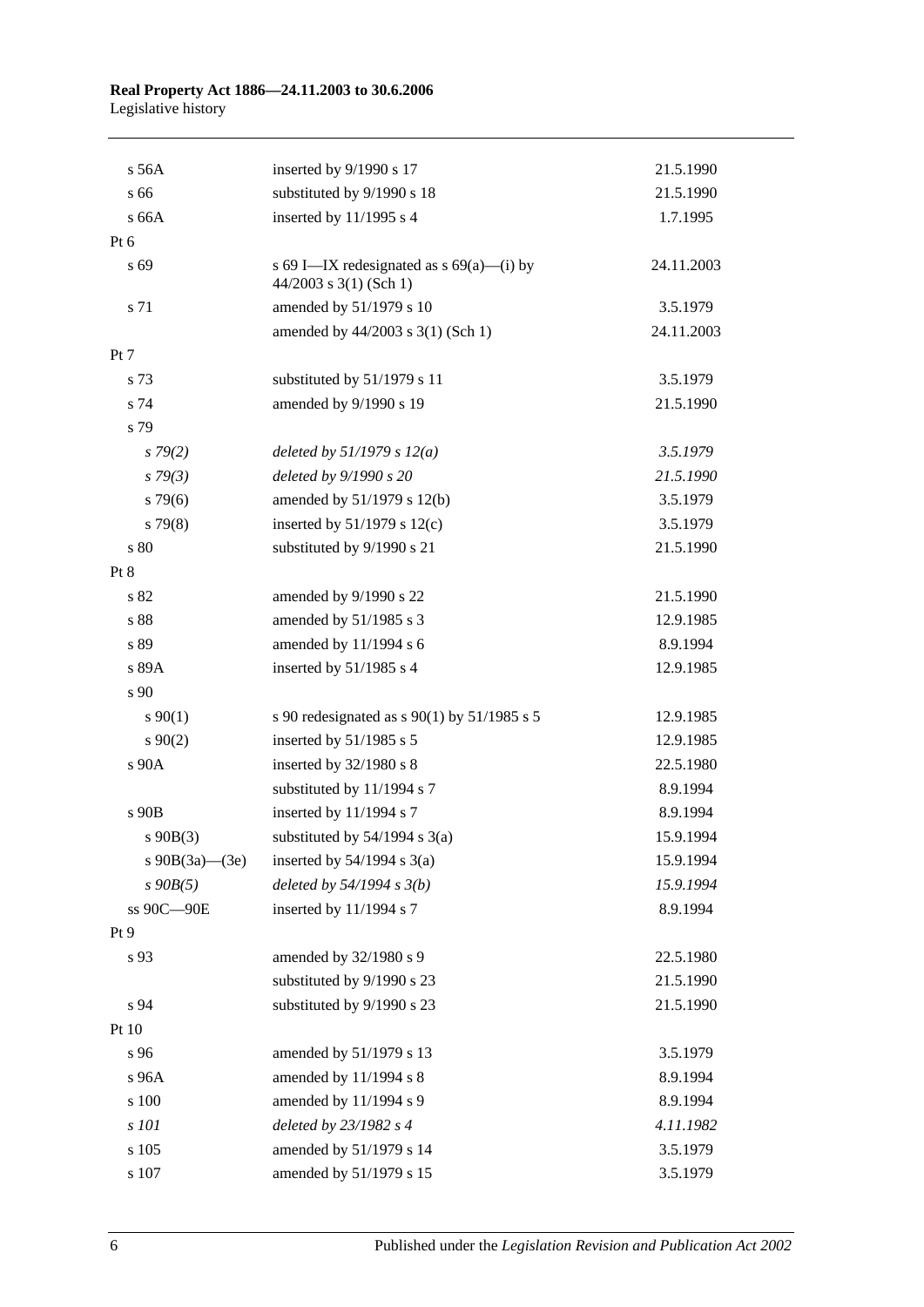| | | |
|---|---|---|
| s 56A | inserted by 9/1990 s 17 | 21.5.1990 |
| s 66 | substituted by 9/1990 s 18 | 21.5.1990 |
| s 66A | inserted by 11/1995 s 4 | 1.7.1995 |
| Pt 6 | | |
| s 69 | s 69 I—IX redesignated as s 69(a)—(i) by 44/2003 s 3(1) (Sch 1) | 24.11.2003 |
| s 71 | amended by 51/1979 s 10 | 3.5.1979 |
| | amended by 44/2003 s 3(1) (Sch 1) | 24.11.2003 |
| Pt 7 | | |
| s 73 | substituted by 51/1979 s 11 | 3.5.1979 |
| s 74 | amended by 9/1990 s 19 | 21.5.1990 |
| s 79 | | |
| *s 79(2)* | *deleted by 51/1979 s 12(a)* | *3.5.1979* |
| *s 79(3)* | *deleted by 9/1990 s 20* | *21.5.1990* |
| s 79(6) | amended by 51/1979 s 12(b) | 3.5.1979 |
| s 79(8) | inserted by 51/1979 s 12(c) | 3.5.1979 |
| s 80 | substituted by 9/1990 s 21 | 21.5.1990 |
| Pt 8 | | |
| s 82 | amended by 9/1990 s 22 | 21.5.1990 |
| s 88 | amended by 51/1985 s 3 | 12.9.1985 |
| s 89 | amended by 11/1994 s 6 | 8.9.1994 |
| s 89A | inserted by 51/1985 s 4 | 12.9.1985 |
| s 90 | | |
| s 90(1) | s 90 redesignated as s 90(1) by 51/1985 s 5 | 12.9.1985 |
| s 90(2) | inserted by 51/1985 s 5 | 12.9.1985 |
| s 90A | inserted by 32/1980 s 8 | 22.5.1980 |
| | substituted by 11/1994 s 7 | 8.9.1994 |
| s 90B | inserted by 11/1994 s 7 | 8.9.1994 |
| s 90B(3) | substituted by 54/1994 s 3(a) | 15.9.1994 |
| s 90B(3a)—(3e) | inserted by 54/1994 s 3(a) | 15.9.1994 |
| *s 90B(5)* | *deleted by 54/1994 s 3(b)* | *15.9.1994* |
| ss 90C—90E | inserted by 11/1994 s 7 | 8.9.1994 |
| Pt 9 | | |
| s 93 | amended by 32/1980 s 9 | 22.5.1980 |
| | substituted by 9/1990 s 23 | 21.5.1990 |
| s 94 | substituted by 9/1990 s 23 | 21.5.1990 |
| Pt 10 | | |
| s 96 | amended by 51/1979 s 13 | 3.5.1979 |
| s 96A | amended by 11/1994 s 8 | 8.9.1994 |
| s 100 | amended by 11/1994 s 9 | 8.9.1994 |
| *s 101* | *deleted by 23/1982 s 4* | *4.11.1982* |
| s 105 | amended by 51/1979 s 14 | 3.5.1979 |
| s 107 | amended by 51/1979 s 15 | 3.5.1979 |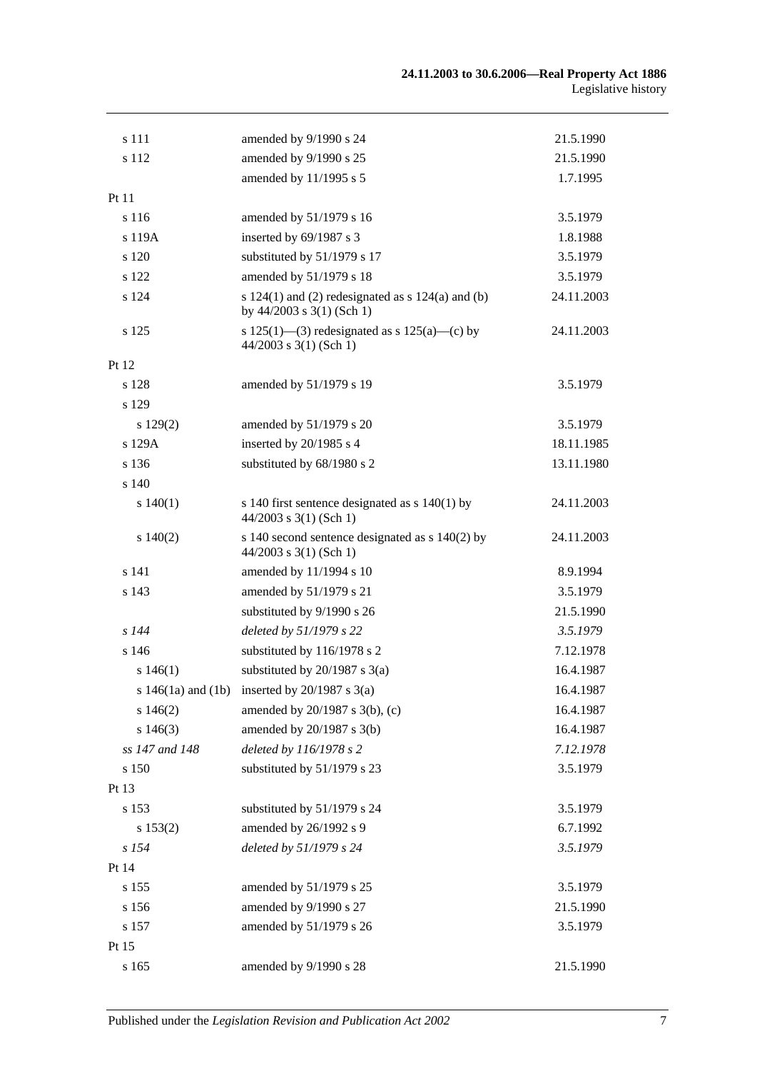| | | |
|---|---|---|
| s 111 | amended by 9/1990 s 24 | 21.5.1990 |
| s 112 | amended by 9/1990 s 25 | 21.5.1990 |
| | amended by 11/1995 s 5 | 1.7.1995 |
| Pt 11 | | |
| s 116 | amended by 51/1979 s 16 | 3.5.1979 |
| s 119A | inserted by 69/1987 s 3 | 1.8.1988 |
| s 120 | substituted by 51/1979 s 17 | 3.5.1979 |
| s 122 | amended by 51/1979 s 18 | 3.5.1979 |
| s 124 | s 124(1) and (2) redesignated as s 124(a) and (b) by 44/2003 s 3(1) (Sch 1) | 24.11.2003 |
| s 125 | s 125(1)—(3) redesignated as s 125(a)—(c) by 44/2003 s 3(1) (Sch 1) | 24.11.2003 |
| Pt 12 | | |
| s 128 | amended by 51/1979 s 19 | 3.5.1979 |
| s 129 | | |
| s 129(2) | amended by 51/1979 s 20 | 3.5.1979 |
| s 129A | inserted by 20/1985 s 4 | 18.11.1985 |
| s 136 | substituted by 68/1980 s 2 | 13.11.1980 |
| s 140 | | |
| s 140(1) | s 140 first sentence designated as s 140(1) by 44/2003 s 3(1) (Sch 1) | 24.11.2003 |
| s 140(2) | s 140 second sentence designated as s 140(2) by 44/2003 s 3(1) (Sch 1) | 24.11.2003 |
| s 141 | amended by 11/1994 s 10 | 8.9.1994 |
| s 143 | amended by 51/1979 s 21 | 3.5.1979 |
| | substituted by 9/1990 s 26 | 21.5.1990 |
| *s 144* | *deleted by 51/1979 s 22* | *3.5.1979* |
| s 146 | substituted by 116/1978 s 2 | 7.12.1978 |
| s 146(1) | substituted by 20/1987 s 3(a) | 16.4.1987 |
| s 146(1a) and (1b) | inserted by 20/1987 s 3(a) | 16.4.1987 |
| s 146(2) | amended by 20/1987 s 3(b), (c) | 16.4.1987 |
| s 146(3) | amended by 20/1987 s 3(b) | 16.4.1987 |
| *ss 147 and 148* | *deleted by 116/1978 s 2* | *7.12.1978* |
| s 150 | substituted by 51/1979 s 23 | 3.5.1979 |
| Pt 13 | | |
| s 153 | substituted by 51/1979 s 24 | 3.5.1979 |
| s 153(2) | amended by 26/1992 s 9 | 6.7.1992 |
| *s 154* | *deleted by 51/1979 s 24* | *3.5.1979* |
| Pt 14 | | |
| s 155 | amended by 51/1979 s 25 | 3.5.1979 |
| s 156 | amended by 9/1990 s 27 | 21.5.1990 |
| s 157 | amended by 51/1979 s 26 | 3.5.1979 |
| Pt 15 | | |
| s 165 | amended by 9/1990 s 28 | 21.5.1990 |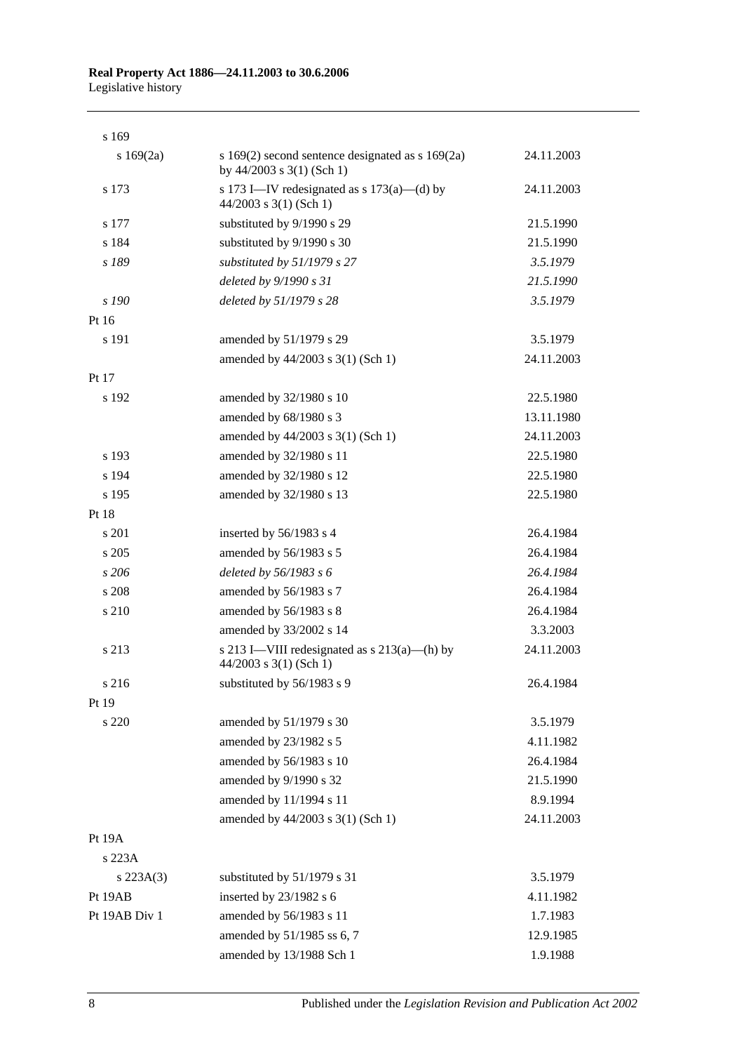| | | |
|---|---|---|
| s 169 | | |
| s 169(2a) | s 169(2) second sentence designated as s 169(2a) by 44/2003 s 3(1) (Sch 1) | 24.11.2003 |
| s 173 | s 173 I—IV redesignated as s 173(a)—(d) by 44/2003 s 3(1) (Sch 1) | 24.11.2003 |
| s 177 | substituted by 9/1990 s 29 | 21.5.1990 |
| s 184 | substituted by 9/1990 s 30 | 21.5.1990 |
| *s 189* | *substituted by 51/1979 s 27* | *3.5.1979* |
| | *deleted by 9/1990 s 31* | *21.5.1990* |
| *s 190* | *deleted by 51/1979 s 28* | *3.5.1979* |
| Pt 16 | | |
| s 191 | amended by 51/1979 s 29 | 3.5.1979 |
| | amended by 44/2003 s 3(1) (Sch 1) | 24.11.2003 |
| Pt 17 | | |
| s 192 | amended by 32/1980 s 10 | 22.5.1980 |
| | amended by 68/1980 s 3 | 13.11.1980 |
| | amended by 44/2003 s 3(1) (Sch 1) | 24.11.2003 |
| s 193 | amended by 32/1980 s 11 | 22.5.1980 |
| s 194 | amended by 32/1980 s 12 | 22.5.1980 |
| s 195 | amended by 32/1980 s 13 | 22.5.1980 |
| Pt 18 | | |
| s 201 | inserted by 56/1983 s 4 | 26.4.1984 |
| s 205 | amended by 56/1983 s 5 | 26.4.1984 |
| *s 206* | *deleted by 56/1983 s 6* | *26.4.1984* |
| s 208 | amended by 56/1983 s 7 | 26.4.1984 |
| s 210 | amended by 56/1983 s 8 | 26.4.1984 |
| | amended by 33/2002 s 14 | 3.3.2003 |
| s 213 | s 213 I—VIII redesignated as s 213(a)—(h) by 44/2003 s 3(1) (Sch 1) | 24.11.2003 |
| s 216 | substituted by 56/1983 s 9 | 26.4.1984 |
| Pt 19 | | |
| s 220 | amended by 51/1979 s 30 | 3.5.1979 |
| | amended by 23/1982 s 5 | 4.11.1982 |
| | amended by 56/1983 s 10 | 26.4.1984 |
| | amended by 9/1990 s 32 | 21.5.1990 |
| | amended by 11/1994 s 11 | 8.9.1994 |
| | amended by 44/2003 s 3(1) (Sch 1) | 24.11.2003 |
| Pt 19A | | |
| s 223A | | |
| s 223A(3) | substituted by 51/1979 s 31 | 3.5.1979 |
| Pt 19AB | inserted by 23/1982 s 6 | 4.11.1982 |
| Pt 19AB Div 1 | amended by 56/1983 s 11 | 1.7.1983 |
| | amended by 51/1985 ss 6, 7 | 12.9.1985 |
| | amended by 13/1988 Sch 1 | 1.9.1988 |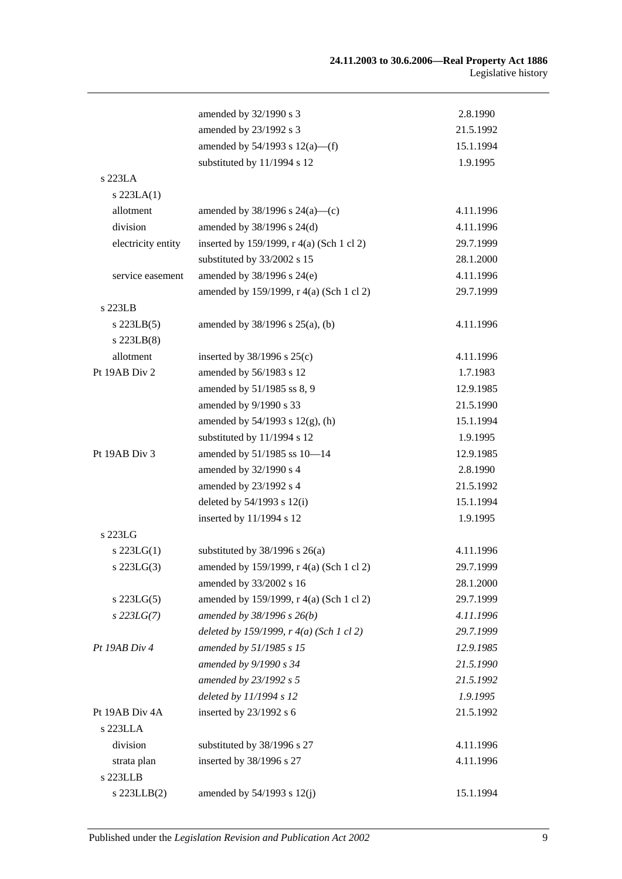| | | |
|---|---|---|
| | amended by 32/1990 s 3 | 2.8.1990 |
| | amended by 23/1992 s 3 | 21.5.1992 |
| | amended by 54/1993 s 12(a)—(f) | 15.1.1994 |
| | substituted by 11/1994 s 12 | 1.9.1995 |
| s 223LA | | |
| s 223LA(1) | | |
| allotment | amended by 38/1996 s 24(a)—(c) | 4.11.1996 |
| division | amended by 38/1996 s 24(d) | 4.11.1996 |
| electricity entity | inserted by 159/1999, r 4(a) (Sch 1 cl 2) | 29.7.1999 |
| | substituted by 33/2002 s 15 | 28.1.2000 |
| service easement | amended by 38/1996 s 24(e) | 4.11.1996 |
| | amended by 159/1999, r 4(a) (Sch 1 cl 2) | 29.7.1999 |
| s 223LB | | |
| s 223LB(5) | amended by 38/1996 s 25(a), (b) | 4.11.1996 |
| s 223LB(8) | | |
| allotment | inserted by 38/1996 s 25(c) | 4.11.1996 |
| Pt 19AB Div 2 | amended by 56/1983 s 12 | 1.7.1983 |
| | amended by 51/1985 ss 8, 9 | 12.9.1985 |
| | amended by 9/1990 s 33 | 21.5.1990 |
| | amended by 54/1993 s 12(g), (h) | 15.1.1994 |
| | substituted by 11/1994 s 12 | 1.9.1995 |
| Pt 19AB Div 3 | amended by 51/1985 ss 10—14 | 12.9.1985 |
| | amended by 32/1990 s 4 | 2.8.1990 |
| | amended by 23/1992 s 4 | 21.5.1992 |
| | deleted by 54/1993 s 12(i) | 15.1.1994 |
| | inserted by 11/1994 s 12 | 1.9.1995 |
| s 223LG | | |
| s 223LG(1) | substituted by 38/1996 s 26(a) | 4.11.1996 |
| s 223LG(3) | amended by 159/1999, r 4(a) (Sch 1 cl 2) | 29.7.1999 |
| | amended by 33/2002 s 16 | 28.1.2000 |
| s 223LG(5) | amended by 159/1999, r 4(a) (Sch 1 cl 2) | 29.7.1999 |
| *s 223LG(7)* | *amended by 38/1996 s 26(b)* | *4.11.1996* |
| | *deleted by 159/1999, r 4(a) (Sch 1 cl 2)* | *29.7.1999* |
| *Pt 19AB Div 4* | *amended by 51/1985 s 15* | *12.9.1985* |
| | *amended by 9/1990 s 34* | *21.5.1990* |
| | *amended by 23/1992 s 5* | *21.5.1992* |
| | *deleted by 11/1994 s 12* | *1.9.1995* |
| Pt 19AB Div 4A | inserted by 23/1992 s 6 | 21.5.1992 |
| s 223LLA | | |
| division | substituted by 38/1996 s 27 | 4.11.1996 |
| strata plan | inserted by 38/1996 s 27 | 4.11.1996 |
| s 223LLB | | |
| s 223LLB(2) | amended by 54/1993 s 12(j) | 15.1.1994 |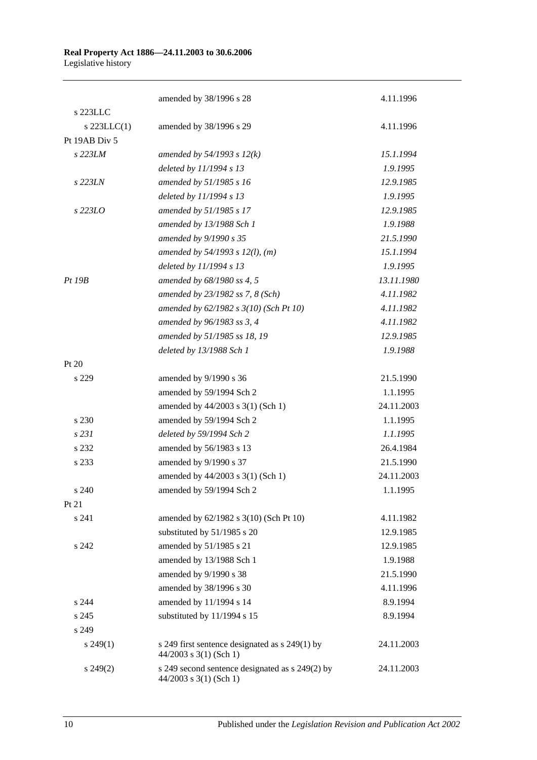| | | |
|---|---|---|
| | amended by 38/1996 s 28 | 4.11.1996 |
| s 223LLC | | |
| s 223LLC(1) | amended by 38/1996 s 29 | 4.11.1996 |
| Pt 19AB Div 5 | | |
| *s 223LM* | *amended by 54/1993 s 12(k)* | *15.1.1994* |
| | *deleted by 11/1994 s 13* | *1.9.1995* |
| *s 223LN* | *amended by 51/1985 s 16* | *12.9.1985* |
| | *deleted by 11/1994 s 13* | *1.9.1995* |
| *s 223LO* | *amended by 51/1985 s 17* | *12.9.1985* |
| | *amended by 13/1988 Sch 1* | *1.9.1988* |
| | *amended by 9/1990 s 35* | *21.5.1990* |
| | *amended by 54/1993 s 12(l), (m)* | *15.1.1994* |
| | *deleted by 11/1994 s 13* | *1.9.1995* |
| *Pt 19B* | *amended by 68/1980 ss 4, 5* | *13.11.1980* |
| | *amended by 23/1982 ss 7, 8 (Sch)* | *4.11.1982* |
| | *amended by 62/1982 s 3(10) (Sch Pt 10)* | *4.11.1982* |
| | *amended by 96/1983 ss 3, 4* | *4.11.1982* |
| | *amended by 51/1985 ss 18, 19* | *12.9.1985* |
| | *deleted by 13/1988 Sch 1* | *1.9.1988* |
| Pt 20 | | |
| s 229 | amended by 9/1990 s 36 | 21.5.1990 |
| | amended by 59/1994 Sch 2 | 1.1.1995 |
| | amended by 44/2003 s 3(1) (Sch 1) | 24.11.2003 |
| s 230 | amended by 59/1994 Sch 2 | 1.1.1995 |
| *s 231* | *deleted by 59/1994 Sch 2* | *1.1.1995* |
| s 232 | amended by 56/1983 s 13 | 26.4.1984 |
| s 233 | amended by 9/1990 s 37 | 21.5.1990 |
| | amended by 44/2003 s 3(1) (Sch 1) | 24.11.2003 |
| s 240 | amended by 59/1994 Sch 2 | 1.1.1995 |
| Pt 21 | | |
| s 241 | amended by 62/1982 s 3(10) (Sch Pt 10) | 4.11.1982 |
| | substituted by 51/1985 s 20 | 12.9.1985 |
| s 242 | amended by 51/1985 s 21 | 12.9.1985 |
| | amended by 13/1988 Sch 1 | 1.9.1988 |
| | amended by 9/1990 s 38 | 21.5.1990 |
| | amended by 38/1996 s 30 | 4.11.1996 |
| s 244 | amended by 11/1994 s 14 | 8.9.1994 |
| s 245 | substituted by 11/1994 s 15 | 8.9.1994 |
| s 249 | | |
| s 249(1) | s 249 first sentence designated as s 249(1) by 44/2003 s 3(1) (Sch 1) | 24.11.2003 |
| s 249(2) | s 249 second sentence designated as s 249(2) by 44/2003 s 3(1) (Sch 1) | 24.11.2003 |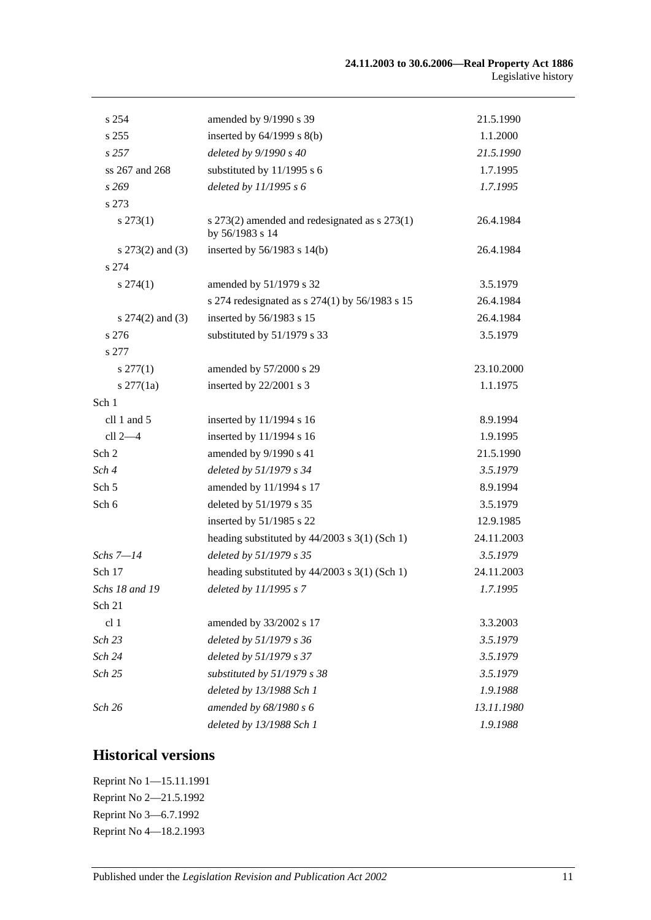| | | |
|---|---|---|
| s 254 | amended by 9/1990 s 39 | 21.5.1990 |
| s 255 | inserted by 64/1999 s 8(b) | 1.1.2000 |
| *s 257* | *deleted by 9/1990 s 40* | *21.5.1990* |
| ss 267 and 268 | substituted by 11/1995 s 6 | 1.7.1995 |
| *s 269* | *deleted by 11/1995 s 6* | *1.7.1995* |
| s 273 | | |
| s 273(1) | s 273(2) amended and redesignated as s 273(1) by 56/1983 s 14 | 26.4.1984 |
| s 273(2) and (3) | inserted by 56/1983 s 14(b) | 26.4.1984 |
| s 274 | | |
| s 274(1) | amended by 51/1979 s 32 | 3.5.1979 |
| | s 274 redesignated as s 274(1) by 56/1983 s 15 | 26.4.1984 |
| s 274(2) and (3) | inserted by 56/1983 s 15 | 26.4.1984 |
| s 276 | substituted by 51/1979 s 33 | 3.5.1979 |
| s 277 | | |
| s 277(1) | amended by 57/2000 s 29 | 23.10.2000 |
| s 277(1a) | inserted by 22/2001 s 3 | 1.1.1975 |
| Sch 1 | | |
| cll 1 and 5 | inserted by 11/1994 s 16 | 8.9.1994 |
| cll 2—4 | inserted by 11/1994 s 16 | 1.9.1995 |
| Sch 2 | amended by 9/1990 s 41 | 21.5.1990 |
| *Sch 4* | *deleted by 51/1979 s 34* | *3.5.1979* |
| Sch 5 | amended by 11/1994 s 17 | 8.9.1994 |
| Sch 6 | deleted by 51/1979 s 35 | 3.5.1979 |
| | inserted by 51/1985 s 22 | 12.9.1985 |
| | heading substituted by 44/2003 s 3(1) (Sch 1) | 24.11.2003 |
| *Schs 7—14* | *deleted by 51/1979 s 35* | *3.5.1979* |
| Sch 17 | heading substituted by 44/2003 s 3(1) (Sch 1) | 24.11.2003 |
| *Schs 18 and 19* | *deleted by 11/1995 s 7* | *1.7.1995* |
| Sch 21 | | |
| cl 1 | amended by 33/2002 s 17 | 3.3.2003 |
| *Sch 23* | *deleted by 51/1979 s 36* | *3.5.1979* |
| *Sch 24* | *deleted by 51/1979 s 37* | *3.5.1979* |
| *Sch 25* | *substituted by 51/1979 s 38* | *3.5.1979* |
| | *deleted by 13/1988 Sch 1* | *1.9.1988* |
| *Sch 26* | *amended by 68/1980 s 6* | *13.11.1980* |
| | *deleted by 13/1988 Sch 1* | *1.9.1988* |

## Historical versions

Reprint No 1—15.11.1991
Reprint No 2—21.5.1992
Reprint No 3—6.7.1992
Reprint No 4—18.2.1993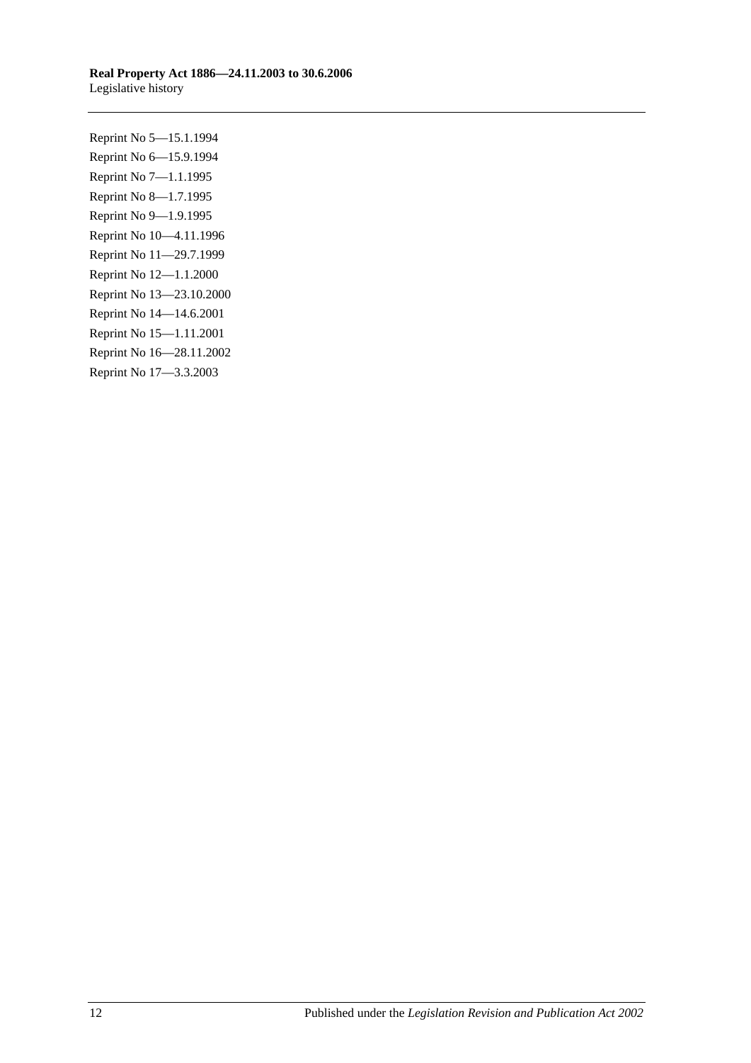Reprint No 5—15.1.1994

Reprint No 6—15.9.1994

Reprint No 7—1.1.1995

Reprint No 8—1.7.1995

Reprint No 9—1.9.1995

Reprint No 10—4.11.1996

Reprint No 11—29.7.1999

Reprint No 12—1.1.2000

Reprint No 13—23.10.2000

Reprint No 14—14.6.2001

Reprint No 15—1.11.2001

Reprint No 16—28.11.2002

Reprint No 17—3.3.2003